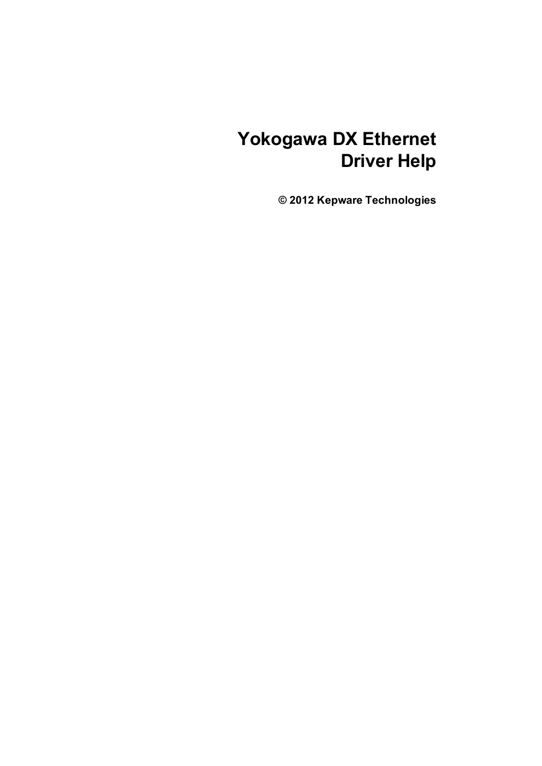# Yokogawa DX Ethernet Driver Help

**© 2012 Kepware Technologies**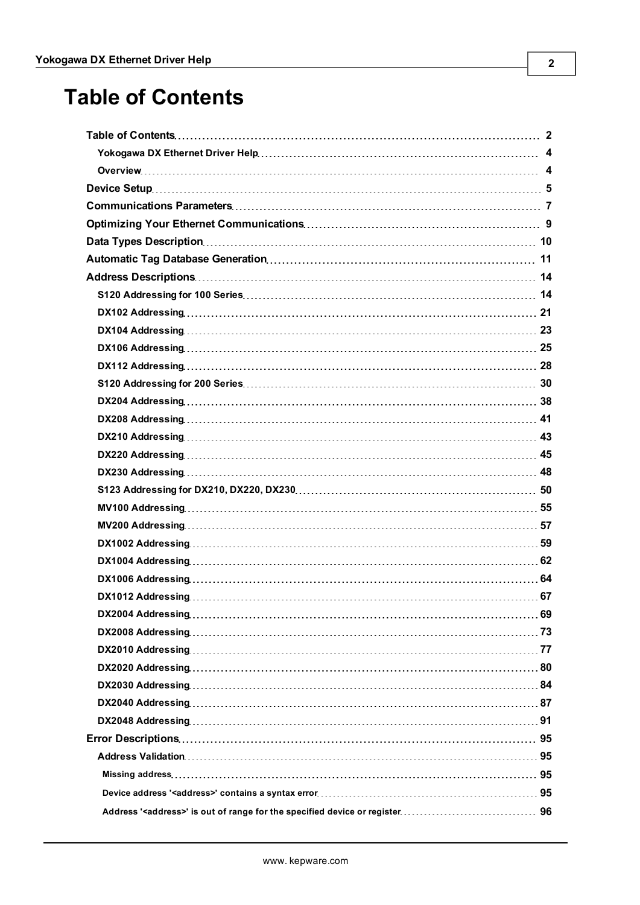# Table of Contents

| | |
|---|---|
| **Table of Contents** | **2** |
| **Yokogawa DX Ethernet Driver Help** | **4** |
| **Overview** | **4** |
| **Device Setup** | **5** |
| **Communications Parameters** | **7** |
| **Optimizing Your Ethernet Communications** | **9** |
| **Data Types Description** | **10** |
| **Automatic Tag Database Generation** | **11** |
| **Address Descriptions** | **14** |
| **S120 Addressing for 100 Series** | **14** |
| **DX102 Addressing** | **21** |
| **DX104 Addressing** | **23** |
| **DX106 Addressing** | **25** |
| **DX112 Addressing** | **28** |
| **S120 Addressing for 200 Series** | **30** |
| **DX204 Addressing** | **38** |
| **DX208 Addressing** | **41** |
| **DX210 Addressing** | **43** |
| **DX220 Addressing** | **45** |
| **DX230 Addressing** | **48** |
| **S123 Addressing for DX210, DX220, DX230** | **50** |
| **MV100 Addressing** | **55** |
| **MV200 Addressing** | **57** |
| **DX1002 Addressing** | **59** |
| **DX1004 Addressing** | **62** |
| **DX1006 Addressing** | **64** |
| **DX1012 Addressing** | **67** |
| **DX2004 Addressing** | **69** |
| **DX2008 Addressing** | **73** |
| **DX2010 Addressing** | **77** |
| **DX2020 Addressing** | **80** |
| **DX2030 Addressing** | **84** |
| **DX2040 Addressing** | **87** |
| **DX2048 Addressing** | **91** |
| **Error Descriptions** | **95** |
| **Address Validation** | **95** |
| **Missing address** | **95** |
| **Device address '<address>' contains a syntax error** | **95** |
| **Address '<address>' is out of range for the specified device or register** | **96** |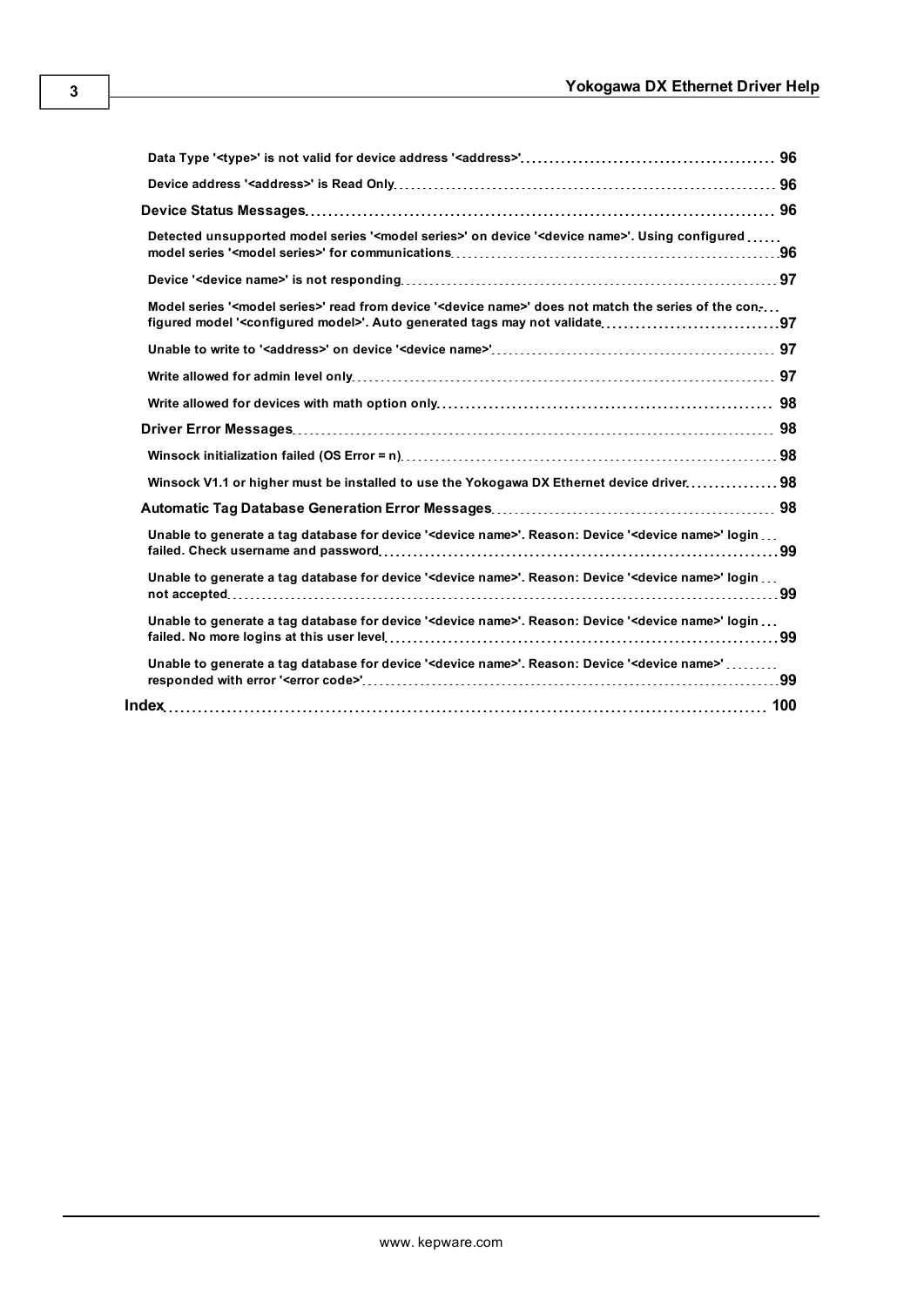Data Type '<type>' is not valid for device address '<address>' 96

Device address '<address>' is Read Only 96

**Device Status Messages** 96

Detected unsupported model series '<model series>' on device '<device name>'. Using configured model series '<model series>' for communications 96

Device '<device name>' is not responding 97

Model series '<model series>' read from device '<device name>' does not match the series of the configured model '<configured model>'. Auto generated tags may not validate 97

Unable to write to '<address>' on device '<device name>' 97

Write allowed for admin level only 97

Write allowed for devices with math option only 98

**Driver Error Messages** 98

Winsock initialization failed (OS Error = n) 98

Winsock V1.1 or higher must be installed to use the Yokogawa DX Ethernet device driver 98

**Automatic Tag Database Generation Error Messages** 98

Unable to generate a tag database for device '<device name>'. Reason: Device '<device name>' login failed. Check username and password 99

Unable to generate a tag database for device '<device name>'. Reason: Device '<device name>' login not accepted 99

Unable to generate a tag database for device '<device name>'. Reason: Device '<device name>' login failed. No more logins at this user level 99

Unable to generate a tag database for device '<device name>'. Reason: Device '<device name>' responded with error '<error code>' 99

**Index** 100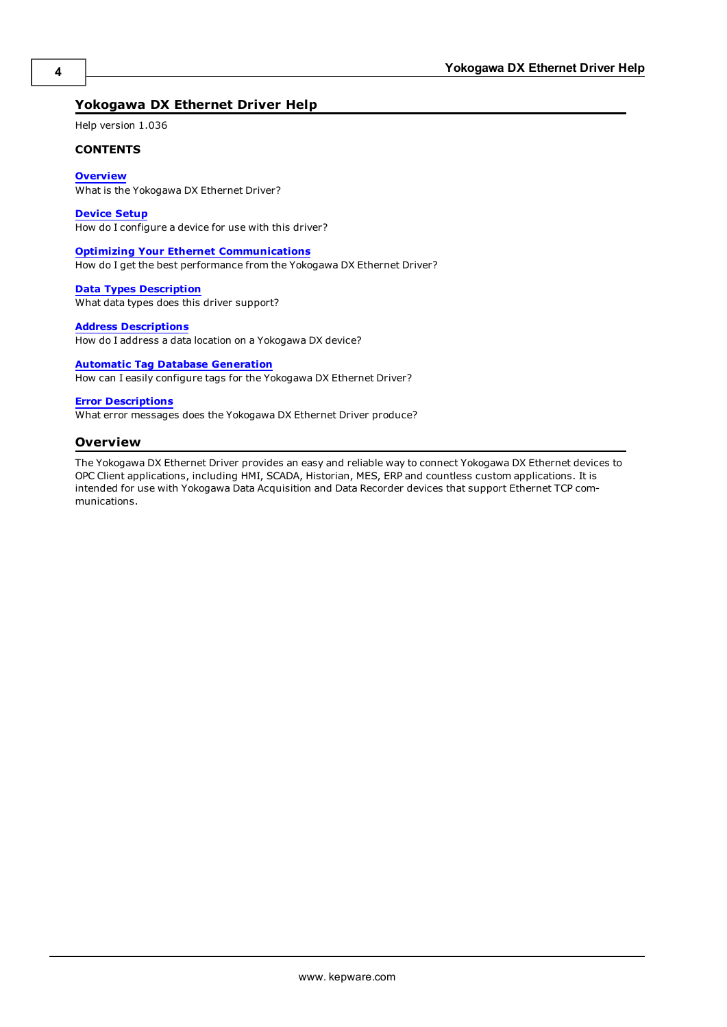# Yokogawa DX Ethernet Driver Help

Help version 1.036

**CONTENTS**

**Overview**
What is the Yokogawa DX Ethernet Driver?

**Device Setup**
How do I configure a device for use with this driver?

**Optimizing Your Ethernet Communications**
How do I get the best performance from the Yokogawa DX Ethernet Driver?

**Data Types Description**
What data types does this driver support?

**Address Descriptions**
How do I address a data location on a Yokogawa DX device?

**Automatic Tag Database Generation**
How can I easily configure tags for the Yokogawa DX Ethernet Driver?

**Error Descriptions**
What error messages does the Yokogawa DX Ethernet Driver produce?

## Overview

The Yokogawa DX Ethernet Driver provides an easy and reliable way to connect Yokogawa DX Ethernet devices to OPC Client applications, including HMI, SCADA, Historian, MES, ERP and countless custom applications. It is intended for use with Yokogawa Data Acquisition and Data Recorder devices that support Ethernet TCP communications.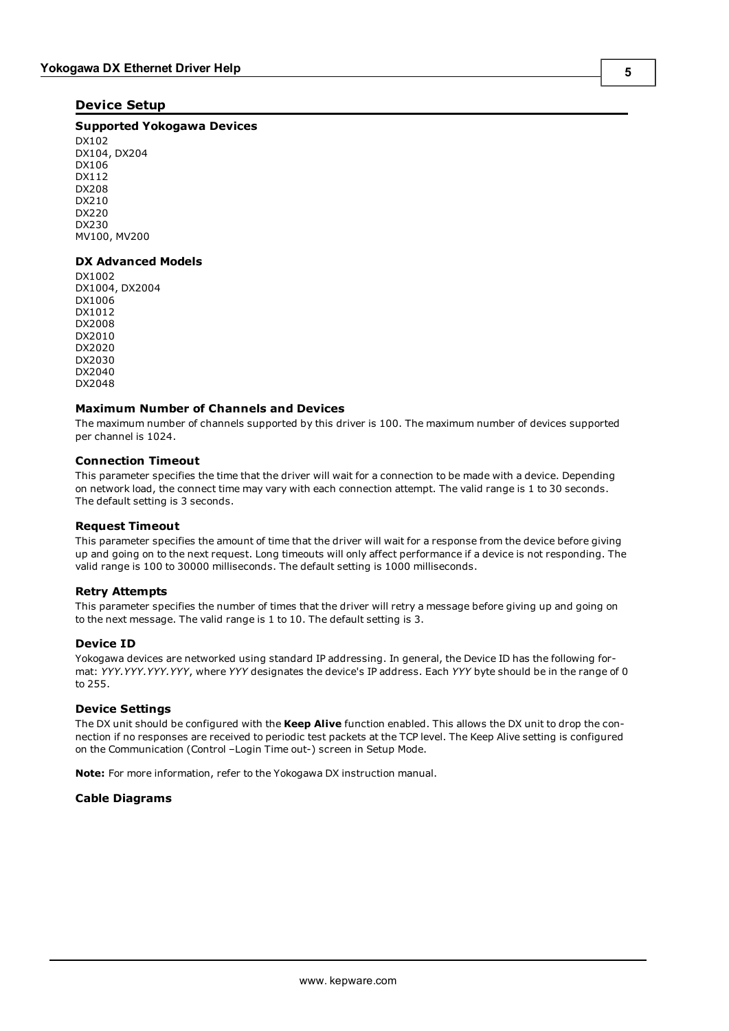# Device Setup

### Supported Yokogawa Devices

DX102
DX104, DX204
DX106
DX112
DX208
DX210
DX220
DX230
MV100, MV200

### DX Advanced Models

DX1002
DX1004, DX2004
DX1006
DX1012
DX2008
DX2010
DX2020
DX2030
DX2040
DX2048

### Maximum Number of Channels and Devices

The maximum number of channels supported by this driver is 100. The maximum number of devices supported per channel is 1024.

### Connection Timeout

This parameter specifies the time that the driver will wait for a connection to be made with a device. Depending on network load, the connect time may vary with each connection attempt. The valid range is 1 to 30 seconds. The default setting is 3 seconds.

### Request Timeout

This parameter specifies the amount of time that the driver will wait for a response from the device before giving up and going on to the next request. Long timeouts will only affect performance if a device is not responding. The valid range is 100 to 30000 milliseconds. The default setting is 1000 milliseconds.

### Retry Attempts

This parameter specifies the number of times that the driver will retry a message before giving up and going on to the next message. The valid range is 1 to 10. The default setting is 3.

### Device ID

Yokogawa devices are networked using standard IP addressing. In general, the Device ID has the following format: *YYY.YYY.YYY.YYY*, where *YYY* designates the device's IP address. Each *YYY* byte should be in the range of 0 to 255.

### Device Settings

The DX unit should be configured with the **Keep Alive** function enabled. This allows the DX unit to drop the connection if no responses are received to periodic test packets at the TCP level. The Keep Alive setting is configured on the Communication (Control –Login Time out-) screen in Setup Mode.

**Note:** For more information, refer to the Yokogawa DX instruction manual.

### Cable Diagrams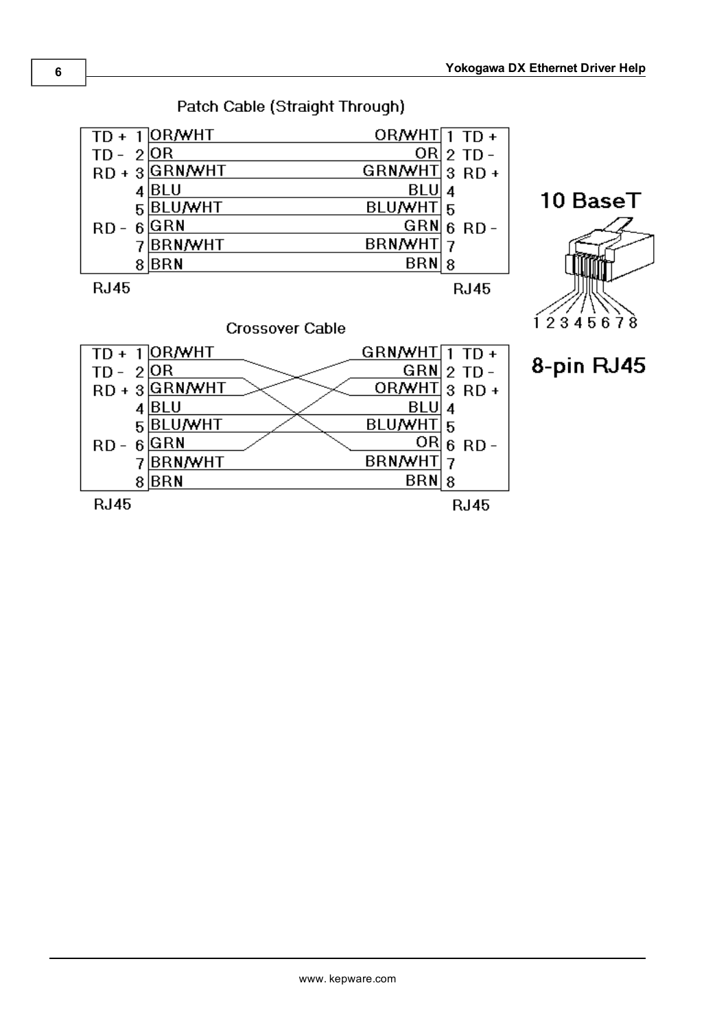Patch Cable (Straight Through)

| | Pin | Wire | Wire | Pin | |
|---|---|---|---|---|---|
| TD + | 1 | OR/WHT | OR/WHT | 1 | TD + |
| TD - | 2 | OR | OR | 2 | TD - |
| RD + | 3 | GRN/WHT | GRN/WHT | 3 | RD + |
| | 4 | BLU | BLU | 4 | |
| | 5 | BLU/WHT | BLU/WHT | 5 | |
| RD - | 6 | GRN | GRN | 6 | RD - |
| | 7 | BRN/WHT | BRN/WHT | 7 | |
| | 8 | BRN | BRN | 8 | |

RJ45 RJ45

10 BaseT

1 2 3 4 5 6 7 8

8-pin RJ45

Crossover Cable

| | Pin | Wire | Wire | Pin | |
|---|---|---|---|---|---|
| TD + | 1 | OR/WHT | GRN/WHT | 1 | TD + |
| TD - | 2 | OR | GRN | 2 | TD - |
| RD + | 3 | GRN/WHT | OR/WHT | 3 | RD + |
| | 4 | BLU | BLU | 4 | |
| | 5 | BLU/WHT | BLU/WHT | 5 | |
| RD - | 6 | GRN | OR | 6 | RD - |
| | 7 | BRN/WHT | BRN/WHT | 7 | |
| | 8 | BRN | BRN | 8 | |

RJ45 RJ45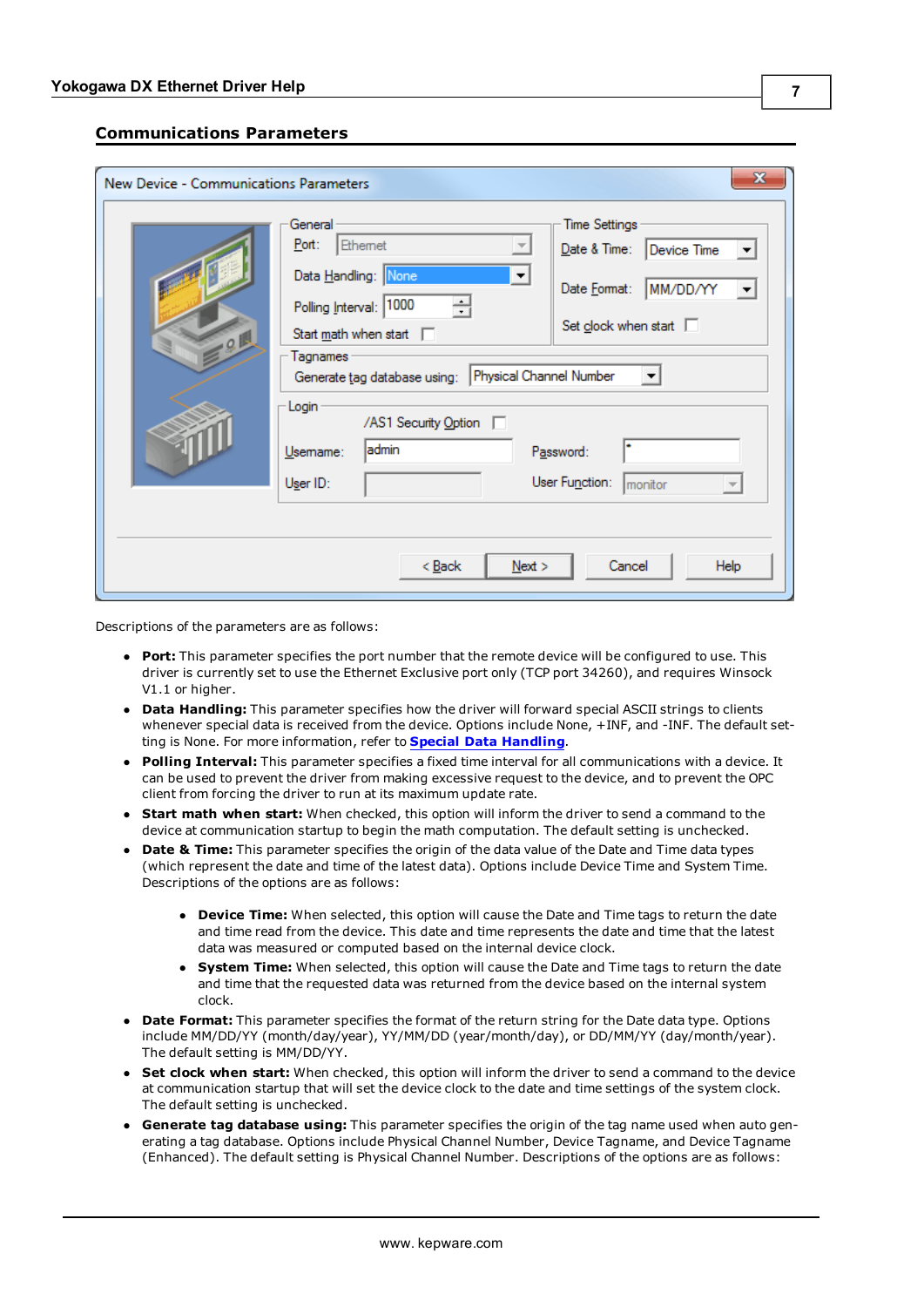## Communications Parameters

Descriptions of the parameters are as follows:

- **Port:** This parameter specifies the port number that the remote device will be configured to use. This driver is currently set to use the Ethernet Exclusive port only (TCP port 34260), and requires Winsock V1.1 or higher.
- **Data Handling:** This parameter specifies how the driver will forward special ASCII strings to clients whenever special data is received from the device. Options include None, +INF, and -INF. The default setting is None. For more information, refer to **Special Data Handling**.
- **Polling Interval:** This parameter specifies a fixed time interval for all communications with a device. It can be used to prevent the driver from making excessive request to the device, and to prevent the OPC client from forcing the driver to run at its maximum update rate.
- **Start math when start:** When checked, this option will inform the driver to send a command to the device at communication startup to begin the math computation. The default setting is unchecked.
- **Date & Time:** This parameter specifies the origin of the data value of the Date and Time data types (which represent the date and time of the latest data). Options include Device Time and System Time. Descriptions of the options are as follows:
  - **Device Time:** When selected, this option will cause the Date and Time tags to return the date and time read from the device. This date and time represents the date and time that the latest data was measured or computed based on the internal device clock.
  - **System Time:** When selected, this option will cause the Date and Time tags to return the date and time that the requested data was returned from the device based on the internal system clock.
- **Date Format:** This parameter specifies the format of the return string for the Date data type. Options include MM/DD/YY (month/day/year), YY/MM/DD (year/month/day), or DD/MM/YY (day/month/year). The default setting is MM/DD/YY.
- **Set clock when start:** When checked, this option will inform the driver to send a command to the device at communication startup that will set the device clock to the date and time settings of the system clock. The default setting is unchecked.
- **Generate tag database using:** This parameter specifies the origin of the tag name used when auto generating a tag database. Options include Physical Channel Number, Device Tagname, and Device Tagname (Enhanced). The default setting is Physical Channel Number. Descriptions of the options are as follows: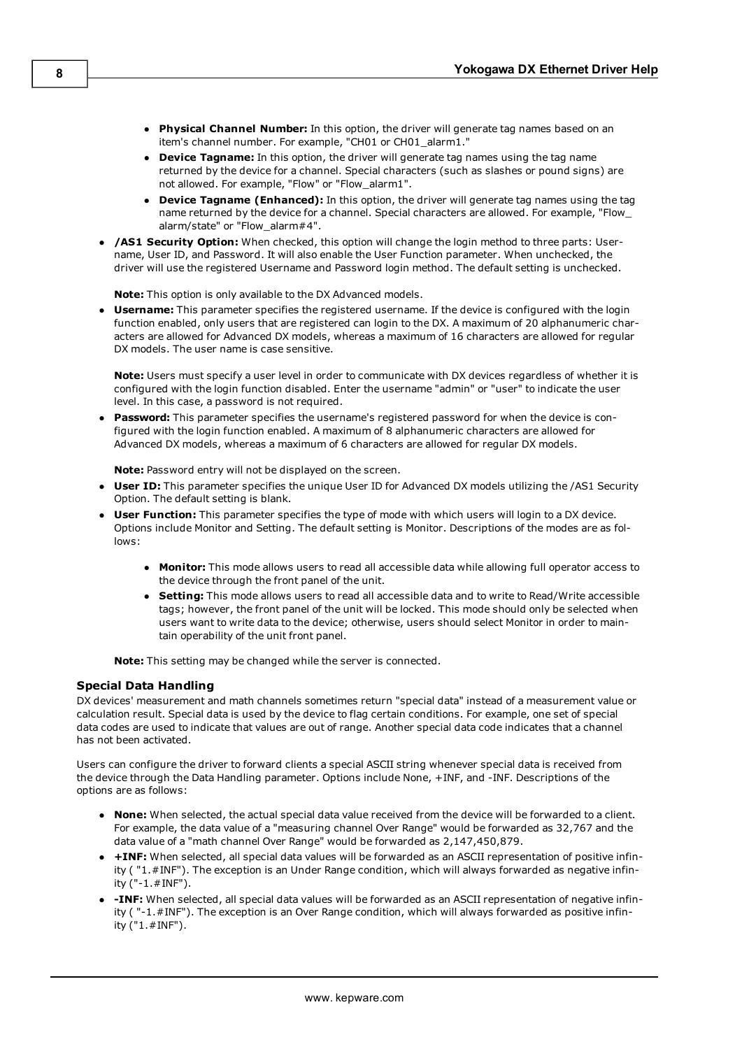- **Physical Channel Number:** In this option, the driver will generate tag names based on an item's channel number. For example, "CH01 or CH01_alarm1."
- **Device Tagname:** In this option, the driver will generate tag names using the tag name returned by the device for a channel. Special characters (such as slashes or pound signs) are not allowed. For example, "Flow" or "Flow_alarm1".
- **Device Tagname (Enhanced):** In this option, the driver will generate tag names using the tag name returned by the device for a channel. Special characters are allowed. For example, "Flow_alarm/state" or "Flow_alarm#4".

- **/AS1 Security Option:** When checked, this option will change the login method to three parts: Username, User ID, and Password. It will also enable the User Function parameter. When unchecked, the driver will use the registered Username and Password login method. The default setting is unchecked.

  **Note:** This option is only available to the DX Advanced models.

- **Username:** This parameter specifies the registered username. If the device is configured with the login function enabled, only users that are registered can login to the DX. A maximum of 20 alphanumeric characters are allowed for Advanced DX models, whereas a maximum of 16 characters are allowed for regular DX models. The user name is case sensitive.

  **Note:** Users must specify a user level in order to communicate with DX devices regardless of whether it is configured with the login function disabled. Enter the username "admin" or "user" to indicate the user level. In this case, a password is not required.

- **Password:** This parameter specifies the username's registered password for when the device is configured with the login function enabled. A maximum of 8 alphanumeric characters are allowed for Advanced DX models, whereas a maximum of 6 characters are allowed for regular DX models.

  **Note:** Password entry will not be displayed on the screen.

- **User ID:** This parameter specifies the unique User ID for Advanced DX models utilizing the /AS1 Security Option. The default setting is blank.
- **User Function:** This parameter specifies the type of mode with which users will login to a DX device. Options include Monitor and Setting. The default setting is Monitor. Descriptions of the modes are as follows:

  - **Monitor:** This mode allows users to read all accessible data while allowing full operator access to the device through the front panel of the unit.
  - **Setting:** This mode allows users to read all accessible data and to write to Read/Write accessible tags; however, the front panel of the unit will be locked. This mode should only be selected when users want to write data to the device; otherwise, users should select Monitor in order to maintain operability of the unit front panel.

  **Note:** This setting may be changed while the server is connected.

### Special Data Handling

DX devices' measurement and math channels sometimes return "special data" instead of a measurement value or calculation result. Special data is used by the device to flag certain conditions. For example, one set of special data codes are used to indicate that values are out of range. Another special data code indicates that a channel has not been activated.

Users can configure the driver to forward clients a special ASCII string whenever special data is received from the device through the Data Handling parameter. Options include None, +INF, and -INF. Descriptions of the options are as follows:

- **None:** When selected, the actual special data value received from the device will be forwarded to a client. For example, the data value of a "measuring channel Over Range" would be forwarded as 32,767 and the data value of a "math channel Over Range" would be forwarded as 2,147,450,879.
- **+INF:** When selected, all special data values will be forwarded as an ASCII representation of positive infinity ( "1.#INF"). The exception is an Under Range condition, which will always forwarded as negative infinity ("-1.#INF").
- **-INF:** When selected, all special data values will be forwarded as an ASCII representation of negative infinity ( "-1.#INF"). The exception is an Over Range condition, which will always forwarded as positive infinity ("1.#INF").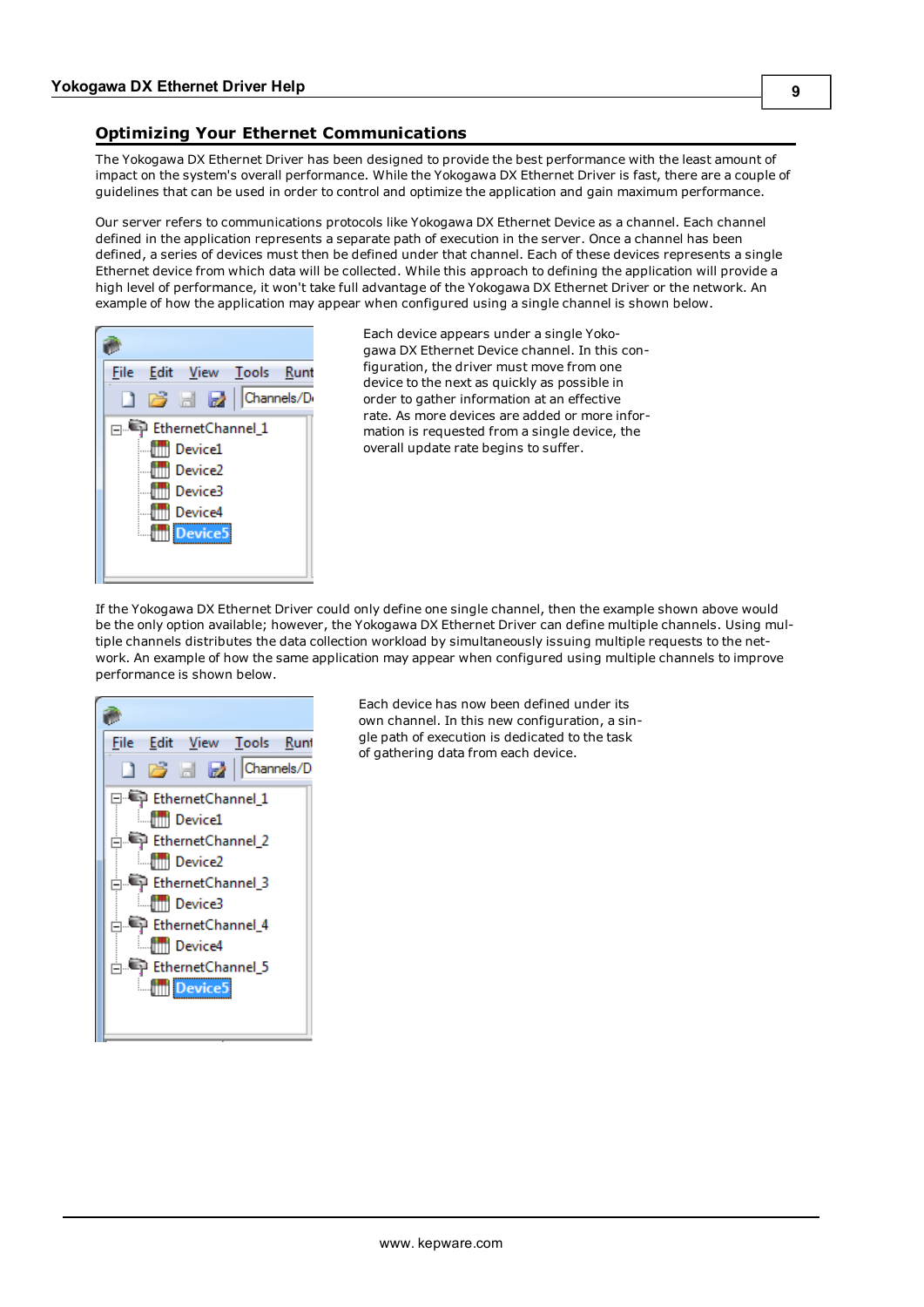## Optimizing Your Ethernet Communications

The Yokogawa DX Ethernet Driver has been designed to provide the best performance with the least amount of impact on the system's overall performance. While the Yokogawa DX Ethernet Driver is fast, there are a couple of guidelines that can be used in order to control and optimize the application and gain maximum performance.

Our server refers to communications protocols like Yokogawa DX Ethernet Device as a channel. Each channel defined in the application represents a separate path of execution in the server. Once a channel has been defined, a series of devices must then be defined under that channel. Each of these devices represents a single Ethernet device from which data will be collected. While this approach to defining the application will provide a high level of performance, it won't take full advantage of the Yokogawa DX Ethernet Driver or the network. An example of how the application may appear when configured using a single channel is shown below.

Each device appears under a single Yokogawa DX Ethernet Device channel. In this configuration, the driver must move from one device to the next as quickly as possible in order to gather information at an effective rate. As more devices are added or more information is requested from a single device, the overall update rate begins to suffer.

If the Yokogawa DX Ethernet Driver could only define one single channel, then the example shown above would be the only option available; however, the Yokogawa DX Ethernet Driver can define multiple channels. Using multiple channels distributes the data collection workload by simultaneously issuing multiple requests to the network. An example of how the same application may appear when configured using multiple channels to improve performance is shown below.

Each device has now been defined under its own channel. In this new configuration, a single path of execution is dedicated to the task of gathering data from each device.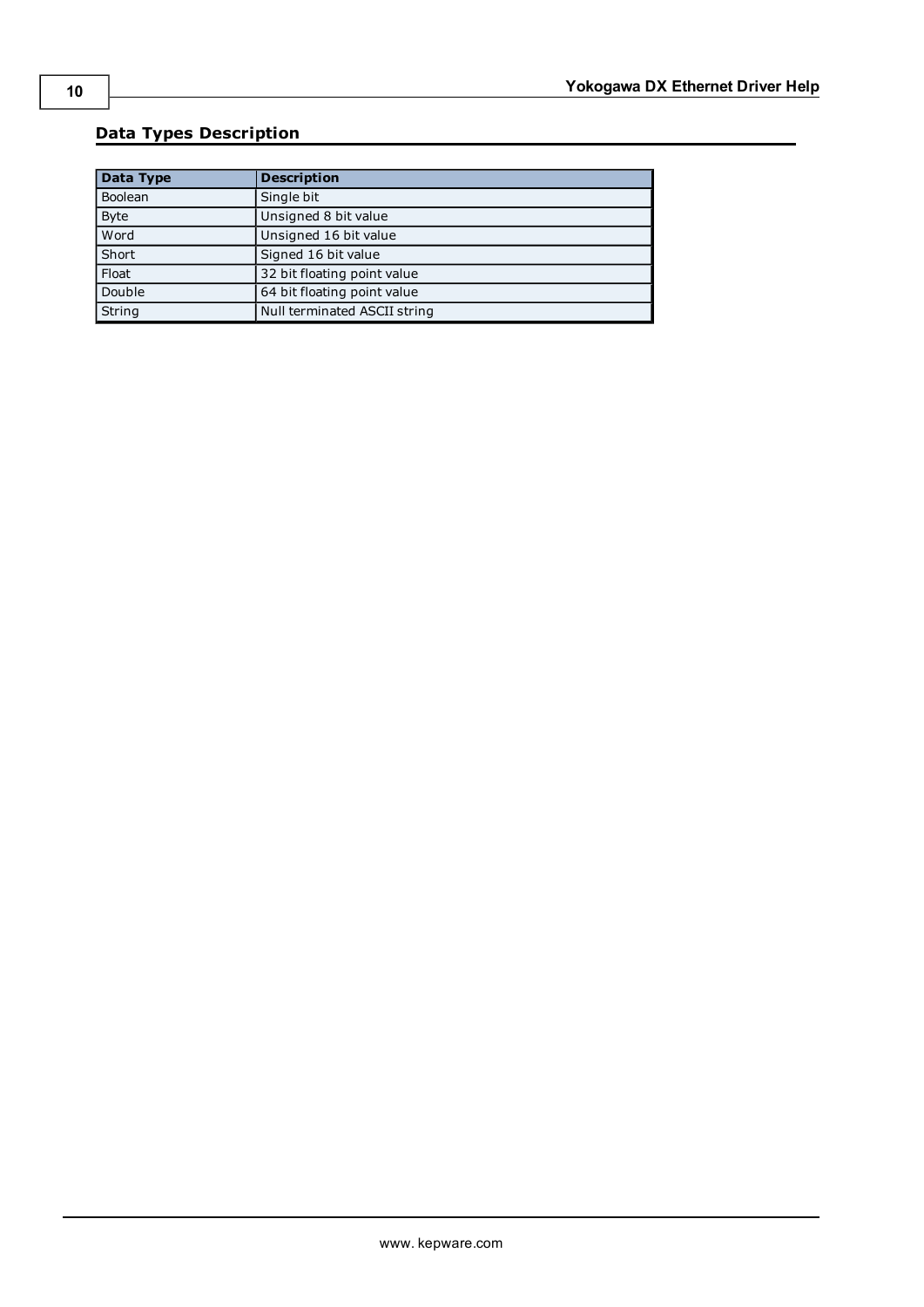## Data Types Description

| Data Type | Description |
|---|---|
| Boolean | Single bit |
| Byte | Unsigned 8 bit value |
| Word | Unsigned 16 bit value |
| Short | Signed 16 bit value |
| Float | 32 bit floating point value |
| Double | 64 bit floating point value |
| String | Null terminated ASCII string |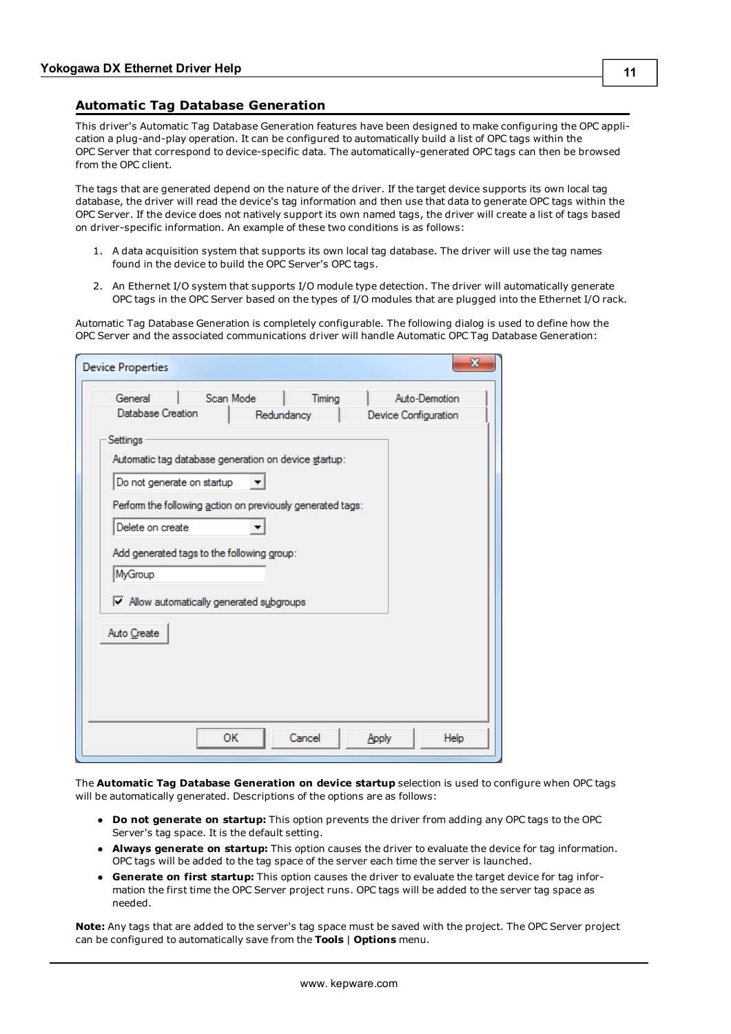## Automatic Tag Database Generation

This driver's Automatic Tag Database Generation features have been designed to make configuring the OPC application a plug-and-play operation. It can be configured to automatically build a list of OPC tags within the OPC Server that correspond to device-specific data. The automatically-generated OPC tags can then be browsed from the OPC client.

The tags that are generated depend on the nature of the driver. If the target device supports its own local tag database, the driver will read the device's tag information and then use that data to generate OPC tags within the OPC Server. If the device does not natively support its own named tags, the driver will create a list of tags based on driver-specific information. An example of these two conditions is as follows:

1. A data acquisition system that supports its own local tag database. The driver will use the tag names found in the device to build the OPC Server's OPC tags.
2. An Ethernet I/O system that supports I/O module type detection. The driver will automatically generate OPC tags in the OPC Server based on the types of I/O modules that are plugged into the Ethernet I/O rack.

Automatic Tag Database Generation is completely configurable. The following dialog is used to define how the OPC Server and the associated communications driver will handle Automatic OPC Tag Database Generation:

The **Automatic Tag Database Generation on device startup** selection is used to configure when OPC tags will be automatically generated. Descriptions of the options are as follows:

- **Do not generate on startup:** This option prevents the driver from adding any OPC tags to the OPC Server's tag space. It is the default setting.
- **Always generate on startup:** This option causes the driver to evaluate the device for tag information. OPC tags will be added to the tag space of the server each time the server is launched.
- **Generate on first startup:** This option causes the driver to evaluate the target device for tag information the first time the OPC Server project runs. OPC tags will be added to the server tag space as needed.

**Note:** Any tags that are added to the server's tag space must be saved with the project. The OPC Server project can be configured to automatically save from the **Tools** | **Options** menu.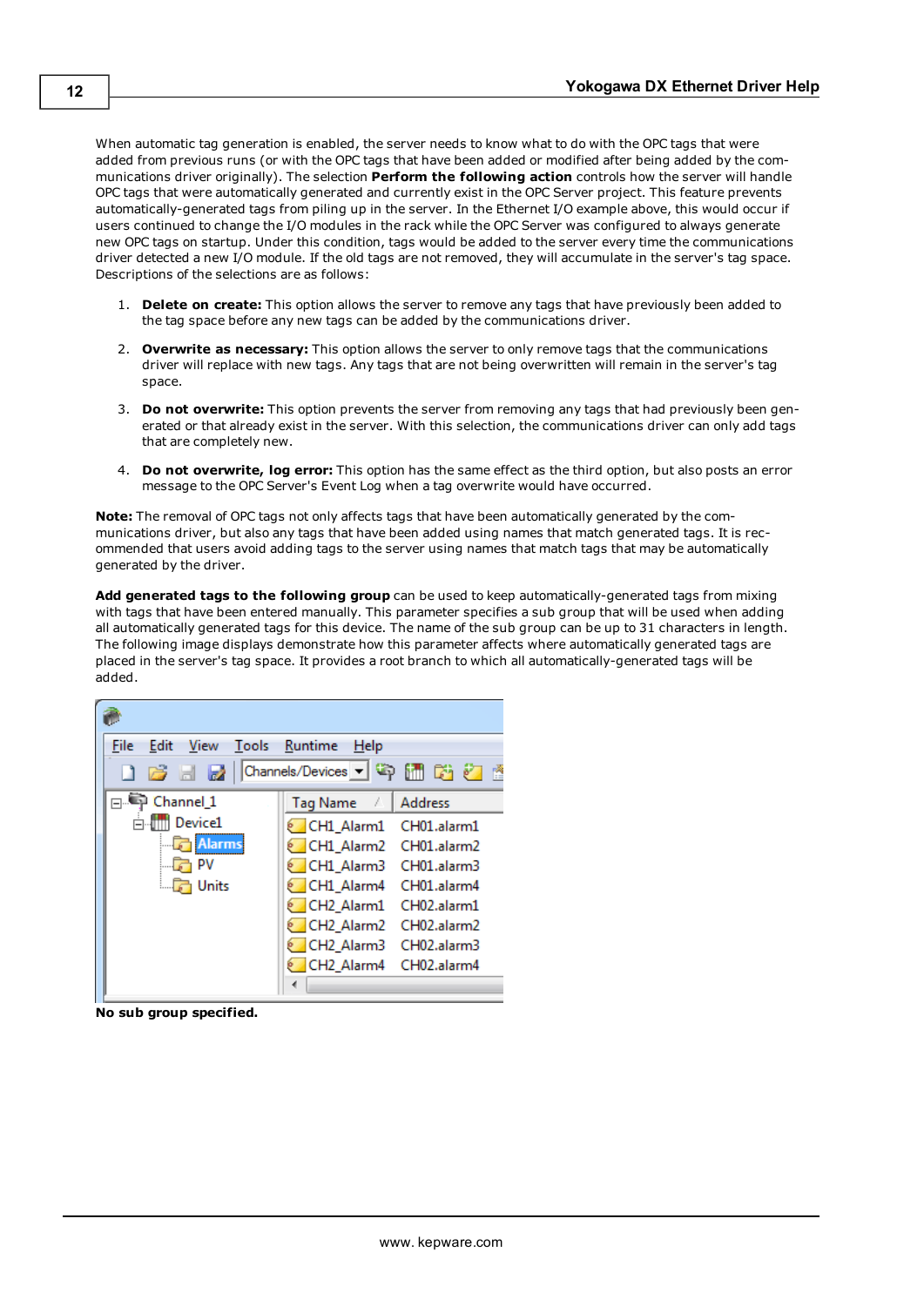When automatic tag generation is enabled, the server needs to know what to do with the OPC tags that were added from previous runs (or with the OPC tags that have been added or modified after being added by the communications driver originally). The selection **Perform the following action** controls how the server will handle OPC tags that were automatically generated and currently exist in the OPC Server project. This feature prevents automatically-generated tags from piling up in the server. In the Ethernet I/O example above, this would occur if users continued to change the I/O modules in the rack while the OPC Server was configured to always generate new OPC tags on startup. Under this condition, tags would be added to the server every time the communications driver detected a new I/O module. If the old tags are not removed, they will accumulate in the server's tag space. Descriptions of the selections are as follows:

1. **Delete on create:** This option allows the server to remove any tags that have previously been added to the tag space before any new tags can be added by the communications driver.
2. **Overwrite as necessary:** This option allows the server to only remove tags that the communications driver will replace with new tags. Any tags that are not being overwritten will remain in the server's tag space.
3. **Do not overwrite:** This option prevents the server from removing any tags that had previously been generated or that already exist in the server. With this selection, the communications driver can only add tags that are completely new.
4. **Do not overwrite, log error:** This option has the same effect as the third option, but also posts an error message to the OPC Server's Event Log when a tag overwrite would have occurred.

**Note:** The removal of OPC tags not only affects tags that have been automatically generated by the communications driver, but also any tags that have been added using names that match generated tags. It is recommended that users avoid adding tags to the server using names that match tags that may be automatically generated by the driver.

**Add generated tags to the following group** can be used to keep automatically-generated tags from mixing with tags that have been entered manually. This parameter specifies a sub group that will be used when adding all automatically generated tags for this device. The name of the sub group can be up to 31 characters in length. The following image displays demonstrate how this parameter affects where automatically generated tags are placed in the server's tag space. It provides a root branch to which all automatically-generated tags will be added.

**No sub group specified.**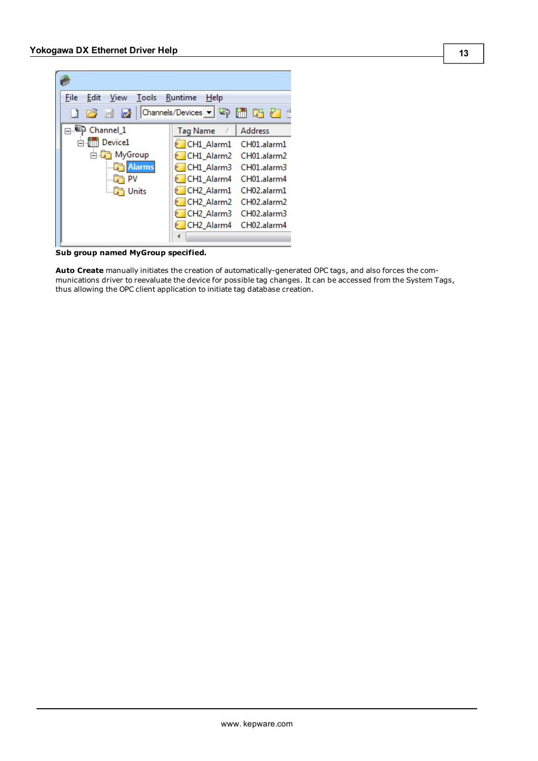**Sub group named MyGroup specified.**

**Auto Create** manually initiates the creation of automatically-generated OPC tags, and also forces the communications driver to reevaluate the device for possible tag changes. It can be accessed from the System Tags, thus allowing the OPC client application to initiate tag database creation.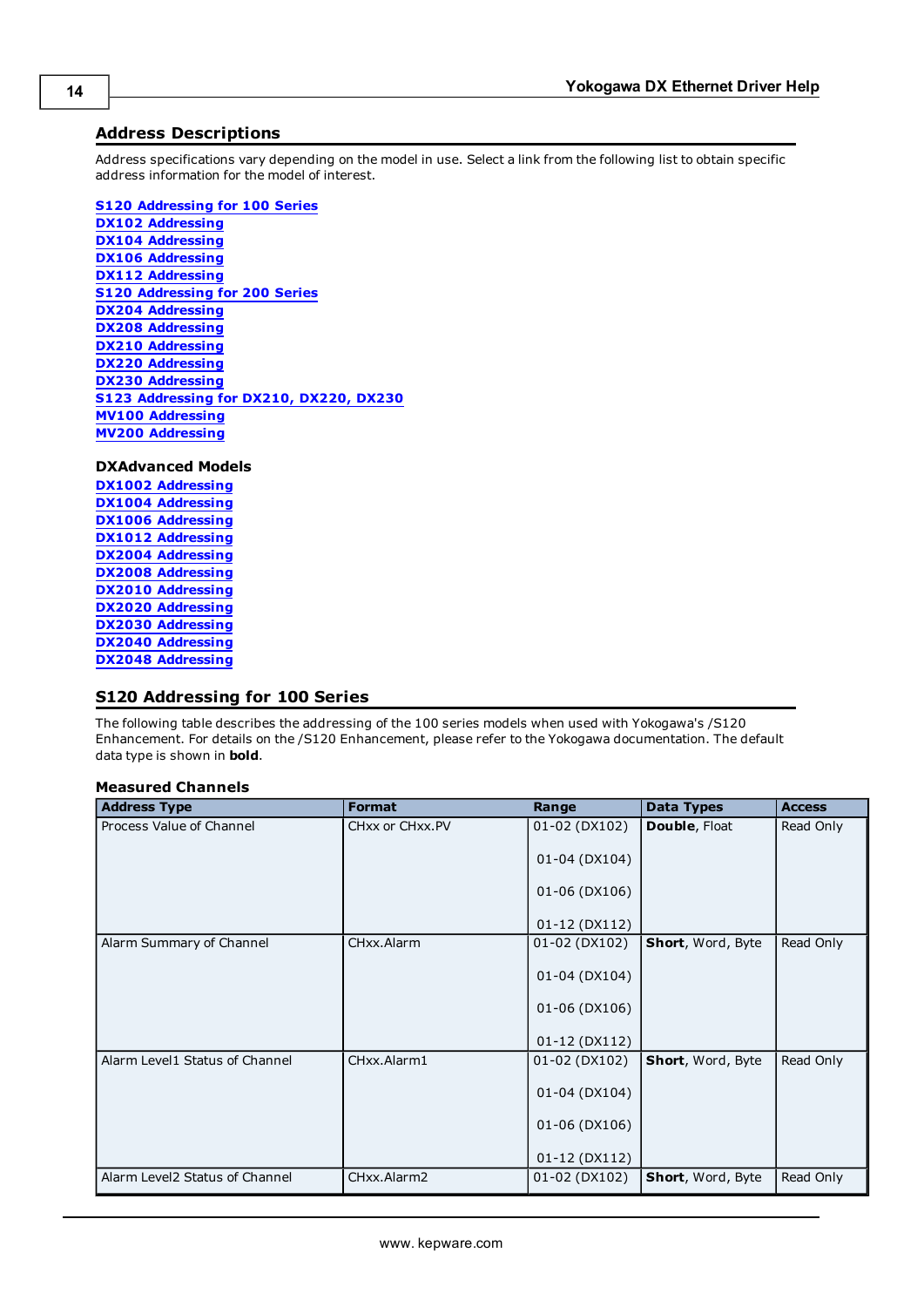## Address Descriptions

Address specifications vary depending on the model in use. Select a link from the following list to obtain specific address information for the model of interest.

**S120 Addressing for 100 Series**
**DX102 Addressing**
**DX104 Addressing**
**DX106 Addressing**
**DX112 Addressing**
**S120 Addressing for 200 Series**
**DX204 Addressing**
**DX208 Addressing**
**DX210 Addressing**
**DX220 Addressing**
**DX230 Addressing**
**S123 Addressing for DX210, DX220, DX230**
**MV100 Addressing**
**MV200 Addressing**

### DXAdvanced Models

**DX1002 Addressing**
**DX1004 Addressing**
**DX1006 Addressing**
**DX1012 Addressing**
**DX2004 Addressing**
**DX2008 Addressing**
**DX2010 Addressing**
**DX2020 Addressing**
**DX2030 Addressing**
**DX2040 Addressing**
**DX2048 Addressing**

## S120 Addressing for 100 Series

The following table describes the addressing of the 100 series models when used with Yokogawa's /S120 Enhancement. For details on the /S120 Enhancement, please refer to the Yokogawa documentation. The default data type is shown in **bold**.

### Measured Channels

| Address Type | Format | Range | Data Types | Access |
|---|---|---|---|---|
| Process Value of Channel | CHxx or CHxx.PV | 01-02 (DX102)<br><br>01-04 (DX104)<br><br>01-06 (DX106)<br><br>01-12 (DX112) | **Double**, Float | Read Only |
| Alarm Summary of Channel | CHxx.Alarm | 01-02 (DX102)<br><br>01-04 (DX104)<br><br>01-06 (DX106)<br><br>01-12 (DX112) | **Short**, Word, Byte | Read Only |
| Alarm Level1 Status of Channel | CHxx.Alarm1 | 01-02 (DX102)<br><br>01-04 (DX104)<br><br>01-06 (DX106)<br><br>01-12 (DX112) | **Short**, Word, Byte | Read Only |
| Alarm Level2 Status of Channel | CHxx.Alarm2 | 01-02 (DX102) | **Short**, Word, Byte | Read Only |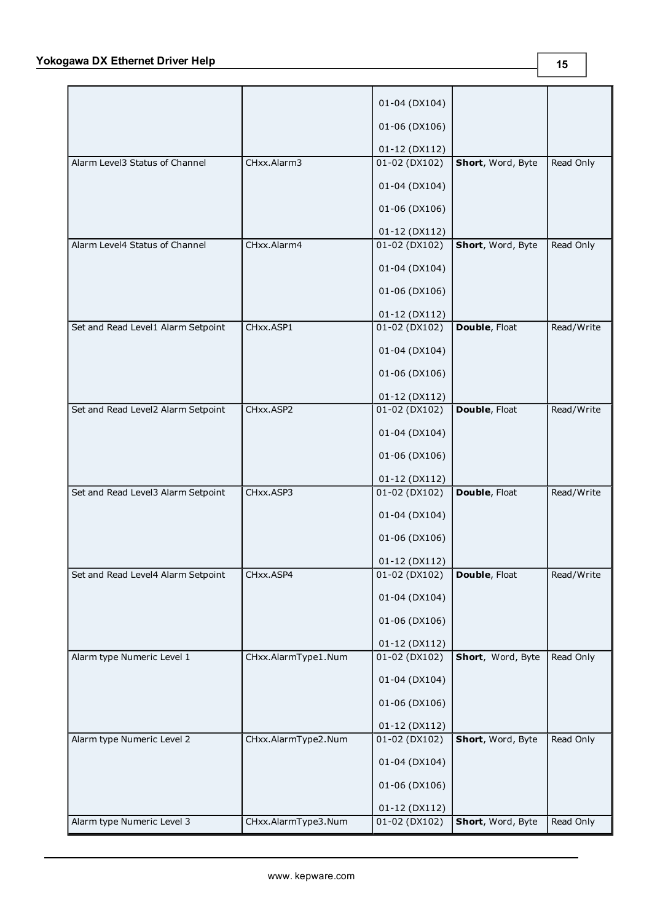| | | 01-04 (DX104)<br>01-06 (DX106)<br>01-12 (DX112) | | |
|---|---|---|---|---|
| Alarm Level3 Status of Channel | CHxx.Alarm3 | 01-02 (DX102)<br>01-04 (DX104)<br>01-06 (DX106)<br>01-12 (DX112) | **Short**, Word, Byte | Read Only |
| Alarm Level4 Status of Channel | CHxx.Alarm4 | 01-02 (DX102)<br>01-04 (DX104)<br>01-06 (DX106)<br>01-12 (DX112) | **Short**, Word, Byte | Read Only |
| Set and Read Level1 Alarm Setpoint | CHxx.ASP1 | 01-02 (DX102)<br>01-04 (DX104)<br>01-06 (DX106)<br>01-12 (DX112) | **Double**, Float | Read/Write |
| Set and Read Level2 Alarm Setpoint | CHxx.ASP2 | 01-02 (DX102)<br>01-04 (DX104)<br>01-06 (DX106)<br>01-12 (DX112) | **Double**, Float | Read/Write |
| Set and Read Level3 Alarm Setpoint | CHxx.ASP3 | 01-02 (DX102)<br>01-04 (DX104)<br>01-06 (DX106)<br>01-12 (DX112) | **Double**, Float | Read/Write |
| Set and Read Level4 Alarm Setpoint | CHxx.ASP4 | 01-02 (DX102)<br>01-04 (DX104)<br>01-06 (DX106)<br>01-12 (DX112) | **Double**, Float | Read/Write |
| Alarm type Numeric Level 1 | CHxx.AlarmType1.Num | 01-02 (DX102)<br>01-04 (DX104)<br>01-06 (DX106)<br>01-12 (DX112) | **Short**, Word, Byte | Read Only |
| Alarm type Numeric Level 2 | CHxx.AlarmType2.Num | 01-02 (DX102)<br>01-04 (DX104)<br>01-06 (DX106)<br>01-12 (DX112) | **Short**, Word, Byte | Read Only |
| Alarm type Numeric Level 3 | CHxx.AlarmType3.Num | 01-02 (DX102) | **Short**, Word, Byte | Read Only |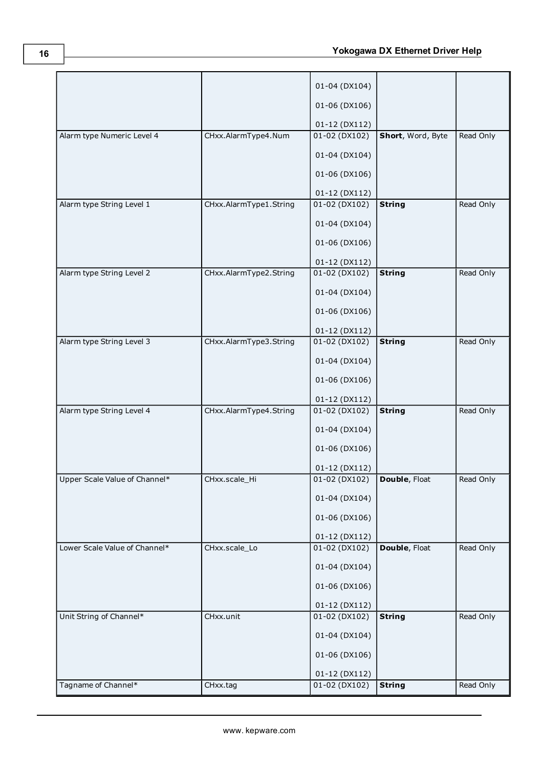| | | 01-04 (DX104)<br>01-06 (DX106)<br>01-12 (DX112) | | |
|---|---|---|---|---|
| Alarm type Numeric Level 4 | CHxx.AlarmType4.Num | 01-02 (DX102)<br>01-04 (DX104)<br>01-06 (DX106)<br>01-12 (DX112) | **Short**, Word, Byte | Read Only |
| Alarm type String Level 1 | CHxx.AlarmType1.String | 01-02 (DX102)<br>01-04 (DX104)<br>01-06 (DX106)<br>01-12 (DX112) | **String** | Read Only |
| Alarm type String Level 2 | CHxx.AlarmType2.String | 01-02 (DX102)<br>01-04 (DX104)<br>01-06 (DX106)<br>01-12 (DX112) | **String** | Read Only |
| Alarm type String Level 3 | CHxx.AlarmType3.String | 01-02 (DX102)<br>01-04 (DX104)<br>01-06 (DX106)<br>01-12 (DX112) | **String** | Read Only |
| Alarm type String Level 4 | CHxx.AlarmType4.String | 01-02 (DX102)<br>01-04 (DX104)<br>01-06 (DX106)<br>01-12 (DX112) | **String** | Read Only |
| Upper Scale Value of Channel* | CHxx.scale_Hi | 01-02 (DX102)<br>01-04 (DX104)<br>01-06 (DX106)<br>01-12 (DX112) | **Double**, Float | Read Only |
| Lower Scale Value of Channel* | CHxx.scale_Lo | 01-02 (DX102)<br>01-04 (DX104)<br>01-06 (DX106)<br>01-12 (DX112) | **Double**, Float | Read Only |
| Unit String of Channel* | CHxx.unit | 01-02 (DX102)<br>01-04 (DX104)<br>01-06 (DX106)<br>01-12 (DX112) | **String** | Read Only |
| Tagname of Channel* | CHxx.tag | 01-02 (DX102) | **String** | Read Only |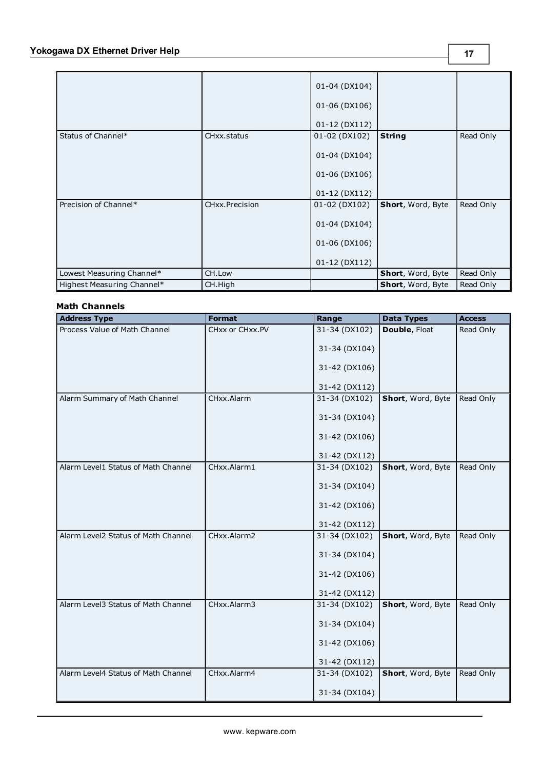| | | 01-04 (DX104)<br><br>01-06 (DX106)<br><br>01-12 (DX112) | | |
|---|---|---|---|---|
| Status of Channel* | CHxx.status | 01-02 (DX102)<br><br>01-04 (DX104)<br><br>01-06 (DX106)<br><br>01-12 (DX112) | **String** | Read Only |
| Precision of Channel* | CHxx.Precision | 01-02 (DX102)<br><br>01-04 (DX104)<br><br>01-06 (DX106)<br><br>01-12 (DX112) | **Short**, Word, Byte | Read Only |
| Lowest Measuring Channel* | CH.Low | | **Short**, Word, Byte | Read Only |
| Highest Measuring Channel* | CH.High | | **Short**, Word, Byte | Read Only |

### Math Channels

| Address Type | Format | Range | Data Types | Access |
|---|---|---|---|---|
| Process Value of Math Channel | CHxx or CHxx.PV | 31-34 (DX102)<br><br>31-34 (DX104)<br><br>31-42 (DX106)<br><br>31-42 (DX112) | **Double**, Float | Read Only |
| Alarm Summary of Math Channel | CHxx.Alarm | 31-34 (DX102)<br><br>31-34 (DX104)<br><br>31-42 (DX106)<br><br>31-42 (DX112) | **Short**, Word, Byte | Read Only |
| Alarm Level1 Status of Math Channel | CHxx.Alarm1 | 31-34 (DX102)<br><br>31-34 (DX104)<br><br>31-42 (DX106)<br><br>31-42 (DX112) | **Short**, Word, Byte | Read Only |
| Alarm Level2 Status of Math Channel | CHxx.Alarm2 | 31-34 (DX102)<br><br>31-34 (DX104)<br><br>31-42 (DX106)<br><br>31-42 (DX112) | **Short**, Word, Byte | Read Only |
| Alarm Level3 Status of Math Channel | CHxx.Alarm3 | 31-34 (DX102)<br><br>31-34 (DX104)<br><br>31-42 (DX106)<br><br>31-42 (DX112) | **Short**, Word, Byte | Read Only |
| Alarm Level4 Status of Math Channel | CHxx.Alarm4 | 31-34 (DX102)<br><br>31-34 (DX104) | **Short**, Word, Byte | Read Only |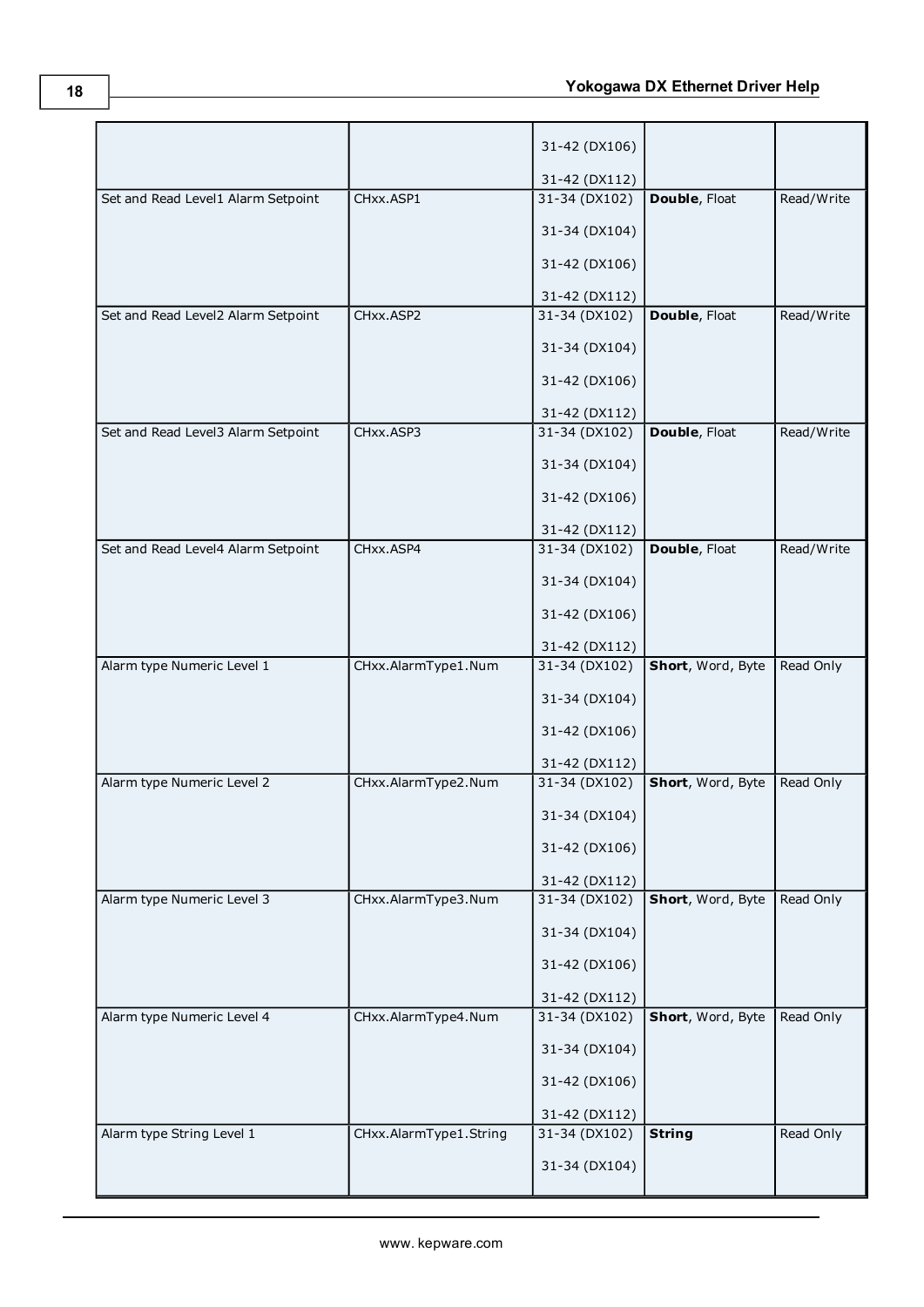| | | 31-42 (DX106)<br><br>31-42 (DX112) | | |
|---|---|---|---|---|
| Set and Read Level1 Alarm Setpoint | CHxx.ASP1 | 31-34 (DX102)<br><br>31-34 (DX104)<br><br>31-42 (DX106)<br><br>31-42 (DX112) | **Double**, Float | Read/Write |
| Set and Read Level2 Alarm Setpoint | CHxx.ASP2 | 31-34 (DX102)<br><br>31-34 (DX104)<br><br>31-42 (DX106)<br><br>31-42 (DX112) | **Double**, Float | Read/Write |
| Set and Read Level3 Alarm Setpoint | CHxx.ASP3 | 31-34 (DX102)<br><br>31-34 (DX104)<br><br>31-42 (DX106)<br><br>31-42 (DX112) | **Double**, Float | Read/Write |
| Set and Read Level4 Alarm Setpoint | CHxx.ASP4 | 31-34 (DX102)<br><br>31-34 (DX104)<br><br>31-42 (DX106)<br><br>31-42 (DX112) | **Double**, Float | Read/Write |
| Alarm type Numeric Level 1 | CHxx.AlarmType1.Num | 31-34 (DX102)<br><br>31-34 (DX104)<br><br>31-42 (DX106)<br><br>31-42 (DX112) | **Short**, Word, Byte | Read Only |
| Alarm type Numeric Level 2 | CHxx.AlarmType2.Num | 31-34 (DX102)<br><br>31-34 (DX104)<br><br>31-42 (DX106)<br><br>31-42 (DX112) | **Short**, Word, Byte | Read Only |
| Alarm type Numeric Level 3 | CHxx.AlarmType3.Num | 31-34 (DX102)<br><br>31-34 (DX104)<br><br>31-42 (DX106)<br><br>31-42 (DX112) | **Short**, Word, Byte | Read Only |
| Alarm type Numeric Level 4 | CHxx.AlarmType4.Num | 31-34 (DX102)<br><br>31-34 (DX104)<br><br>31-42 (DX106)<br><br>31-42 (DX112) | **Short**, Word, Byte | Read Only |
| Alarm type String Level 1 | CHxx.AlarmType1.String | 31-34 (DX102)<br><br>31-34 (DX104) | **String** | Read Only |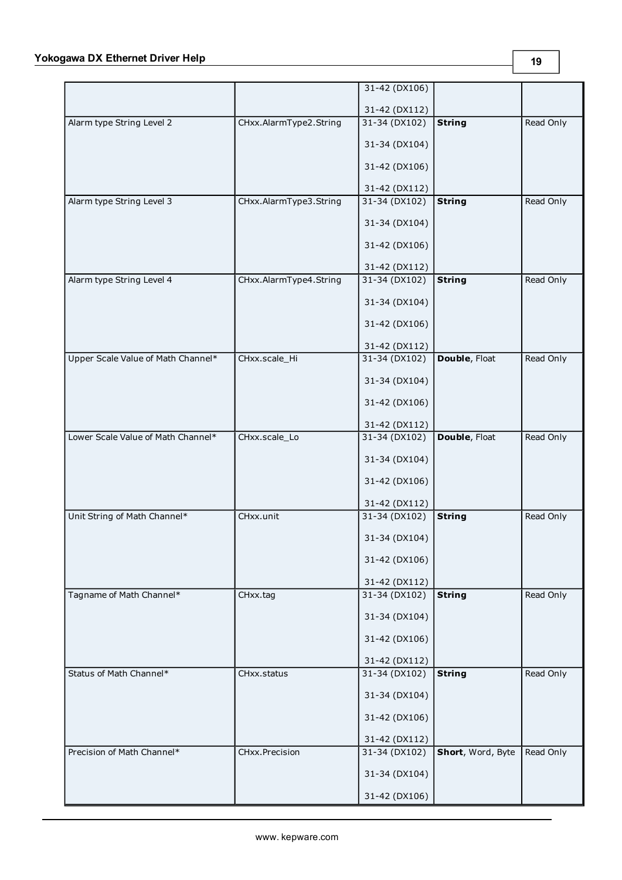| | | 31-42 (DX106)<br><br>31-42 (DX112) | | |
|---|---|---|---|---|
| Alarm type String Level 2 | CHxx.AlarmType2.String | 31-34 (DX102)<br><br>31-34 (DX104)<br><br>31-42 (DX106)<br><br>31-42 (DX112) | **String** | Read Only |
| Alarm type String Level 3 | CHxx.AlarmType3.String | 31-34 (DX102)<br><br>31-34 (DX104)<br><br>31-42 (DX106)<br><br>31-42 (DX112) | **String** | Read Only |
| Alarm type String Level 4 | CHxx.AlarmType4.String | 31-34 (DX102)<br><br>31-34 (DX104)<br><br>31-42 (DX106)<br><br>31-42 (DX112) | **String** | Read Only |
| Upper Scale Value of Math Channel* | CHxx.scale_Hi | 31-34 (DX102)<br><br>31-34 (DX104)<br><br>31-42 (DX106)<br><br>31-42 (DX112) | **Double**, Float | Read Only |
| Lower Scale Value of Math Channel* | CHxx.scale_Lo | 31-34 (DX102)<br><br>31-34 (DX104)<br><br>31-42 (DX106)<br><br>31-42 (DX112) | **Double**, Float | Read Only |
| Unit String of Math Channel* | CHxx.unit | 31-34 (DX102)<br><br>31-34 (DX104)<br><br>31-42 (DX106)<br><br>31-42 (DX112) | **String** | Read Only |
| Tagname of Math Channel* | CHxx.tag | 31-34 (DX102)<br><br>31-34 (DX104)<br><br>31-42 (DX106)<br><br>31-42 (DX112) | **String** | Read Only |
| Status of Math Channel* | CHxx.status | 31-34 (DX102)<br><br>31-34 (DX104)<br><br>31-42 (DX106)<br><br>31-42 (DX112) | **String** | Read Only |
| Precision of Math Channel* | CHxx.Precision | 31-34 (DX102)<br><br>31-34 (DX104)<br><br>31-42 (DX106) | **Short**, Word, Byte | Read Only |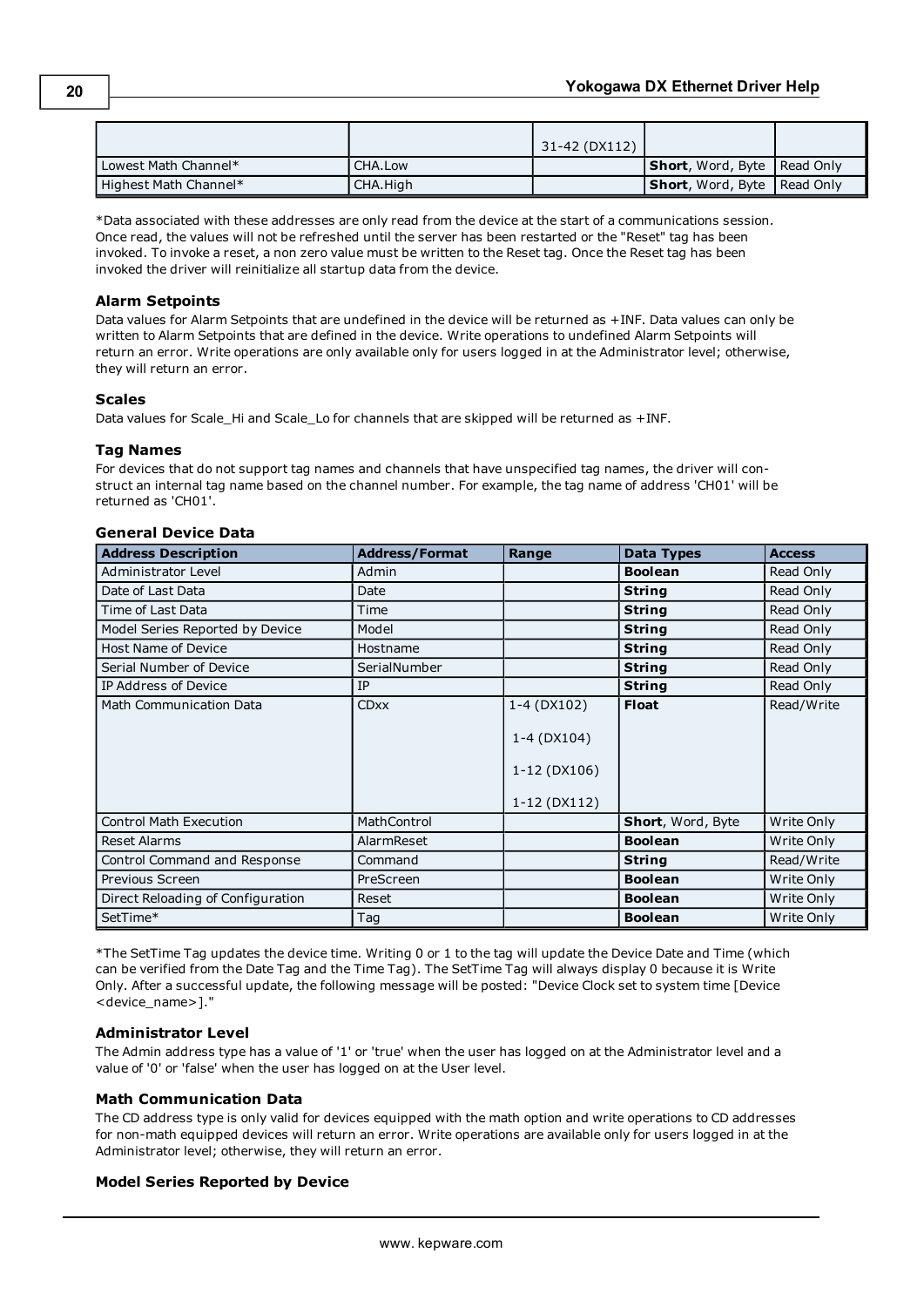| | | 31-42 (DX112) | | |
|---|---|---|---|---|
| Lowest Math Channel* | CHA.Low | | **Short**, Word, Byte | Read Only |
| Highest Math Channel* | CHA.High | | **Short**, Word, Byte | Read Only |

*Data associated with these addresses are only read from the device at the start of a communications session. Once read, the values will not be refreshed until the server has been restarted or the "Reset" tag has been invoked. To invoke a reset, a non zero value must be written to the Reset tag. Once the Reset tag has been invoked the driver will reinitialize all startup data from the device.

### Alarm Setpoints

Data values for Alarm Setpoints that are undefined in the device will be returned as +INF. Data values can only be written to Alarm Setpoints that are defined in the device. Write operations to undefined Alarm Setpoints will return an error. Write operations are only available only for users logged in at the Administrator level; otherwise, they will return an error.

### Scales

Data values for Scale_Hi and Scale_Lo for channels that are skipped will be returned as +INF.

### Tag Names

For devices that do not support tag names and channels that have unspecified tag names, the driver will construct an internal tag name based on the channel number. For example, the tag name of address 'CH01' will be returned as 'CH01'.

### General Device Data

| Address Description | Address/Format | Range | Data Types | Access |
|---|---|---|---|---|
| Administrator Level | Admin | | **Boolean** | Read Only |
| Date of Last Data | Date | | **String** | Read Only |
| Time of Last Data | Time | | **String** | Read Only |
| Model Series Reported by Device | Model | | **String** | Read Only |
| Host Name of Device | Hostname | | **String** | Read Only |
| Serial Number of Device | SerialNumber | | **String** | Read Only |
| IP Address of Device | IP | | **String** | Read Only |
| Math Communication Data | CDxx | 1-4 (DX102)<br>1-4 (DX104)<br>1-12 (DX106)<br>1-12 (DX112) | **Float** | Read/Write |
| Control Math Execution | MathControl | | **Short**, Word, Byte | Write Only |
| Reset Alarms | AlarmReset | | **Boolean** | Write Only |
| Control Command and Response | Command | | **String** | Read/Write |
| Previous Screen | PreScreen | | **Boolean** | Write Only |
| Direct Reloading of Configuration | Reset | | **Boolean** | Write Only |
| SetTime* | Tag | | **Boolean** | Write Only |

*The SetTime Tag updates the device time. Writing 0 or 1 to the tag will update the Device Date and Time (which can be verified from the Date Tag and the Time Tag). The SetTime Tag will always display 0 because it is Write Only. After a successful update, the following message will be posted: "Device Clock set to system time [Device <device_name>]."

### Administrator Level

The Admin address type has a value of '1' or 'true' when the user has logged on at the Administrator level and a value of '0' or 'false' when the user has logged on at the User level.

### Math Communication Data

The CD address type is only valid for devices equipped with the math option and write operations to CD addresses for non-math equipped devices will return an error. Write operations are available only for users logged in at the Administrator level; otherwise, they will return an error.

### Model Series Reported by Device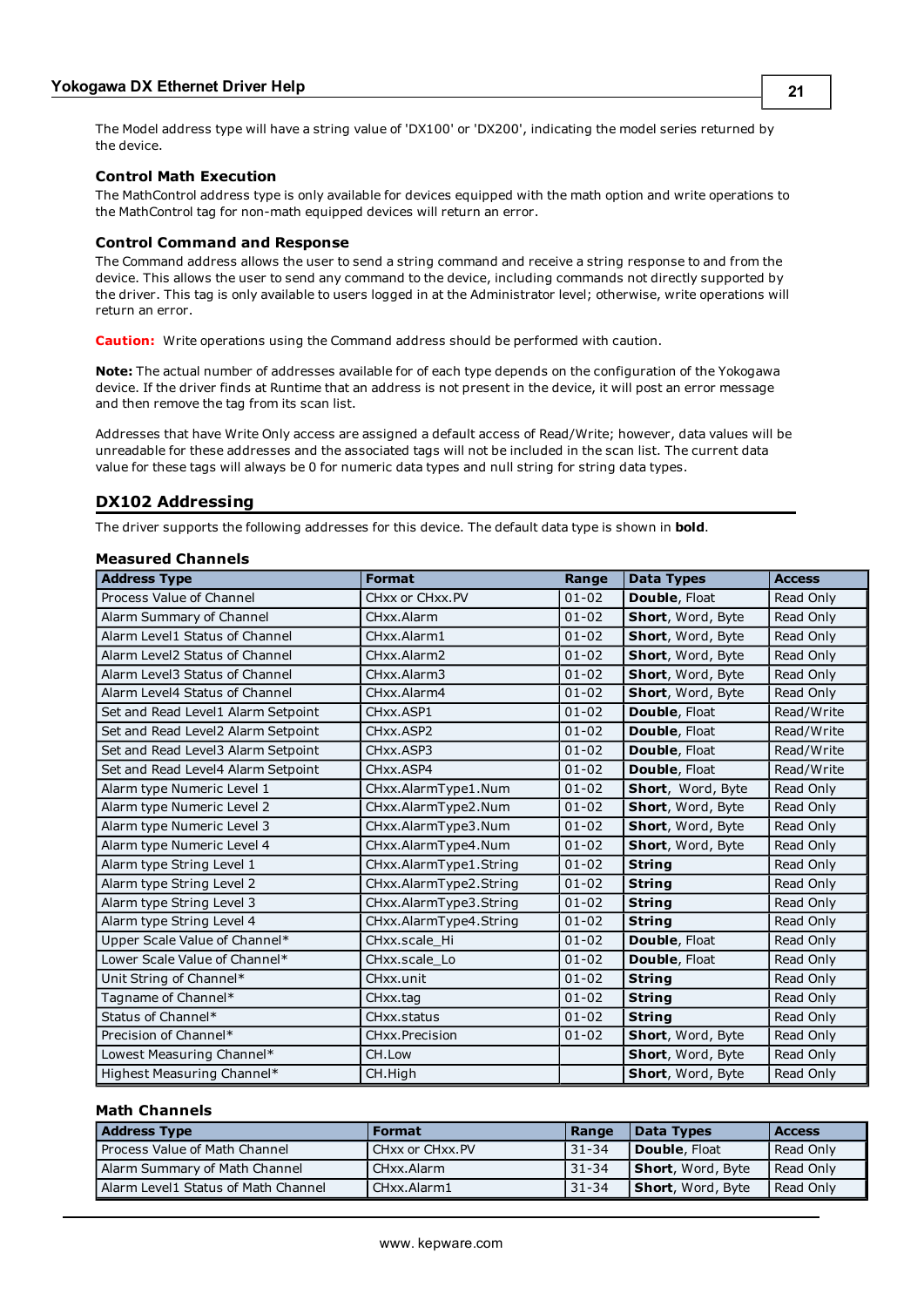The Model address type will have a string value of 'DX100' or 'DX200', indicating the model series returned by the device.

### Control Math Execution

The MathControl address type is only available for devices equipped with the math option and write operations to the MathControl tag for non-math equipped devices will return an error.

### Control Command and Response

The Command address allows the user to send a string command and receive a string response to and from the device. This allows the user to send any command to the device, including commands not directly supported by the driver. This tag is only available to users logged in at the Administrator level; otherwise, write operations will return an error.

**Caution:** Write operations using the Command address should be performed with caution.

**Note:** The actual number of addresses available for of each type depends on the configuration of the Yokogawa device. If the driver finds at Runtime that an address is not present in the device, it will post an error message and then remove the tag from its scan list.

Addresses that have Write Only access are assigned a default access of Read/Write; however, data values will be unreadable for these addresses and the associated tags will not be included in the scan list. The current data value for these tags will always be 0 for numeric data types and null string for string data types.

## DX102 Addressing

The driver supports the following addresses for this device. The default data type is shown in **bold**.

### Measured Channels

| Address Type | Format | Range | Data Types | Access |
|---|---|---|---|---|
| Process Value of Channel | CHxx or CHxx.PV | 01-02 | **Double**, Float | Read Only |
| Alarm Summary of Channel | CHxx.Alarm | 01-02 | **Short**, Word, Byte | Read Only |
| Alarm Level1 Status of Channel | CHxx.Alarm1 | 01-02 | **Short**, Word, Byte | Read Only |
| Alarm Level2 Status of Channel | CHxx.Alarm2 | 01-02 | **Short**, Word, Byte | Read Only |
| Alarm Level3 Status of Channel | CHxx.Alarm3 | 01-02 | **Short**, Word, Byte | Read Only |
| Alarm Level4 Status of Channel | CHxx.Alarm4 | 01-02 | **Short**, Word, Byte | Read Only |
| Set and Read Level1 Alarm Setpoint | CHxx.ASP1 | 01-02 | **Double**, Float | Read/Write |
| Set and Read Level2 Alarm Setpoint | CHxx.ASP2 | 01-02 | **Double**, Float | Read/Write |
| Set and Read Level3 Alarm Setpoint | CHxx.ASP3 | 01-02 | **Double**, Float | Read/Write |
| Set and Read Level4 Alarm Setpoint | CHxx.ASP4 | 01-02 | **Double**, Float | Read/Write |
| Alarm type Numeric Level 1 | CHxx.AlarmType1.Num | 01-02 | **Short**, Word, Byte | Read Only |
| Alarm type Numeric Level 2 | CHxx.AlarmType2.Num | 01-02 | **Short**, Word, Byte | Read Only |
| Alarm type Numeric Level 3 | CHxx.AlarmType3.Num | 01-02 | **Short**, Word, Byte | Read Only |
| Alarm type Numeric Level 4 | CHxx.AlarmType4.Num | 01-02 | **Short**, Word, Byte | Read Only |
| Alarm type String Level 1 | CHxx.AlarmType1.String | 01-02 | **String** | Read Only |
| Alarm type String Level 2 | CHxx.AlarmType2.String | 01-02 | **String** | Read Only |
| Alarm type String Level 3 | CHxx.AlarmType3.String | 01-02 | **String** | Read Only |
| Alarm type String Level 4 | CHxx.AlarmType4.String | 01-02 | **String** | Read Only |
| Upper Scale Value of Channel* | CHxx.scale_Hi | 01-02 | **Double**, Float | Read Only |
| Lower Scale Value of Channel* | CHxx.scale_Lo | 01-02 | **Double**, Float | Read Only |
| Unit String of Channel* | CHxx.unit | 01-02 | **String** | Read Only |
| Tagname of Channel* | CHxx.tag | 01-02 | **String** | Read Only |
| Status of Channel* | CHxx.status | 01-02 | **String** | Read Only |
| Precision of Channel* | CHxx.Precision | 01-02 | **Short**, Word, Byte | Read Only |
| Lowest Measuring Channel* | CH.Low | | **Short**, Word, Byte | Read Only |
| Highest Measuring Channel* | CH.High | | **Short**, Word, Byte | Read Only |

### Math Channels

| Address Type | Format | Range | Data Types | Access |
|---|---|---|---|---|
| Process Value of Math Channel | CHxx or CHxx.PV | 31-34 | **Double**, Float | Read Only |
| Alarm Summary of Math Channel | CHxx.Alarm | 31-34 | **Short**, Word, Byte | Read Only |
| Alarm Level1 Status of Math Channel | CHxx.Alarm1 | 31-34 | **Short**, Word, Byte | Read Only |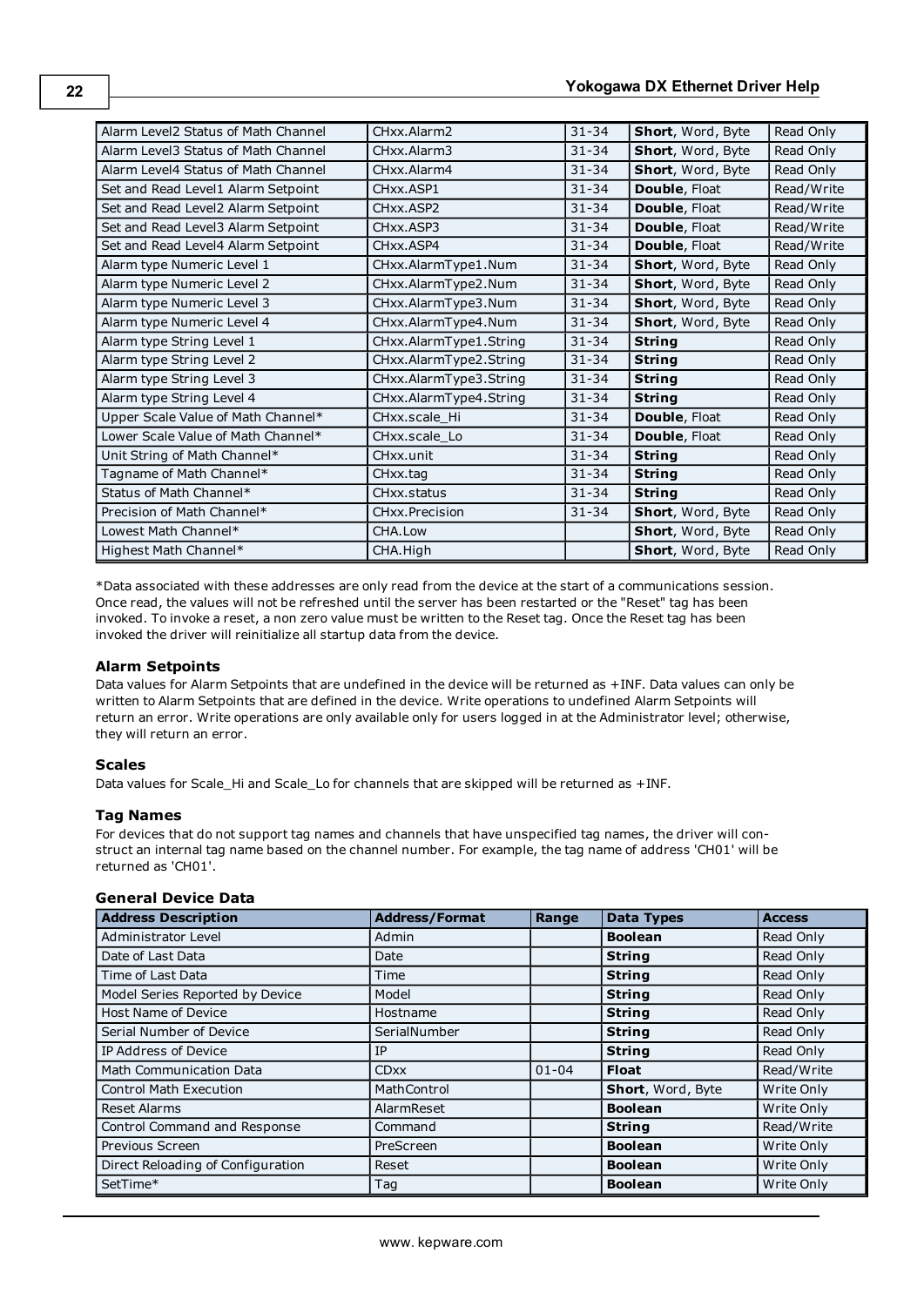| Alarm Level2 Status of Math Channel | CHxx.Alarm2 | 31-34 | **Short**, Word, Byte | Read Only |
|---|---|---|---|---|
| Alarm Level3 Status of Math Channel | CHxx.Alarm3 | 31-34 | **Short**, Word, Byte | Read Only |
| Alarm Level4 Status of Math Channel | CHxx.Alarm4 | 31-34 | **Short**, Word, Byte | Read Only |
| Set and Read Level1 Alarm Setpoint | CHxx.ASP1 | 31-34 | **Double**, Float | Read/Write |
| Set and Read Level2 Alarm Setpoint | CHxx.ASP2 | 31-34 | **Double**, Float | Read/Write |
| Set and Read Level3 Alarm Setpoint | CHxx.ASP3 | 31-34 | **Double**, Float | Read/Write |
| Set and Read Level4 Alarm Setpoint | CHxx.ASP4 | 31-34 | **Double**, Float | Read/Write |
| Alarm type Numeric Level 1 | CHxx.AlarmType1.Num | 31-34 | **Short**, Word, Byte | Read Only |
| Alarm type Numeric Level 2 | CHxx.AlarmType2.Num | 31-34 | **Short**, Word, Byte | Read Only |
| Alarm type Numeric Level 3 | CHxx.AlarmType3.Num | 31-34 | **Short**, Word, Byte | Read Only |
| Alarm type Numeric Level 4 | CHxx.AlarmType4.Num | 31-34 | **Short**, Word, Byte | Read Only |
| Alarm type String Level 1 | CHxx.AlarmType1.String | 31-34 | **String** | Read Only |
| Alarm type String Level 2 | CHxx.AlarmType2.String | 31-34 | **String** | Read Only |
| Alarm type String Level 3 | CHxx.AlarmType3.String | 31-34 | **String** | Read Only |
| Alarm type String Level 4 | CHxx.AlarmType4.String | 31-34 | **String** | Read Only |
| Upper Scale Value of Math Channel* | CHxx.scale_Hi | 31-34 | **Double**, Float | Read Only |
| Lower Scale Value of Math Channel* | CHxx.scale_Lo | 31-34 | **Double**, Float | Read Only |
| Unit String of Math Channel* | CHxx.unit | 31-34 | **String** | Read Only |
| Tagname of Math Channel* | CHxx.tag | 31-34 | **String** | Read Only |
| Status of Math Channel* | CHxx.status | 31-34 | **String** | Read Only |
| Precision of Math Channel* | CHxx.Precision | 31-34 | **Short**, Word, Byte | Read Only |
| Lowest Math Channel* | CHA.Low | | **Short**, Word, Byte | Read Only |
| Highest Math Channel* | CHA.High | | **Short**, Word, Byte | Read Only |

*Data associated with these addresses are only read from the device at the start of a communications session. Once read, the values will not be refreshed until the server has been restarted or the "Reset" tag has been invoked. To invoke a reset, a non zero value must be written to the Reset tag. Once the Reset tag has been invoked the driver will reinitialize all startup data from the device.

### Alarm Setpoints

Data values for Alarm Setpoints that are undefined in the device will be returned as +INF. Data values can only be written to Alarm Setpoints that are defined in the device. Write operations to undefined Alarm Setpoints will return an error. Write operations are only available only for users logged in at the Administrator level; otherwise, they will return an error.

### Scales

Data values for Scale_Hi and Scale_Lo for channels that are skipped will be returned as +INF.

### Tag Names

For devices that do not support tag names and channels that have unspecified tag names, the driver will construct an internal tag name based on the channel number. For example, the tag name of address 'CH01' will be returned as 'CH01'.

### General Device Data

| Address Description | Address/Format | Range | Data Types | Access |
|---|---|---|---|---|
| Administrator Level | Admin | | **Boolean** | Read Only |
| Date of Last Data | Date | | **String** | Read Only |
| Time of Last Data | Time | | **String** | Read Only |
| Model Series Reported by Device | Model | | **String** | Read Only |
| Host Name of Device | Hostname | | **String** | Read Only |
| Serial Number of Device | SerialNumber | | **String** | Read Only |
| IP Address of Device | IP | | **String** | Read Only |
| Math Communication Data | CDxx | 01-04 | **Float** | Read/Write |
| Control Math Execution | MathControl | | **Short**, Word, Byte | Write Only |
| Reset Alarms | AlarmReset | | **Boolean** | Write Only |
| Control Command and Response | Command | | **String** | Read/Write |
| Previous Screen | PreScreen | | **Boolean** | Write Only |
| Direct Reloading of Configuration | Reset | | **Boolean** | Write Only |
| SetTime* | Tag | | **Boolean** | Write Only |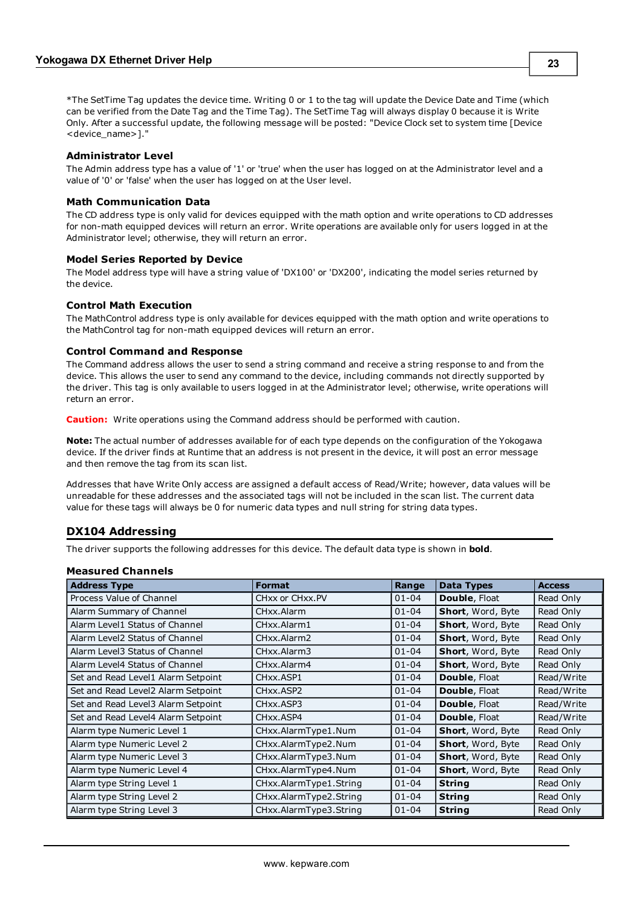*The SetTime Tag updates the device time. Writing 0 or 1 to the tag will update the Device Date and Time (which can be verified from the Date Tag and the Time Tag). The SetTime Tag will always display 0 because it is Write Only. After a successful update, the following message will be posted: "Device Clock set to system time [Device <device_name>]."

### Administrator Level

The Admin address type has a value of '1' or 'true' when the user has logged on at the Administrator level and a value of '0' or 'false' when the user has logged on at the User level.

### Math Communication Data

The CD address type is only valid for devices equipped with the math option and write operations to CD addresses for non-math equipped devices will return an error. Write operations are available only for users logged in at the Administrator level; otherwise, they will return an error.

### Model Series Reported by Device

The Model address type will have a string value of 'DX100' or 'DX200', indicating the model series returned by the device.

### Control Math Execution

The MathControl address type is only available for devices equipped with the math option and write operations to the MathControl tag for non-math equipped devices will return an error.

### Control Command and Response

The Command address allows the user to send a string command and receive a string response to and from the device. This allows the user to send any command to the device, including commands not directly supported by the driver. This tag is only available to users logged in at the Administrator level; otherwise, write operations will return an error.

**Caution:** Write operations using the Command address should be performed with caution.

**Note:** The actual number of addresses available for of each type depends on the configuration of the Yokogawa device. If the driver finds at Runtime that an address is not present in the device, it will post an error message and then remove the tag from its scan list.

Addresses that have Write Only access are assigned a default access of Read/Write; however, data values will be unreadable for these addresses and the associated tags will not be included in the scan list. The current data value for these tags will always be 0 for numeric data types and null string for string data types.

## DX104 Addressing

The driver supports the following addresses for this device. The default data type is shown in **bold**.

### Measured Channels

| Address Type | Format | Range | Data Types | Access |
|---|---|---|---|---|
| Process Value of Channel | CHxx or CHxx.PV | 01-04 | **Double**, Float | Read Only |
| Alarm Summary of Channel | CHxx.Alarm | 01-04 | **Short**, Word, Byte | Read Only |
| Alarm Level1 Status of Channel | CHxx.Alarm1 | 01-04 | **Short**, Word, Byte | Read Only |
| Alarm Level2 Status of Channel | CHxx.Alarm2 | 01-04 | **Short**, Word, Byte | Read Only |
| Alarm Level3 Status of Channel | CHxx.Alarm3 | 01-04 | **Short**, Word, Byte | Read Only |
| Alarm Level4 Status of Channel | CHxx.Alarm4 | 01-04 | **Short**, Word, Byte | Read Only |
| Set and Read Level1 Alarm Setpoint | CHxx.ASP1 | 01-04 | **Double**, Float | Read/Write |
| Set and Read Level2 Alarm Setpoint | CHxx.ASP2 | 01-04 | **Double**, Float | Read/Write |
| Set and Read Level3 Alarm Setpoint | CHxx.ASP3 | 01-04 | **Double**, Float | Read/Write |
| Set and Read Level4 Alarm Setpoint | CHxx.ASP4 | 01-04 | **Double**, Float | Read/Write |
| Alarm type Numeric Level 1 | CHxx.AlarmType1.Num | 01-04 | **Short**, Word, Byte | Read Only |
| Alarm type Numeric Level 2 | CHxx.AlarmType2.Num | 01-04 | **Short**, Word, Byte | Read Only |
| Alarm type Numeric Level 3 | CHxx.AlarmType3.Num | 01-04 | **Short**, Word, Byte | Read Only |
| Alarm type Numeric Level 4 | CHxx.AlarmType4.Num | 01-04 | **Short**, Word, Byte | Read Only |
| Alarm type String Level 1 | CHxx.AlarmType1.String | 01-04 | **String** | Read Only |
| Alarm type String Level 2 | CHxx.AlarmType2.String | 01-04 | **String** | Read Only |
| Alarm type String Level 3 | CHxx.AlarmType3.String | 01-04 | **String** | Read Only |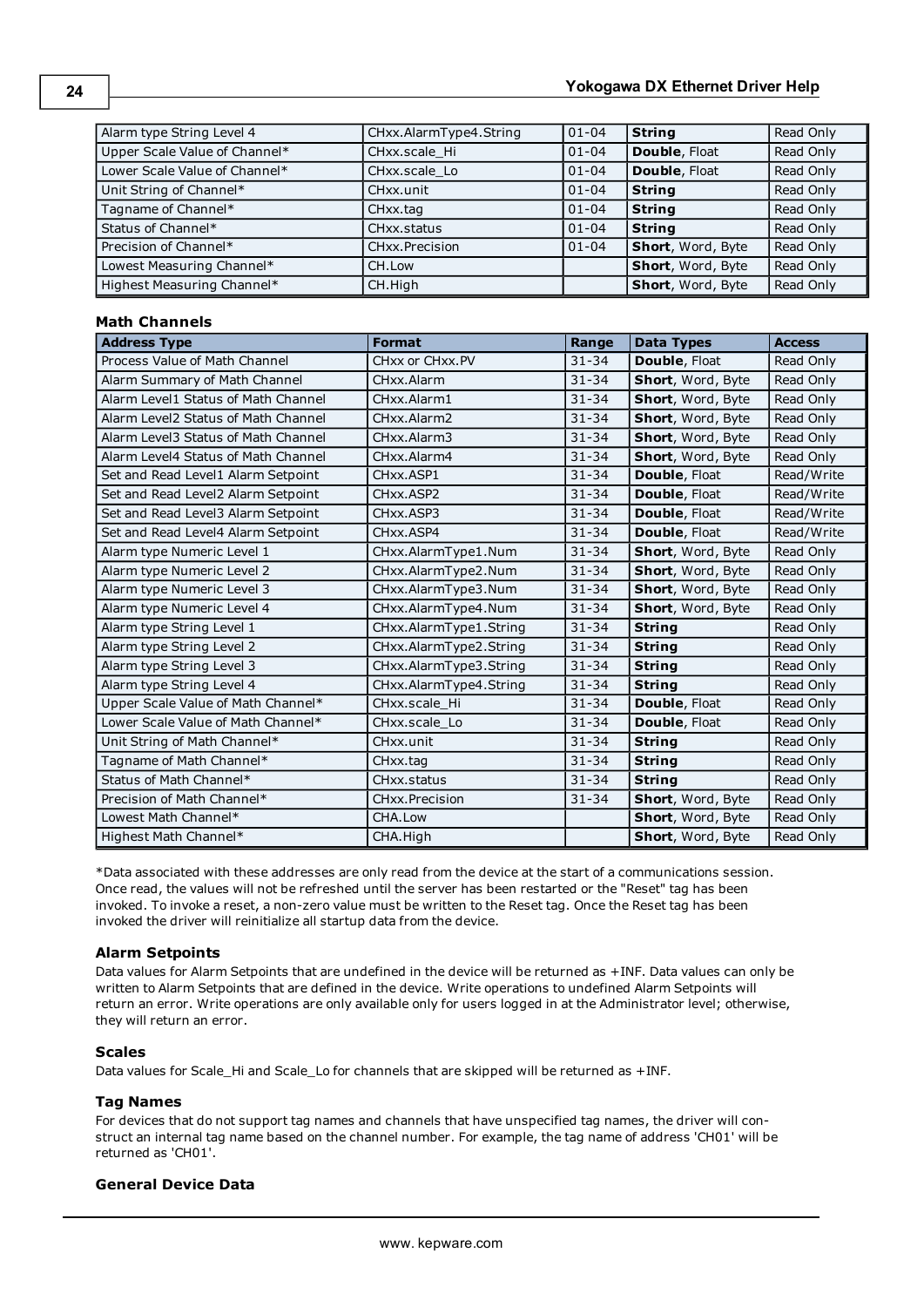| Alarm type String Level 4 | CHxx.AlarmType4.String | 01-04 | **String** | Read Only |
|---|---|---|---|---|
| Upper Scale Value of Channel* | CHxx.scale_Hi | 01-04 | **Double**, Float | Read Only |
| Lower Scale Value of Channel* | CHxx.scale_Lo | 01-04 | **Double**, Float | Read Only |
| Unit String of Channel* | CHxx.unit | 01-04 | **String** | Read Only |
| Tagname of Channel* | CHxx.tag | 01-04 | **String** | Read Only |
| Status of Channel* | CHxx.status | 01-04 | **String** | Read Only |
| Precision of Channel* | CHxx.Precision | 01-04 | **Short**, Word, Byte | Read Only |
| Lowest Measuring Channel* | CH.Low | | **Short**, Word, Byte | Read Only |
| Highest Measuring Channel* | CH.High | | **Short**, Word, Byte | Read Only |

#### Math Channels

| Address Type | Format | Range | Data Types | Access |
|---|---|---|---|---|
| Process Value of Math Channel | CHxx or CHxx.PV | 31-34 | **Double**, Float | Read Only |
| Alarm Summary of Math Channel | CHxx.Alarm | 31-34 | **Short**, Word, Byte | Read Only |
| Alarm Level1 Status of Math Channel | CHxx.Alarm1 | 31-34 | **Short**, Word, Byte | Read Only |
| Alarm Level2 Status of Math Channel | CHxx.Alarm2 | 31-34 | **Short**, Word, Byte | Read Only |
| Alarm Level3 Status of Math Channel | CHxx.Alarm3 | 31-34 | **Short**, Word, Byte | Read Only |
| Alarm Level4 Status of Math Channel | CHxx.Alarm4 | 31-34 | **Short**, Word, Byte | Read Only |
| Set and Read Level1 Alarm Setpoint | CHxx.ASP1 | 31-34 | **Double**, Float | Read/Write |
| Set and Read Level2 Alarm Setpoint | CHxx.ASP2 | 31-34 | **Double**, Float | Read/Write |
| Set and Read Level3 Alarm Setpoint | CHxx.ASP3 | 31-34 | **Double**, Float | Read/Write |
| Set and Read Level4 Alarm Setpoint | CHxx.ASP4 | 31-34 | **Double**, Float | Read/Write |
| Alarm type Numeric Level 1 | CHxx.AlarmType1.Num | 31-34 | **Short**, Word, Byte | Read Only |
| Alarm type Numeric Level 2 | CHxx.AlarmType2.Num | 31-34 | **Short**, Word, Byte | Read Only |
| Alarm type Numeric Level 3 | CHxx.AlarmType3.Num | 31-34 | **Short**, Word, Byte | Read Only |
| Alarm type Numeric Level 4 | CHxx.AlarmType4.Num | 31-34 | **Short**, Word, Byte | Read Only |
| Alarm type String Level 1 | CHxx.AlarmType1.String | 31-34 | **String** | Read Only |
| Alarm type String Level 2 | CHxx.AlarmType2.String | 31-34 | **String** | Read Only |
| Alarm type String Level 3 | CHxx.AlarmType3.String | 31-34 | **String** | Read Only |
| Alarm type String Level 4 | CHxx.AlarmType4.String | 31-34 | **String** | Read Only |
| Upper Scale Value of Math Channel* | CHxx.scale_Hi | 31-34 | **Double**, Float | Read Only |
| Lower Scale Value of Math Channel* | CHxx.scale_Lo | 31-34 | **Double**, Float | Read Only |
| Unit String of Math Channel* | CHxx.unit | 31-34 | **String** | Read Only |
| Tagname of Math Channel* | CHxx.tag | 31-34 | **String** | Read Only |
| Status of Math Channel* | CHxx.status | 31-34 | **String** | Read Only |
| Precision of Math Channel* | CHxx.Precision | 31-34 | **Short**, Word, Byte | Read Only |
| Lowest Math Channel* | CHA.Low | | **Short**, Word, Byte | Read Only |
| Highest Math Channel* | CHA.High | | **Short**, Word, Byte | Read Only |

*Data associated with these addresses are only read from the device at the start of a communications session. Once read, the values will not be refreshed until the server has been restarted or the "Reset" tag has been invoked. To invoke a reset, a non-zero value must be written to the Reset tag. Once the Reset tag has been invoked the driver will reinitialize all startup data from the device.

#### Alarm Setpoints

Data values for Alarm Setpoints that are undefined in the device will be returned as +INF. Data values can only be written to Alarm Setpoints that are defined in the device. Write operations to undefined Alarm Setpoints will return an error. Write operations are only available only for users logged in at the Administrator level; otherwise, they will return an error.

#### Scales

Data values for Scale_Hi and Scale_Lo for channels that are skipped will be returned as +INF.

#### Tag Names

For devices that do not support tag names and channels that have unspecified tag names, the driver will construct an internal tag name based on the channel number. For example, the tag name of address 'CH01' will be returned as 'CH01'.

#### General Device Data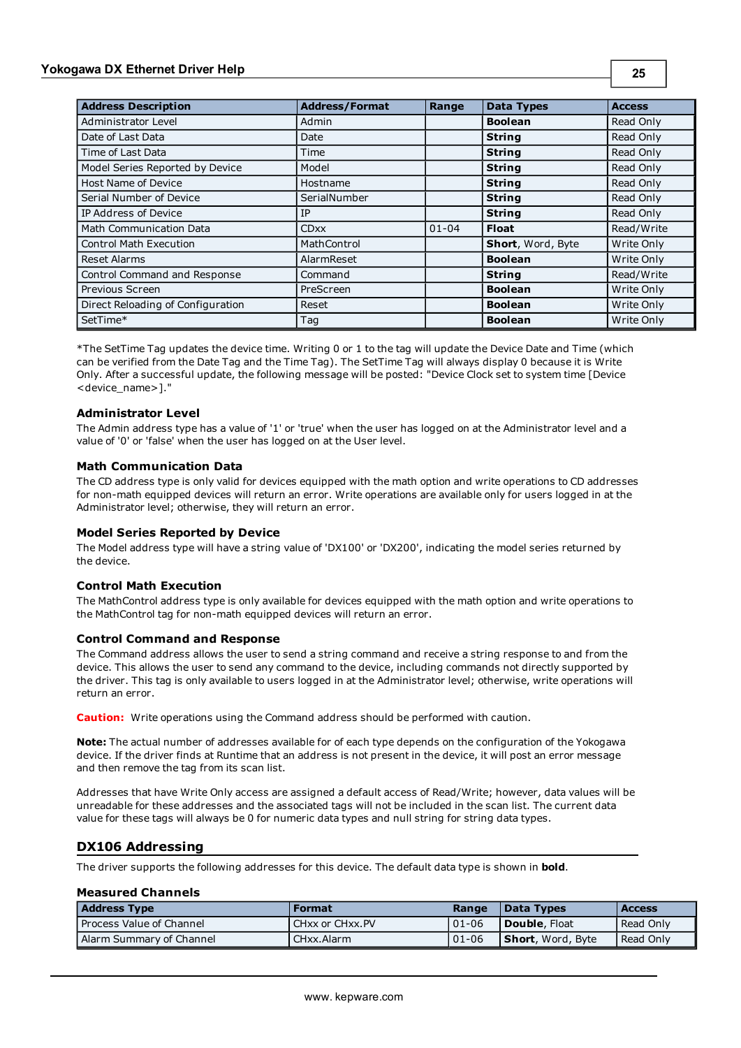| Address Description | Address/Format | Range | Data Types | Access |
|---|---|---|---|---|
| Administrator Level | Admin | | **Boolean** | Read Only |
| Date of Last Data | Date | | **String** | Read Only |
| Time of Last Data | Time | | **String** | Read Only |
| Model Series Reported by Device | Model | | **String** | Read Only |
| Host Name of Device | Hostname | | **String** | Read Only |
| Serial Number of Device | SerialNumber | | **String** | Read Only |
| IP Address of Device | IP | | **String** | Read Only |
| Math Communication Data | CDxx | 01-04 | **Float** | Read/Write |
| Control Math Execution | MathControl | | **Short**, Word, Byte | Write Only |
| Reset Alarms | AlarmReset | | **Boolean** | Write Only |
| Control Command and Response | Command | | **String** | Read/Write |
| Previous Screen | PreScreen | | **Boolean** | Write Only |
| Direct Reloading of Configuration | Reset | | **Boolean** | Write Only |
| SetTime* | Tag | | **Boolean** | Write Only |

*The SetTime Tag updates the device time. Writing 0 or 1 to the tag will update the Device Date and Time (which can be verified from the Date Tag and the Time Tag). The SetTime Tag will always display 0 because it is Write Only. After a successful update, the following message will be posted: "Device Clock set to system time [Device <device_name>]."

#### Administrator Level

The Admin address type has a value of '1' or 'true' when the user has logged on at the Administrator level and a value of '0' or 'false' when the user has logged on at the User level.

#### Math Communication Data

The CD address type is only valid for devices equipped with the math option and write operations to CD addresses for non-math equipped devices will return an error. Write operations are available only for users logged in at the Administrator level; otherwise, they will return an error.

#### Model Series Reported by Device

The Model address type will have a string value of 'DX100' or 'DX200', indicating the model series returned by the device.

#### Control Math Execution

The MathControl address type is only available for devices equipped with the math option and write operations to the MathControl tag for non-math equipped devices will return an error.

#### Control Command and Response

The Command address allows the user to send a string command and receive a string response to and from the device. This allows the user to send any command to the device, including commands not directly supported by the driver. This tag is only available to users logged in at the Administrator level; otherwise, write operations will return an error.

**Caution:** Write operations using the Command address should be performed with caution.

**Note:** The actual number of addresses available for of each type depends on the configuration of the Yokogawa device. If the driver finds at Runtime that an address is not present in the device, it will post an error message and then remove the tag from its scan list.

Addresses that have Write Only access are assigned a default access of Read/Write; however, data values will be unreadable for these addresses and the associated tags will not be included in the scan list. The current data value for these tags will always be 0 for numeric data types and null string for string data types.

## DX106 Addressing

The driver supports the following addresses for this device. The default data type is shown in **bold**.

#### Measured Channels

| Address Type | Format | Range | Data Types | Access |
|---|---|---|---|---|
| Process Value of Channel | CHxx or CHxx.PV | 01-06 | **Double**, Float | Read Only |
| Alarm Summary of Channel | CHxx.Alarm | 01-06 | **Short**, Word, Byte | Read Only |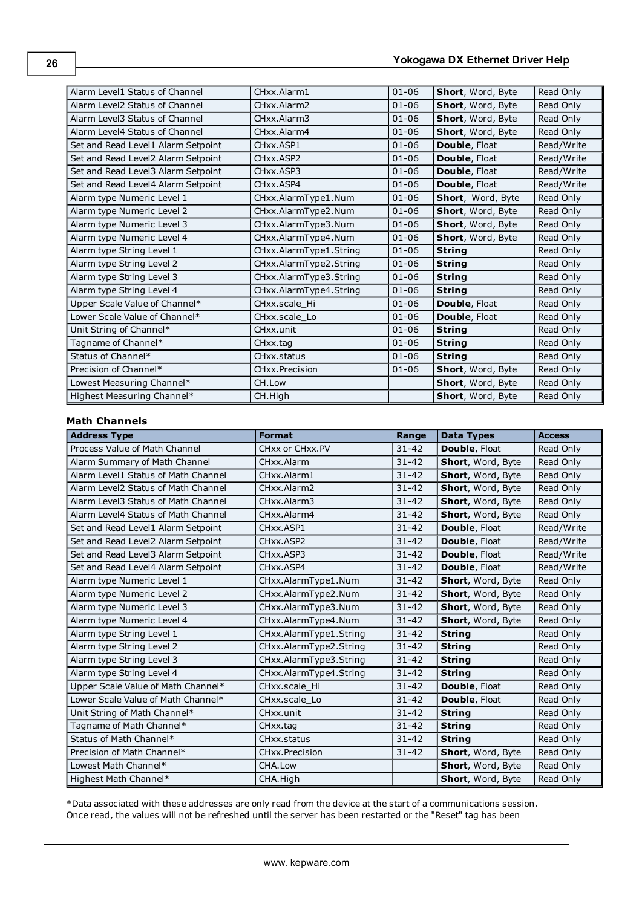| | | | | |
|---|---|---|---|---|
| Alarm Level1 Status of Channel | CHxx.Alarm1 | 01-06 | **Short**, Word, Byte | Read Only |
| Alarm Level2 Status of Channel | CHxx.Alarm2 | 01-06 | **Short**, Word, Byte | Read Only |
| Alarm Level3 Status of Channel | CHxx.Alarm3 | 01-06 | **Short**, Word, Byte | Read Only |
| Alarm Level4 Status of Channel | CHxx.Alarm4 | 01-06 | **Short**, Word, Byte | Read Only |
| Set and Read Level1 Alarm Setpoint | CHxx.ASP1 | 01-06 | **Double**, Float | Read/Write |
| Set and Read Level2 Alarm Setpoint | CHxx.ASP2 | 01-06 | **Double**, Float | Read/Write |
| Set and Read Level3 Alarm Setpoint | CHxx.ASP3 | 01-06 | **Double**, Float | Read/Write |
| Set and Read Level4 Alarm Setpoint | CHxx.ASP4 | 01-06 | **Double**, Float | Read/Write |
| Alarm type Numeric Level 1 | CHxx.AlarmType1.Num | 01-06 | **Short**, Word, Byte | Read Only |
| Alarm type Numeric Level 2 | CHxx.AlarmType2.Num | 01-06 | **Short**, Word, Byte | Read Only |
| Alarm type Numeric Level 3 | CHxx.AlarmType3.Num | 01-06 | **Short**, Word, Byte | Read Only |
| Alarm type Numeric Level 4 | CHxx.AlarmType4.Num | 01-06 | **Short**, Word, Byte | Read Only |
| Alarm type String Level 1 | CHxx.AlarmType1.String | 01-06 | **String** | Read Only |
| Alarm type String Level 2 | CHxx.AlarmType2.String | 01-06 | **String** | Read Only |
| Alarm type String Level 3 | CHxx.AlarmType3.String | 01-06 | **String** | Read Only |
| Alarm type String Level 4 | CHxx.AlarmType4.String | 01-06 | **String** | Read Only |
| Upper Scale Value of Channel* | CHxx.scale_Hi | 01-06 | **Double**, Float | Read Only |
| Lower Scale Value of Channel* | CHxx.scale_Lo | 01-06 | **Double**, Float | Read Only |
| Unit String of Channel* | CHxx.unit | 01-06 | **String** | Read Only |
| Tagname of Channel* | CHxx.tag | 01-06 | **String** | Read Only |
| Status of Channel* | CHxx.status | 01-06 | **String** | Read Only |
| Precision of Channel* | CHxx.Precision | 01-06 | **Short**, Word, Byte | Read Only |
| Lowest Measuring Channel* | CH.Low | | **Short**, Word, Byte | Read Only |
| Highest Measuring Channel* | CH.High | | **Short**, Word, Byte | Read Only |

### Math Channels

| Address Type | Format | Range | Data Types | Access |
|---|---|---|---|---|
| Process Value of Math Channel | CHxx or CHxx.PV | 31-42 | **Double**, Float | Read Only |
| Alarm Summary of Math Channel | CHxx.Alarm | 31-42 | **Short**, Word, Byte | Read Only |
| Alarm Level1 Status of Math Channel | CHxx.Alarm1 | 31-42 | **Short**, Word, Byte | Read Only |
| Alarm Level2 Status of Math Channel | CHxx.Alarm2 | 31-42 | **Short**, Word, Byte | Read Only |
| Alarm Level3 Status of Math Channel | CHxx.Alarm3 | 31-42 | **Short**, Word, Byte | Read Only |
| Alarm Level4 Status of Math Channel | CHxx.Alarm4 | 31-42 | **Short**, Word, Byte | Read Only |
| Set and Read Level1 Alarm Setpoint | CHxx.ASP1 | 31-42 | **Double**, Float | Read/Write |
| Set and Read Level2 Alarm Setpoint | CHxx.ASP2 | 31-42 | **Double**, Float | Read/Write |
| Set and Read Level3 Alarm Setpoint | CHxx.ASP3 | 31-42 | **Double**, Float | Read/Write |
| Set and Read Level4 Alarm Setpoint | CHxx.ASP4 | 31-42 | **Double**, Float | Read/Write |
| Alarm type Numeric Level 1 | CHxx.AlarmType1.Num | 31-42 | **Short**, Word, Byte | Read Only |
| Alarm type Numeric Level 2 | CHxx.AlarmType2.Num | 31-42 | **Short**, Word, Byte | Read Only |
| Alarm type Numeric Level 3 | CHxx.AlarmType3.Num | 31-42 | **Short**, Word, Byte | Read Only |
| Alarm type Numeric Level 4 | CHxx.AlarmType4.Num | 31-42 | **Short**, Word, Byte | Read Only |
| Alarm type String Level 1 | CHxx.AlarmType1.String | 31-42 | **String** | Read Only |
| Alarm type String Level 2 | CHxx.AlarmType2.String | 31-42 | **String** | Read Only |
| Alarm type String Level 3 | CHxx.AlarmType3.String | 31-42 | **String** | Read Only |
| Alarm type String Level 4 | CHxx.AlarmType4.String | 31-42 | **String** | Read Only |
| Upper Scale Value of Math Channel* | CHxx.scale_Hi | 31-42 | **Double**, Float | Read Only |
| Lower Scale Value of Math Channel* | CHxx.scale_Lo | 31-42 | **Double**, Float | Read Only |
| Unit String of Math Channel* | CHxx.unit | 31-42 | **String** | Read Only |
| Tagname of Math Channel* | CHxx.tag | 31-42 | **String** | Read Only |
| Status of Math Channel* | CHxx.status | 31-42 | **String** | Read Only |
| Precision of Math Channel* | CHxx.Precision | 31-42 | **Short**, Word, Byte | Read Only |
| Lowest Math Channel* | CHA.Low | | **Short**, Word, Byte | Read Only |
| Highest Math Channel* | CHA.High | | **Short**, Word, Byte | Read Only |

*Data associated with these addresses are only read from the device at the start of a communications session. Once read, the values will not be refreshed until the server has been restarted or the "Reset" tag has been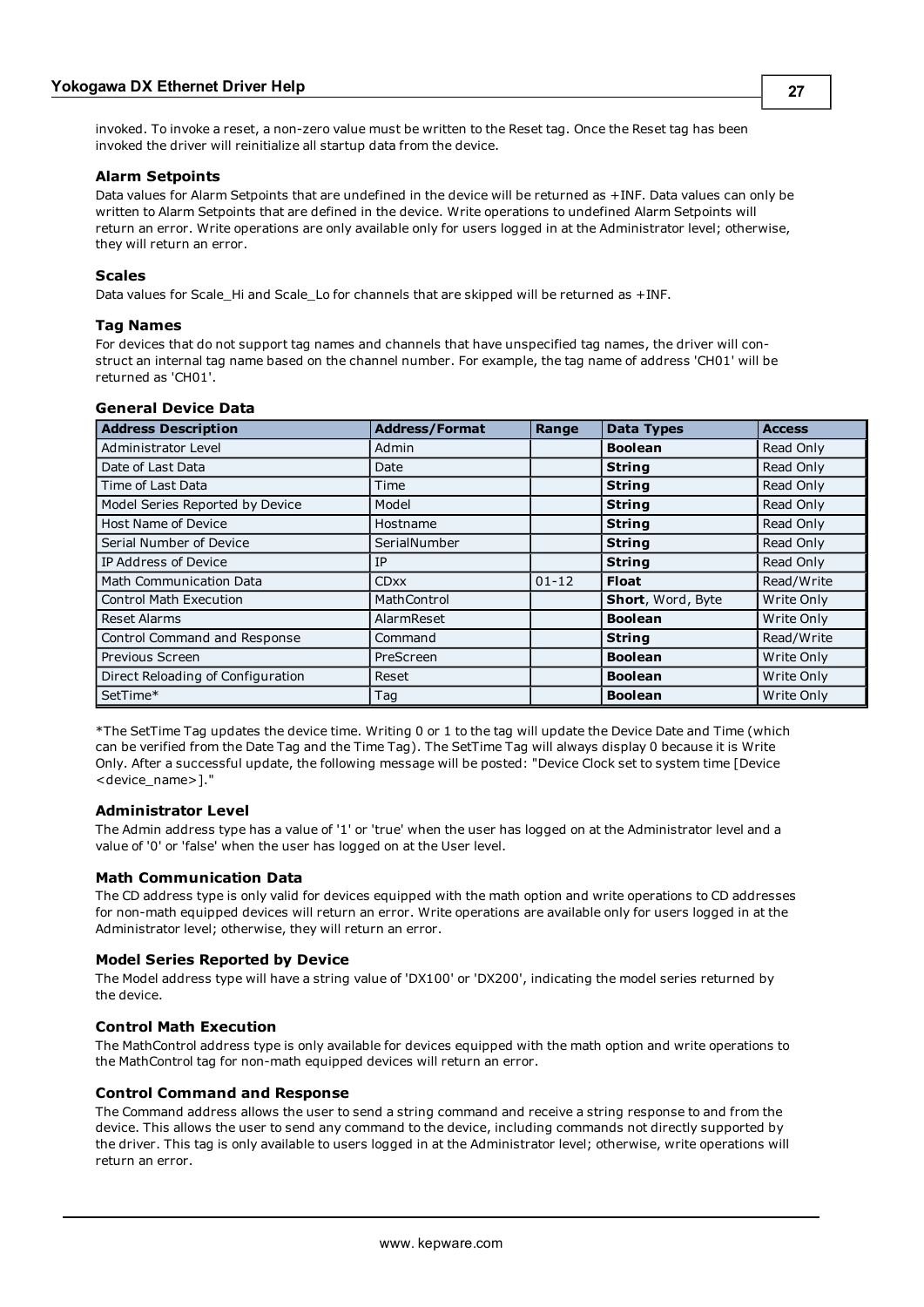invoked. To invoke a reset, a non-zero value must be written to the Reset tag. Once the Reset tag has been invoked the driver will reinitialize all startup data from the device.

### Alarm Setpoints

Data values for Alarm Setpoints that are undefined in the device will be returned as +INF. Data values can only be written to Alarm Setpoints that are defined in the device. Write operations to undefined Alarm Setpoints will return an error. Write operations are only available only for users logged in at the Administrator level; otherwise, they will return an error.

### Scales

Data values for Scale_Hi and Scale_Lo for channels that are skipped will be returned as +INF.

### Tag Names

For devices that do not support tag names and channels that have unspecified tag names, the driver will construct an internal tag name based on the channel number. For example, the tag name of address 'CH01' will be returned as 'CH01'.

### General Device Data

| Address Description | Address/Format | Range | Data Types | Access |
|---|---|---|---|---|
| Administrator Level | Admin | | **Boolean** | Read Only |
| Date of Last Data | Date | | **String** | Read Only |
| Time of Last Data | Time | | **String** | Read Only |
| Model Series Reported by Device | Model | | **String** | Read Only |
| Host Name of Device | Hostname | | **String** | Read Only |
| Serial Number of Device | SerialNumber | | **String** | Read Only |
| IP Address of Device | IP | | **String** | Read Only |
| Math Communication Data | CDxx | 01-12 | **Float** | Read/Write |
| Control Math Execution | MathControl | | **Short**, Word, Byte | Write Only |
| Reset Alarms | AlarmReset | | **Boolean** | Write Only |
| Control Command and Response | Command | | **String** | Read/Write |
| Previous Screen | PreScreen | | **Boolean** | Write Only |
| Direct Reloading of Configuration | Reset | | **Boolean** | Write Only |
| SetTime* | Tag | | **Boolean** | Write Only |

*The SetTime Tag updates the device time. Writing 0 or 1 to the tag will update the Device Date and Time (which can be verified from the Date Tag and the Time Tag). The SetTime Tag will always display 0 because it is Write Only. After a successful update, the following message will be posted: "Device Clock set to system time [Device <device_name>]."

### Administrator Level

The Admin address type has a value of '1' or 'true' when the user has logged on at the Administrator level and a value of '0' or 'false' when the user has logged on at the User level.

### Math Communication Data

The CD address type is only valid for devices equipped with the math option and write operations to CD addresses for non-math equipped devices will return an error. Write operations are available only for users logged in at the Administrator level; otherwise, they will return an error.

### Model Series Reported by Device

The Model address type will have a string value of 'DX100' or 'DX200', indicating the model series returned by the device.

### Control Math Execution

The MathControl address type is only available for devices equipped with the math option and write operations to the MathControl tag for non-math equipped devices will return an error.

### Control Command and Response

The Command address allows the user to send a string command and receive a string response to and from the device. This allows the user to send any command to the device, including commands not directly supported by the driver. This tag is only available to users logged in at the Administrator level; otherwise, write operations will return an error.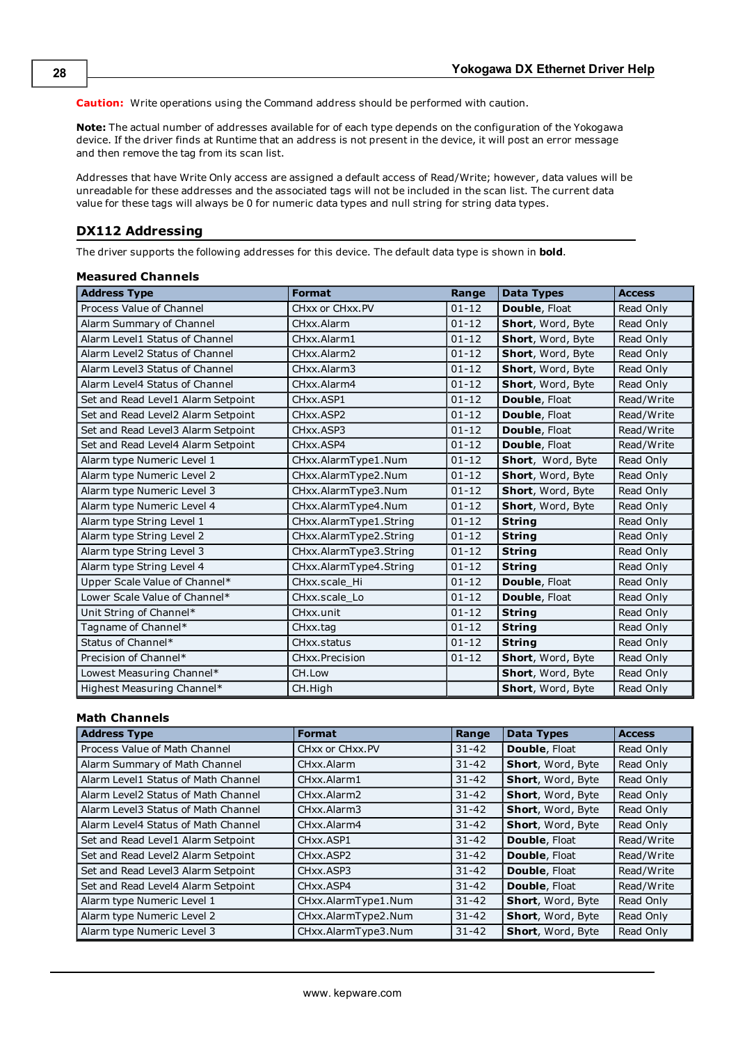**Caution:** Write operations using the Command address should be performed with caution.

**Note:** The actual number of addresses available for of each type depends on the configuration of the Yokogawa device. If the driver finds at Runtime that an address is not present in the device, it will post an error message and then remove the tag from its scan list.

Addresses that have Write Only access are assigned a default access of Read/Write; however, data values will be unreadable for these addresses and the associated tags will not be included in the scan list. The current data value for these tags will always be 0 for numeric data types and null string for string data types.

## DX112 Addressing

The driver supports the following addresses for this device. The default data type is shown in **bold**.

### Measured Channels

| Address Type | Format | Range | Data Types | Access |
|---|---|---|---|---|
| Process Value of Channel | CHxx or CHxx.PV | 01-12 | **Double**, Float | Read Only |
| Alarm Summary of Channel | CHxx.Alarm | 01-12 | **Short**, Word, Byte | Read Only |
| Alarm Level1 Status of Channel | CHxx.Alarm1 | 01-12 | **Short**, Word, Byte | Read Only |
| Alarm Level2 Status of Channel | CHxx.Alarm2 | 01-12 | **Short**, Word, Byte | Read Only |
| Alarm Level3 Status of Channel | CHxx.Alarm3 | 01-12 | **Short**, Word, Byte | Read Only |
| Alarm Level4 Status of Channel | CHxx.Alarm4 | 01-12 | **Short**, Word, Byte | Read Only |
| Set and Read Level1 Alarm Setpoint | CHxx.ASP1 | 01-12 | **Double**, Float | Read/Write |
| Set and Read Level2 Alarm Setpoint | CHxx.ASP2 | 01-12 | **Double**, Float | Read/Write |
| Set and Read Level3 Alarm Setpoint | CHxx.ASP3 | 01-12 | **Double**, Float | Read/Write |
| Set and Read Level4 Alarm Setpoint | CHxx.ASP4 | 01-12 | **Double**, Float | Read/Write |
| Alarm type Numeric Level 1 | CHxx.AlarmType1.Num | 01-12 | **Short**, Word, Byte | Read Only |
| Alarm type Numeric Level 2 | CHxx.AlarmType2.Num | 01-12 | **Short**, Word, Byte | Read Only |
| Alarm type Numeric Level 3 | CHxx.AlarmType3.Num | 01-12 | **Short**, Word, Byte | Read Only |
| Alarm type Numeric Level 4 | CHxx.AlarmType4.Num | 01-12 | **Short**, Word, Byte | Read Only |
| Alarm type String Level 1 | CHxx.AlarmType1.String | 01-12 | **String** | Read Only |
| Alarm type String Level 2 | CHxx.AlarmType2.String | 01-12 | **String** | Read Only |
| Alarm type String Level 3 | CHxx.AlarmType3.String | 01-12 | **String** | Read Only |
| Alarm type String Level 4 | CHxx.AlarmType4.String | 01-12 | **String** | Read Only |
| Upper Scale Value of Channel* | CHxx.scale_Hi | 01-12 | **Double**, Float | Read Only |
| Lower Scale Value of Channel* | CHxx.scale_Lo | 01-12 | **Double**, Float | Read Only |
| Unit String of Channel* | CHxx.unit | 01-12 | **String** | Read Only |
| Tagname of Channel* | CHxx.tag | 01-12 | **String** | Read Only |
| Status of Channel* | CHxx.status | 01-12 | **String** | Read Only |
| Precision of Channel* | CHxx.Precision | 01-12 | **Short**, Word, Byte | Read Only |
| Lowest Measuring Channel* | CH.Low | | **Short**, Word, Byte | Read Only |
| Highest Measuring Channel* | CH.High | | **Short**, Word, Byte | Read Only |

### Math Channels

| Address Type | Format | Range | Data Types | Access |
|---|---|---|---|---|
| Process Value of Math Channel | CHxx or CHxx.PV | 31-42 | **Double**, Float | Read Only |
| Alarm Summary of Math Channel | CHxx.Alarm | 31-42 | **Short**, Word, Byte | Read Only |
| Alarm Level1 Status of Math Channel | CHxx.Alarm1 | 31-42 | **Short**, Word, Byte | Read Only |
| Alarm Level2 Status of Math Channel | CHxx.Alarm2 | 31-42 | **Short**, Word, Byte | Read Only |
| Alarm Level3 Status of Math Channel | CHxx.Alarm3 | 31-42 | **Short**, Word, Byte | Read Only |
| Alarm Level4 Status of Math Channel | CHxx.Alarm4 | 31-42 | **Short**, Word, Byte | Read Only |
| Set and Read Level1 Alarm Setpoint | CHxx.ASP1 | 31-42 | **Double**, Float | Read/Write |
| Set and Read Level2 Alarm Setpoint | CHxx.ASP2 | 31-42 | **Double**, Float | Read/Write |
| Set and Read Level3 Alarm Setpoint | CHxx.ASP3 | 31-42 | **Double**, Float | Read/Write |
| Set and Read Level4 Alarm Setpoint | CHxx.ASP4 | 31-42 | **Double**, Float | Read/Write |
| Alarm type Numeric Level 1 | CHxx.AlarmType1.Num | 31-42 | **Short**, Word, Byte | Read Only |
| Alarm type Numeric Level 2 | CHxx.AlarmType2.Num | 31-42 | **Short**, Word, Byte | Read Only |
| Alarm type Numeric Level 3 | CHxx.AlarmType3.Num | 31-42 | **Short**, Word, Byte | Read Only |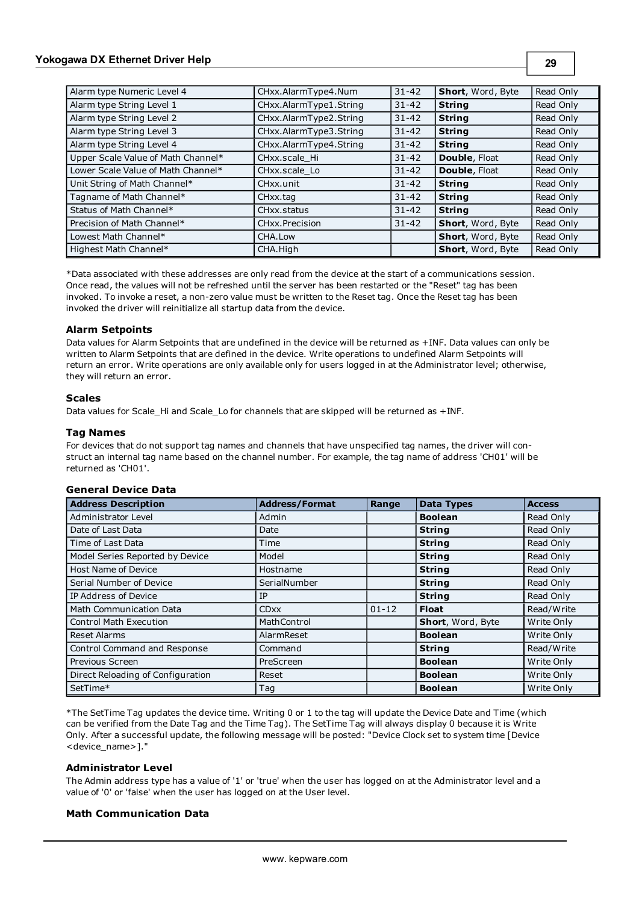| | | | | |
|---|---|---|---|---|
| Alarm type Numeric Level 4 | CHxx.AlarmType4.Num | 31-42 | **Short**, Word, Byte | Read Only |
| Alarm type String Level 1 | CHxx.AlarmType1.String | 31-42 | **String** | Read Only |
| Alarm type String Level 2 | CHxx.AlarmType2.String | 31-42 | **String** | Read Only |
| Alarm type String Level 3 | CHxx.AlarmType3.String | 31-42 | **String** | Read Only |
| Alarm type String Level 4 | CHxx.AlarmType4.String | 31-42 | **String** | Read Only |
| Upper Scale Value of Math Channel* | CHxx.scale_Hi | 31-42 | **Double**, Float | Read Only |
| Lower Scale Value of Math Channel* | CHxx.scale_Lo | 31-42 | **Double**, Float | Read Only |
| Unit String of Math Channel* | CHxx.unit | 31-42 | **String** | Read Only |
| Tagname of Math Channel* | CHxx.tag | 31-42 | **String** | Read Only |
| Status of Math Channel* | CHxx.status | 31-42 | **String** | Read Only |
| Precision of Math Channel* | CHxx.Precision | 31-42 | **Short**, Word, Byte | Read Only |
| Lowest Math Channel* | CHA.Low | | **Short**, Word, Byte | Read Only |
| Highest Math Channel* | CHA.High | | **Short**, Word, Byte | Read Only |

*Data associated with these addresses are only read from the device at the start of a communications session. Once read, the values will not be refreshed until the server has been restarted or the "Reset" tag has been invoked. To invoke a reset, a non-zero value must be written to the Reset tag. Once the Reset tag has been invoked the driver will reinitialize all startup data from the device.

### Alarm Setpoints

Data values for Alarm Setpoints that are undefined in the device will be returned as +INF. Data values can only be written to Alarm Setpoints that are defined in the device. Write operations to undefined Alarm Setpoints will return an error. Write operations are only available only for users logged in at the Administrator level; otherwise, they will return an error.

### Scales

Data values for Scale_Hi and Scale_Lo for channels that are skipped will be returned as +INF.

### Tag Names

For devices that do not support tag names and channels that have unspecified tag names, the driver will construct an internal tag name based on the channel number. For example, the tag name of address 'CH01' will be returned as 'CH01'.

### General Device Data

| Address Description | Address/Format | Range | Data Types | Access |
|---|---|---|---|---|
| Administrator Level | Admin | | **Boolean** | Read Only |
| Date of Last Data | Date | | **String** | Read Only |
| Time of Last Data | Time | | **String** | Read Only |
| Model Series Reported by Device | Model | | **String** | Read Only |
| Host Name of Device | Hostname | | **String** | Read Only |
| Serial Number of Device | SerialNumber | | **String** | Read Only |
| IP Address of Device | IP | | **String** | Read Only |
| Math Communication Data | CDxx | 01-12 | **Float** | Read/Write |
| Control Math Execution | MathControl | | **Short**, Word, Byte | Write Only |
| Reset Alarms | AlarmReset | | **Boolean** | Write Only |
| Control Command and Response | Command | | **String** | Read/Write |
| Previous Screen | PreScreen | | **Boolean** | Write Only |
| Direct Reloading of Configuration | Reset | | **Boolean** | Write Only |
| SetTime* | Tag | | **Boolean** | Write Only |

*The SetTime Tag updates the device time. Writing 0 or 1 to the tag will update the Device Date and Time (which can be verified from the Date Tag and the Time Tag). The SetTime Tag will always display 0 because it is Write Only. After a successful update, the following message will be posted: "Device Clock set to system time [Device <device_name>]."

### Administrator Level

The Admin address type has a value of '1' or 'true' when the user has logged on at the Administrator level and a value of '0' or 'false' when the user has logged on at the User level.

### Math Communication Data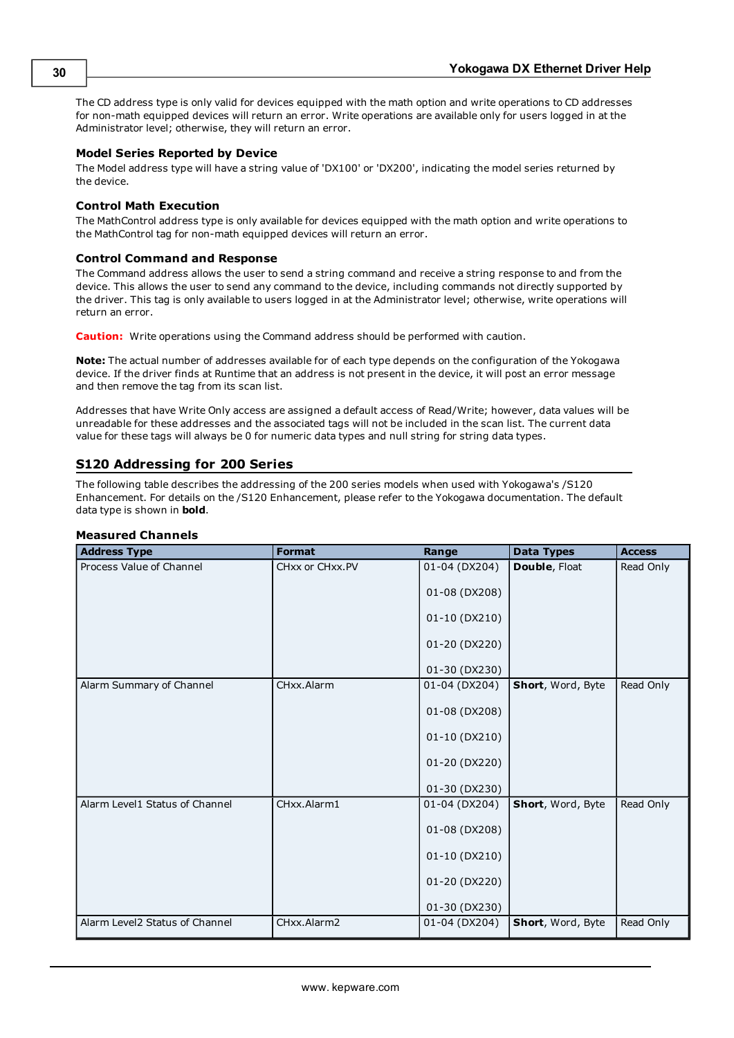The CD address type is only valid for devices equipped with the math option and write operations to CD addresses for non-math equipped devices will return an error. Write operations are available only for users logged in at the Administrator level; otherwise, they will return an error.

### Model Series Reported by Device

The Model address type will have a string value of 'DX100' or 'DX200', indicating the model series returned by the device.

### Control Math Execution

The MathControl address type is only available for devices equipped with the math option and write operations to the MathControl tag for non-math equipped devices will return an error.

### Control Command and Response

The Command address allows the user to send a string command and receive a string response to and from the device. This allows the user to send any command to the device, including commands not directly supported by the driver. This tag is only available to users logged in at the Administrator level; otherwise, write operations will return an error.

**Caution:** Write operations using the Command address should be performed with caution.

**Note:** The actual number of addresses available for of each type depends on the configuration of the Yokogawa device. If the driver finds at Runtime that an address is not present in the device, it will post an error message and then remove the tag from its scan list.

Addresses that have Write Only access are assigned a default access of Read/Write; however, data values will be unreadable for these addresses and the associated tags will not be included in the scan list. The current data value for these tags will always be 0 for numeric data types and null string for string data types.

## S120 Addressing for 200 Series

The following table describes the addressing of the 200 series models when used with Yokogawa's /S120 Enhancement. For details on the /S120 Enhancement, please refer to the Yokogawa documentation. The default data type is shown in **bold**.

### Measured Channels

| Address Type | Format | Range | Data Types | Access |
|---|---|---|---|---|
| Process Value of Channel | CHxx or CHxx.PV | 01-04 (DX204)<br>01-08 (DX208)<br>01-10 (DX210)<br>01-20 (DX220)<br>01-30 (DX230) | **Double**, Float | Read Only |
| Alarm Summary of Channel | CHxx.Alarm | 01-04 (DX204)<br>01-08 (DX208)<br>01-10 (DX210)<br>01-20 (DX220)<br>01-30 (DX230) | **Short**, Word, Byte | Read Only |
| Alarm Level1 Status of Channel | CHxx.Alarm1 | 01-04 (DX204)<br>01-08 (DX208)<br>01-10 (DX210)<br>01-20 (DX220)<br>01-30 (DX230) | **Short**, Word, Byte | Read Only |
| Alarm Level2 Status of Channel | CHxx.Alarm2 | 01-04 (DX204) | **Short**, Word, Byte | Read Only |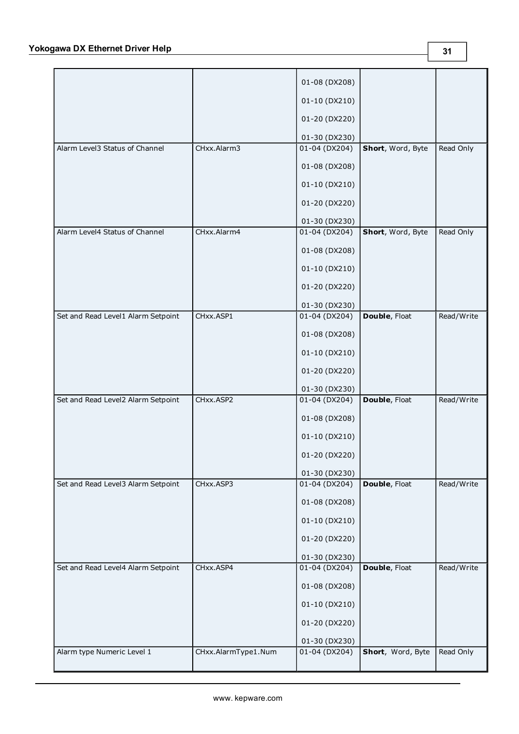| | | 01-08 (DX208)<br>01-10 (DX210)<br>01-20 (DX220)<br>01-30 (DX230) | | |
|---|---|---|---|---|
| Alarm Level3 Status of Channel | CHxx.Alarm3 | 01-04 (DX204)<br>01-08 (DX208)<br>01-10 (DX210)<br>01-20 (DX220)<br>01-30 (DX230) | **Short**, Word, Byte | Read Only |
| Alarm Level4 Status of Channel | CHxx.Alarm4 | 01-04 (DX204)<br>01-08 (DX208)<br>01-10 (DX210)<br>01-20 (DX220)<br>01-30 (DX230) | **Short**, Word, Byte | Read Only |
| Set and Read Level1 Alarm Setpoint | CHxx.ASP1 | 01-04 (DX204)<br>01-08 (DX208)<br>01-10 (DX210)<br>01-20 (DX220)<br>01-30 (DX230) | **Double**, Float | Read/Write |
| Set and Read Level2 Alarm Setpoint | CHxx.ASP2 | 01-04 (DX204)<br>01-08 (DX208)<br>01-10 (DX210)<br>01-20 (DX220)<br>01-30 (DX230) | **Double**, Float | Read/Write |
| Set and Read Level3 Alarm Setpoint | CHxx.ASP3 | 01-04 (DX204)<br>01-08 (DX208)<br>01-10 (DX210)<br>01-20 (DX220)<br>01-30 (DX230) | **Double**, Float | Read/Write |
| Set and Read Level4 Alarm Setpoint | CHxx.ASP4 | 01-04 (DX204)<br>01-08 (DX208)<br>01-10 (DX210)<br>01-20 (DX220)<br>01-30 (DX230) | **Double**, Float | Read/Write |
| Alarm type Numeric Level 1 | CHxx.AlarmType1.Num | 01-04 (DX204) | **Short**, Word, Byte | Read Only |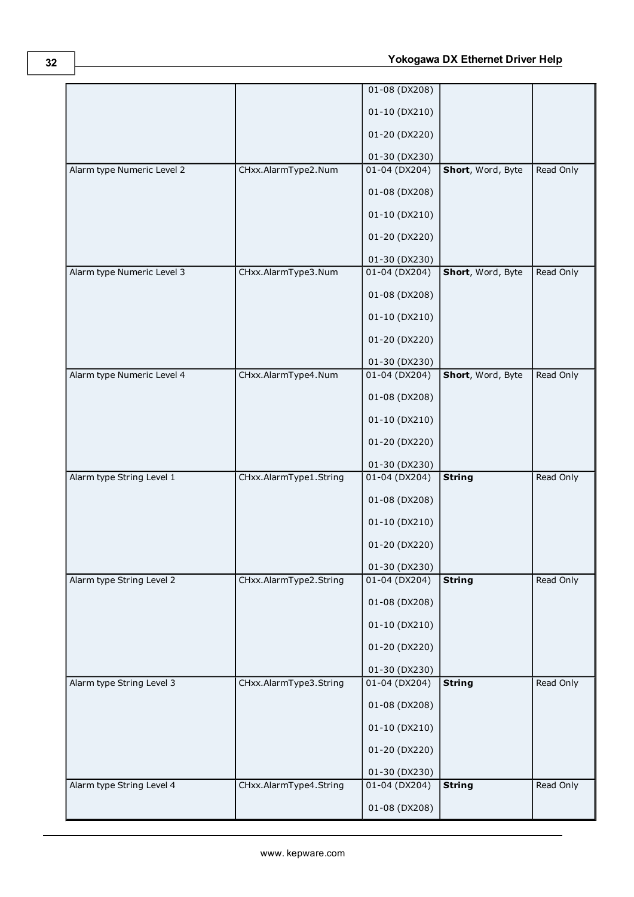| | | 01-08 (DX208)<br>01-10 (DX210)<br>01-20 (DX220)<br>01-30 (DX230) | | |
|---|---|---|---|---|
| Alarm type Numeric Level 2 | CHxx.AlarmType2.Num | 01-04 (DX204)<br>01-08 (DX208)<br>01-10 (DX210)<br>01-20 (DX220)<br>01-30 (DX230) | **Short**, Word, Byte | Read Only |
| Alarm type Numeric Level 3 | CHxx.AlarmType3.Num | 01-04 (DX204)<br>01-08 (DX208)<br>01-10 (DX210)<br>01-20 (DX220)<br>01-30 (DX230) | **Short**, Word, Byte | Read Only |
| Alarm type Numeric Level 4 | CHxx.AlarmType4.Num | 01-04 (DX204)<br>01-08 (DX208)<br>01-10 (DX210)<br>01-20 (DX220)<br>01-30 (DX230) | **Short**, Word, Byte | Read Only |
| Alarm type String Level 1 | CHxx.AlarmType1.String | 01-04 (DX204)<br>01-08 (DX208)<br>01-10 (DX210)<br>01-20 (DX220)<br>01-30 (DX230) | **String** | Read Only |
| Alarm type String Level 2 | CHxx.AlarmType2.String | 01-04 (DX204)<br>01-08 (DX208)<br>01-10 (DX210)<br>01-20 (DX220)<br>01-30 (DX230) | **String** | Read Only |
| Alarm type String Level 3 | CHxx.AlarmType3.String | 01-04 (DX204)<br>01-08 (DX208)<br>01-10 (DX210)<br>01-20 (DX220)<br>01-30 (DX230) | **String** | Read Only |
| Alarm type String Level 4 | CHxx.AlarmType4.String | 01-04 (DX204)<br>01-08 (DX208) | **String** | Read Only |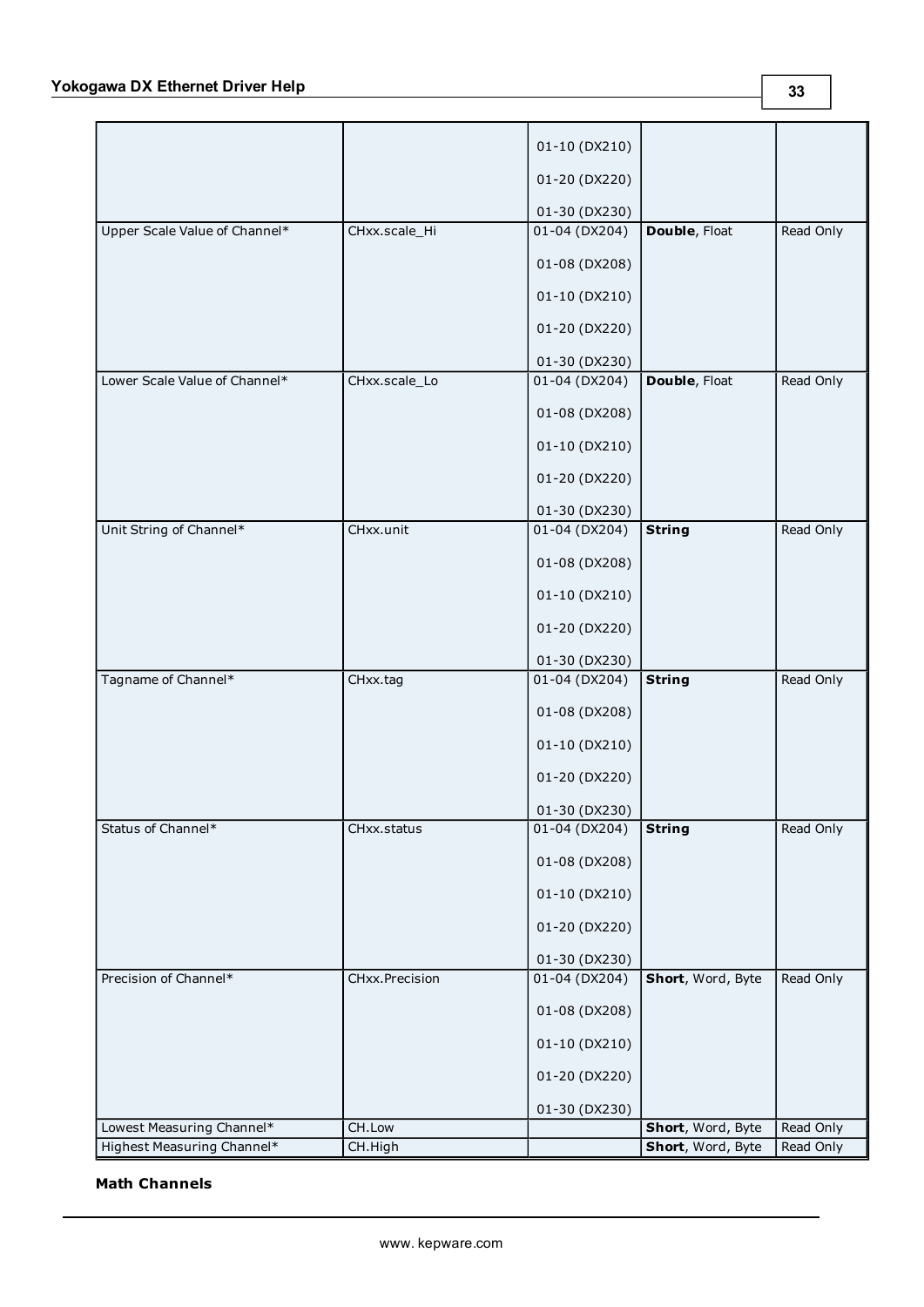| | | | | |
|---|---|---|---|---|
| | | 01-10 (DX210)<br>01-20 (DX220)<br>01-30 (DX230) | | |
| Upper Scale Value of Channel* | CHxx.scale_Hi | 01-04 (DX204)<br>01-08 (DX208)<br>01-10 (DX210)<br>01-20 (DX220)<br>01-30 (DX230) | **Double**, Float | Read Only |
| Lower Scale Value of Channel* | CHxx.scale_Lo | 01-04 (DX204)<br>01-08 (DX208)<br>01-10 (DX210)<br>01-20 (DX220)<br>01-30 (DX230) | **Double**, Float | Read Only |
| Unit String of Channel* | CHxx.unit | 01-04 (DX204)<br>01-08 (DX208)<br>01-10 (DX210)<br>01-20 (DX220)<br>01-30 (DX230) | **String** | Read Only |
| Tagname of Channel* | CHxx.tag | 01-04 (DX204)<br>01-08 (DX208)<br>01-10 (DX210)<br>01-20 (DX220)<br>01-30 (DX230) | **String** | Read Only |
| Status of Channel* | CHxx.status | 01-04 (DX204)<br>01-08 (DX208)<br>01-10 (DX210)<br>01-20 (DX220)<br>01-30 (DX230) | **String** | Read Only |
| Precision of Channel* | CHxx.Precision | 01-04 (DX204)<br>01-08 (DX208)<br>01-10 (DX210)<br>01-20 (DX220)<br>01-30 (DX230) | **Short**, Word, Byte | Read Only |
| Lowest Measuring Channel* | CH.Low | | **Short**, Word, Byte | Read Only |
| Highest Measuring Channel* | CH.High | | **Short**, Word, Byte | Read Only |

**Math Channels**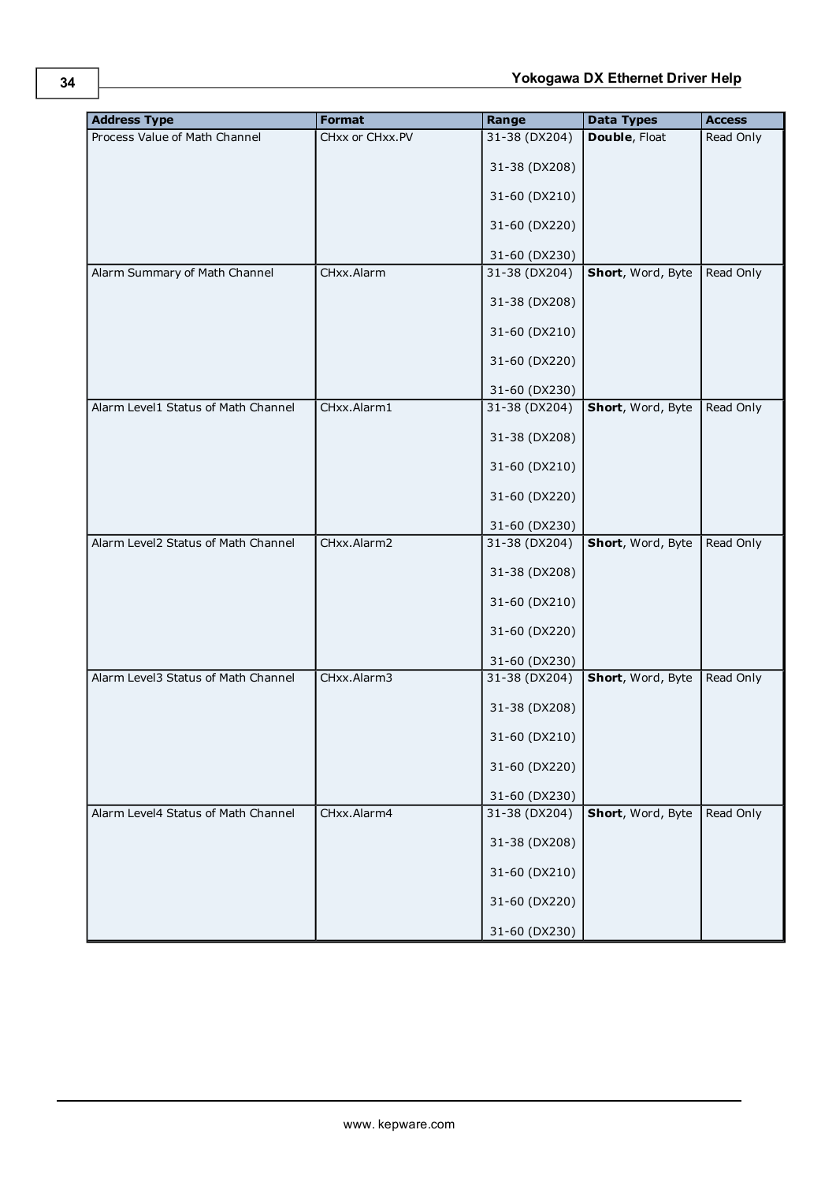| Address Type | Format | Range | Data Types | Access |
|---|---|---|---|---|
| Process Value of Math Channel | CHxx or CHxx.PV | 31-38 (DX204)<br><br>31-38 (DX208)<br><br>31-60 (DX210)<br><br>31-60 (DX220)<br><br>31-60 (DX230) | **Double**, Float | Read Only |
| Alarm Summary of Math Channel | CHxx.Alarm | 31-38 (DX204)<br><br>31-38 (DX208)<br><br>31-60 (DX210)<br><br>31-60 (DX220)<br><br>31-60 (DX230) | **Short**, Word, Byte | Read Only |
| Alarm Level1 Status of Math Channel | CHxx.Alarm1 | 31-38 (DX204)<br><br>31-38 (DX208)<br><br>31-60 (DX210)<br><br>31-60 (DX220)<br><br>31-60 (DX230) | **Short**, Word, Byte | Read Only |
| Alarm Level2 Status of Math Channel | CHxx.Alarm2 | 31-38 (DX204)<br><br>31-38 (DX208)<br><br>31-60 (DX210)<br><br>31-60 (DX220)<br><br>31-60 (DX230) | **Short**, Word, Byte | Read Only |
| Alarm Level3 Status of Math Channel | CHxx.Alarm3 | 31-38 (DX204)<br><br>31-38 (DX208)<br><br>31-60 (DX210)<br><br>31-60 (DX220)<br><br>31-60 (DX230) | **Short**, Word, Byte | Read Only |
| Alarm Level4 Status of Math Channel | CHxx.Alarm4 | 31-38 (DX204)<br><br>31-38 (DX208)<br><br>31-60 (DX210)<br><br>31-60 (DX220)<br><br>31-60 (DX230) | **Short**, Word, Byte | Read Only |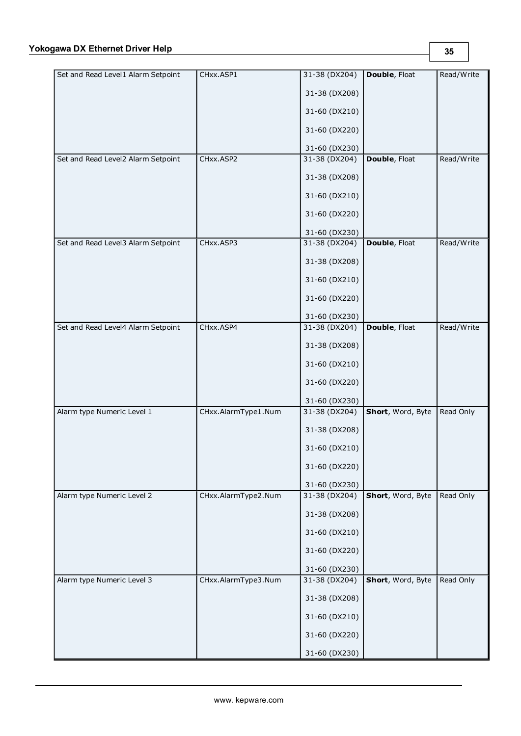| Set and Read Level1 Alarm Setpoint | CHxx.ASP1 | 31-38 (DX204)<br><br>31-38 (DX208)<br><br>31-60 (DX210)<br><br>31-60 (DX220)<br><br>31-60 (DX230) | **Double**, Float | Read/Write |
|---|---|---|---|---|
| Set and Read Level2 Alarm Setpoint | CHxx.ASP2 | 31-38 (DX204)<br><br>31-38 (DX208)<br><br>31-60 (DX210)<br><br>31-60 (DX220)<br><br>31-60 (DX230) | **Double**, Float | Read/Write |
| Set and Read Level3 Alarm Setpoint | CHxx.ASP3 | 31-38 (DX204)<br><br>31-38 (DX208)<br><br>31-60 (DX210)<br><br>31-60 (DX220)<br><br>31-60 (DX230) | **Double**, Float | Read/Write |
| Set and Read Level4 Alarm Setpoint | CHxx.ASP4 | 31-38 (DX204)<br><br>31-38 (DX208)<br><br>31-60 (DX210)<br><br>31-60 (DX220)<br><br>31-60 (DX230) | **Double**, Float | Read/Write |
| Alarm type Numeric Level 1 | CHxx.AlarmType1.Num | 31-38 (DX204)<br><br>31-38 (DX208)<br><br>31-60 (DX210)<br><br>31-60 (DX220)<br><br>31-60 (DX230) | **Short**, Word, Byte | Read Only |
| Alarm type Numeric Level 2 | CHxx.AlarmType2.Num | 31-38 (DX204)<br><br>31-38 (DX208)<br><br>31-60 (DX210)<br><br>31-60 (DX220)<br><br>31-60 (DX230) | **Short**, Word, Byte | Read Only |
| Alarm type Numeric Level 3 | CHxx.AlarmType3.Num | 31-38 (DX204)<br><br>31-38 (DX208)<br><br>31-60 (DX210)<br><br>31-60 (DX220)<br><br>31-60 (DX230) | **Short**, Word, Byte | Read Only |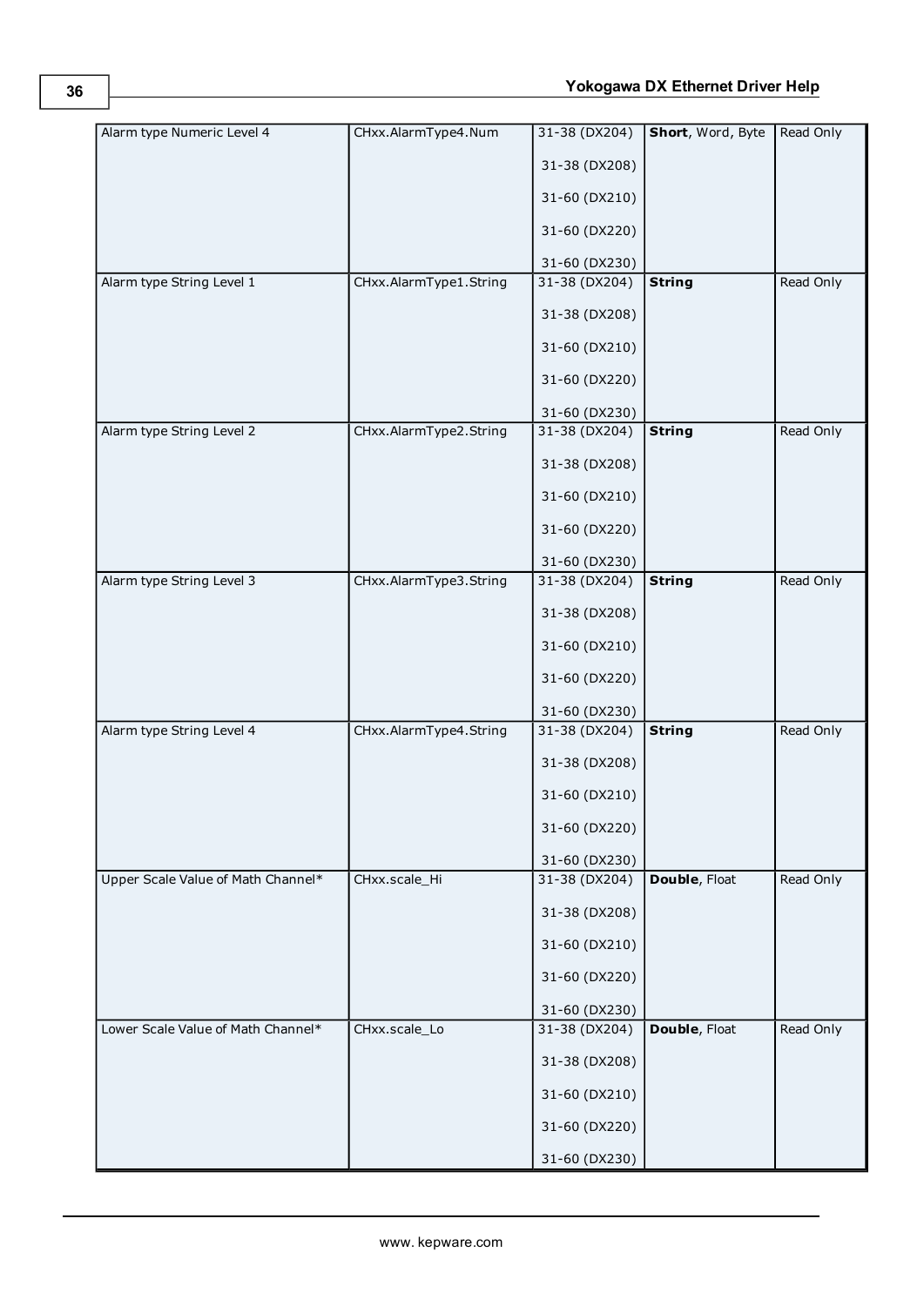| Alarm type Numeric Level 4 | CHxx.AlarmType4.Num | 31-38 (DX204)<br>31-38 (DX208)<br>31-60 (DX210)<br>31-60 (DX220)<br>31-60 (DX230) | **Short**, Word, Byte | Read Only |
|---|---|---|---|---|
| Alarm type String Level 1 | CHxx.AlarmType1.String | 31-38 (DX204)<br>31-38 (DX208)<br>31-60 (DX210)<br>31-60 (DX220)<br>31-60 (DX230) | **String** | Read Only |
| Alarm type String Level 2 | CHxx.AlarmType2.String | 31-38 (DX204)<br>31-38 (DX208)<br>31-60 (DX210)<br>31-60 (DX220)<br>31-60 (DX230) | **String** | Read Only |
| Alarm type String Level 3 | CHxx.AlarmType3.String | 31-38 (DX204)<br>31-38 (DX208)<br>31-60 (DX210)<br>31-60 (DX220)<br>31-60 (DX230) | **String** | Read Only |
| Alarm type String Level 4 | CHxx.AlarmType4.String | 31-38 (DX204)<br>31-38 (DX208)<br>31-60 (DX210)<br>31-60 (DX220)<br>31-60 (DX230) | **String** | Read Only |
| Upper Scale Value of Math Channel* | CHxx.scale_Hi | 31-38 (DX204)<br>31-38 (DX208)<br>31-60 (DX210)<br>31-60 (DX220)<br>31-60 (DX230) | **Double**, Float | Read Only |
| Lower Scale Value of Math Channel* | CHxx.scale_Lo | 31-38 (DX204)<br>31-38 (DX208)<br>31-60 (DX210)<br>31-60 (DX220)<br>31-60 (DX230) | **Double**, Float | Read Only |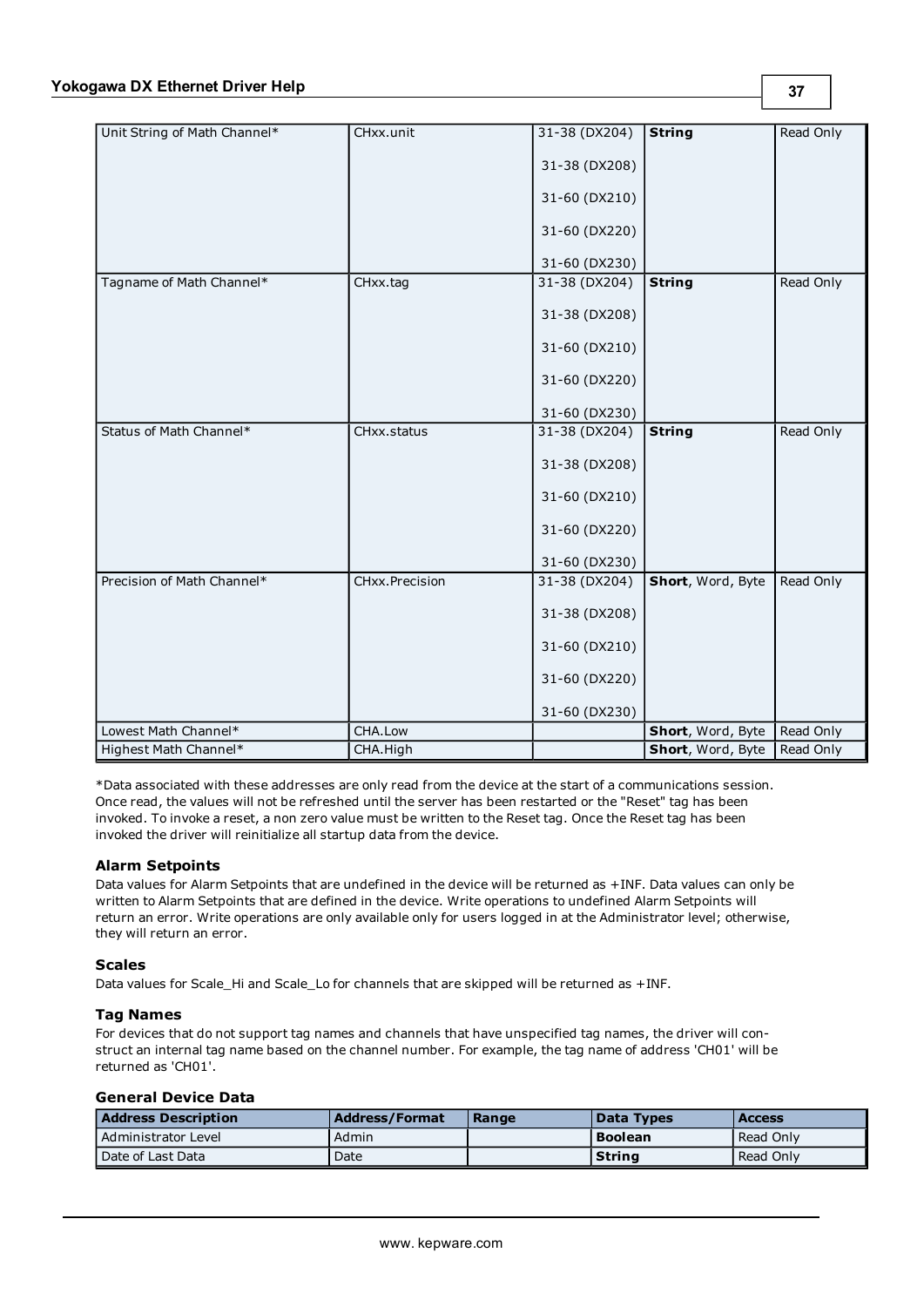| | | | | |
|---|---|---|---|---|
| Unit String of Math Channel* | CHxx.unit | 31-38 (DX204)<br><br>31-38 (DX208)<br><br>31-60 (DX210)<br><br>31-60 (DX220)<br><br>31-60 (DX230) | **String** | Read Only |
| Tagname of Math Channel* | CHxx.tag | 31-38 (DX204)<br><br>31-38 (DX208)<br><br>31-60 (DX210)<br><br>31-60 (DX220)<br><br>31-60 (DX230) | **String** | Read Only |
| Status of Math Channel* | CHxx.status | 31-38 (DX204)<br><br>31-38 (DX208)<br><br>31-60 (DX210)<br><br>31-60 (DX220)<br><br>31-60 (DX230) | **String** | Read Only |
| Precision of Math Channel* | CHxx.Precision | 31-38 (DX204)<br><br>31-38 (DX208)<br><br>31-60 (DX210)<br><br>31-60 (DX220)<br><br>31-60 (DX230) | **Short**, Word, Byte | Read Only |
| Lowest Math Channel* | CHA.Low | | **Short**, Word, Byte | Read Only |
| Highest Math Channel* | CHA.High | | **Short**, Word, Byte | Read Only |

*Data associated with these addresses are only read from the device at the start of a communications session. Once read, the values will not be refreshed until the server has been restarted or the "Reset" tag has been invoked. To invoke a reset, a non zero value must be written to the Reset tag. Once the Reset tag has been invoked the driver will reinitialize all startup data from the device.

### Alarm Setpoints

Data values for Alarm Setpoints that are undefined in the device will be returned as +INF. Data values can only be written to Alarm Setpoints that are defined in the device. Write operations to undefined Alarm Setpoints will return an error. Write operations are only available only for users logged in at the Administrator level; otherwise, they will return an error.

### Scales

Data values for Scale_Hi and Scale_Lo for channels that are skipped will be returned as +INF.

### Tag Names

For devices that do not support tag names and channels that have unspecified tag names, the driver will construct an internal tag name based on the channel number. For example, the tag name of address 'CH01' will be returned as 'CH01'.

### General Device Data

| Address Description | Address/Format | Range | Data Types | Access |
|---|---|---|---|---|
| Administrator Level | Admin | | **Boolean** | Read Only |
| Date of Last Data | Date | | **String** | Read Only |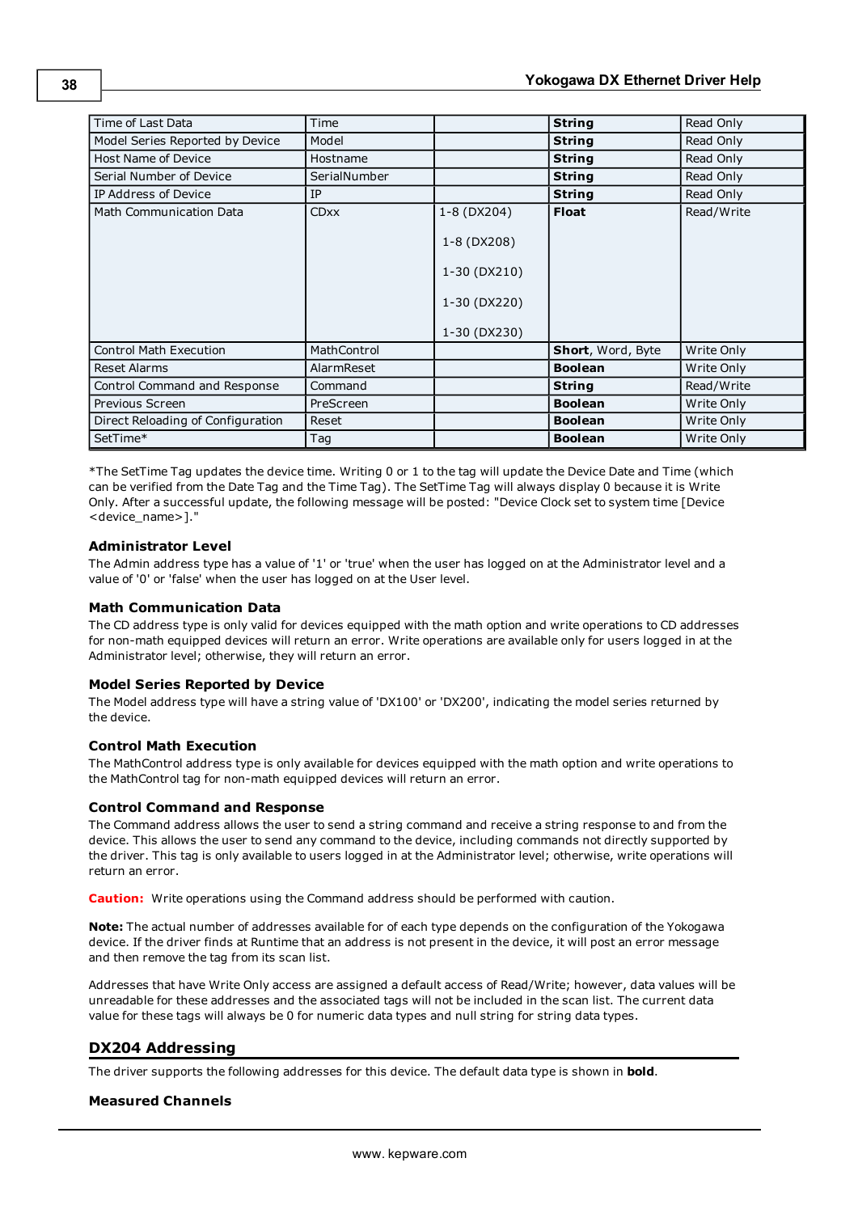| Time of Last Data | Time | | **String** | Read Only |
|---|---|---|---|---|
| Model Series Reported by Device | Model | | **String** | Read Only |
| Host Name of Device | Hostname | | **String** | Read Only |
| Serial Number of Device | SerialNumber | | **String** | Read Only |
| IP Address of Device | IP | | **String** | Read Only |
| Math Communication Data | CDxx | 1-8 (DX204)<br>1-8 (DX208)<br>1-30 (DX210)<br>1-30 (DX220)<br>1-30 (DX230) | **Float** | Read/Write |
| Control Math Execution | MathControl | | **Short**, Word, Byte | Write Only |
| Reset Alarms | AlarmReset | | **Boolean** | Write Only |
| Control Command and Response | Command | | **String** | Read/Write |
| Previous Screen | PreScreen | | **Boolean** | Write Only |
| Direct Reloading of Configuration | Reset | | **Boolean** | Write Only |
| SetTime* | Tag | | **Boolean** | Write Only |

*The SetTime Tag updates the device time. Writing 0 or 1 to the tag will update the Device Date and Time (which can be verified from the Date Tag and the Time Tag). The SetTime Tag will always display 0 because it is Write Only. After a successful update, the following message will be posted: "Device Clock set to system time [Device <device_name>]."

### Administrator Level

The Admin address type has a value of '1' or 'true' when the user has logged on at the Administrator level and a value of '0' or 'false' when the user has logged on at the User level.

### Math Communication Data

The CD address type is only valid for devices equipped with the math option and write operations to CD addresses for non-math equipped devices will return an error. Write operations are available only for users logged in at the Administrator level; otherwise, they will return an error.

### Model Series Reported by Device

The Model address type will have a string value of 'DX100' or 'DX200', indicating the model series returned by the device.

### Control Math Execution

The MathControl address type is only available for devices equipped with the math option and write operations to the MathControl tag for non-math equipped devices will return an error.

### Control Command and Response

The Command address allows the user to send a string command and receive a string response to and from the device. This allows the user to send any command to the device, including commands not directly supported by the driver. This tag is only available to users logged in at the Administrator level; otherwise, write operations will return an error.

**Caution:** Write operations using the Command address should be performed with caution.

**Note:** The actual number of addresses available for of each type depends on the configuration of the Yokogawa device. If the driver finds at Runtime that an address is not present in the device, it will post an error message and then remove the tag from its scan list.

Addresses that have Write Only access are assigned a default access of Read/Write; however, data values will be unreadable for these addresses and the associated tags will not be included in the scan list. The current data value for these tags will always be 0 for numeric data types and null string for string data types.

## DX204 Addressing

The driver supports the following addresses for this device. The default data type is shown in **bold**.

### Measured Channels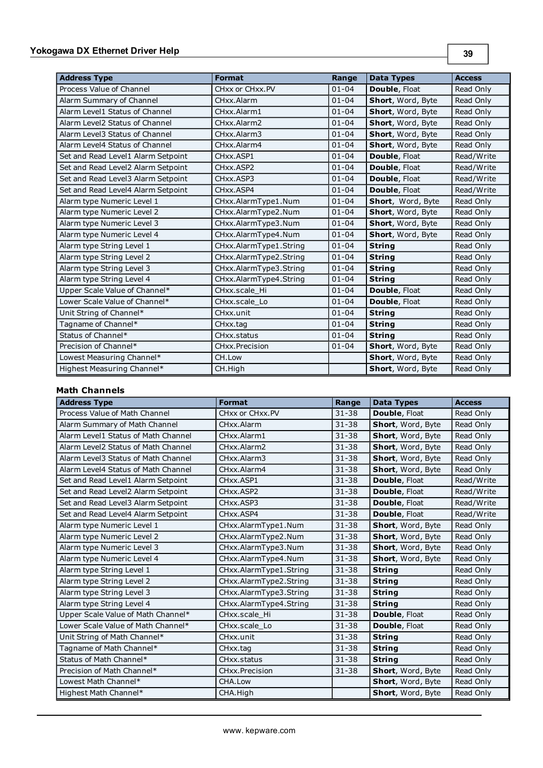| Address Type | Format | Range | Data Types | Access |
|---|---|---|---|---|
| Process Value of Channel | CHxx or CHxx.PV | 01-04 | **Double**, Float | Read Only |
| Alarm Summary of Channel | CHxx.Alarm | 01-04 | **Short**, Word, Byte | Read Only |
| Alarm Level1 Status of Channel | CHxx.Alarm1 | 01-04 | **Short**, Word, Byte | Read Only |
| Alarm Level2 Status of Channel | CHxx.Alarm2 | 01-04 | **Short**, Word, Byte | Read Only |
| Alarm Level3 Status of Channel | CHxx.Alarm3 | 01-04 | **Short**, Word, Byte | Read Only |
| Alarm Level4 Status of Channel | CHxx.Alarm4 | 01-04 | **Short**, Word, Byte | Read Only |
| Set and Read Level1 Alarm Setpoint | CHxx.ASP1 | 01-04 | **Double**, Float | Read/Write |
| Set and Read Level2 Alarm Setpoint | CHxx.ASP2 | 01-04 | **Double**, Float | Read/Write |
| Set and Read Level3 Alarm Setpoint | CHxx.ASP3 | 01-04 | **Double**, Float | Read/Write |
| Set and Read Level4 Alarm Setpoint | CHxx.ASP4 | 01-04 | **Double**, Float | Read/Write |
| Alarm type Numeric Level 1 | CHxx.AlarmType1.Num | 01-04 | **Short**, Word, Byte | Read Only |
| Alarm type Numeric Level 2 | CHxx.AlarmType2.Num | 01-04 | **Short**, Word, Byte | Read Only |
| Alarm type Numeric Level 3 | CHxx.AlarmType3.Num | 01-04 | **Short**, Word, Byte | Read Only |
| Alarm type Numeric Level 4 | CHxx.AlarmType4.Num | 01-04 | **Short**, Word, Byte | Read Only |
| Alarm type String Level 1 | CHxx.AlarmType1.String | 01-04 | **String** | Read Only |
| Alarm type String Level 2 | CHxx.AlarmType2.String | 01-04 | **String** | Read Only |
| Alarm type String Level 3 | CHxx.AlarmType3.String | 01-04 | **String** | Read Only |
| Alarm type String Level 4 | CHxx.AlarmType4.String | 01-04 | **String** | Read Only |
| Upper Scale Value of Channel* | CHxx.scale_Hi | 01-04 | **Double**, Float | Read Only |
| Lower Scale Value of Channel* | CHxx.scale_Lo | 01-04 | **Double**, Float | Read Only |
| Unit String of Channel* | CHxx.unit | 01-04 | **String** | Read Only |
| Tagname of Channel* | CHxx.tag | 01-04 | **String** | Read Only |
| Status of Channel* | CHxx.status | 01-04 | **String** | Read Only |
| Precision of Channel* | CHxx.Precision | 01-04 | **Short**, Word, Byte | Read Only |
| Lowest Measuring Channel* | CH.Low | | **Short**, Word, Byte | Read Only |
| Highest Measuring Channel* | CH.High | | **Short**, Word, Byte | Read Only |

### Math Channels

| Address Type | Format | Range | Data Types | Access |
|---|---|---|---|---|
| Process Value of Math Channel | CHxx or CHxx.PV | 31-38 | **Double**, Float | Read Only |
| Alarm Summary of Math Channel | CHxx.Alarm | 31-38 | **Short**, Word, Byte | Read Only |
| Alarm Level1 Status of Math Channel | CHxx.Alarm1 | 31-38 | **Short**, Word, Byte | Read Only |
| Alarm Level2 Status of Math Channel | CHxx.Alarm2 | 31-38 | **Short**, Word, Byte | Read Only |
| Alarm Level3 Status of Math Channel | CHxx.Alarm3 | 31-38 | **Short**, Word, Byte | Read Only |
| Alarm Level4 Status of Math Channel | CHxx.Alarm4 | 31-38 | **Short**, Word, Byte | Read Only |
| Set and Read Level1 Alarm Setpoint | CHxx.ASP1 | 31-38 | **Double**, Float | Read/Write |
| Set and Read Level2 Alarm Setpoint | CHxx.ASP2 | 31-38 | **Double**, Float | Read/Write |
| Set and Read Level3 Alarm Setpoint | CHxx.ASP3 | 31-38 | **Double**, Float | Read/Write |
| Set and Read Level4 Alarm Setpoint | CHxx.ASP4 | 31-38 | **Double**, Float | Read/Write |
| Alarm type Numeric Level 1 | CHxx.AlarmType1.Num | 31-38 | **Short**, Word, Byte | Read Only |
| Alarm type Numeric Level 2 | CHxx.AlarmType2.Num | 31-38 | **Short**, Word, Byte | Read Only |
| Alarm type Numeric Level 3 | CHxx.AlarmType3.Num | 31-38 | **Short**, Word, Byte | Read Only |
| Alarm type Numeric Level 4 | CHxx.AlarmType4.Num | 31-38 | **Short**, Word, Byte | Read Only |
| Alarm type String Level 1 | CHxx.AlarmType1.String | 31-38 | **String** | Read Only |
| Alarm type String Level 2 | CHxx.AlarmType2.String | 31-38 | **String** | Read Only |
| Alarm type String Level 3 | CHxx.AlarmType3.String | 31-38 | **String** | Read Only |
| Alarm type String Level 4 | CHxx.AlarmType4.String | 31-38 | **String** | Read Only |
| Upper Scale Value of Math Channel* | CHxx.scale_Hi | 31-38 | **Double**, Float | Read Only |
| Lower Scale Value of Math Channel* | CHxx.scale_Lo | 31-38 | **Double**, Float | Read Only |
| Unit String of Math Channel* | CHxx.unit | 31-38 | **String** | Read Only |
| Tagname of Math Channel* | CHxx.tag | 31-38 | **String** | Read Only |
| Status of Math Channel* | CHxx.status | 31-38 | **String** | Read Only |
| Precision of Math Channel* | CHxx.Precision | 31-38 | **Short**, Word, Byte | Read Only |
| Lowest Math Channel* | CHA.Low | | **Short**, Word, Byte | Read Only |
| Highest Math Channel* | CHA.High | | **Short**, Word, Byte | Read Only |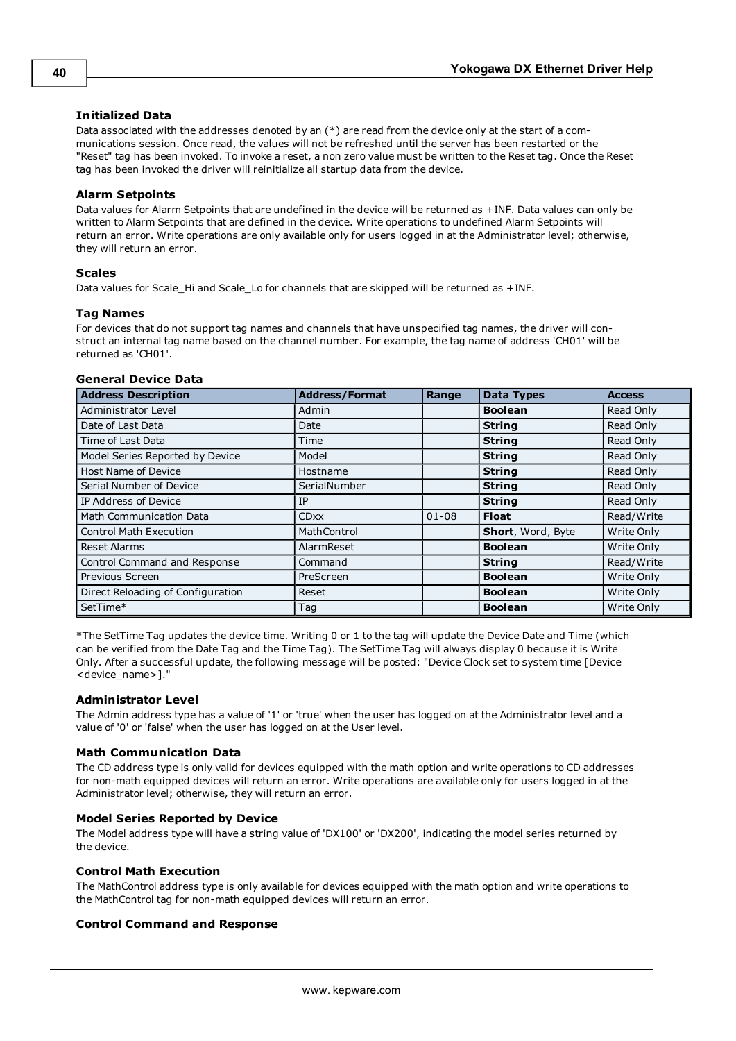### Initialized Data

Data associated with the addresses denoted by an (*) are read from the device only at the start of a communications session. Once read, the values will not be refreshed until the server has been restarted or the "Reset" tag has been invoked. To invoke a reset, a non zero value must be written to the Reset tag. Once the Reset tag has been invoked the driver will reinitialize all startup data from the device.

### Alarm Setpoints

Data values for Alarm Setpoints that are undefined in the device will be returned as +INF. Data values can only be written to Alarm Setpoints that are defined in the device. Write operations to undefined Alarm Setpoints will return an error. Write operations are only available only for users logged in at the Administrator level; otherwise, they will return an error.

### Scales

Data values for Scale_Hi and Scale_Lo for channels that are skipped will be returned as +INF.

### Tag Names

For devices that do not support tag names and channels that have unspecified tag names, the driver will construct an internal tag name based on the channel number. For example, the tag name of address 'CH01' will be returned as 'CH01'.

### General Device Data

| Address Description | Address/Format | Range | Data Types | Access |
|---|---|---|---|---|
| Administrator Level | Admin | | **Boolean** | Read Only |
| Date of Last Data | Date | | **String** | Read Only |
| Time of Last Data | Time | | **String** | Read Only |
| Model Series Reported by Device | Model | | **String** | Read Only |
| Host Name of Device | Hostname | | **String** | Read Only |
| Serial Number of Device | SerialNumber | | **String** | Read Only |
| IP Address of Device | IP | | **String** | Read Only |
| Math Communication Data | CDxx | 01-08 | **Float** | Read/Write |
| Control Math Execution | MathControl | | **Short**, Word, Byte | Write Only |
| Reset Alarms | AlarmReset | | **Boolean** | Write Only |
| Control Command and Response | Command | | **String** | Read/Write |
| Previous Screen | PreScreen | | **Boolean** | Write Only |
| Direct Reloading of Configuration | Reset | | **Boolean** | Write Only |
| SetTime* | Tag | | **Boolean** | Write Only |

*The SetTime Tag updates the device time. Writing 0 or 1 to the tag will update the Device Date and Time (which can be verified from the Date Tag and the Time Tag). The SetTime Tag will always display 0 because it is Write Only. After a successful update, the following message will be posted: "Device Clock set to system time [Device <device_name>]."

### Administrator Level

The Admin address type has a value of '1' or 'true' when the user has logged on at the Administrator level and a value of '0' or 'false' when the user has logged on at the User level.

### Math Communication Data

The CD address type is only valid for devices equipped with the math option and write operations to CD addresses for non-math equipped devices will return an error. Write operations are available only for users logged in at the Administrator level; otherwise, they will return an error.

### Model Series Reported by Device

The Model address type will have a string value of 'DX100' or 'DX200', indicating the model series returned by the device.

### Control Math Execution

The MathControl address type is only available for devices equipped with the math option and write operations to the MathControl tag for non-math equipped devices will return an error.

### Control Command and Response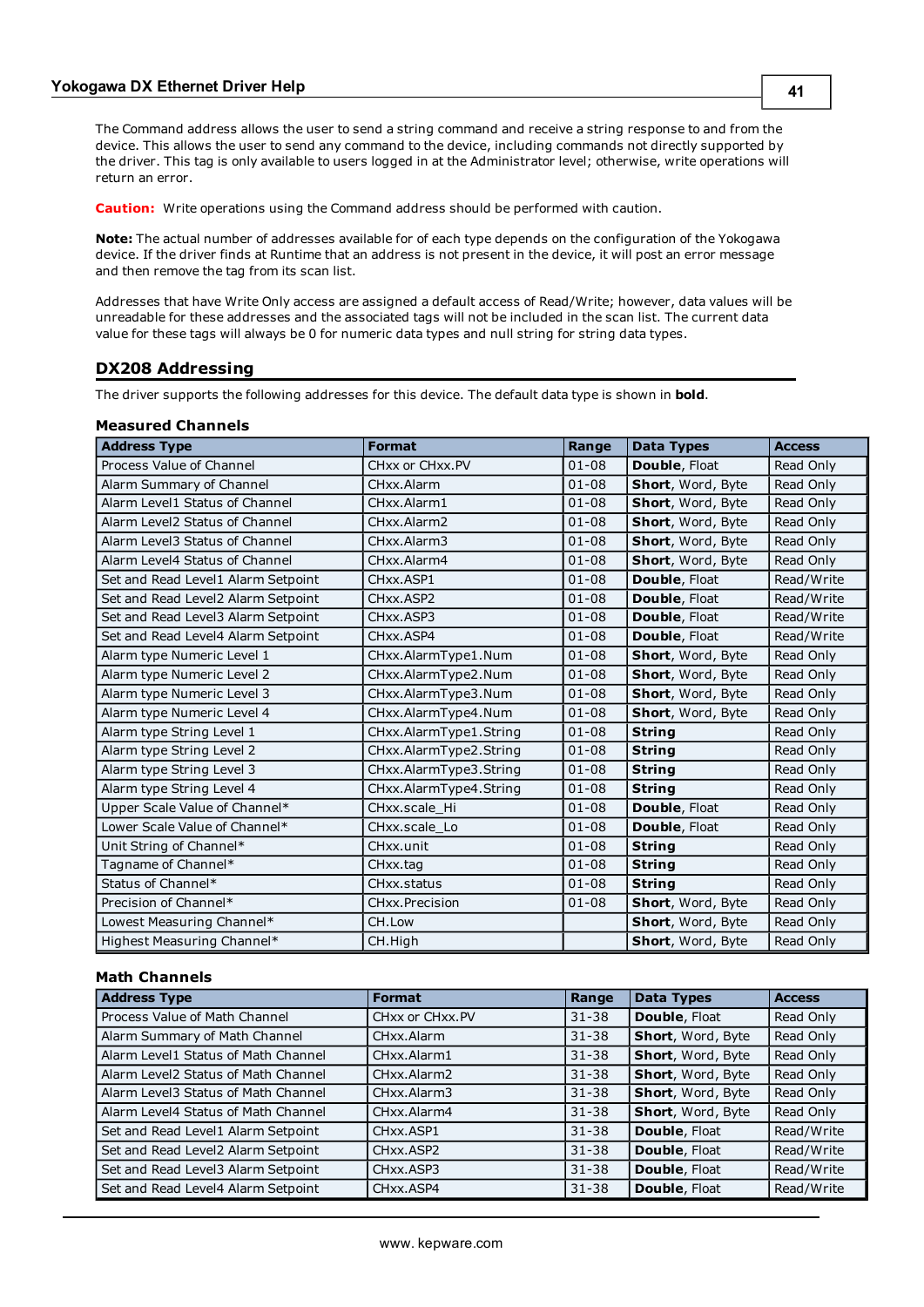The Command address allows the user to send a string command and receive a string response to and from the device. This allows the user to send any command to the device, including commands not directly supported by the driver. This tag is only available to users logged in at the Administrator level; otherwise, write operations will return an error.

**Caution:** Write operations using the Command address should be performed with caution.

**Note:** The actual number of addresses available for of each type depends on the configuration of the Yokogawa device. If the driver finds at Runtime that an address is not present in the device, it will post an error message and then remove the tag from its scan list.

Addresses that have Write Only access are assigned a default access of Read/Write; however, data values will be unreadable for these addresses and the associated tags will not be included in the scan list. The current data value for these tags will always be 0 for numeric data types and null string for string data types.

## DX208 Addressing

The driver supports the following addresses for this device. The default data type is shown in **bold**.

### Measured Channels

| Address Type | Format | Range | Data Types | Access |
|---|---|---|---|---|
| Process Value of Channel | CHxx or CHxx.PV | 01-08 | **Double**, Float | Read Only |
| Alarm Summary of Channel | CHxx.Alarm | 01-08 | **Short**, Word, Byte | Read Only |
| Alarm Level1 Status of Channel | CHxx.Alarm1 | 01-08 | **Short**, Word, Byte | Read Only |
| Alarm Level2 Status of Channel | CHxx.Alarm2 | 01-08 | **Short**, Word, Byte | Read Only |
| Alarm Level3 Status of Channel | CHxx.Alarm3 | 01-08 | **Short**, Word, Byte | Read Only |
| Alarm Level4 Status of Channel | CHxx.Alarm4 | 01-08 | **Short**, Word, Byte | Read Only |
| Set and Read Level1 Alarm Setpoint | CHxx.ASP1 | 01-08 | **Double**, Float | Read/Write |
| Set and Read Level2 Alarm Setpoint | CHxx.ASP2 | 01-08 | **Double**, Float | Read/Write |
| Set and Read Level3 Alarm Setpoint | CHxx.ASP3 | 01-08 | **Double**, Float | Read/Write |
| Set and Read Level4 Alarm Setpoint | CHxx.ASP4 | 01-08 | **Double**, Float | Read/Write |
| Alarm type Numeric Level 1 | CHxx.AlarmType1.Num | 01-08 | **Short**, Word, Byte | Read Only |
| Alarm type Numeric Level 2 | CHxx.AlarmType2.Num | 01-08 | **Short**, Word, Byte | Read Only |
| Alarm type Numeric Level 3 | CHxx.AlarmType3.Num | 01-08 | **Short**, Word, Byte | Read Only |
| Alarm type Numeric Level 4 | CHxx.AlarmType4.Num | 01-08 | **Short**, Word, Byte | Read Only |
| Alarm type String Level 1 | CHxx.AlarmType1.String | 01-08 | **String** | Read Only |
| Alarm type String Level 2 | CHxx.AlarmType2.String | 01-08 | **String** | Read Only |
| Alarm type String Level 3 | CHxx.AlarmType3.String | 01-08 | **String** | Read Only |
| Alarm type String Level 4 | CHxx.AlarmType4.String | 01-08 | **String** | Read Only |
| Upper Scale Value of Channel* | CHxx.scale_Hi | 01-08 | **Double**, Float | Read Only |
| Lower Scale Value of Channel* | CHxx.scale_Lo | 01-08 | **Double**, Float | Read Only |
| Unit String of Channel* | CHxx.unit | 01-08 | **String** | Read Only |
| Tagname of Channel* | CHxx.tag | 01-08 | **String** | Read Only |
| Status of Channel* | CHxx.status | 01-08 | **String** | Read Only |
| Precision of Channel* | CHxx.Precision | 01-08 | **Short**, Word, Byte | Read Only |
| Lowest Measuring Channel* | CH.Low | | **Short**, Word, Byte | Read Only |
| Highest Measuring Channel* | CH.High | | **Short**, Word, Byte | Read Only |

### Math Channels

| Address Type | Format | Range | Data Types | Access |
|---|---|---|---|---|
| Process Value of Math Channel | CHxx or CHxx.PV | 31-38 | **Double**, Float | Read Only |
| Alarm Summary of Math Channel | CHxx.Alarm | 31-38 | **Short**, Word, Byte | Read Only |
| Alarm Level1 Status of Math Channel | CHxx.Alarm1 | 31-38 | **Short**, Word, Byte | Read Only |
| Alarm Level2 Status of Math Channel | CHxx.Alarm2 | 31-38 | **Short**, Word, Byte | Read Only |
| Alarm Level3 Status of Math Channel | CHxx.Alarm3 | 31-38 | **Short**, Word, Byte | Read Only |
| Alarm Level4 Status of Math Channel | CHxx.Alarm4 | 31-38 | **Short**, Word, Byte | Read Only |
| Set and Read Level1 Alarm Setpoint | CHxx.ASP1 | 31-38 | **Double**, Float | Read/Write |
| Set and Read Level2 Alarm Setpoint | CHxx.ASP2 | 31-38 | **Double**, Float | Read/Write |
| Set and Read Level3 Alarm Setpoint | CHxx.ASP3 | 31-38 | **Double**, Float | Read/Write |
| Set and Read Level4 Alarm Setpoint | CHxx.ASP4 | 31-38 | **Double**, Float | Read/Write |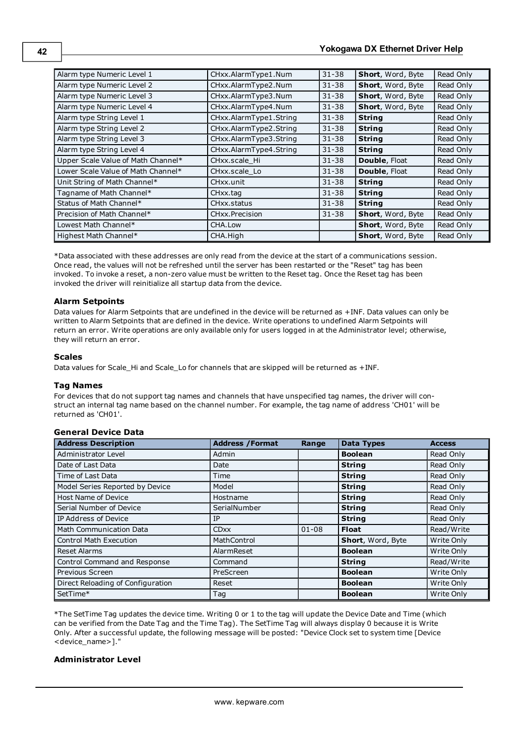| | | | | |
|---|---|---|---|---|
| Alarm type Numeric Level 1 | CHxx.AlarmType1.Num | 31-38 | **Short**, Word, Byte | Read Only |
| Alarm type Numeric Level 2 | CHxx.AlarmType2.Num | 31-38 | **Short**, Word, Byte | Read Only |
| Alarm type Numeric Level 3 | CHxx.AlarmType3.Num | 31-38 | **Short**, Word, Byte | Read Only |
| Alarm type Numeric Level 4 | CHxx.AlarmType4.Num | 31-38 | **Short**, Word, Byte | Read Only |
| Alarm type String Level 1 | CHxx.AlarmType1.String | 31-38 | **String** | Read Only |
| Alarm type String Level 2 | CHxx.AlarmType2.String | 31-38 | **String** | Read Only |
| Alarm type String Level 3 | CHxx.AlarmType3.String | 31-38 | **String** | Read Only |
| Alarm type String Level 4 | CHxx.AlarmType4.String | 31-38 | **String** | Read Only |
| Upper Scale Value of Math Channel* | CHxx.scale_Hi | 31-38 | **Double**, Float | Read Only |
| Lower Scale Value of Math Channel* | CHxx.scale_Lo | 31-38 | **Double**, Float | Read Only |
| Unit String of Math Channel* | CHxx.unit | 31-38 | **String** | Read Only |
| Tagname of Math Channel* | CHxx.tag | 31-38 | **String** | Read Only |
| Status of Math Channel* | CHxx.status | 31-38 | **String** | Read Only |
| Precision of Math Channel* | CHxx.Precision | 31-38 | **Short**, Word, Byte | Read Only |
| Lowest Math Channel* | CHA.Low | | **Short**, Word, Byte | Read Only |
| Highest Math Channel* | CHA.High | | **Short**, Word, Byte | Read Only |

*Data associated with these addresses are only read from the device at the start of a communications session. Once read, the values will not be refreshed until the server has been restarted or the "Reset" tag has been invoked. To invoke a reset, a non-zero value must be written to the Reset tag. Once the Reset tag has been invoked the driver will reinitialize all startup data from the device.

### Alarm Setpoints

Data values for Alarm Setpoints that are undefined in the device will be returned as +INF. Data values can only be written to Alarm Setpoints that are defined in the device. Write operations to undefined Alarm Setpoints will return an error. Write operations are only available only for users logged in at the Administrator level; otherwise, they will return an error.

### Scales

Data values for Scale_Hi and Scale_Lo for channels that are skipped will be returned as +INF.

### Tag Names

For devices that do not support tag names and channels that have unspecified tag names, the driver will construct an internal tag name based on the channel number. For example, the tag name of address 'CH01' will be returned as 'CH01'.

### General Device Data

| Address Description | Address /Format | Range | Data Types | Access |
|---|---|---|---|---|
| Administrator Level | Admin | | **Boolean** | Read Only |
| Date of Last Data | Date | | **String** | Read Only |
| Time of Last Data | Time | | **String** | Read Only |
| Model Series Reported by Device | Model | | **String** | Read Only |
| Host Name of Device | Hostname | | **String** | Read Only |
| Serial Number of Device | SerialNumber | | **String** | Read Only |
| IP Address of Device | IP | | **String** | Read Only |
| Math Communication Data | CDxx | 01-08 | **Float** | Read/Write |
| Control Math Execution | MathControl | | **Short**, Word, Byte | Write Only |
| Reset Alarms | AlarmReset | | **Boolean** | Write Only |
| Control Command and Response | Command | | **String** | Read/Write |
| Previous Screen | PreScreen | | **Boolean** | Write Only |
| Direct Reloading of Configuration | Reset | | **Boolean** | Write Only |
| SetTime* | Tag | | **Boolean** | Write Only |

*The SetTime Tag updates the device time. Writing 0 or 1 to the tag will update the Device Date and Time (which can be verified from the Date Tag and the Time Tag). The SetTime Tag will always display 0 because it is Write Only. After a successful update, the following message will be posted: "Device Clock set to system time [Device <device_name>]."

### Administrator Level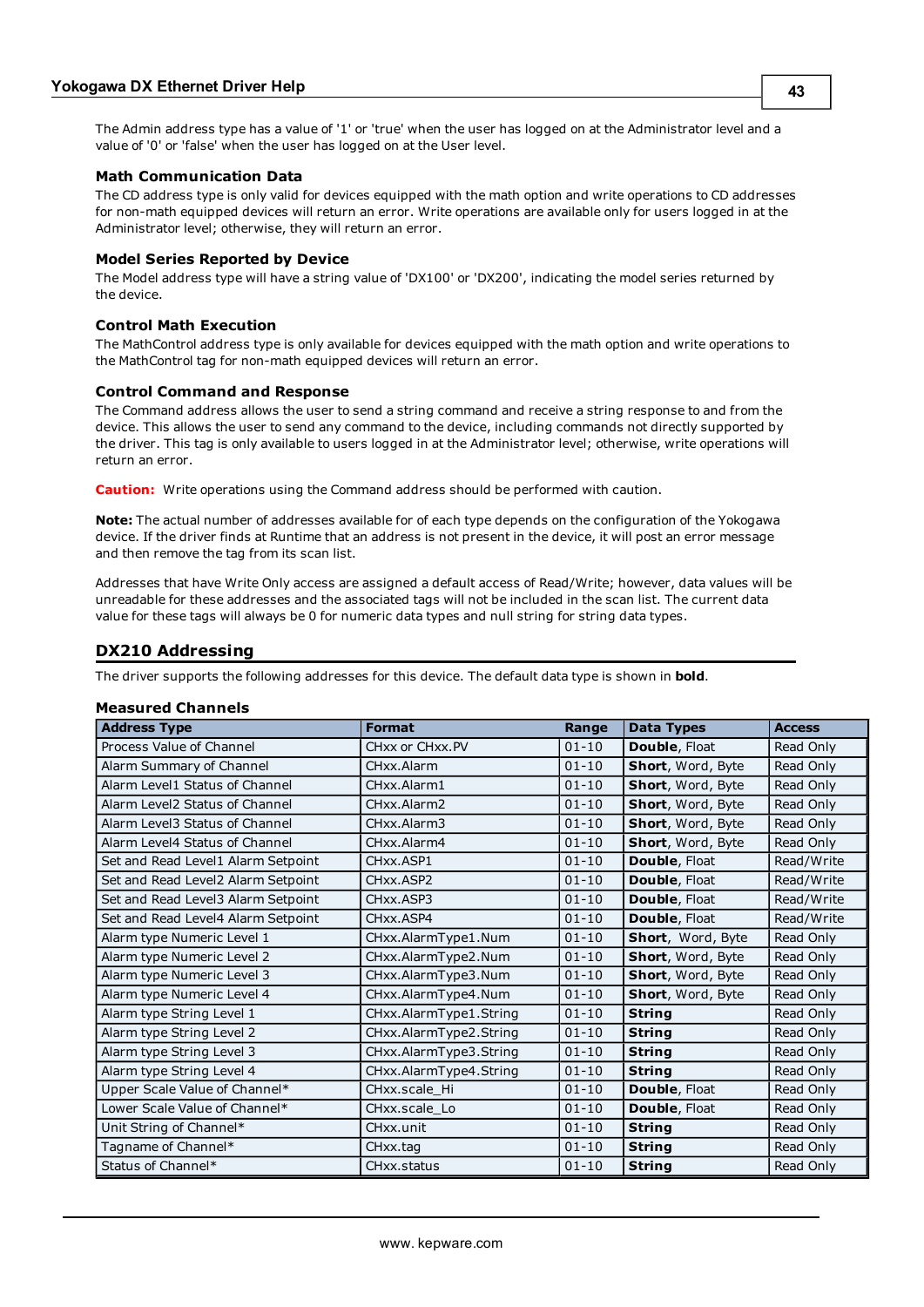The Admin address type has a value of '1' or 'true' when the user has logged on at the Administrator level and a value of '0' or 'false' when the user has logged on at the User level.

### Math Communication Data

The CD address type is only valid for devices equipped with the math option and write operations to CD addresses for non-math equipped devices will return an error. Write operations are available only for users logged in at the Administrator level; otherwise, they will return an error.

### Model Series Reported by Device

The Model address type will have a string value of 'DX100' or 'DX200', indicating the model series returned by the device.

### Control Math Execution

The MathControl address type is only available for devices equipped with the math option and write operations to the MathControl tag for non-math equipped devices will return an error.

### Control Command and Response

The Command address allows the user to send a string command and receive a string response to and from the device. This allows the user to send any command to the device, including commands not directly supported by the driver. This tag is only available to users logged in at the Administrator level; otherwise, write operations will return an error.

**Caution:** Write operations using the Command address should be performed with caution.

**Note:** The actual number of addresses available for of each type depends on the configuration of the Yokogawa device. If the driver finds at Runtime that an address is not present in the device, it will post an error message and then remove the tag from its scan list.

Addresses that have Write Only access are assigned a default access of Read/Write; however, data values will be unreadable for these addresses and the associated tags will not be included in the scan list. The current data value for these tags will always be 0 for numeric data types and null string for string data types.

## DX210 Addressing

The driver supports the following addresses for this device. The default data type is shown in **bold**.

### Measured Channels

| Address Type | Format | Range | Data Types | Access |
|---|---|---|---|---|
| Process Value of Channel | CHxx or CHxx.PV | 01-10 | **Double**, Float | Read Only |
| Alarm Summary of Channel | CHxx.Alarm | 01-10 | **Short**, Word, Byte | Read Only |
| Alarm Level1 Status of Channel | CHxx.Alarm1 | 01-10 | **Short**, Word, Byte | Read Only |
| Alarm Level2 Status of Channel | CHxx.Alarm2 | 01-10 | **Short**, Word, Byte | Read Only |
| Alarm Level3 Status of Channel | CHxx.Alarm3 | 01-10 | **Short**, Word, Byte | Read Only |
| Alarm Level4 Status of Channel | CHxx.Alarm4 | 01-10 | **Short**, Word, Byte | Read Only |
| Set and Read Level1 Alarm Setpoint | CHxx.ASP1 | 01-10 | **Double**, Float | Read/Write |
| Set and Read Level2 Alarm Setpoint | CHxx.ASP2 | 01-10 | **Double**, Float | Read/Write |
| Set and Read Level3 Alarm Setpoint | CHxx.ASP3 | 01-10 | **Double**, Float | Read/Write |
| Set and Read Level4 Alarm Setpoint | CHxx.ASP4 | 01-10 | **Double**, Float | Read/Write |
| Alarm type Numeric Level 1 | CHxx.AlarmType1.Num | 01-10 | **Short**, Word, Byte | Read Only |
| Alarm type Numeric Level 2 | CHxx.AlarmType2.Num | 01-10 | **Short**, Word, Byte | Read Only |
| Alarm type Numeric Level 3 | CHxx.AlarmType3.Num | 01-10 | **Short**, Word, Byte | Read Only |
| Alarm type Numeric Level 4 | CHxx.AlarmType4.Num | 01-10 | **Short**, Word, Byte | Read Only |
| Alarm type String Level 1 | CHxx.AlarmType1.String | 01-10 | **String** | Read Only |
| Alarm type String Level 2 | CHxx.AlarmType2.String | 01-10 | **String** | Read Only |
| Alarm type String Level 3 | CHxx.AlarmType3.String | 01-10 | **String** | Read Only |
| Alarm type String Level 4 | CHxx.AlarmType4.String | 01-10 | **String** | Read Only |
| Upper Scale Value of Channel* | CHxx.scale_Hi | 01-10 | **Double**, Float | Read Only |
| Lower Scale Value of Channel* | CHxx.scale_Lo | 01-10 | **Double**, Float | Read Only |
| Unit String of Channel* | CHxx.unit | 01-10 | **String** | Read Only |
| Tagname of Channel* | CHxx.tag | 01-10 | **String** | Read Only |
| Status of Channel* | CHxx.status | 01-10 | **String** | Read Only |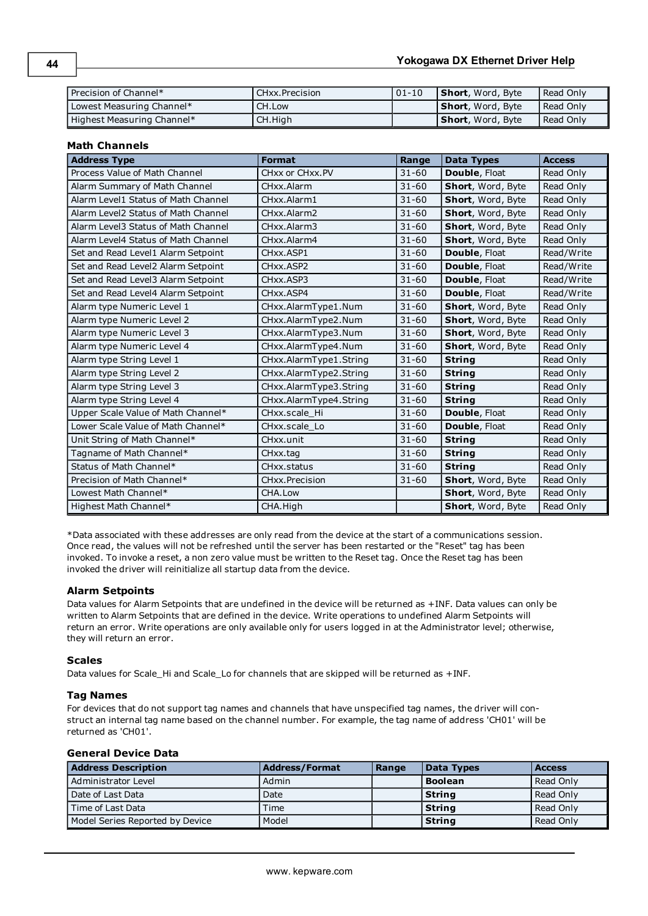| Precision of Channel* | CHxx.Precision | 01-10 | **Short**, Word, Byte | Read Only |
|---|---|---|---|---|
| Lowest Measuring Channel* | CH.Low | | **Short**, Word, Byte | Read Only |
| Highest Measuring Channel* | CH.High | | **Short**, Word, Byte | Read Only |

#### Math Channels

| Address Type | Format | Range | Data Types | Access |
|---|---|---|---|---|
| Process Value of Math Channel | CHxx or CHxx.PV | 31-60 | **Double**, Float | Read Only |
| Alarm Summary of Math Channel | CHxx.Alarm | 31-60 | **Short**, Word, Byte | Read Only |
| Alarm Level1 Status of Math Channel | CHxx.Alarm1 | 31-60 | **Short**, Word, Byte | Read Only |
| Alarm Level2 Status of Math Channel | CHxx.Alarm2 | 31-60 | **Short**, Word, Byte | Read Only |
| Alarm Level3 Status of Math Channel | CHxx.Alarm3 | 31-60 | **Short**, Word, Byte | Read Only |
| Alarm Level4 Status of Math Channel | CHxx.Alarm4 | 31-60 | **Short**, Word, Byte | Read Only |
| Set and Read Level1 Alarm Setpoint | CHxx.ASP1 | 31-60 | **Double**, Float | Read/Write |
| Set and Read Level2 Alarm Setpoint | CHxx.ASP2 | 31-60 | **Double**, Float | Read/Write |
| Set and Read Level3 Alarm Setpoint | CHxx.ASP3 | 31-60 | **Double**, Float | Read/Write |
| Set and Read Level4 Alarm Setpoint | CHxx.ASP4 | 31-60 | **Double**, Float | Read/Write |
| Alarm type Numeric Level 1 | CHxx.AlarmType1.Num | 31-60 | **Short**, Word, Byte | Read Only |
| Alarm type Numeric Level 2 | CHxx.AlarmType2.Num | 31-60 | **Short**, Word, Byte | Read Only |
| Alarm type Numeric Level 3 | CHxx.AlarmType3.Num | 31-60 | **Short**, Word, Byte | Read Only |
| Alarm type Numeric Level 4 | CHxx.AlarmType4.Num | 31-60 | **Short**, Word, Byte | Read Only |
| Alarm type String Level 1 | CHxx.AlarmType1.String | 31-60 | **String** | Read Only |
| Alarm type String Level 2 | CHxx.AlarmType2.String | 31-60 | **String** | Read Only |
| Alarm type String Level 3 | CHxx.AlarmType3.String | 31-60 | **String** | Read Only |
| Alarm type String Level 4 | CHxx.AlarmType4.String | 31-60 | **String** | Read Only |
| Upper Scale Value of Math Channel* | CHxx.scale_Hi | 31-60 | **Double**, Float | Read Only |
| Lower Scale Value of Math Channel* | CHxx.scale_Lo | 31-60 | **Double**, Float | Read Only |
| Unit String of Math Channel* | CHxx.unit | 31-60 | **String** | Read Only |
| Tagname of Math Channel* | CHxx.tag | 31-60 | **String** | Read Only |
| Status of Math Channel* | CHxx.status | 31-60 | **String** | Read Only |
| Precision of Math Channel* | CHxx.Precision | 31-60 | **Short**, Word, Byte | Read Only |
| Lowest Math Channel* | CHA.Low | | **Short**, Word, Byte | Read Only |
| Highest Math Channel* | CHA.High | | **Short**, Word, Byte | Read Only |

*Data associated with these addresses are only read from the device at the start of a communications session. Once read, the values will not be refreshed until the server has been restarted or the "Reset" tag has been invoked. To invoke a reset, a non zero value must be written to the Reset tag. Once the Reset tag has been invoked the driver will reinitialize all startup data from the device.

#### Alarm Setpoints

Data values for Alarm Setpoints that are undefined in the device will be returned as +INF. Data values can only be written to Alarm Setpoints that are defined in the device. Write operations to undefined Alarm Setpoints will return an error. Write operations are only available only for users logged in at the Administrator level; otherwise, they will return an error.

#### Scales

Data values for Scale_Hi and Scale_Lo for channels that are skipped will be returned as +INF.

#### Tag Names

For devices that do not support tag names and channels that have unspecified tag names, the driver will construct an internal tag name based on the channel number. For example, the tag name of address 'CH01' will be returned as 'CH01'.

#### General Device Data

| Address Description | Address/Format | Range | Data Types | Access |
|---|---|---|---|---|
| Administrator Level | Admin | | **Boolean** | Read Only |
| Date of Last Data | Date | | **String** | Read Only |
| Time of Last Data | Time | | **String** | Read Only |
| Model Series Reported by Device | Model | | **String** | Read Only |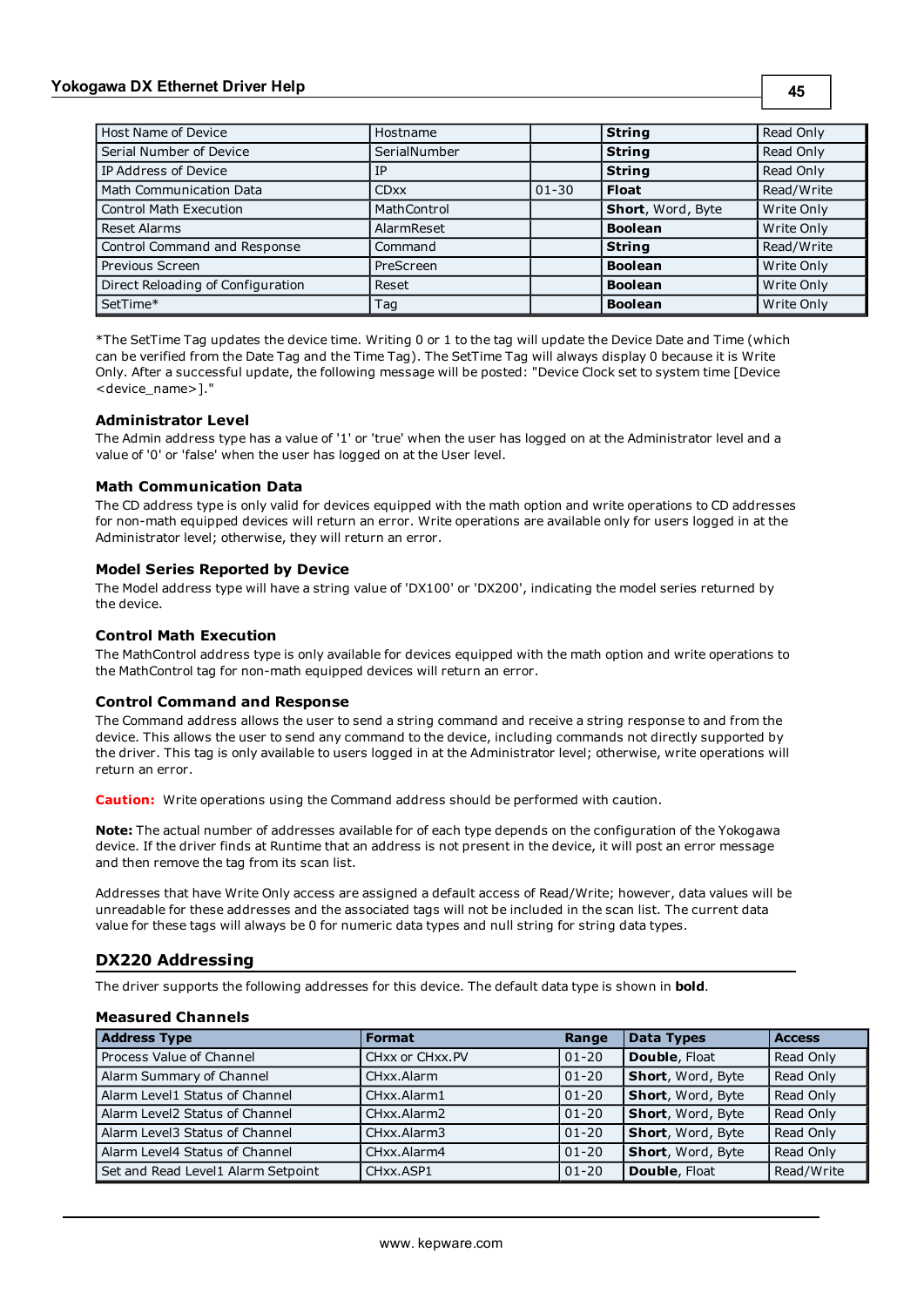| Host Name of Device | Hostname | | **String** | Read Only |
|---|---|---|---|---|
| Serial Number of Device | SerialNumber | | **String** | Read Only |
| IP Address of Device | IP | | **String** | Read Only |
| Math Communication Data | CDxx | 01-30 | **Float** | Read/Write |
| Control Math Execution | MathControl | | **Short**, Word, Byte | Write Only |
| Reset Alarms | AlarmReset | | **Boolean** | Write Only |
| Control Command and Response | Command | | **String** | Read/Write |
| Previous Screen | PreScreen | | **Boolean** | Write Only |
| Direct Reloading of Configuration | Reset | | **Boolean** | Write Only |
| SetTime* | Tag | | **Boolean** | Write Only |

*The SetTime Tag updates the device time. Writing 0 or 1 to the tag will update the Device Date and Time (which can be verified from the Date Tag and the Time Tag). The SetTime Tag will always display 0 because it is Write Only. After a successful update, the following message will be posted: "Device Clock set to system time [Device <device_name>]."

### Administrator Level

The Admin address type has a value of '1' or 'true' when the user has logged on at the Administrator level and a value of '0' or 'false' when the user has logged on at the User level.

### Math Communication Data

The CD address type is only valid for devices equipped with the math option and write operations to CD addresses for non-math equipped devices will return an error. Write operations are available only for users logged in at the Administrator level; otherwise, they will return an error.

### Model Series Reported by Device

The Model address type will have a string value of 'DX100' or 'DX200', indicating the model series returned by the device.

### Control Math Execution

The MathControl address type is only available for devices equipped with the math option and write operations to the MathControl tag for non-math equipped devices will return an error.

### Control Command and Response

The Command address allows the user to send a string command and receive a string response to and from the device. This allows the user to send any command to the device, including commands not directly supported by the driver. This tag is only available to users logged in at the Administrator level; otherwise, write operations will return an error.

**Caution:** Write operations using the Command address should be performed with caution.

**Note:** The actual number of addresses available for of each type depends on the configuration of the Yokogawa device. If the driver finds at Runtime that an address is not present in the device, it will post an error message and then remove the tag from its scan list.

Addresses that have Write Only access are assigned a default access of Read/Write; however, data values will be unreadable for these addresses and the associated tags will not be included in the scan list. The current data value for these tags will always be 0 for numeric data types and null string for string data types.

## DX220 Addressing

The driver supports the following addresses for this device. The default data type is shown in **bold**.

### Measured Channels

| Address Type | Format | Range | Data Types | Access |
|---|---|---|---|---|
| Process Value of Channel | CHxx or CHxx.PV | 01-20 | **Double**, Float | Read Only |
| Alarm Summary of Channel | CHxx.Alarm | 01-20 | **Short**, Word, Byte | Read Only |
| Alarm Level1 Status of Channel | CHxx.Alarm1 | 01-20 | **Short**, Word, Byte | Read Only |
| Alarm Level2 Status of Channel | CHxx.Alarm2 | 01-20 | **Short**, Word, Byte | Read Only |
| Alarm Level3 Status of Channel | CHxx.Alarm3 | 01-20 | **Short**, Word, Byte | Read Only |
| Alarm Level4 Status of Channel | CHxx.Alarm4 | 01-20 | **Short**, Word, Byte | Read Only |
| Set and Read Level1 Alarm Setpoint | CHxx.ASP1 | 01-20 | **Double**, Float | Read/Write |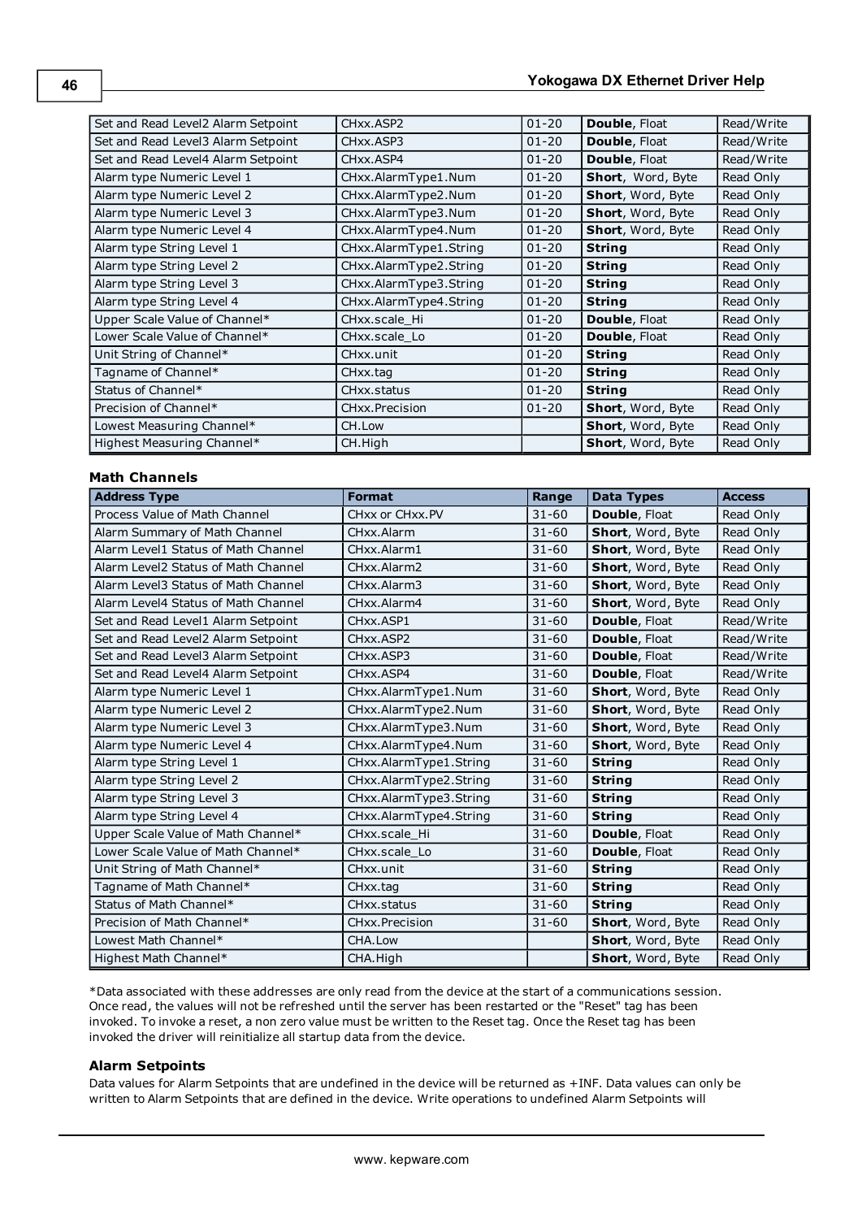| | | | | |
|---|---|---|---|---|
| Set and Read Level2 Alarm Setpoint | CHxx.ASP2 | 01-20 | **Double**, Float | Read/Write |
| Set and Read Level3 Alarm Setpoint | CHxx.ASP3 | 01-20 | **Double**, Float | Read/Write |
| Set and Read Level4 Alarm Setpoint | CHxx.ASP4 | 01-20 | **Double**, Float | Read/Write |
| Alarm type Numeric Level 1 | CHxx.AlarmType1.Num | 01-20 | **Short**, Word, Byte | Read Only |
| Alarm type Numeric Level 2 | CHxx.AlarmType2.Num | 01-20 | **Short**, Word, Byte | Read Only |
| Alarm type Numeric Level 3 | CHxx.AlarmType3.Num | 01-20 | **Short**, Word, Byte | Read Only |
| Alarm type Numeric Level 4 | CHxx.AlarmType4.Num | 01-20 | **Short**, Word, Byte | Read Only |
| Alarm type String Level 1 | CHxx.AlarmType1.String | 01-20 | **String** | Read Only |
| Alarm type String Level 2 | CHxx.AlarmType2.String | 01-20 | **String** | Read Only |
| Alarm type String Level 3 | CHxx.AlarmType3.String | 01-20 | **String** | Read Only |
| Alarm type String Level 4 | CHxx.AlarmType4.String | 01-20 | **String** | Read Only |
| Upper Scale Value of Channel* | CHxx.scale_Hi | 01-20 | **Double**, Float | Read Only |
| Lower Scale Value of Channel* | CHxx.scale_Lo | 01-20 | **Double**, Float | Read Only |
| Unit String of Channel* | CHxx.unit | 01-20 | **String** | Read Only |
| Tagname of Channel* | CHxx.tag | 01-20 | **String** | Read Only |
| Status of Channel* | CHxx.status | 01-20 | **String** | Read Only |
| Precision of Channel* | CHxx.Precision | 01-20 | **Short**, Word, Byte | Read Only |
| Lowest Measuring Channel* | CH.Low | | **Short**, Word, Byte | Read Only |
| Highest Measuring Channel* | CH.High | | **Short**, Word, Byte | Read Only |

### Math Channels

| Address Type | Format | Range | Data Types | Access |
|---|---|---|---|---|
| Process Value of Math Channel | CHxx or CHxx.PV | 31-60 | **Double**, Float | Read Only |
| Alarm Summary of Math Channel | CHxx.Alarm | 31-60 | **Short**, Word, Byte | Read Only |
| Alarm Level1 Status of Math Channel | CHxx.Alarm1 | 31-60 | **Short**, Word, Byte | Read Only |
| Alarm Level2 Status of Math Channel | CHxx.Alarm2 | 31-60 | **Short**, Word, Byte | Read Only |
| Alarm Level3 Status of Math Channel | CHxx.Alarm3 | 31-60 | **Short**, Word, Byte | Read Only |
| Alarm Level4 Status of Math Channel | CHxx.Alarm4 | 31-60 | **Short**, Word, Byte | Read Only |
| Set and Read Level1 Alarm Setpoint | CHxx.ASP1 | 31-60 | **Double**, Float | Read/Write |
| Set and Read Level2 Alarm Setpoint | CHxx.ASP2 | 31-60 | **Double**, Float | Read/Write |
| Set and Read Level3 Alarm Setpoint | CHxx.ASP3 | 31-60 | **Double**, Float | Read/Write |
| Set and Read Level4 Alarm Setpoint | CHxx.ASP4 | 31-60 | **Double**, Float | Read/Write |
| Alarm type Numeric Level 1 | CHxx.AlarmType1.Num | 31-60 | **Short**, Word, Byte | Read Only |
| Alarm type Numeric Level 2 | CHxx.AlarmType2.Num | 31-60 | **Short**, Word, Byte | Read Only |
| Alarm type Numeric Level 3 | CHxx.AlarmType3.Num | 31-60 | **Short**, Word, Byte | Read Only |
| Alarm type Numeric Level 4 | CHxx.AlarmType4.Num | 31-60 | **Short**, Word, Byte | Read Only |
| Alarm type String Level 1 | CHxx.AlarmType1.String | 31-60 | **String** | Read Only |
| Alarm type String Level 2 | CHxx.AlarmType2.String | 31-60 | **String** | Read Only |
| Alarm type String Level 3 | CHxx.AlarmType3.String | 31-60 | **String** | Read Only |
| Alarm type String Level 4 | CHxx.AlarmType4.String | 31-60 | **String** | Read Only |
| Upper Scale Value of Math Channel* | CHxx.scale_Hi | 31-60 | **Double**, Float | Read Only |
| Lower Scale Value of Math Channel* | CHxx.scale_Lo | 31-60 | **Double**, Float | Read Only |
| Unit String of Math Channel* | CHxx.unit | 31-60 | **String** | Read Only |
| Tagname of Math Channel* | CHxx.tag | 31-60 | **String** | Read Only |
| Status of Math Channel* | CHxx.status | 31-60 | **String** | Read Only |
| Precision of Math Channel* | CHxx.Precision | 31-60 | **Short**, Word, Byte | Read Only |
| Lowest Math Channel* | CHA.Low | | **Short**, Word, Byte | Read Only |
| Highest Math Channel* | CHA.High | | **Short**, Word, Byte | Read Only |

*Data associated with these addresses are only read from the device at the start of a communications session. Once read, the values will not be refreshed until the server has been restarted or the "Reset" tag has been invoked. To invoke a reset, a non zero value must be written to the Reset tag. Once the Reset tag has been invoked the driver will reinitialize all startup data from the device.

### Alarm Setpoints

Data values for Alarm Setpoints that are undefined in the device will be returned as +INF. Data values can only be written to Alarm Setpoints that are defined in the device. Write operations to undefined Alarm Setpoints will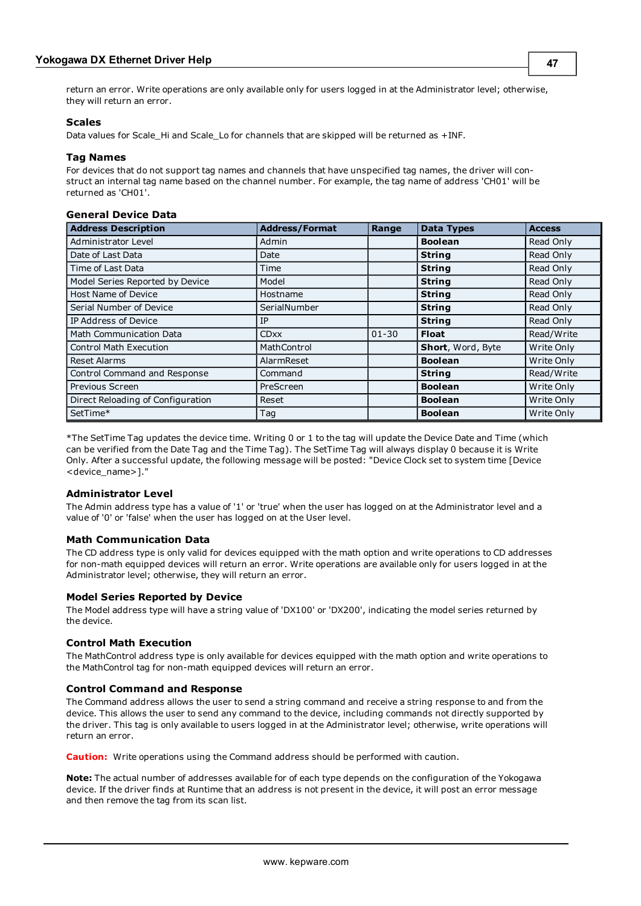return an error. Write operations are only available only for users logged in at the Administrator level; otherwise, they will return an error.

### Scales

Data values for Scale_Hi and Scale_Lo for channels that are skipped will be returned as +INF.

### Tag Names

For devices that do not support tag names and channels that have unspecified tag names, the driver will construct an internal tag name based on the channel number. For example, the tag name of address 'CH01' will be returned as 'CH01'.

### General Device Data

| Address Description | Address/Format | Range | Data Types | Access |
|---|---|---|---|---|
| Administrator Level | Admin | | **Boolean** | Read Only |
| Date of Last Data | Date | | **String** | Read Only |
| Time of Last Data | Time | | **String** | Read Only |
| Model Series Reported by Device | Model | | **String** | Read Only |
| Host Name of Device | Hostname | | **String** | Read Only |
| Serial Number of Device | SerialNumber | | **String** | Read Only |
| IP Address of Device | IP | | **String** | Read Only |
| Math Communication Data | CDxx | 01-30 | **Float** | Read/Write |
| Control Math Execution | MathControl | | **Short**, Word, Byte | Write Only |
| Reset Alarms | AlarmReset | | **Boolean** | Write Only |
| Control Command and Response | Command | | **String** | Read/Write |
| Previous Screen | PreScreen | | **Boolean** | Write Only |
| Direct Reloading of Configuration | Reset | | **Boolean** | Write Only |
| SetTime* | Tag | | **Boolean** | Write Only |

*The SetTime Tag updates the device time. Writing 0 or 1 to the tag will update the Device Date and Time (which can be verified from the Date Tag and the Time Tag). The SetTime Tag will always display 0 because it is Write Only. After a successful update, the following message will be posted: "Device Clock set to system time [Device <device_name>]."

### Administrator Level

The Admin address type has a value of '1' or 'true' when the user has logged on at the Administrator level and a value of '0' or 'false' when the user has logged on at the User level.

### Math Communication Data

The CD address type is only valid for devices equipped with the math option and write operations to CD addresses for non-math equipped devices will return an error. Write operations are available only for users logged in at the Administrator level; otherwise, they will return an error.

### Model Series Reported by Device

The Model address type will have a string value of 'DX100' or 'DX200', indicating the model series returned by the device.

### Control Math Execution

The MathControl address type is only available for devices equipped with the math option and write operations to the MathControl tag for non-math equipped devices will return an error.

### Control Command and Response

The Command address allows the user to send a string command and receive a string response to and from the device. This allows the user to send any command to the device, including commands not directly supported by the driver. This tag is only available to users logged in at the Administrator level; otherwise, write operations will return an error.

**Caution:** Write operations using the Command address should be performed with caution.

**Note:** The actual number of addresses available for of each type depends on the configuration of the Yokogawa device. If the driver finds at Runtime that an address is not present in the device, it will post an error message and then remove the tag from its scan list.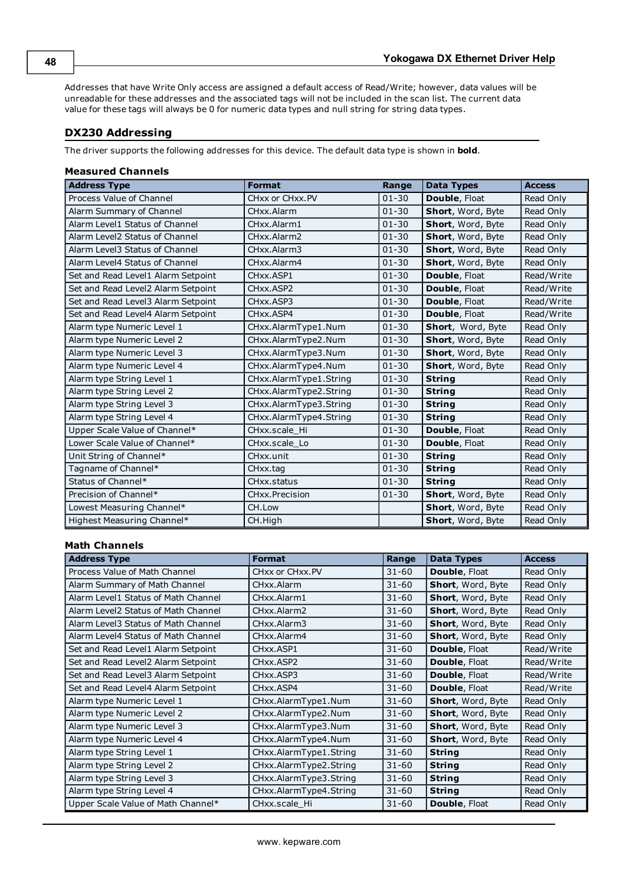Addresses that have Write Only access are assigned a default access of Read/Write; however, data values will be unreadable for these addresses and the associated tags will not be included in the scan list. The current data value for these tags will always be 0 for numeric data types and null string for string data types.

## DX230 Addressing

The driver supports the following addresses for this device. The default data type is shown in **bold**.

### Measured Channels

| Address Type | Format | Range | Data Types | Access |
|---|---|---|---|---|
| Process Value of Channel | CHxx or CHxx.PV | 01-30 | **Double**, Float | Read Only |
| Alarm Summary of Channel | CHxx.Alarm | 01-30 | **Short**, Word, Byte | Read Only |
| Alarm Level1 Status of Channel | CHxx.Alarm1 | 01-30 | **Short**, Word, Byte | Read Only |
| Alarm Level2 Status of Channel | CHxx.Alarm2 | 01-30 | **Short**, Word, Byte | Read Only |
| Alarm Level3 Status of Channel | CHxx.Alarm3 | 01-30 | **Short**, Word, Byte | Read Only |
| Alarm Level4 Status of Channel | CHxx.Alarm4 | 01-30 | **Short**, Word, Byte | Read Only |
| Set and Read Level1 Alarm Setpoint | CHxx.ASP1 | 01-30 | **Double**, Float | Read/Write |
| Set and Read Level2 Alarm Setpoint | CHxx.ASP2 | 01-30 | **Double**, Float | Read/Write |
| Set and Read Level3 Alarm Setpoint | CHxx.ASP3 | 01-30 | **Double**, Float | Read/Write |
| Set and Read Level4 Alarm Setpoint | CHxx.ASP4 | 01-30 | **Double**, Float | Read/Write |
| Alarm type Numeric Level 1 | CHxx.AlarmType1.Num | 01-30 | **Short**, Word, Byte | Read Only |
| Alarm type Numeric Level 2 | CHxx.AlarmType2.Num | 01-30 | **Short**, Word, Byte | Read Only |
| Alarm type Numeric Level 3 | CHxx.AlarmType3.Num | 01-30 | **Short**, Word, Byte | Read Only |
| Alarm type Numeric Level 4 | CHxx.AlarmType4.Num | 01-30 | **Short**, Word, Byte | Read Only |
| Alarm type String Level 1 | CHxx.AlarmType1.String | 01-30 | **String** | Read Only |
| Alarm type String Level 2 | CHxx.AlarmType2.String | 01-30 | **String** | Read Only |
| Alarm type String Level 3 | CHxx.AlarmType3.String | 01-30 | **String** | Read Only |
| Alarm type String Level 4 | CHxx.AlarmType4.String | 01-30 | **String** | Read Only |
| Upper Scale Value of Channel* | CHxx.scale_Hi | 01-30 | **Double**, Float | Read Only |
| Lower Scale Value of Channel* | CHxx.scale_Lo | 01-30 | **Double**, Float | Read Only |
| Unit String of Channel* | CHxx.unit | 01-30 | **String** | Read Only |
| Tagname of Channel* | CHxx.tag | 01-30 | **String** | Read Only |
| Status of Channel* | CHxx.status | 01-30 | **String** | Read Only |
| Precision of Channel* | CHxx.Precision | 01-30 | **Short**, Word, Byte | Read Only |
| Lowest Measuring Channel* | CH.Low | | **Short**, Word, Byte | Read Only |
| Highest Measuring Channel* | CH.High | | **Short**, Word, Byte | Read Only |

### Math Channels

| Address Type | Format | Range | Data Types | Access |
|---|---|---|---|---|
| Process Value of Math Channel | CHxx or CHxx.PV | 31-60 | **Double**, Float | Read Only |
| Alarm Summary of Math Channel | CHxx.Alarm | 31-60 | **Short**, Word, Byte | Read Only |
| Alarm Level1 Status of Math Channel | CHxx.Alarm1 | 31-60 | **Short**, Word, Byte | Read Only |
| Alarm Level2 Status of Math Channel | CHxx.Alarm2 | 31-60 | **Short**, Word, Byte | Read Only |
| Alarm Level3 Status of Math Channel | CHxx.Alarm3 | 31-60 | **Short**, Word, Byte | Read Only |
| Alarm Level4 Status of Math Channel | CHxx.Alarm4 | 31-60 | **Short**, Word, Byte | Read Only |
| Set and Read Level1 Alarm Setpoint | CHxx.ASP1 | 31-60 | **Double**, Float | Read/Write |
| Set and Read Level2 Alarm Setpoint | CHxx.ASP2 | 31-60 | **Double**, Float | Read/Write |
| Set and Read Level3 Alarm Setpoint | CHxx.ASP3 | 31-60 | **Double**, Float | Read/Write |
| Set and Read Level4 Alarm Setpoint | CHxx.ASP4 | 31-60 | **Double**, Float | Read/Write |
| Alarm type Numeric Level 1 | CHxx.AlarmType1.Num | 31-60 | **Short**, Word, Byte | Read Only |
| Alarm type Numeric Level 2 | CHxx.AlarmType2.Num | 31-60 | **Short**, Word, Byte | Read Only |
| Alarm type Numeric Level 3 | CHxx.AlarmType3.Num | 31-60 | **Short**, Word, Byte | Read Only |
| Alarm type Numeric Level 4 | CHxx.AlarmType4.Num | 31-60 | **Short**, Word, Byte | Read Only |
| Alarm type String Level 1 | CHxx.AlarmType1.String | 31-60 | **String** | Read Only |
| Alarm type String Level 2 | CHxx.AlarmType2.String | 31-60 | **String** | Read Only |
| Alarm type String Level 3 | CHxx.AlarmType3.String | 31-60 | **String** | Read Only |
| Alarm type String Level 4 | CHxx.AlarmType4.String | 31-60 | **String** | Read Only |
| Upper Scale Value of Math Channel* | CHxx.scale_Hi | 31-60 | **Double**, Float | Read Only |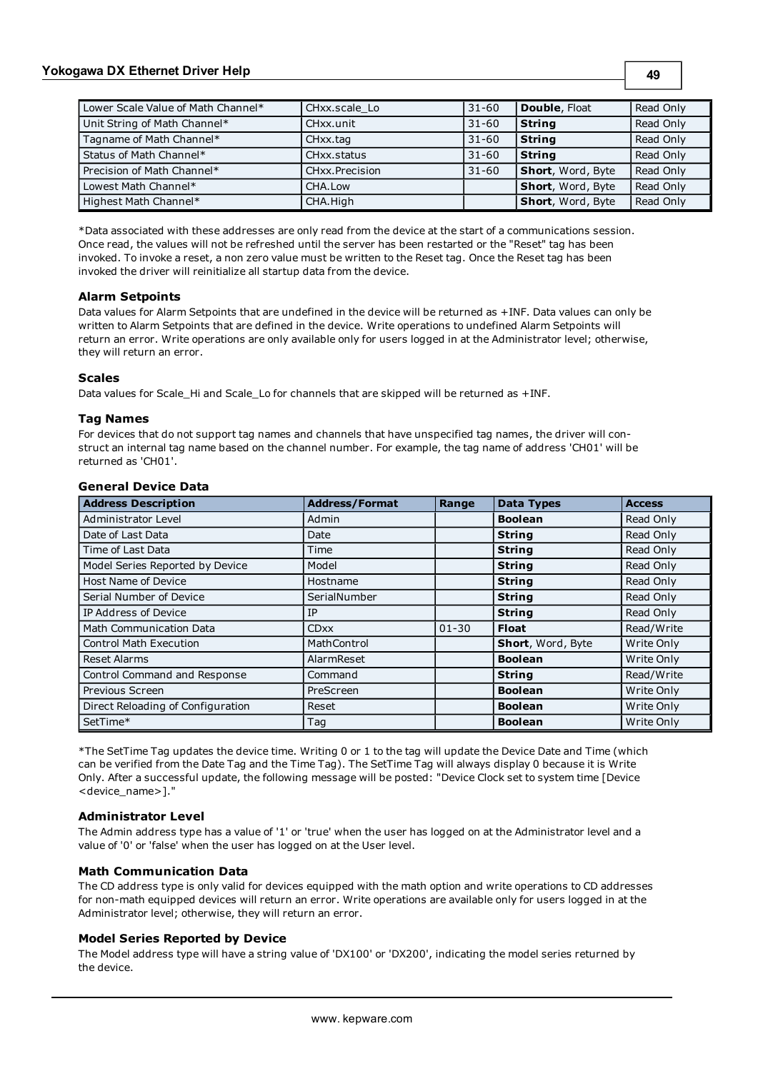| Lower Scale Value of Math Channel* | CHxx.scale_Lo | 31-60 | **Double**, Float | Read Only |
|---|---|---|---|---|
| Unit String of Math Channel* | CHxx.unit | 31-60 | **String** | Read Only |
| Tagname of Math Channel* | CHxx.tag | 31-60 | **String** | Read Only |
| Status of Math Channel* | CHxx.status | 31-60 | **String** | Read Only |
| Precision of Math Channel* | CHxx.Precision | 31-60 | **Short**, Word, Byte | Read Only |
| Lowest Math Channel* | CHA.Low | | **Short**, Word, Byte | Read Only |
| Highest Math Channel* | CHA.High | | **Short**, Word, Byte | Read Only |

*Data associated with these addresses are only read from the device at the start of a communications session. Once read, the values will not be refreshed until the server has been restarted or the "Reset" tag has been invoked. To invoke a reset, a non zero value must be written to the Reset tag. Once the Reset tag has been invoked the driver will reinitialize all startup data from the device.

### Alarm Setpoints

Data values for Alarm Setpoints that are undefined in the device will be returned as +INF. Data values can only be written to Alarm Setpoints that are defined in the device. Write operations to undefined Alarm Setpoints will return an error. Write operations are only available only for users logged in at the Administrator level; otherwise, they will return an error.

### Scales

Data values for Scale_Hi and Scale_Lo for channels that are skipped will be returned as +INF.

### Tag Names

For devices that do not support tag names and channels that have unspecified tag names, the driver will construct an internal tag name based on the channel number. For example, the tag name of address 'CH01' will be returned as 'CH01'.

### General Device Data

| Address Description | Address/Format | Range | Data Types | Access |
|---|---|---|---|---|
| Administrator Level | Admin | | **Boolean** | Read Only |
| Date of Last Data | Date | | **String** | Read Only |
| Time of Last Data | Time | | **String** | Read Only |
| Model Series Reported by Device | Model | | **String** | Read Only |
| Host Name of Device | Hostname | | **String** | Read Only |
| Serial Number of Device | SerialNumber | | **String** | Read Only |
| IP Address of Device | IP | | **String** | Read Only |
| Math Communication Data | CDxx | 01-30 | **Float** | Read/Write |
| Control Math Execution | MathControl | | **Short**, Word, Byte | Write Only |
| Reset Alarms | AlarmReset | | **Boolean** | Write Only |
| Control Command and Response | Command | | **String** | Read/Write |
| Previous Screen | PreScreen | | **Boolean** | Write Only |
| Direct Reloading of Configuration | Reset | | **Boolean** | Write Only |
| SetTime* | Tag | | **Boolean** | Write Only |

*The SetTime Tag updates the device time. Writing 0 or 1 to the tag will update the Device Date and Time (which can be verified from the Date Tag and the Time Tag). The SetTime Tag will always display 0 because it is Write Only. After a successful update, the following message will be posted: "Device Clock set to system time [Device <device_name>]."

### Administrator Level

The Admin address type has a value of '1' or 'true' when the user has logged on at the Administrator level and a value of '0' or 'false' when the user has logged on at the User level.

### Math Communication Data

The CD address type is only valid for devices equipped with the math option and write operations to CD addresses for non-math equipped devices will return an error. Write operations are available only for users logged in at the Administrator level; otherwise, they will return an error.

### Model Series Reported by Device

The Model address type will have a string value of 'DX100' or 'DX200', indicating the model series returned by the device.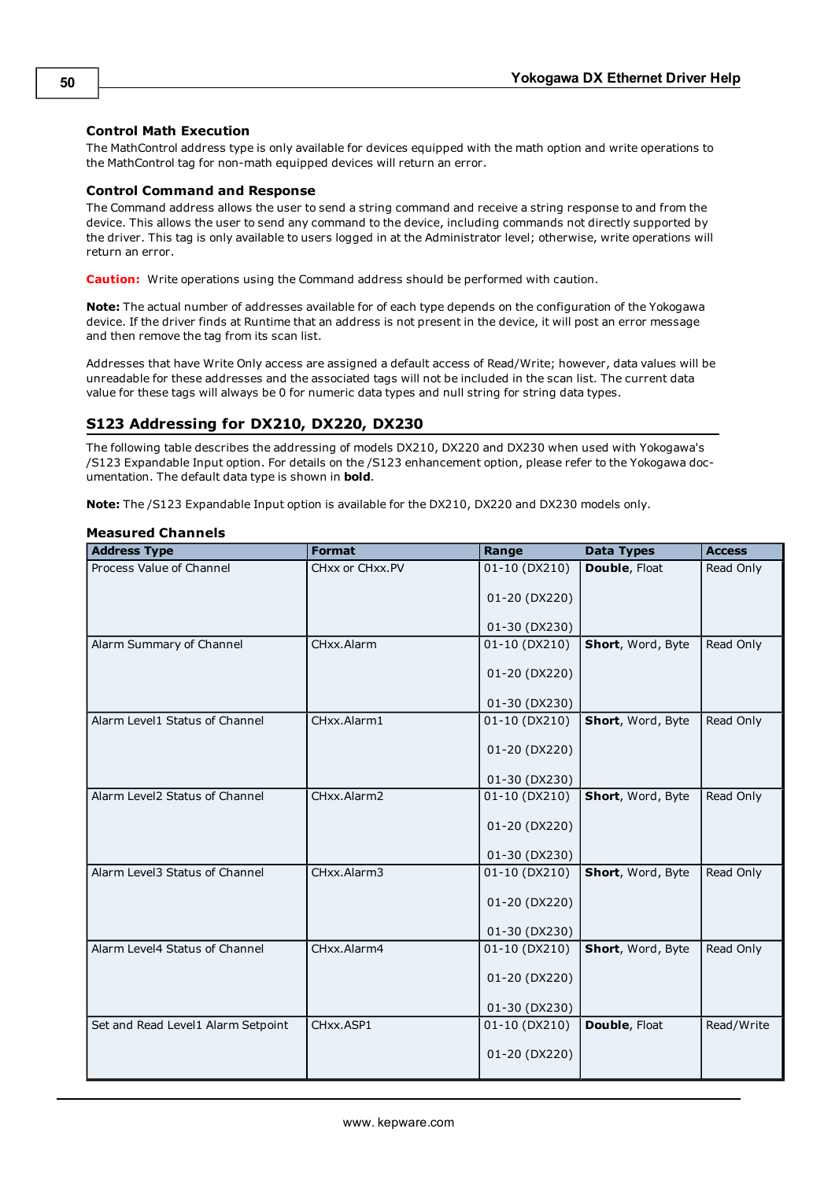### Control Math Execution

The MathControl address type is only available for devices equipped with the math option and write operations to the MathControl tag for non-math equipped devices will return an error.

### Control Command and Response

The Command address allows the user to send a string command and receive a string response to and from the device. This allows the user to send any command to the device, including commands not directly supported by the driver. This tag is only available to users logged in at the Administrator level; otherwise, write operations will return an error.

**Caution:** Write operations using the Command address should be performed with caution.

**Note:** The actual number of addresses available for of each type depends on the configuration of the Yokogawa device. If the driver finds at Runtime that an address is not present in the device, it will post an error message and then remove the tag from its scan list.

Addresses that have Write Only access are assigned a default access of Read/Write; however, data values will be unreadable for these addresses and the associated tags will not be included in the scan list. The current data value for these tags will always be 0 for numeric data types and null string for string data types.

## S123 Addressing for DX210, DX220, DX230

The following table describes the addressing of models DX210, DX220 and DX230 when used with Yokogawa's /S123 Expandable Input option. For details on the /S123 enhancement option, please refer to the Yokogawa documentation. The default data type is shown in **bold**.

**Note:** The /S123 Expandable Input option is available for the DX210, DX220 and DX230 models only.

### Measured Channels

| Address Type | Format | Range | Data Types | Access |
|---|---|---|---|---|
| Process Value of Channel | CHxx or CHxx.PV | 01-10 (DX210)<br>01-20 (DX220)<br>01-30 (DX230) | **Double**, Float | Read Only |
| Alarm Summary of Channel | CHxx.Alarm | 01-10 (DX210)<br>01-20 (DX220)<br>01-30 (DX230) | **Short**, Word, Byte | Read Only |
| Alarm Level1 Status of Channel | CHxx.Alarm1 | 01-10 (DX210)<br>01-20 (DX220)<br>01-30 (DX230) | **Short**, Word, Byte | Read Only |
| Alarm Level2 Status of Channel | CHxx.Alarm2 | 01-10 (DX210)<br>01-20 (DX220)<br>01-30 (DX230) | **Short**, Word, Byte | Read Only |
| Alarm Level3 Status of Channel | CHxx.Alarm3 | 01-10 (DX210)<br>01-20 (DX220)<br>01-30 (DX230) | **Short**, Word, Byte | Read Only |
| Alarm Level4 Status of Channel | CHxx.Alarm4 | 01-10 (DX210)<br>01-20 (DX220)<br>01-30 (DX230) | **Short**, Word, Byte | Read Only |
| Set and Read Level1 Alarm Setpoint | CHxx.ASP1 | 01-10 (DX210)<br>01-20 (DX220) | **Double**, Float | Read/Write |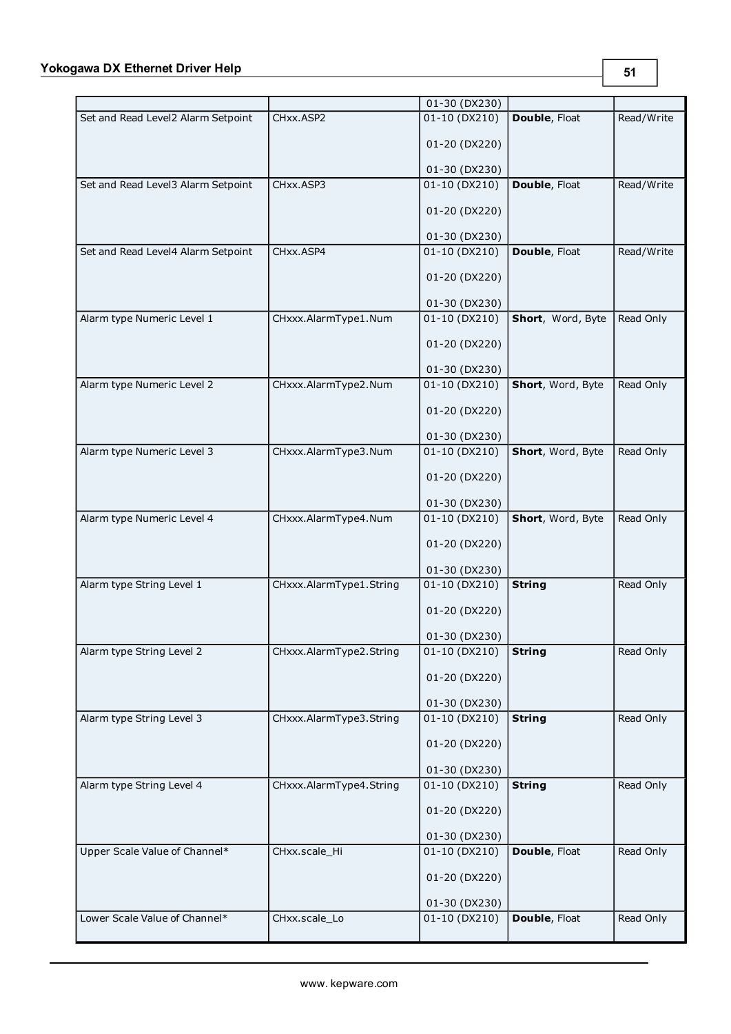| | | 01-30 (DX230) | | |
|---|---|---|---|---|
| Set and Read Level2 Alarm Setpoint | CHxx.ASP2 | 01-10 (DX210)<br><br>01-20 (DX220)<br><br>01-30 (DX230) | **Double**, Float | Read/Write |
| Set and Read Level3 Alarm Setpoint | CHxx.ASP3 | 01-10 (DX210)<br><br>01-20 (DX220)<br><br>01-30 (DX230) | **Double**, Float | Read/Write |
| Set and Read Level4 Alarm Setpoint | CHxx.ASP4 | 01-10 (DX210)<br><br>01-20 (DX220)<br><br>01-30 (DX230) | **Double**, Float | Read/Write |
| Alarm type Numeric Level 1 | CHxxx.AlarmType1.Num | 01-10 (DX210)<br><br>01-20 (DX220)<br><br>01-30 (DX230) | **Short**, Word, Byte | Read Only |
| Alarm type Numeric Level 2 | CHxxx.AlarmType2.Num | 01-10 (DX210)<br><br>01-20 (DX220)<br><br>01-30 (DX230) | **Short**, Word, Byte | Read Only |
| Alarm type Numeric Level 3 | CHxxx.AlarmType3.Num | 01-10 (DX210)<br><br>01-20 (DX220)<br><br>01-30 (DX230) | **Short**, Word, Byte | Read Only |
| Alarm type Numeric Level 4 | CHxxx.AlarmType4.Num | 01-10 (DX210)<br><br>01-20 (DX220)<br><br>01-30 (DX230) | **Short**, Word, Byte | Read Only |
| Alarm type String Level 1 | CHxxx.AlarmType1.String | 01-10 (DX210)<br><br>01-20 (DX220)<br><br>01-30 (DX230) | **String** | Read Only |
| Alarm type String Level 2 | CHxxx.AlarmType2.String | 01-10 (DX210)<br><br>01-20 (DX220)<br><br>01-30 (DX230) | **String** | Read Only |
| Alarm type String Level 3 | CHxxx.AlarmType3.String | 01-10 (DX210)<br><br>01-20 (DX220)<br><br>01-30 (DX230) | **String** | Read Only |
| Alarm type String Level 4 | CHxxx.AlarmType4.String | 01-10 (DX210)<br><br>01-20 (DX220)<br><br>01-30 (DX230) | **String** | Read Only |
| Upper Scale Value of Channel* | CHxx.scale_Hi | 01-10 (DX210)<br><br>01-20 (DX220)<br><br>01-30 (DX230) | **Double**, Float | Read Only |
| Lower Scale Value of Channel* | CHxx.scale_Lo | 01-10 (DX210) | **Double**, Float | Read Only |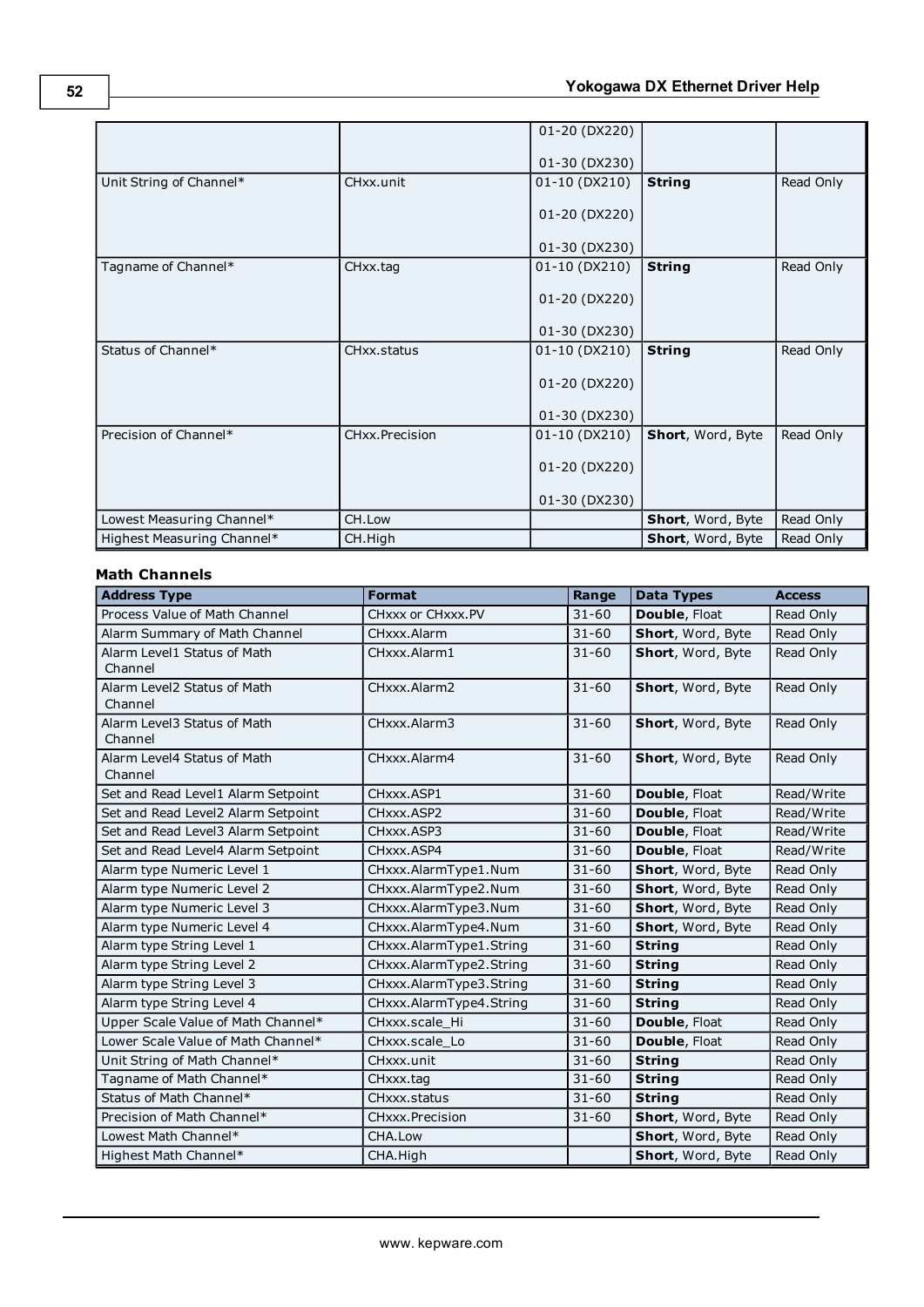| | | 01-20 (DX220)<br><br>01-30 (DX230) | | |
|---|---|---|---|---|
| Unit String of Channel* | CHxx.unit | 01-10 (DX210)<br><br>01-20 (DX220)<br><br>01-30 (DX230) | **String** | Read Only |
| Tagname of Channel* | CHxx.tag | 01-10 (DX210)<br><br>01-20 (DX220)<br><br>01-30 (DX230) | **String** | Read Only |
| Status of Channel* | CHxx.status | 01-10 (DX210)<br><br>01-20 (DX220)<br><br>01-30 (DX230) | **String** | Read Only |
| Precision of Channel* | CHxx.Precision | 01-10 (DX210)<br><br>01-20 (DX220)<br><br>01-30 (DX230) | **Short**, Word, Byte | Read Only |
| Lowest Measuring Channel* | CH.Low | | **Short**, Word, Byte | Read Only |
| Highest Measuring Channel* | CH.High | | **Short**, Word, Byte | Read Only |

**Math Channels**

| Address Type | Format | Range | Data Types | Access |
|---|---|---|---|---|
| Process Value of Math Channel | CHxxx or CHxxx.PV | 31-60 | **Double**, Float | Read Only |
| Alarm Summary of Math Channel | CHxxx.Alarm | 31-60 | **Short**, Word, Byte | Read Only |
| Alarm Level1 Status of Math Channel | CHxxx.Alarm1 | 31-60 | **Short**, Word, Byte | Read Only |
| Alarm Level2 Status of Math Channel | CHxxx.Alarm2 | 31-60 | **Short**, Word, Byte | Read Only |
| Alarm Level3 Status of Math Channel | CHxxx.Alarm3 | 31-60 | **Short**, Word, Byte | Read Only |
| Alarm Level4 Status of Math Channel | CHxxx.Alarm4 | 31-60 | **Short**, Word, Byte | Read Only |
| Set and Read Level1 Alarm Setpoint | CHxxx.ASP1 | 31-60 | **Double**, Float | Read/Write |
| Set and Read Level2 Alarm Setpoint | CHxxx.ASP2 | 31-60 | **Double**, Float | Read/Write |
| Set and Read Level3 Alarm Setpoint | CHxxx.ASP3 | 31-60 | **Double**, Float | Read/Write |
| Set and Read Level4 Alarm Setpoint | CHxxx.ASP4 | 31-60 | **Double**, Float | Read/Write |
| Alarm type Numeric Level 1 | CHxxx.AlarmType1.Num | 31-60 | **Short**, Word, Byte | Read Only |
| Alarm type Numeric Level 2 | CHxxx.AlarmType2.Num | 31-60 | **Short**, Word, Byte | Read Only |
| Alarm type Numeric Level 3 | CHxxx.AlarmType3.Num | 31-60 | **Short**, Word, Byte | Read Only |
| Alarm type Numeric Level 4 | CHxxx.AlarmType4.Num | 31-60 | **Short**, Word, Byte | Read Only |
| Alarm type String Level 1 | CHxxx.AlarmType1.String | 31-60 | **String** | Read Only |
| Alarm type String Level 2 | CHxxx.AlarmType2.String | 31-60 | **String** | Read Only |
| Alarm type String Level 3 | CHxxx.AlarmType3.String | 31-60 | **String** | Read Only |
| Alarm type String Level 4 | CHxxx.AlarmType4.String | 31-60 | **String** | Read Only |
| Upper Scale Value of Math Channel* | CHxxx.scale_Hi | 31-60 | **Double**, Float | Read Only |
| Lower Scale Value of Math Channel* | CHxxx.scale_Lo | 31-60 | **Double**, Float | Read Only |
| Unit String of Math Channel* | CHxxx.unit | 31-60 | **String** | Read Only |
| Tagname of Math Channel* | CHxxx.tag | 31-60 | **String** | Read Only |
| Status of Math Channel* | CHxxx.status | 31-60 | **String** | Read Only |
| Precision of Math Channel* | CHxxx.Precision | 31-60 | **Short**, Word, Byte | Read Only |
| Lowest Math Channel* | CHA.Low | | **Short**, Word, Byte | Read Only |
| Highest Math Channel* | CHA.High | | **Short**, Word, Byte | Read Only |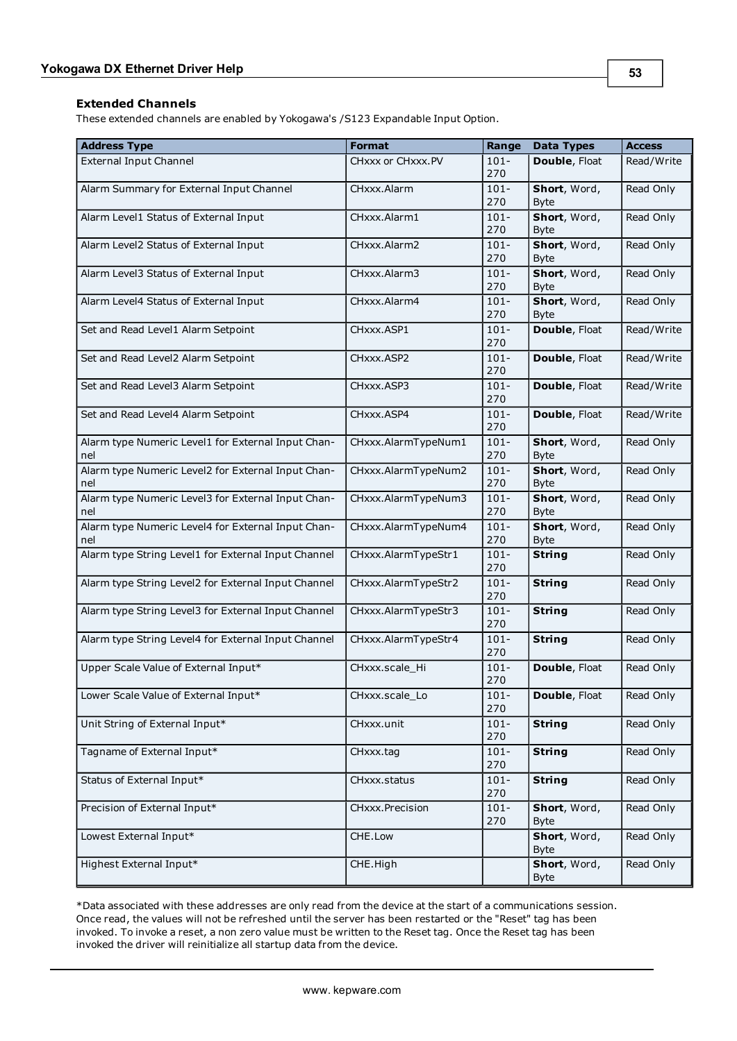### Extended Channels

These extended channels are enabled by Yokogawa's /S123 Expandable Input Option.

| Address Type | Format | Range | Data Types | Access |
|---|---|---|---|---|
| External Input Channel | CHxxx or CHxxx.PV | 101-270 | **Double**, Float | Read/Write |
| Alarm Summary for External Input Channel | CHxxx.Alarm | 101-270 | **Short**, Word, Byte | Read Only |
| Alarm Level1 Status of External Input | CHxxx.Alarm1 | 101-270 | **Short**, Word, Byte | Read Only |
| Alarm Level2 Status of External Input | CHxxx.Alarm2 | 101-270 | **Short**, Word, Byte | Read Only |
| Alarm Level3 Status of External Input | CHxxx.Alarm3 | 101-270 | **Short**, Word, Byte | Read Only |
| Alarm Level4 Status of External Input | CHxxx.Alarm4 | 101-270 | **Short**, Word, Byte | Read Only |
| Set and Read Level1 Alarm Setpoint | CHxxx.ASP1 | 101-270 | **Double**, Float | Read/Write |
| Set and Read Level2 Alarm Setpoint | CHxxx.ASP2 | 101-270 | **Double**, Float | Read/Write |
| Set and Read Level3 Alarm Setpoint | CHxxx.ASP3 | 101-270 | **Double**, Float | Read/Write |
| Set and Read Level4 Alarm Setpoint | CHxxx.ASP4 | 101-270 | **Double**, Float | Read/Write |
| Alarm type Numeric Level1 for External Input Channel | CHxxx.AlarmTypeNum1 | 101-270 | **Short**, Word, Byte | Read Only |
| Alarm type Numeric Level2 for External Input Channel | CHxxx.AlarmTypeNum2 | 101-270 | **Short**, Word, Byte | Read Only |
| Alarm type Numeric Level3 for External Input Channel | CHxxx.AlarmTypeNum3 | 101-270 | **Short**, Word, Byte | Read Only |
| Alarm type Numeric Level4 for External Input Channel | CHxxx.AlarmTypeNum4 | 101-270 | **Short**, Word, Byte | Read Only |
| Alarm type String Level1 for External Input Channel | CHxxx.AlarmTypeStr1 | 101-270 | **String** | Read Only |
| Alarm type String Level2 for External Input Channel | CHxxx.AlarmTypeStr2 | 101-270 | **String** | Read Only |
| Alarm type String Level3 for External Input Channel | CHxxx.AlarmTypeStr3 | 101-270 | **String** | Read Only |
| Alarm type String Level4 for External Input Channel | CHxxx.AlarmTypeStr4 | 101-270 | **String** | Read Only |
| Upper Scale Value of External Input* | CHxxx.scale_Hi | 101-270 | **Double**, Float | Read Only |
| Lower Scale Value of External Input* | CHxxx.scale_Lo | 101-270 | **Double**, Float | Read Only |
| Unit String of External Input* | CHxxx.unit | 101-270 | **String** | Read Only |
| Tagname of External Input* | CHxxx.tag | 101-270 | **String** | Read Only |
| Status of External Input* | CHxxx.status | 101-270 | **String** | Read Only |
| Precision of External Input* | CHxxx.Precision | 101-270 | **Short**, Word, Byte | Read Only |
| Lowest External Input* | CHE.Low | | **Short**, Word, Byte | Read Only |
| Highest External Input* | CHE.High | | **Short**, Word, Byte | Read Only |

*Data associated with these addresses are only read from the device at the start of a communications session. Once read, the values will not be refreshed until the server has been restarted or the "Reset" tag has been invoked. To invoke a reset, a non zero value must be written to the Reset tag. Once the Reset tag has been invoked the driver will reinitialize all startup data from the device.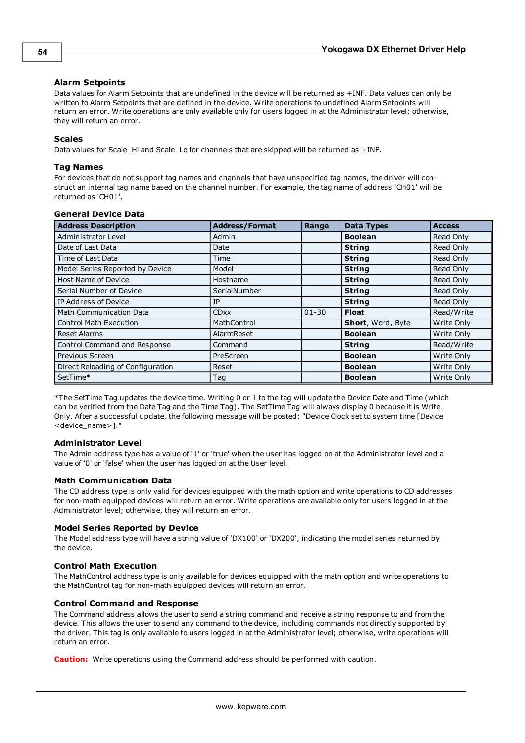### Alarm Setpoints

Data values for Alarm Setpoints that are undefined in the device will be returned as +INF. Data values can only be written to Alarm Setpoints that are defined in the device. Write operations to undefined Alarm Setpoints will return an error. Write operations are only available only for users logged in at the Administrator level; otherwise, they will return an error.

### Scales

Data values for Scale_Hi and Scale_Lo for channels that are skipped will be returned as +INF.

### Tag Names

For devices that do not support tag names and channels that have unspecified tag names, the driver will construct an internal tag name based on the channel number. For example, the tag name of address 'CH01' will be returned as 'CH01'.

### General Device Data

| Address Description | Address/Format | Range | Data Types | Access |
|---|---|---|---|---|
| Administrator Level | Admin | | **Boolean** | Read Only |
| Date of Last Data | Date | | **String** | Read Only |
| Time of Last Data | Time | | **String** | Read Only |
| Model Series Reported by Device | Model | | **String** | Read Only |
| Host Name of Device | Hostname | | **String** | Read Only |
| Serial Number of Device | SerialNumber | | **String** | Read Only |
| IP Address of Device | IP | | **String** | Read Only |
| Math Communication Data | CDxx | 01-30 | **Float** | Read/Write |
| Control Math Execution | MathControl | | **Short**, Word, Byte | Write Only |
| Reset Alarms | AlarmReset | | **Boolean** | Write Only |
| Control Command and Response | Command | | **String** | Read/Write |
| Previous Screen | PreScreen | | **Boolean** | Write Only |
| Direct Reloading of Configuration | Reset | | **Boolean** | Write Only |
| SetTime* | Tag | | **Boolean** | Write Only |

*The SetTime Tag updates the device time. Writing 0 or 1 to the tag will update the Device Date and Time (which can be verified from the Date Tag and the Time Tag). The SetTime Tag will always display 0 because it is Write Only. After a successful update, the following message will be posted: "Device Clock set to system time [Device <device_name>]."

### Administrator Level

The Admin address type has a value of '1' or 'true' when the user has logged on at the Administrator level and a value of '0' or 'false' when the user has logged on at the User level.

### Math Communication Data

The CD address type is only valid for devices equipped with the math option and write operations to CD addresses for non-math equipped devices will return an error. Write operations are available only for users logged in at the Administrator level; otherwise, they will return an error.

### Model Series Reported by Device

The Model address type will have a string value of 'DX100' or 'DX200', indicating the model series returned by the device.

### Control Math Execution

The MathControl address type is only available for devices equipped with the math option and write operations to the MathControl tag for non-math equipped devices will return an error.

### Control Command and Response

The Command address allows the user to send a string command and receive a string response to and from the device. This allows the user to send any command to the device, including commands not directly supported by the driver. This tag is only available to users logged in at the Administrator level; otherwise, write operations will return an error.

**Caution:** Write operations using the Command address should be performed with caution.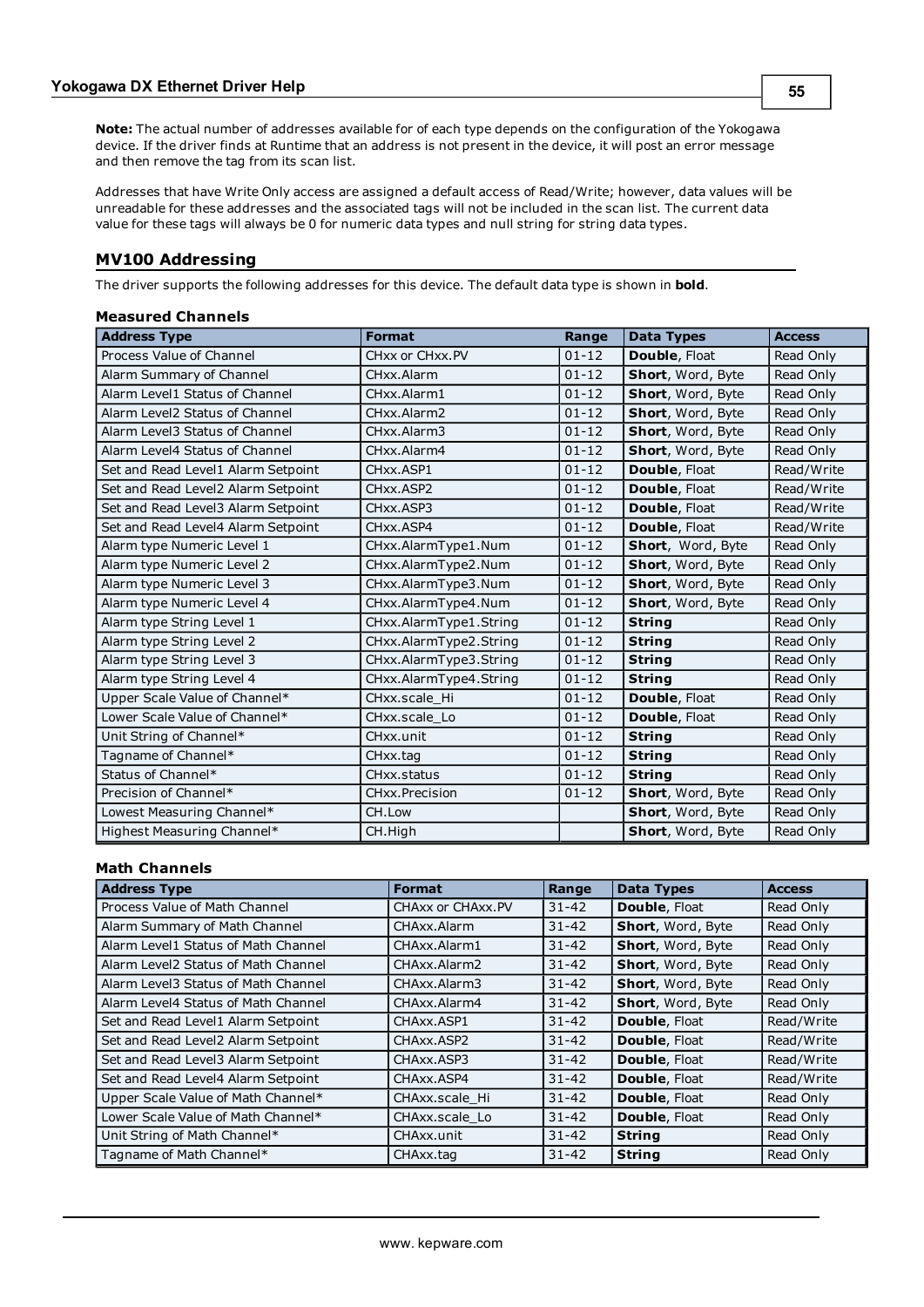**Note:** The actual number of addresses available for of each type depends on the configuration of the Yokogawa device. If the driver finds at Runtime that an address is not present in the device, it will post an error message and then remove the tag from its scan list.

Addresses that have Write Only access are assigned a default access of Read/Write; however, data values will be unreadable for these addresses and the associated tags will not be included in the scan list. The current data value for these tags will always be 0 for numeric data types and null string for string data types.

## MV100 Addressing

The driver supports the following addresses for this device. The default data type is shown in **bold**.

### Measured Channels

| Address Type | Format | Range | Data Types | Access |
|---|---|---|---|---|
| Process Value of Channel | CHxx or CHxx.PV | 01-12 | **Double**, Float | Read Only |
| Alarm Summary of Channel | CHxx.Alarm | 01-12 | **Short**, Word, Byte | Read Only |
| Alarm Level1 Status of Channel | CHxx.Alarm1 | 01-12 | **Short**, Word, Byte | Read Only |
| Alarm Level2 Status of Channel | CHxx.Alarm2 | 01-12 | **Short**, Word, Byte | Read Only |
| Alarm Level3 Status of Channel | CHxx.Alarm3 | 01-12 | **Short**, Word, Byte | Read Only |
| Alarm Level4 Status of Channel | CHxx.Alarm4 | 01-12 | **Short**, Word, Byte | Read Only |
| Set and Read Level1 Alarm Setpoint | CHxx.ASP1 | 01-12 | **Double**, Float | Read/Write |
| Set and Read Level2 Alarm Setpoint | CHxx.ASP2 | 01-12 | **Double**, Float | Read/Write |
| Set and Read Level3 Alarm Setpoint | CHxx.ASP3 | 01-12 | **Double**, Float | Read/Write |
| Set and Read Level4 Alarm Setpoint | CHxx.ASP4 | 01-12 | **Double**, Float | Read/Write |
| Alarm type Numeric Level 1 | CHxx.AlarmType1.Num | 01-12 | **Short**, Word, Byte | Read Only |
| Alarm type Numeric Level 2 | CHxx.AlarmType2.Num | 01-12 | **Short**, Word, Byte | Read Only |
| Alarm type Numeric Level 3 | CHxx.AlarmType3.Num | 01-12 | **Short**, Word, Byte | Read Only |
| Alarm type Numeric Level 4 | CHxx.AlarmType4.Num | 01-12 | **Short**, Word, Byte | Read Only |
| Alarm type String Level 1 | CHxx.AlarmType1.String | 01-12 | **String** | Read Only |
| Alarm type String Level 2 | CHxx.AlarmType2.String | 01-12 | **String** | Read Only |
| Alarm type String Level 3 | CHxx.AlarmType3.String | 01-12 | **String** | Read Only |
| Alarm type String Level 4 | CHxx.AlarmType4.String | 01-12 | **String** | Read Only |
| Upper Scale Value of Channel* | CHxx.scale_Hi | 01-12 | **Double**, Float | Read Only |
| Lower Scale Value of Channel* | CHxx.scale_Lo | 01-12 | **Double**, Float | Read Only |
| Unit String of Channel* | CHxx.unit | 01-12 | **String** | Read Only |
| Tagname of Channel* | CHxx.tag | 01-12 | **String** | Read Only |
| Status of Channel* | CHxx.status | 01-12 | **String** | Read Only |
| Precision of Channel* | CHxx.Precision | 01-12 | **Short**, Word, Byte | Read Only |
| Lowest Measuring Channel* | CH.Low | | **Short**, Word, Byte | Read Only |
| Highest Measuring Channel* | CH.High | | **Short**, Word, Byte | Read Only |

### Math Channels

| Address Type | Format | Range | Data Types | Access |
|---|---|---|---|---|
| Process Value of Math Channel | CHAxx or CHAxx.PV | 31-42 | **Double**, Float | Read Only |
| Alarm Summary of Math Channel | CHAxx.Alarm | 31-42 | **Short**, Word, Byte | Read Only |
| Alarm Level1 Status of Math Channel | CHAxx.Alarm1 | 31-42 | **Short**, Word, Byte | Read Only |
| Alarm Level2 Status of Math Channel | CHAxx.Alarm2 | 31-42 | **Short**, Word, Byte | Read Only |
| Alarm Level3 Status of Math Channel | CHAxx.Alarm3 | 31-42 | **Short**, Word, Byte | Read Only |
| Alarm Level4 Status of Math Channel | CHAxx.Alarm4 | 31-42 | **Short**, Word, Byte | Read Only |
| Set and Read Level1 Alarm Setpoint | CHAxx.ASP1 | 31-42 | **Double**, Float | Read/Write |
| Set and Read Level2 Alarm Setpoint | CHAxx.ASP2 | 31-42 | **Double**, Float | Read/Write |
| Set and Read Level3 Alarm Setpoint | CHAxx.ASP3 | 31-42 | **Double**, Float | Read/Write |
| Set and Read Level4 Alarm Setpoint | CHAxx.ASP4 | 31-42 | **Double**, Float | Read/Write |
| Upper Scale Value of Math Channel* | CHAxx.scale_Hi | 31-42 | **Double**, Float | Read Only |
| Lower Scale Value of Math Channel* | CHAxx.scale_Lo | 31-42 | **Double**, Float | Read Only |
| Unit String of Math Channel* | CHAxx.unit | 31-42 | **String** | Read Only |
| Tagname of Math Channel* | CHAxx.tag | 31-42 | **String** | Read Only |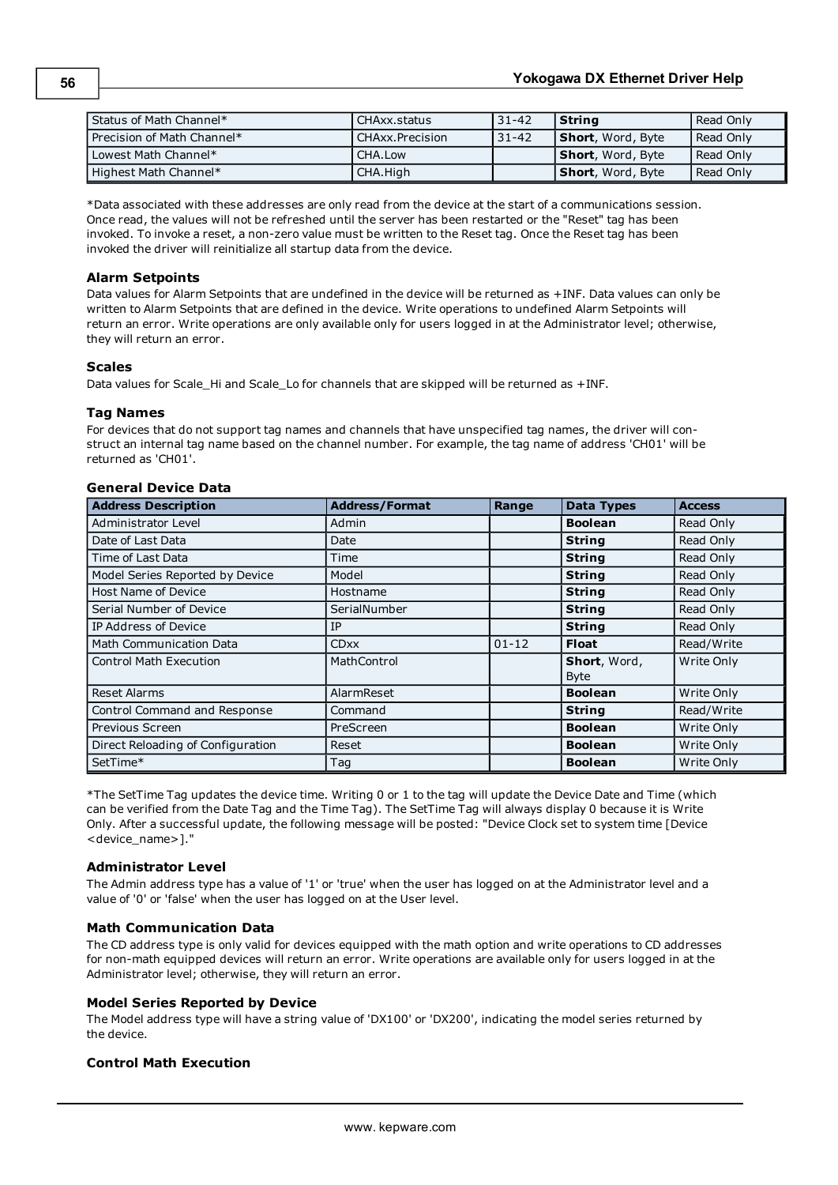| Status of Math Channel* | CHAxx.status | 31-42 | **String** | Read Only |
|---|---|---|---|---|
| Precision of Math Channel* | CHAxx.Precision | 31-42 | **Short**, Word, Byte | Read Only |
| Lowest Math Channel* | CHA.Low | | **Short**, Word, Byte | Read Only |
| Highest Math Channel* | CHA.High | | **Short**, Word, Byte | Read Only |

*Data associated with these addresses are only read from the device at the start of a communications session. Once read, the values will not be refreshed until the server has been restarted or the "Reset" tag has been invoked. To invoke a reset, a non-zero value must be written to the Reset tag. Once the Reset tag has been invoked the driver will reinitialize all startup data from the device.

### Alarm Setpoints

Data values for Alarm Setpoints that are undefined in the device will be returned as +INF. Data values can only be written to Alarm Setpoints that are defined in the device. Write operations to undefined Alarm Setpoints will return an error. Write operations are only available only for users logged in at the Administrator level; otherwise, they will return an error.

### Scales

Data values for Scale_Hi and Scale_Lo for channels that are skipped will be returned as +INF.

### Tag Names

For devices that do not support tag names and channels that have unspecified tag names, the driver will construct an internal tag name based on the channel number. For example, the tag name of address 'CH01' will be returned as 'CH01'.

### General Device Data

| Address Description | Address/Format | Range | Data Types | Access |
|---|---|---|---|---|
| Administrator Level | Admin | | **Boolean** | Read Only |
| Date of Last Data | Date | | **String** | Read Only |
| Time of Last Data | Time | | **String** | Read Only |
| Model Series Reported by Device | Model | | **String** | Read Only |
| Host Name of Device | Hostname | | **String** | Read Only |
| Serial Number of Device | SerialNumber | | **String** | Read Only |
| IP Address of Device | IP | | **String** | Read Only |
| Math Communication Data | CDxx | 01-12 | **Float** | Read/Write |
| Control Math Execution | MathControl | | **Short**, Word, Byte | Write Only |
| Reset Alarms | AlarmReset | | **Boolean** | Write Only |
| Control Command and Response | Command | | **String** | Read/Write |
| Previous Screen | PreScreen | | **Boolean** | Write Only |
| Direct Reloading of Configuration | Reset | | **Boolean** | Write Only |
| SetTime* | Tag | | **Boolean** | Write Only |

*The SetTime Tag updates the device time. Writing 0 or 1 to the tag will update the Device Date and Time (which can be verified from the Date Tag and the Time Tag). The SetTime Tag will always display 0 because it is Write Only. After a successful update, the following message will be posted: "Device Clock set to system time [Device <device_name>]."

### Administrator Level

The Admin address type has a value of '1' or 'true' when the user has logged on at the Administrator level and a value of '0' or 'false' when the user has logged on at the User level.

### Math Communication Data

The CD address type is only valid for devices equipped with the math option and write operations to CD addresses for non-math equipped devices will return an error. Write operations are available only for users logged in at the Administrator level; otherwise, they will return an error.

### Model Series Reported by Device

The Model address type will have a string value of 'DX100' or 'DX200', indicating the model series returned by the device.

### Control Math Execution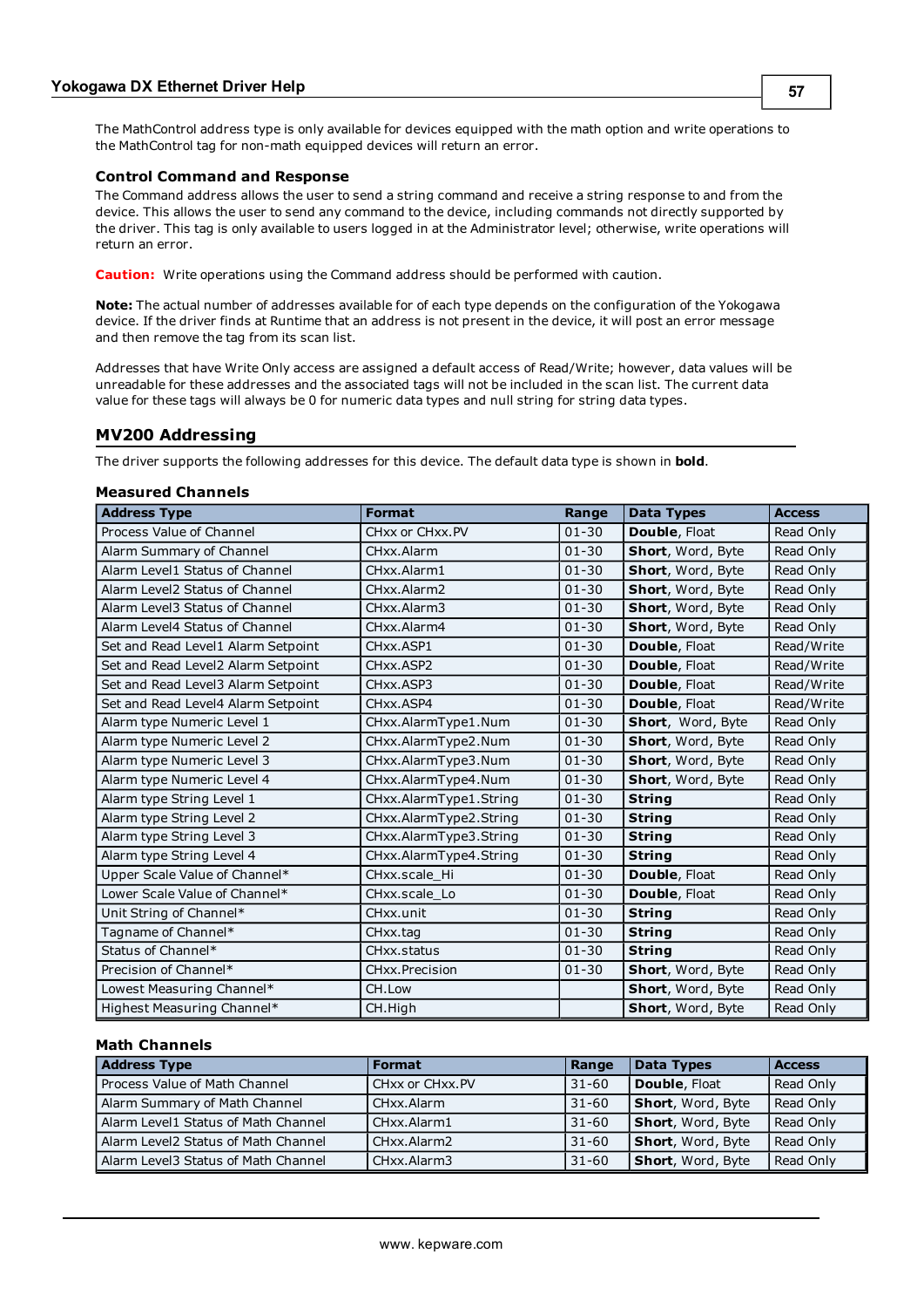The MathControl address type is only available for devices equipped with the math option and write operations to the MathControl tag for non-math equipped devices will return an error.

### Control Command and Response

The Command address allows the user to send a string command and receive a string response to and from the device. This allows the user to send any command to the device, including commands not directly supported by the driver. This tag is only available to users logged in at the Administrator level; otherwise, write operations will return an error.

**Caution:** Write operations using the Command address should be performed with caution.

**Note:** The actual number of addresses available for of each type depends on the configuration of the Yokogawa device. If the driver finds at Runtime that an address is not present in the device, it will post an error message and then remove the tag from its scan list.

Addresses that have Write Only access are assigned a default access of Read/Write; however, data values will be unreadable for these addresses and the associated tags will not be included in the scan list. The current data value for these tags will always be 0 for numeric data types and null string for string data types.

## MV200 Addressing

The driver supports the following addresses for this device. The default data type is shown in **bold**.

### Measured Channels

| Address Type | Format | Range | Data Types | Access |
|---|---|---|---|---|
| Process Value of Channel | CHxx or CHxx.PV | 01-30 | **Double**, Float | Read Only |
| Alarm Summary of Channel | CHxx.Alarm | 01-30 | **Short**, Word, Byte | Read Only |
| Alarm Level1 Status of Channel | CHxx.Alarm1 | 01-30 | **Short**, Word, Byte | Read Only |
| Alarm Level2 Status of Channel | CHxx.Alarm2 | 01-30 | **Short**, Word, Byte | Read Only |
| Alarm Level3 Status of Channel | CHxx.Alarm3 | 01-30 | **Short**, Word, Byte | Read Only |
| Alarm Level4 Status of Channel | CHxx.Alarm4 | 01-30 | **Short**, Word, Byte | Read Only |
| Set and Read Level1 Alarm Setpoint | CHxx.ASP1 | 01-30 | **Double**, Float | Read/Write |
| Set and Read Level2 Alarm Setpoint | CHxx.ASP2 | 01-30 | **Double**, Float | Read/Write |
| Set and Read Level3 Alarm Setpoint | CHxx.ASP3 | 01-30 | **Double**, Float | Read/Write |
| Set and Read Level4 Alarm Setpoint | CHxx.ASP4 | 01-30 | **Double**, Float | Read/Write |
| Alarm type Numeric Level 1 | CHxx.AlarmType1.Num | 01-30 | **Short**, Word, Byte | Read Only |
| Alarm type Numeric Level 2 | CHxx.AlarmType2.Num | 01-30 | **Short**, Word, Byte | Read Only |
| Alarm type Numeric Level 3 | CHxx.AlarmType3.Num | 01-30 | **Short**, Word, Byte | Read Only |
| Alarm type Numeric Level 4 | CHxx.AlarmType4.Num | 01-30 | **Short**, Word, Byte | Read Only |
| Alarm type String Level 1 | CHxx.AlarmType1.String | 01-30 | **String** | Read Only |
| Alarm type String Level 2 | CHxx.AlarmType2.String | 01-30 | **String** | Read Only |
| Alarm type String Level 3 | CHxx.AlarmType3.String | 01-30 | **String** | Read Only |
| Alarm type String Level 4 | CHxx.AlarmType4.String | 01-30 | **String** | Read Only |
| Upper Scale Value of Channel* | CHxx.scale_Hi | 01-30 | **Double**, Float | Read Only |
| Lower Scale Value of Channel* | CHxx.scale_Lo | 01-30 | **Double**, Float | Read Only |
| Unit String of Channel* | CHxx.unit | 01-30 | **String** | Read Only |
| Tagname of Channel* | CHxx.tag | 01-30 | **String** | Read Only |
| Status of Channel* | CHxx.status | 01-30 | **String** | Read Only |
| Precision of Channel* | CHxx.Precision | 01-30 | **Short**, Word, Byte | Read Only |
| Lowest Measuring Channel* | CH.Low | | **Short**, Word, Byte | Read Only |
| Highest Measuring Channel* | CH.High | | **Short**, Word, Byte | Read Only |

### Math Channels

| Address Type | Format | Range | Data Types | Access |
|---|---|---|---|---|
| Process Value of Math Channel | CHxx or CHxx.PV | 31-60 | **Double**, Float | Read Only |
| Alarm Summary of Math Channel | CHxx.Alarm | 31-60 | **Short**, Word, Byte | Read Only |
| Alarm Level1 Status of Math Channel | CHxx.Alarm1 | 31-60 | **Short**, Word, Byte | Read Only |
| Alarm Level2 Status of Math Channel | CHxx.Alarm2 | 31-60 | **Short**, Word, Byte | Read Only |
| Alarm Level3 Status of Math Channel | CHxx.Alarm3 | 31-60 | **Short**, Word, Byte | Read Only |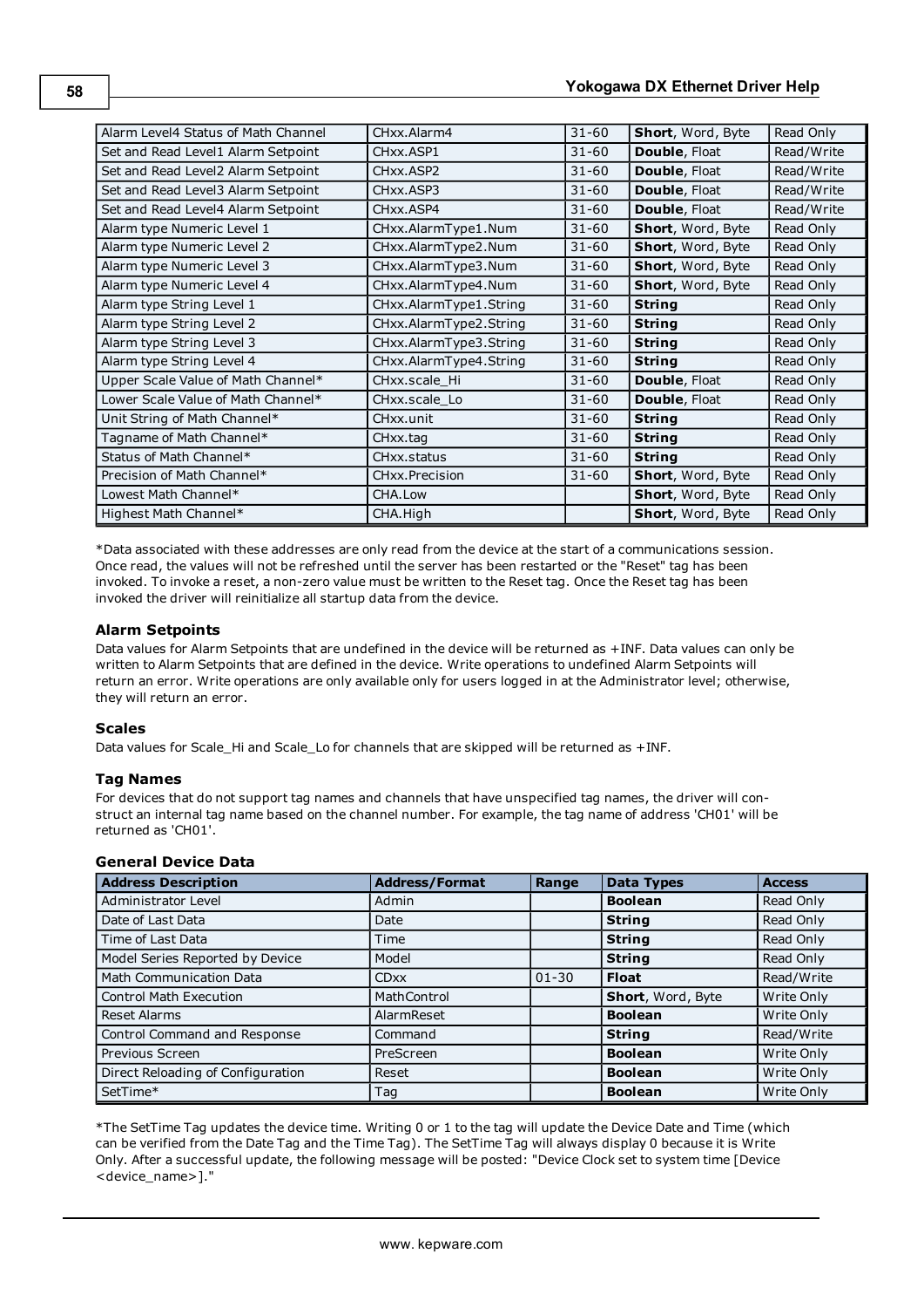| | | | | |
|---|---|---|---|---|
| Alarm Level4 Status of Math Channel | CHxx.Alarm4 | 31-60 | **Short**, Word, Byte | Read Only |
| Set and Read Level1 Alarm Setpoint | CHxx.ASP1 | 31-60 | **Double**, Float | Read/Write |
| Set and Read Level2 Alarm Setpoint | CHxx.ASP2 | 31-60 | **Double**, Float | Read/Write |
| Set and Read Level3 Alarm Setpoint | CHxx.ASP3 | 31-60 | **Double**, Float | Read/Write |
| Set and Read Level4 Alarm Setpoint | CHxx.ASP4 | 31-60 | **Double**, Float | Read/Write |
| Alarm type Numeric Level 1 | CHxx.AlarmType1.Num | 31-60 | **Short**, Word, Byte | Read Only |
| Alarm type Numeric Level 2 | CHxx.AlarmType2.Num | 31-60 | **Short**, Word, Byte | Read Only |
| Alarm type Numeric Level 3 | CHxx.AlarmType3.Num | 31-60 | **Short**, Word, Byte | Read Only |
| Alarm type Numeric Level 4 | CHxx.AlarmType4.Num | 31-60 | **Short**, Word, Byte | Read Only |
| Alarm type String Level 1 | CHxx.AlarmType1.String | 31-60 | **String** | Read Only |
| Alarm type String Level 2 | CHxx.AlarmType2.String | 31-60 | **String** | Read Only |
| Alarm type String Level 3 | CHxx.AlarmType3.String | 31-60 | **String** | Read Only |
| Alarm type String Level 4 | CHxx.AlarmType4.String | 31-60 | **String** | Read Only |
| Upper Scale Value of Math Channel* | CHxx.scale_Hi | 31-60 | **Double**, Float | Read Only |
| Lower Scale Value of Math Channel* | CHxx.scale_Lo | 31-60 | **Double**, Float | Read Only |
| Unit String of Math Channel* | CHxx.unit | 31-60 | **String** | Read Only |
| Tagname of Math Channel* | CHxx.tag | 31-60 | **String** | Read Only |
| Status of Math Channel* | CHxx.status | 31-60 | **String** | Read Only |
| Precision of Math Channel* | CHxx.Precision | 31-60 | **Short**, Word, Byte | Read Only |
| Lowest Math Channel* | CHA.Low | | **Short**, Word, Byte | Read Only |
| Highest Math Channel* | CHA.High | | **Short**, Word, Byte | Read Only |

*Data associated with these addresses are only read from the device at the start of a communications session. Once read, the values will not be refreshed until the server has been restarted or the "Reset" tag has been invoked. To invoke a reset, a non-zero value must be written to the Reset tag. Once the Reset tag has been invoked the driver will reinitialize all startup data from the device.

### Alarm Setpoints

Data values for Alarm Setpoints that are undefined in the device will be returned as +INF. Data values can only be written to Alarm Setpoints that are defined in the device. Write operations to undefined Alarm Setpoints will return an error. Write operations are only available only for users logged in at the Administrator level; otherwise, they will return an error.

### Scales

Data values for Scale_Hi and Scale_Lo for channels that are skipped will be returned as +INF.

### Tag Names

For devices that do not support tag names and channels that have unspecified tag names, the driver will construct an internal tag name based on the channel number. For example, the tag name of address 'CH01' will be returned as 'CH01'.

### General Device Data

| Address Description | Address/Format | Range | Data Types | Access |
|---|---|---|---|---|
| Administrator Level | Admin | | **Boolean** | Read Only |
| Date of Last Data | Date | | **String** | Read Only |
| Time of Last Data | Time | | **String** | Read Only |
| Model Series Reported by Device | Model | | **String** | Read Only |
| Math Communication Data | CDxx | 01-30 | **Float** | Read/Write |
| Control Math Execution | MathControl | | **Short**, Word, Byte | Write Only |
| Reset Alarms | AlarmReset | | **Boolean** | Write Only |
| Control Command and Response | Command | | **String** | Read/Write |
| Previous Screen | PreScreen | | **Boolean** | Write Only |
| Direct Reloading of Configuration | Reset | | **Boolean** | Write Only |
| SetTime* | Tag | | **Boolean** | Write Only |

*The SetTime Tag updates the device time. Writing 0 or 1 to the tag will update the Device Date and Time (which can be verified from the Date Tag and the Time Tag). The SetTime Tag will always display 0 because it is Write Only. After a successful update, the following message will be posted: "Device Clock set to system time [Device <device_name>]."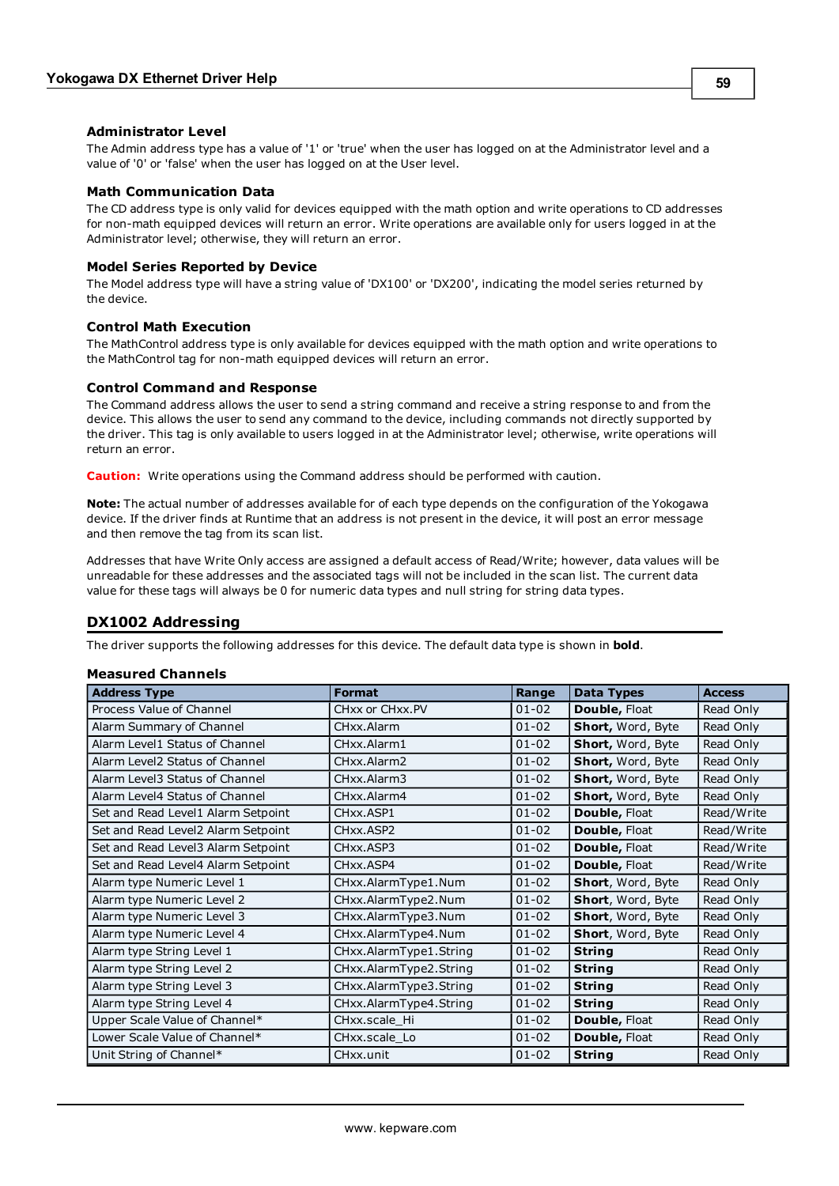### Administrator Level

The Admin address type has a value of '1' or 'true' when the user has logged on at the Administrator level and a value of '0' or 'false' when the user has logged on at the User level.

### Math Communication Data

The CD address type is only valid for devices equipped with the math option and write operations to CD addresses for non-math equipped devices will return an error. Write operations are available only for users logged in at the Administrator level; otherwise, they will return an error.

### Model Series Reported by Device

The Model address type will have a string value of 'DX100' or 'DX200', indicating the model series returned by the device.

### Control Math Execution

The MathControl address type is only available for devices equipped with the math option and write operations to the MathControl tag for non-math equipped devices will return an error.

### Control Command and Response

The Command address allows the user to send a string command and receive a string response to and from the device. This allows the user to send any command to the device, including commands not directly supported by the driver. This tag is only available to users logged in at the Administrator level; otherwise, write operations will return an error.

**Caution:** Write operations using the Command address should be performed with caution.

**Note:** The actual number of addresses available for of each type depends on the configuration of the Yokogawa device. If the driver finds at Runtime that an address is not present in the device, it will post an error message and then remove the tag from its scan list.

Addresses that have Write Only access are assigned a default access of Read/Write; however, data values will be unreadable for these addresses and the associated tags will not be included in the scan list. The current data value for these tags will always be 0 for numeric data types and null string for string data types.

## DX1002 Addressing

The driver supports the following addresses for this device. The default data type is shown in **bold**.

### Measured Channels

| Address Type | Format | Range | Data Types | Access |
|---|---|---|---|---|
| Process Value of Channel | CHxx or CHxx.PV | 01-02 | **Double**, Float | Read Only |
| Alarm Summary of Channel | CHxx.Alarm | 01-02 | **Short**, Word, Byte | Read Only |
| Alarm Level1 Status of Channel | CHxx.Alarm1 | 01-02 | **Short**, Word, Byte | Read Only |
| Alarm Level2 Status of Channel | CHxx.Alarm2 | 01-02 | **Short**, Word, Byte | Read Only |
| Alarm Level3 Status of Channel | CHxx.Alarm3 | 01-02 | **Short**, Word, Byte | Read Only |
| Alarm Level4 Status of Channel | CHxx.Alarm4 | 01-02 | **Short**, Word, Byte | Read Only |
| Set and Read Level1 Alarm Setpoint | CHxx.ASP1 | 01-02 | **Double**, Float | Read/Write |
| Set and Read Level2 Alarm Setpoint | CHxx.ASP2 | 01-02 | **Double**, Float | Read/Write |
| Set and Read Level3 Alarm Setpoint | CHxx.ASP3 | 01-02 | **Double**, Float | Read/Write |
| Set and Read Level4 Alarm Setpoint | CHxx.ASP4 | 01-02 | **Double**, Float | Read/Write |
| Alarm type Numeric Level 1 | CHxx.AlarmType1.Num | 01-02 | **Short**, Word, Byte | Read Only |
| Alarm type Numeric Level 2 | CHxx.AlarmType2.Num | 01-02 | **Short**, Word, Byte | Read Only |
| Alarm type Numeric Level 3 | CHxx.AlarmType3.Num | 01-02 | **Short**, Word, Byte | Read Only |
| Alarm type Numeric Level 4 | CHxx.AlarmType4.Num | 01-02 | **Short**, Word, Byte | Read Only |
| Alarm type String Level 1 | CHxx.AlarmType1.String | 01-02 | **String** | Read Only |
| Alarm type String Level 2 | CHxx.AlarmType2.String | 01-02 | **String** | Read Only |
| Alarm type String Level 3 | CHxx.AlarmType3.String | 01-02 | **String** | Read Only |
| Alarm type String Level 4 | CHxx.AlarmType4.String | 01-02 | **String** | Read Only |
| Upper Scale Value of Channel* | CHxx.scale_Hi | 01-02 | **Double**, Float | Read Only |
| Lower Scale Value of Channel* | CHxx.scale_Lo | 01-02 | **Double**, Float | Read Only |
| Unit String of Channel* | CHxx.unit | 01-02 | **String** | Read Only |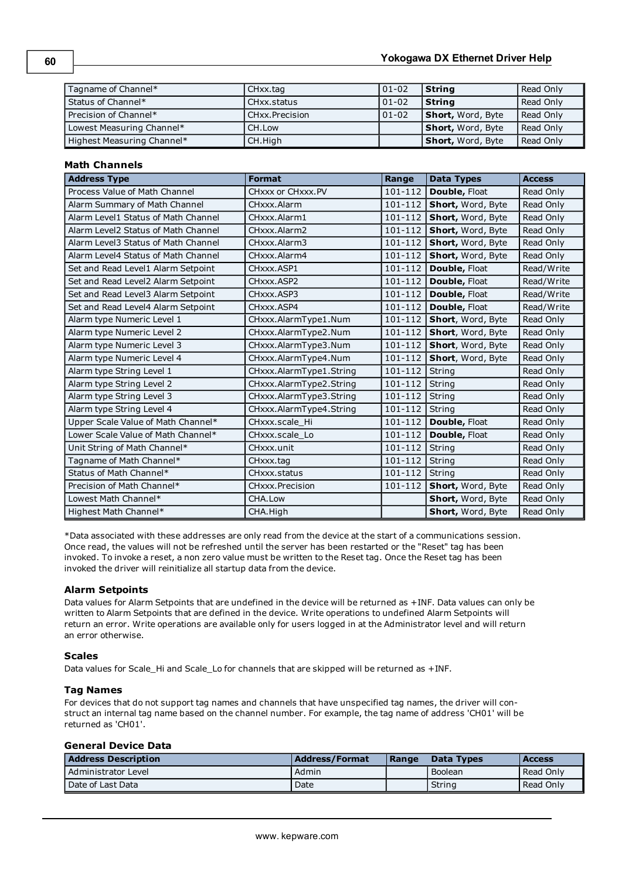| Tagname of Channel* | CHxx.tag | 01-02 | **String** | Read Only |
|---|---|---|---|---|
| Status of Channel* | CHxx.status | 01-02 | **String** | Read Only |
| Precision of Channel* | CHxx.Precision | 01-02 | **Short,** Word, Byte | Read Only |
| Lowest Measuring Channel* | CH.Low | | **Short,** Word, Byte | Read Only |
| Highest Measuring Channel* | CH.High | | **Short,** Word, Byte | Read Only |

### Math Channels

| Address Type | Format | Range | Data Types | Access |
|---|---|---|---|---|
| Process Value of Math Channel | CHxxx or CHxxx.PV | 101-112 | **Double,** Float | Read Only |
| Alarm Summary of Math Channel | CHxxx.Alarm | 101-112 | **Short,** Word, Byte | Read Only |
| Alarm Level1 Status of Math Channel | CHxxx.Alarm1 | 101-112 | **Short,** Word, Byte | Read Only |
| Alarm Level2 Status of Math Channel | CHxxx.Alarm2 | 101-112 | **Short,** Word, Byte | Read Only |
| Alarm Level3 Status of Math Channel | CHxxx.Alarm3 | 101-112 | **Short,** Word, Byte | Read Only |
| Alarm Level4 Status of Math Channel | CHxxx.Alarm4 | 101-112 | **Short,** Word, Byte | Read Only |
| Set and Read Level1 Alarm Setpoint | CHxxx.ASP1 | 101-112 | **Double,** Float | Read/Write |
| Set and Read Level2 Alarm Setpoint | CHxxx.ASP2 | 101-112 | **Double,** Float | Read/Write |
| Set and Read Level3 Alarm Setpoint | CHxxx.ASP3 | 101-112 | **Double,** Float | Read/Write |
| Set and Read Level4 Alarm Setpoint | CHxxx.ASP4 | 101-112 | **Double,** Float | Read/Write |
| Alarm type Numeric Level 1 | CHxxx.AlarmType1.Num | 101-112 | **Short**, Word, Byte | Read Only |
| Alarm type Numeric Level 2 | CHxxx.AlarmType2.Num | 101-112 | **Short**, Word, Byte | Read Only |
| Alarm type Numeric Level 3 | CHxxx.AlarmType3.Num | 101-112 | **Short**, Word, Byte | Read Only |
| Alarm type Numeric Level 4 | CHxxx.AlarmType4.Num | 101-112 | **Short**, Word, Byte | Read Only |
| Alarm type String Level 1 | CHxxx.AlarmType1.String | 101-112 | String | Read Only |
| Alarm type String Level 2 | CHxxx.AlarmType2.String | 101-112 | String | Read Only |
| Alarm type String Level 3 | CHxxx.AlarmType3.String | 101-112 | String | Read Only |
| Alarm type String Level 4 | CHxxx.AlarmType4.String | 101-112 | String | Read Only |
| Upper Scale Value of Math Channel* | CHxxx.scale_Hi | 101-112 | **Double,** Float | Read Only |
| Lower Scale Value of Math Channel* | CHxxx.scale_Lo | 101-112 | **Double,** Float | Read Only |
| Unit String of Math Channel* | CHxxx.unit | 101-112 | String | Read Only |
| Tagname of Math Channel* | CHxxx.tag | 101-112 | String | Read Only |
| Status of Math Channel* | CHxxx.status | 101-112 | String | Read Only |
| Precision of Math Channel* | CHxxx.Precision | 101-112 | **Short,** Word, Byte | Read Only |
| Lowest Math Channel* | CHA.Low | | **Short,** Word, Byte | Read Only |
| Highest Math Channel* | CHA.High | | **Short,** Word, Byte | Read Only |

*Data associated with these addresses are only read from the device at the start of a communications session. Once read, the values will not be refreshed until the server has been restarted or the "Reset" tag has been invoked. To invoke a reset, a non zero value must be written to the Reset tag. Once the Reset tag has been invoked the driver will reinitialize all startup data from the device.

### Alarm Setpoints

Data values for Alarm Setpoints that are undefined in the device will be returned as +INF. Data values can only be written to Alarm Setpoints that are defined in the device. Write operations to undefined Alarm Setpoints will return an error. Write operations are available only for users logged in at the Administrator level and will return an error otherwise.

### Scales

Data values for Scale_Hi and Scale_Lo for channels that are skipped will be returned as +INF.

### Tag Names

For devices that do not support tag names and channels that have unspecified tag names, the driver will construct an internal tag name based on the channel number. For example, the tag name of address 'CH01' will be returned as 'CH01'.

### General Device Data

| Address Description | Address/Format | Range | Data Types | Access |
|---|---|---|---|---|
| Administrator Level | Admin | | Boolean | Read Only |
| Date of Last Data | Date | | String | Read Only |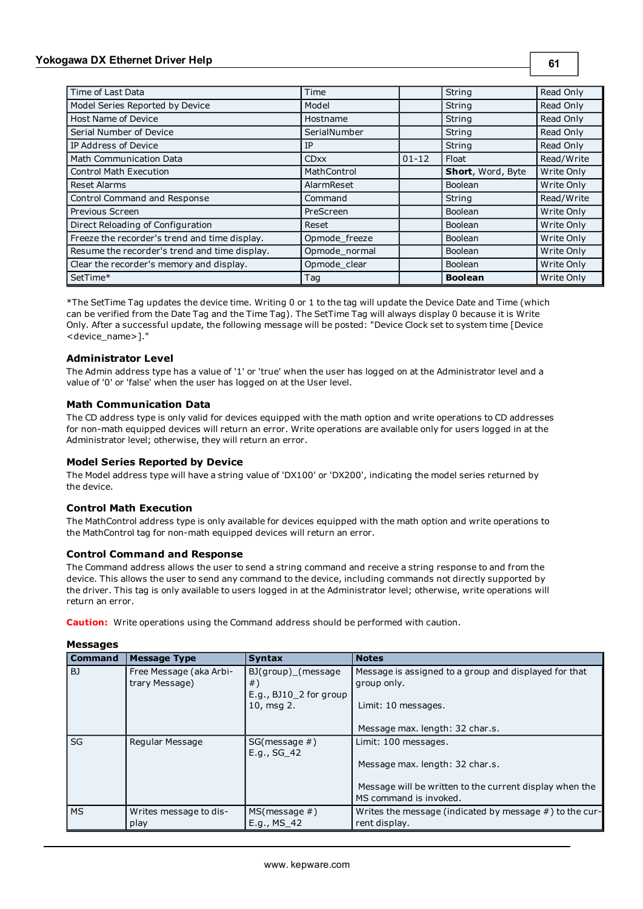| | | | | |
|---|---|---|---|---|
| Time of Last Data | Time | | String | Read Only |
| Model Series Reported by Device | Model | | String | Read Only |
| Host Name of Device | Hostname | | String | Read Only |
| Serial Number of Device | SerialNumber | | String | Read Only |
| IP Address of Device | IP | | String | Read Only |
| Math Communication Data | CDxx | 01-12 | Float | Read/Write |
| Control Math Execution | MathControl | | **Short**, Word, Byte | Write Only |
| Reset Alarms | AlarmReset | | Boolean | Write Only |
| Control Command and Response | Command | | String | Read/Write |
| Previous Screen | PreScreen | | Boolean | Write Only |
| Direct Reloading of Configuration | Reset | | Boolean | Write Only |
| Freeze the recorder's trend and time display. | Opmode_freeze | | Boolean | Write Only |
| Resume the recorder's trend and time display. | Opmode_normal | | Boolean | Write Only |
| Clear the recorder's memory and display. | Opmode_clear | | Boolean | Write Only |
| SetTime* | Tag | | **Boolean** | Write Only |

*The SetTime Tag updates the device time. Writing 0 or 1 to the tag will update the Device Date and Time (which can be verified from the Date Tag and the Time Tag). The SetTime Tag will always display 0 because it is Write Only. After a successful update, the following message will be posted: "Device Clock set to system time [Device <device_name>]."

### Administrator Level

The Admin address type has a value of '1' or 'true' when the user has logged on at the Administrator level and a value of '0' or 'false' when the user has logged on at the User level.

### Math Communication Data

The CD address type is only valid for devices equipped with the math option and write operations to CD addresses for non-math equipped devices will return an error. Write operations are available only for users logged in at the Administrator level; otherwise, they will return an error.

### Model Series Reported by Device

The Model address type will have a string value of 'DX100' or 'DX200', indicating the model series returned by the device.

### Control Math Execution

The MathControl address type is only available for devices equipped with the math option and write operations to the MathControl tag for non-math equipped devices will return an error.

### Control Command and Response

The Command address allows the user to send a string command and receive a string response to and from the device. This allows the user to send any command to the device, including commands not directly supported by the driver. This tag is only available to users logged in at the Administrator level; otherwise, write operations will return an error.

**Caution:** Write operations using the Command address should be performed with caution.

### Messages

| Command | Message Type | Syntax | Notes |
|---|---|---|---|
| BJ | Free Message (aka Arbitrary Message) | BJ(group)_(message #) E.g., BJ10_2 for group 10, msg 2. | Message is assigned to a group and displayed for that group only. Limit: 10 messages. Message max. length: 32 char.s. |
| SG | Regular Message | SG(message #) E.g., SG_42 | Limit: 100 messages. Message max. length: 32 char.s. Message will be written to the current display when the MS command is invoked. |
| MS | Writes message to display | MS(message #) E.g., MS_42 | Writes the message (indicated by message #) to the current display. |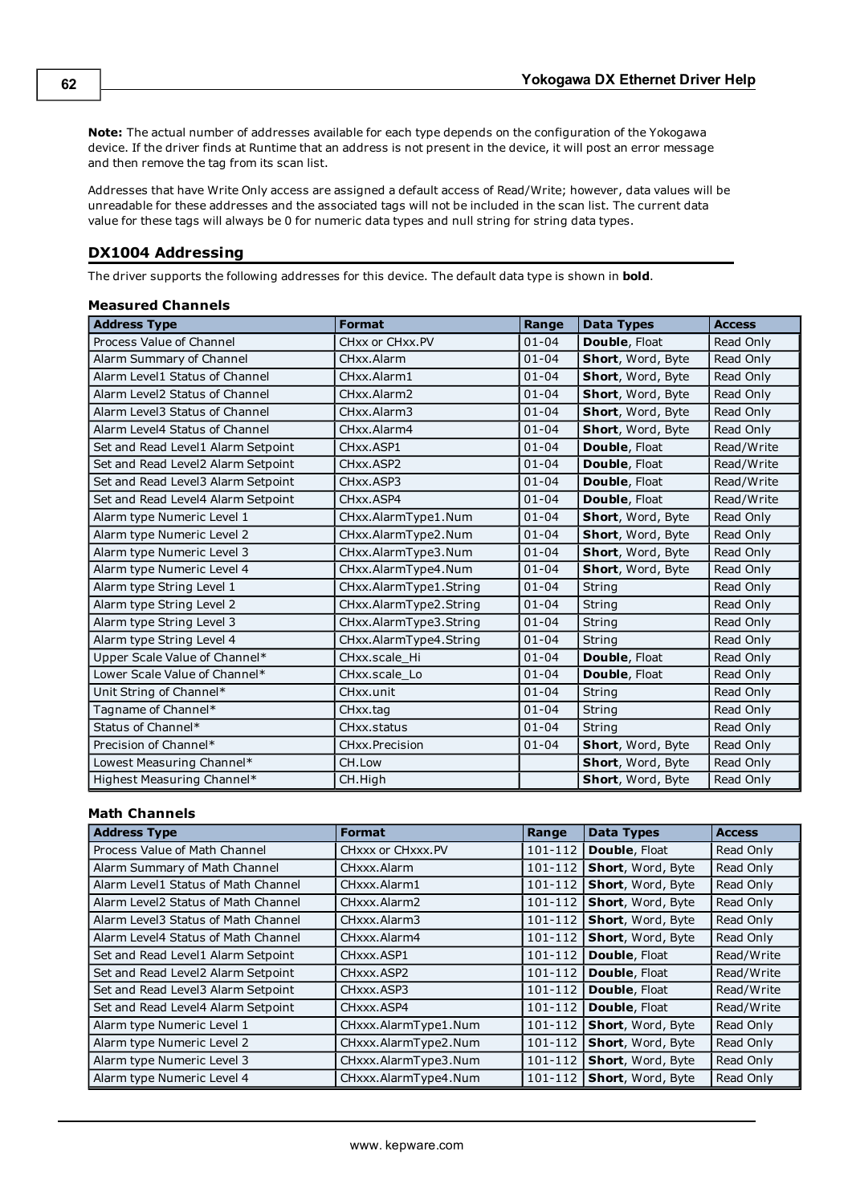**Note:** The actual number of addresses available for each type depends on the configuration of the Yokogawa device. If the driver finds at Runtime that an address is not present in the device, it will post an error message and then remove the tag from its scan list.

Addresses that have Write Only access are assigned a default access of Read/Write; however, data values will be unreadable for these addresses and the associated tags will not be included in the scan list. The current data value for these tags will always be 0 for numeric data types and null string for string data types.

## DX1004 Addressing

The driver supports the following addresses for this device. The default data type is shown in **bold**.

### Measured Channels

| Address Type | Format | Range | Data Types | Access |
|---|---|---|---|---|
| Process Value of Channel | CHxx or CHxx.PV | 01-04 | **Double**, Float | Read Only |
| Alarm Summary of Channel | CHxx.Alarm | 01-04 | **Short**, Word, Byte | Read Only |
| Alarm Level1 Status of Channel | CHxx.Alarm1 | 01-04 | **Short**, Word, Byte | Read Only |
| Alarm Level2 Status of Channel | CHxx.Alarm2 | 01-04 | **Short**, Word, Byte | Read Only |
| Alarm Level3 Status of Channel | CHxx.Alarm3 | 01-04 | **Short**, Word, Byte | Read Only |
| Alarm Level4 Status of Channel | CHxx.Alarm4 | 01-04 | **Short**, Word, Byte | Read Only |
| Set and Read Level1 Alarm Setpoint | CHxx.ASP1 | 01-04 | **Double**, Float | Read/Write |
| Set and Read Level2 Alarm Setpoint | CHxx.ASP2 | 01-04 | **Double**, Float | Read/Write |
| Set and Read Level3 Alarm Setpoint | CHxx.ASP3 | 01-04 | **Double**, Float | Read/Write |
| Set and Read Level4 Alarm Setpoint | CHxx.ASP4 | 01-04 | **Double**, Float | Read/Write |
| Alarm type Numeric Level 1 | CHxx.AlarmType1.Num | 01-04 | **Short**, Word, Byte | Read Only |
| Alarm type Numeric Level 2 | CHxx.AlarmType2.Num | 01-04 | **Short**, Word, Byte | Read Only |
| Alarm type Numeric Level 3 | CHxx.AlarmType3.Num | 01-04 | **Short**, Word, Byte | Read Only |
| Alarm type Numeric Level 4 | CHxx.AlarmType4.Num | 01-04 | **Short**, Word, Byte | Read Only |
| Alarm type String Level 1 | CHxx.AlarmType1.String | 01-04 | String | Read Only |
| Alarm type String Level 2 | CHxx.AlarmType2.String | 01-04 | String | Read Only |
| Alarm type String Level 3 | CHxx.AlarmType3.String | 01-04 | String | Read Only |
| Alarm type String Level 4 | CHxx.AlarmType4.String | 01-04 | String | Read Only |
| Upper Scale Value of Channel* | CHxx.scale_Hi | 01-04 | **Double**, Float | Read Only |
| Lower Scale Value of Channel* | CHxx.scale_Lo | 01-04 | **Double**, Float | Read Only |
| Unit String of Channel* | CHxx.unit | 01-04 | String | Read Only |
| Tagname of Channel* | CHxx.tag | 01-04 | String | Read Only |
| Status of Channel* | CHxx.status | 01-04 | String | Read Only |
| Precision of Channel* | CHxx.Precision | 01-04 | **Short**, Word, Byte | Read Only |
| Lowest Measuring Channel* | CH.Low | | **Short**, Word, Byte | Read Only |
| Highest Measuring Channel* | CH.High | | **Short**, Word, Byte | Read Only |

### Math Channels

| Address Type | Format | Range | Data Types | Access |
|---|---|---|---|---|
| Process Value of Math Channel | CHxxx or CHxxx.PV | 101-112 | **Double**, Float | Read Only |
| Alarm Summary of Math Channel | CHxxx.Alarm | 101-112 | **Short**, Word, Byte | Read Only |
| Alarm Level1 Status of Math Channel | CHxxx.Alarm1 | 101-112 | **Short**, Word, Byte | Read Only |
| Alarm Level2 Status of Math Channel | CHxxx.Alarm2 | 101-112 | **Short**, Word, Byte | Read Only |
| Alarm Level3 Status of Math Channel | CHxxx.Alarm3 | 101-112 | **Short**, Word, Byte | Read Only |
| Alarm Level4 Status of Math Channel | CHxxx.Alarm4 | 101-112 | **Short**, Word, Byte | Read Only |
| Set and Read Level1 Alarm Setpoint | CHxxx.ASP1 | 101-112 | **Double**, Float | Read/Write |
| Set and Read Level2 Alarm Setpoint | CHxxx.ASP2 | 101-112 | **Double**, Float | Read/Write |
| Set and Read Level3 Alarm Setpoint | CHxxx.ASP3 | 101-112 | **Double**, Float | Read/Write |
| Set and Read Level4 Alarm Setpoint | CHxxx.ASP4 | 101-112 | **Double**, Float | Read/Write |
| Alarm type Numeric Level 1 | CHxxx.AlarmType1.Num | 101-112 | **Short**, Word, Byte | Read Only |
| Alarm type Numeric Level 2 | CHxxx.AlarmType2.Num | 101-112 | **Short**, Word, Byte | Read Only |
| Alarm type Numeric Level 3 | CHxxx.AlarmType3.Num | 101-112 | **Short**, Word, Byte | Read Only |
| Alarm type Numeric Level 4 | CHxxx.AlarmType4.Num | 101-112 | **Short**, Word, Byte | Read Only |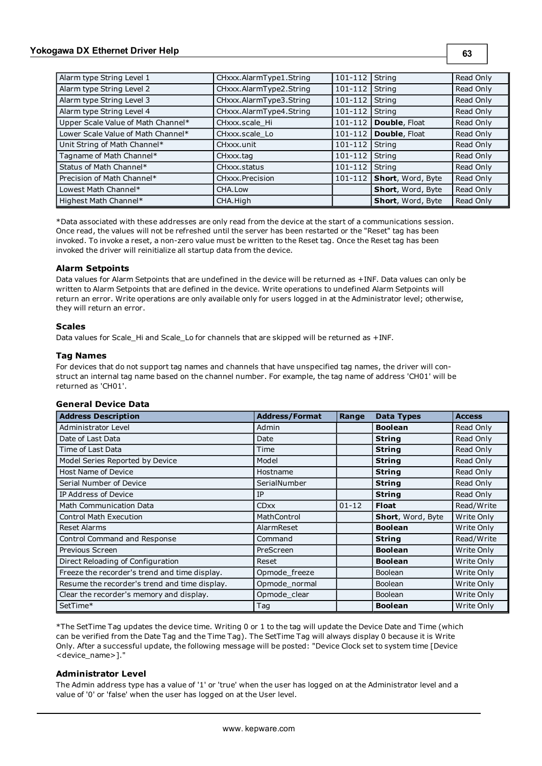| | | | | |
|---|---|---|---|---|
| Alarm type String Level 1 | CHxxx.AlarmType1.String | 101-112 | String | Read Only |
| Alarm type String Level 2 | CHxxx.AlarmType2.String | 101-112 | String | Read Only |
| Alarm type String Level 3 | CHxxx.AlarmType3.String | 101-112 | String | Read Only |
| Alarm type String Level 4 | CHxxx.AlarmType4.String | 101-112 | String | Read Only |
| Upper Scale Value of Math Channel* | CHxxx.scale_Hi | 101-112 | **Double**, Float | Read Only |
| Lower Scale Value of Math Channel* | CHxxx.scale_Lo | 101-112 | **Double**, Float | Read Only |
| Unit String of Math Channel* | CHxxx.unit | 101-112 | String | Read Only |
| Tagname of Math Channel* | CHxxx.tag | 101-112 | String | Read Only |
| Status of Math Channel* | CHxxx.status | 101-112 | String | Read Only |
| Precision of Math Channel* | CHxxx.Precision | 101-112 | **Short**, Word, Byte | Read Only |
| Lowest Math Channel* | CHA.Low | | **Short**, Word, Byte | Read Only |
| Highest Math Channel* | CHA.High | | **Short**, Word, Byte | Read Only |

*Data associated with these addresses are only read from the device at the start of a communications session. Once read, the values will not be refreshed until the server has been restarted or the "Reset" tag has been invoked. To invoke a reset, a non-zero value must be written to the Reset tag. Once the Reset tag has been invoked the driver will reinitialize all startup data from the device.

### Alarm Setpoints

Data values for Alarm Setpoints that are undefined in the device will be returned as +INF. Data values can only be written to Alarm Setpoints that are defined in the device. Write operations to undefined Alarm Setpoints will return an error. Write operations are only available only for users logged in at the Administrator level; otherwise, they will return an error.

### Scales

Data values for Scale_Hi and Scale_Lo for channels that are skipped will be returned as +INF.

### Tag Names

For devices that do not support tag names and channels that have unspecified tag names, the driver will construct an internal tag name based on the channel number. For example, the tag name of address 'CH01' will be returned as 'CH01'.

### General Device Data

| Address Description | Address/Format | Range | Data Types | Access |
|---|---|---|---|---|
| Administrator Level | Admin | | **Boolean** | Read Only |
| Date of Last Data | Date | | **String** | Read Only |
| Time of Last Data | Time | | **String** | Read Only |
| Model Series Reported by Device | Model | | **String** | Read Only |
| Host Name of Device | Hostname | | **String** | Read Only |
| Serial Number of Device | SerialNumber | | **String** | Read Only |
| IP Address of Device | IP | | **String** | Read Only |
| Math Communication Data | CDxx | 01-12 | **Float** | Read/Write |
| Control Math Execution | MathControl | | **Short**, Word, Byte | Write Only |
| Reset Alarms | AlarmReset | | **Boolean** | Write Only |
| Control Command and Response | Command | | **String** | Read/Write |
| Previous Screen | PreScreen | | **Boolean** | Write Only |
| Direct Reloading of Configuration | Reset | | **Boolean** | Write Only |
| Freeze the recorder's trend and time display. | Opmode_freeze | | Boolean | Write Only |
| Resume the recorder's trend and time display. | Opmode_normal | | Boolean | Write Only |
| Clear the recorder's memory and display. | Opmode_clear | | Boolean | Write Only |
| SetTime* | Tag | | **Boolean** | Write Only |

*The SetTime Tag updates the device time. Writing 0 or 1 to the tag will update the Device Date and Time (which can be verified from the Date Tag and the Time Tag). The SetTime Tag will always display 0 because it is Write Only. After a successful update, the following message will be posted: "Device Clock set to system time [Device <device_name>]."

### Administrator Level

The Admin address type has a value of '1' or 'true' when the user has logged on at the Administrator level and a value of '0' or 'false' when the user has logged on at the User level.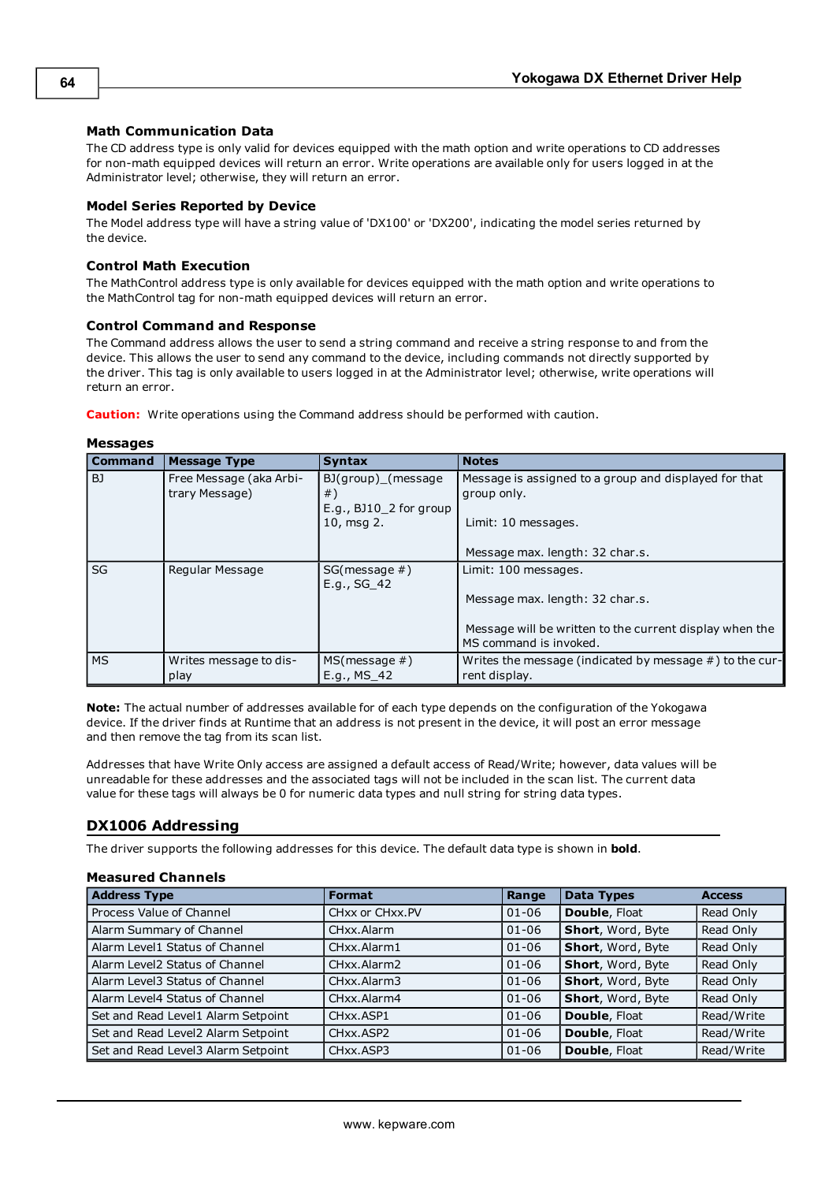### Math Communication Data

The CD address type is only valid for devices equipped with the math option and write operations to CD addresses for non-math equipped devices will return an error. Write operations are available only for users logged in at the Administrator level; otherwise, they will return an error.

### Model Series Reported by Device

The Model address type will have a string value of 'DX100' or 'DX200', indicating the model series returned by the device.

### Control Math Execution

The MathControl address type is only available for devices equipped with the math option and write operations to the MathControl tag for non-math equipped devices will return an error.

### Control Command and Response

The Command address allows the user to send a string command and receive a string response to and from the device. This allows the user to send any command to the device, including commands not directly supported by the driver. This tag is only available to users logged in at the Administrator level; otherwise, write operations will return an error.

**Caution:** Write operations using the Command address should be performed with caution.

### Messages

| Command | Message Type | Syntax | Notes |
|---|---|---|---|
| BJ | Free Message (aka Arbitrary Message) | BJ(group)_(message #)<br>E.g., BJ10_2 for group 10, msg 2. | Message is assigned to a group and displayed for that group only.<br><br>Limit: 10 messages.<br><br>Message max. length: 32 char.s. |
| SG | Regular Message | SG(message #)<br>E.g., SG_42 | Limit: 100 messages.<br><br>Message max. length: 32 char.s.<br><br>Message will be written to the current display when the MS command is invoked. |
| MS | Writes message to display | MS(message #)<br>E.g., MS_42 | Writes the message (indicated by message #) to the current display. |

**Note:** The actual number of addresses available for of each type depends on the configuration of the Yokogawa device. If the driver finds at Runtime that an address is not present in the device, it will post an error message and then remove the tag from its scan list.

Addresses that have Write Only access are assigned a default access of Read/Write; however, data values will be unreadable for these addresses and the associated tags will not be included in the scan list. The current data value for these tags will always be 0 for numeric data types and null string for string data types.

## DX1006 Addressing

The driver supports the following addresses for this device. The default data type is shown in **bold**.

### Measured Channels

| Address Type | Format | Range | Data Types | Access |
|---|---|---|---|---|
| Process Value of Channel | CHxx or CHxx.PV | 01-06 | **Double**, Float | Read Only |
| Alarm Summary of Channel | CHxx.Alarm | 01-06 | **Short**, Word, Byte | Read Only |
| Alarm Level1 Status of Channel | CHxx.Alarm1 | 01-06 | **Short**, Word, Byte | Read Only |
| Alarm Level2 Status of Channel | CHxx.Alarm2 | 01-06 | **Short**, Word, Byte | Read Only |
| Alarm Level3 Status of Channel | CHxx.Alarm3 | 01-06 | **Short**, Word, Byte | Read Only |
| Alarm Level4 Status of Channel | CHxx.Alarm4 | 01-06 | **Short**, Word, Byte | Read Only |
| Set and Read Level1 Alarm Setpoint | CHxx.ASP1 | 01-06 | **Double**, Float | Read/Write |
| Set and Read Level2 Alarm Setpoint | CHxx.ASP2 | 01-06 | **Double**, Float | Read/Write |
| Set and Read Level3 Alarm Setpoint | CHxx.ASP3 | 01-06 | **Double**, Float | Read/Write |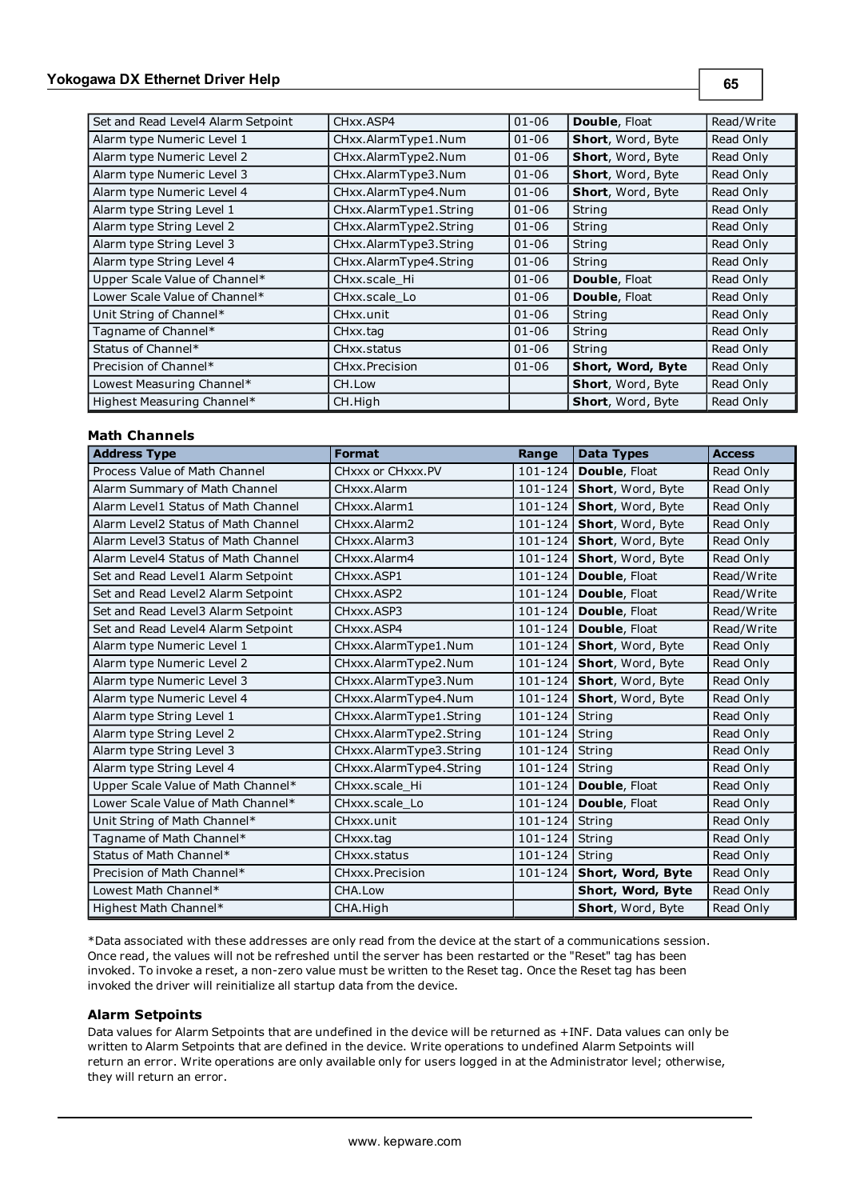| | | | | |
|---|---|---|---|---|
| Set and Read Level4 Alarm Setpoint | CHxx.ASP4 | 01-06 | **Double**, Float | Read/Write |
| Alarm type Numeric Level 1 | CHxx.AlarmType1.Num | 01-06 | **Short**, Word, Byte | Read Only |
| Alarm type Numeric Level 2 | CHxx.AlarmType2.Num | 01-06 | **Short**, Word, Byte | Read Only |
| Alarm type Numeric Level 3 | CHxx.AlarmType3.Num | 01-06 | **Short**, Word, Byte | Read Only |
| Alarm type Numeric Level 4 | CHxx.AlarmType4.Num | 01-06 | **Short**, Word, Byte | Read Only |
| Alarm type String Level 1 | CHxx.AlarmType1.String | 01-06 | String | Read Only |
| Alarm type String Level 2 | CHxx.AlarmType2.String | 01-06 | String | Read Only |
| Alarm type String Level 3 | CHxx.AlarmType3.String | 01-06 | String | Read Only |
| Alarm type String Level 4 | CHxx.AlarmType4.String | 01-06 | String | Read Only |
| Upper Scale Value of Channel* | CHxx.scale_Hi | 01-06 | **Double**, Float | Read Only |
| Lower Scale Value of Channel* | CHxx.scale_Lo | 01-06 | **Double**, Float | Read Only |
| Unit String of Channel* | CHxx.unit | 01-06 | String | Read Only |
| Tagname of Channel* | CHxx.tag | 01-06 | String | Read Only |
| Status of Channel* | CHxx.status | 01-06 | String | Read Only |
| Precision of Channel* | CHxx.Precision | 01-06 | **Short, Word, Byte** | Read Only |
| Lowest Measuring Channel* | CH.Low | | **Short**, Word, Byte | Read Only |
| Highest Measuring Channel* | CH.High | | **Short**, Word, Byte | Read Only |

**Math Channels**

| Address Type | Format | Range | Data Types | Access |
|---|---|---|---|---|
| Process Value of Math Channel | CHxxx or CHxxx.PV | 101-124 | **Double**, Float | Read Only |
| Alarm Summary of Math Channel | CHxxx.Alarm | 101-124 | **Short**, Word, Byte | Read Only |
| Alarm Level1 Status of Math Channel | CHxxx.Alarm1 | 101-124 | **Short**, Word, Byte | Read Only |
| Alarm Level2 Status of Math Channel | CHxxx.Alarm2 | 101-124 | **Short**, Word, Byte | Read Only |
| Alarm Level3 Status of Math Channel | CHxxx.Alarm3 | 101-124 | **Short**, Word, Byte | Read Only |
| Alarm Level4 Status of Math Channel | CHxxx.Alarm4 | 101-124 | **Short**, Word, Byte | Read Only |
| Set and Read Level1 Alarm Setpoint | CHxxx.ASP1 | 101-124 | **Double**, Float | Read/Write |
| Set and Read Level2 Alarm Setpoint | CHxxx.ASP2 | 101-124 | **Double**, Float | Read/Write |
| Set and Read Level3 Alarm Setpoint | CHxxx.ASP3 | 101-124 | **Double**, Float | Read/Write |
| Set and Read Level4 Alarm Setpoint | CHxxx.ASP4 | 101-124 | **Double**, Float | Read/Write |
| Alarm type Numeric Level 1 | CHxxx.AlarmType1.Num | 101-124 | **Short**, Word, Byte | Read Only |
| Alarm type Numeric Level 2 | CHxxx.AlarmType2.Num | 101-124 | **Short**, Word, Byte | Read Only |
| Alarm type Numeric Level 3 | CHxxx.AlarmType3.Num | 101-124 | **Short**, Word, Byte | Read Only |
| Alarm type Numeric Level 4 | CHxxx.AlarmType4.Num | 101-124 | **Short**, Word, Byte | Read Only |
| Alarm type String Level 1 | CHxxx.AlarmType1.String | 101-124 | String | Read Only |
| Alarm type String Level 2 | CHxxx.AlarmType2.String | 101-124 | String | Read Only |
| Alarm type String Level 3 | CHxxx.AlarmType3.String | 101-124 | String | Read Only |
| Alarm type String Level 4 | CHxxx.AlarmType4.String | 101-124 | String | Read Only |
| Upper Scale Value of Math Channel* | CHxxx.scale_Hi | 101-124 | **Double**, Float | Read Only |
| Lower Scale Value of Math Channel* | CHxxx.scale_Lo | 101-124 | **Double**, Float | Read Only |
| Unit String of Math Channel* | CHxxx.unit | 101-124 | String | Read Only |
| Tagname of Math Channel* | CHxxx.tag | 101-124 | String | Read Only |
| Status of Math Channel* | CHxxx.status | 101-124 | String | Read Only |
| Precision of Math Channel* | CHxxx.Precision | 101-124 | **Short, Word, Byte** | Read Only |
| Lowest Math Channel* | CHA.Low | | **Short, Word, Byte** | Read Only |
| Highest Math Channel* | CHA.High | | **Short**, Word, Byte | Read Only |

*Data associated with these addresses are only read from the device at the start of a communications session. Once read, the values will not be refreshed until the server has been restarted or the "Reset" tag has been invoked. To invoke a reset, a non-zero value must be written to the Reset tag. Once the Reset tag has been invoked the driver will reinitialize all startup data from the device.

### Alarm Setpoints

Data values for Alarm Setpoints that are undefined in the device will be returned as +INF. Data values can only be written to Alarm Setpoints that are defined in the device. Write operations to undefined Alarm Setpoints will return an error. Write operations are only available only for users logged in at the Administrator level; otherwise, they will return an error.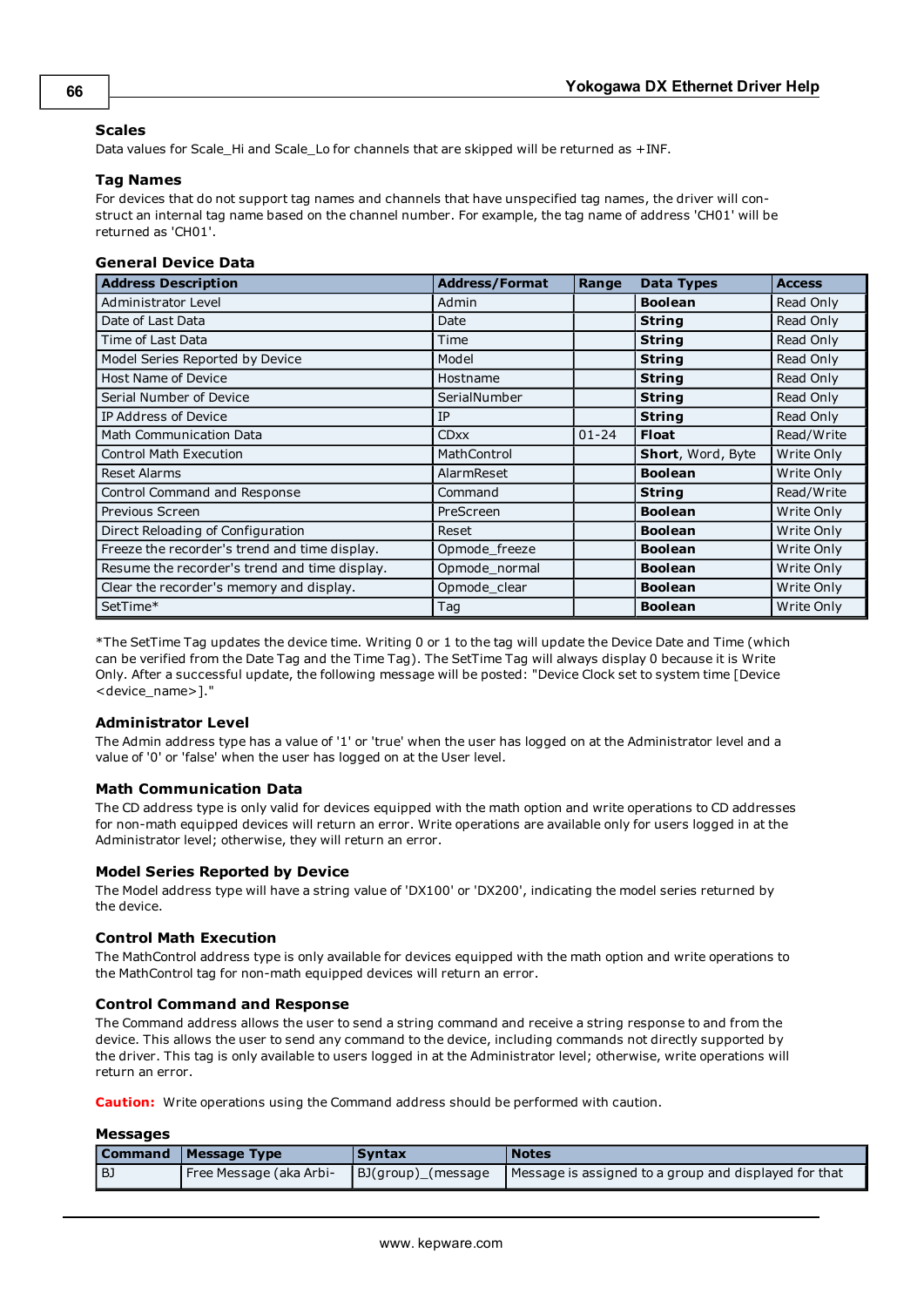### Scales

Data values for Scale_Hi and Scale_Lo for channels that are skipped will be returned as +INF.

### Tag Names

For devices that do not support tag names and channels that have unspecified tag names, the driver will construct an internal tag name based on the channel number. For example, the tag name of address 'CH01' will be returned as 'CH01'.

### General Device Data

| Address Description | Address/Format | Range | Data Types | Access |
|---|---|---|---|---|
| Administrator Level | Admin | | **Boolean** | Read Only |
| Date of Last Data | Date | | **String** | Read Only |
| Time of Last Data | Time | | **String** | Read Only |
| Model Series Reported by Device | Model | | **String** | Read Only |
| Host Name of Device | Hostname | | **String** | Read Only |
| Serial Number of Device | SerialNumber | | **String** | Read Only |
| IP Address of Device | IP | | **String** | Read Only |
| Math Communication Data | CDxx | 01-24 | **Float** | Read/Write |
| Control Math Execution | MathControl | | **Short**, Word, Byte | Write Only |
| Reset Alarms | AlarmReset | | **Boolean** | Write Only |
| Control Command and Response | Command | | **String** | Read/Write |
| Previous Screen | PreScreen | | **Boolean** | Write Only |
| Direct Reloading of Configuration | Reset | | **Boolean** | Write Only |
| Freeze the recorder's trend and time display. | Opmode_freeze | | **Boolean** | Write Only |
| Resume the recorder's trend and time display. | Opmode_normal | | **Boolean** | Write Only |
| Clear the recorder's memory and display. | Opmode_clear | | **Boolean** | Write Only |
| SetTime* | Tag | | **Boolean** | Write Only |

*The SetTime Tag updates the device time. Writing 0 or 1 to the tag will update the Device Date and Time (which can be verified from the Date Tag and the Time Tag). The SetTime Tag will always display 0 because it is Write Only. After a successful update, the following message will be posted: "Device Clock set to system time [Device <device_name>]."

### Administrator Level

The Admin address type has a value of '1' or 'true' when the user has logged on at the Administrator level and a value of '0' or 'false' when the user has logged on at the User level.

### Math Communication Data

The CD address type is only valid for devices equipped with the math option and write operations to CD addresses for non-math equipped devices will return an error. Write operations are available only for users logged in at the Administrator level; otherwise, they will return an error.

### Model Series Reported by Device

The Model address type will have a string value of 'DX100' or 'DX200', indicating the model series returned by the device.

### Control Math Execution

The MathControl address type is only available for devices equipped with the math option and write operations to the MathControl tag for non-math equipped devices will return an error.

### Control Command and Response

The Command address allows the user to send a string command and receive a string response to and from the device. This allows the user to send any command to the device, including commands not directly supported by the driver. This tag is only available to users logged in at the Administrator level; otherwise, write operations will return an error.

**Caution:** Write operations using the Command address should be performed with caution.

### Messages

| Command | Message Type | Syntax | Notes |
|---|---|---|---|
| BJ | Free Message (aka Arbi- | BJ(group)_(message | Message is assigned to a group and displayed for that |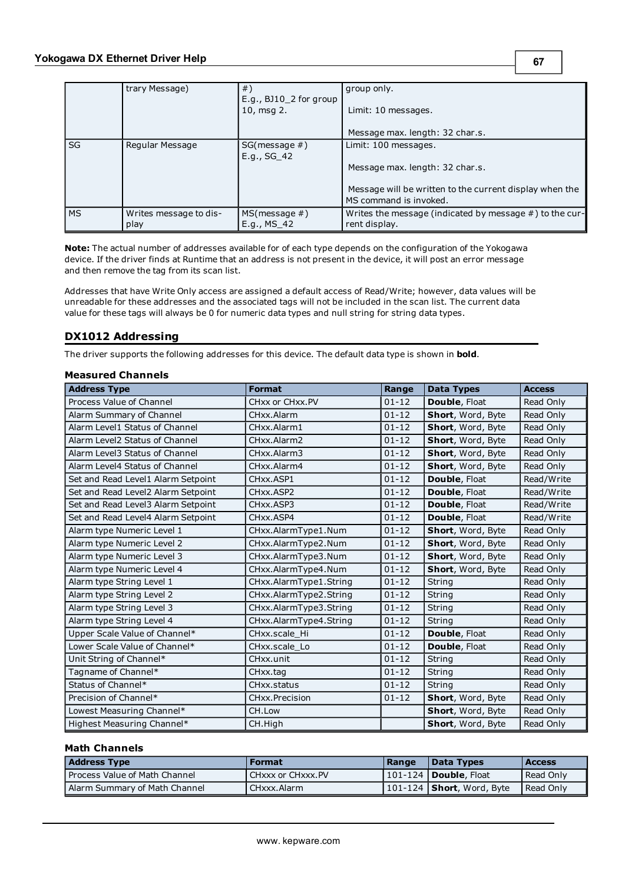| | trary Message) | #)<br>E.g., BJ10_2 for group 10, msg 2. | group only.<br><br>Limit: 10 messages.<br><br>Message max. length: 32 char.s. |
|---|---|---|---|
| SG | Regular Message | SG(message #)<br>E.g., SG_42 | Limit: 100 messages.<br><br>Message max. length: 32 char.s.<br><br>Message will be written to the current display when the MS command is invoked. |
| MS | Writes message to display | MS(message #)<br>E.g., MS_42 | Writes the message (indicated by message #) to the current display. |

**Note:** The actual number of addresses available for of each type depends on the configuration of the Yokogawa device. If the driver finds at Runtime that an address is not present in the device, it will post an error message and then remove the tag from its scan list.

Addresses that have Write Only access are assigned a default access of Read/Write; however, data values will be unreadable for these addresses and the associated tags will not be included in the scan list. The current data value for these tags will always be 0 for numeric data types and null string for string data types.

## DX1012 Addressing

The driver supports the following addresses for this device. The default data type is shown in **bold**.

### Measured Channels

| Address Type | Format | Range | Data Types | Access |
|---|---|---|---|---|
| Process Value of Channel | CHxx or CHxx.PV | 01-12 | **Double**, Float | Read Only |
| Alarm Summary of Channel | CHxx.Alarm | 01-12 | **Short**, Word, Byte | Read Only |
| Alarm Level1 Status of Channel | CHxx.Alarm1 | 01-12 | **Short**, Word, Byte | Read Only |
| Alarm Level2 Status of Channel | CHxx.Alarm2 | 01-12 | **Short**, Word, Byte | Read Only |
| Alarm Level3 Status of Channel | CHxx.Alarm3 | 01-12 | **Short**, Word, Byte | Read Only |
| Alarm Level4 Status of Channel | CHxx.Alarm4 | 01-12 | **Short**, Word, Byte | Read Only |
| Set and Read Level1 Alarm Setpoint | CHxx.ASP1 | 01-12 | **Double**, Float | Read/Write |
| Set and Read Level2 Alarm Setpoint | CHxx.ASP2 | 01-12 | **Double**, Float | Read/Write |
| Set and Read Level3 Alarm Setpoint | CHxx.ASP3 | 01-12 | **Double**, Float | Read/Write |
| Set and Read Level4 Alarm Setpoint | CHxx.ASP4 | 01-12 | **Double**, Float | Read/Write |
| Alarm type Numeric Level 1 | CHxx.AlarmType1.Num | 01-12 | **Short**, Word, Byte | Read Only |
| Alarm type Numeric Level 2 | CHxx.AlarmType2.Num | 01-12 | **Short**, Word, Byte | Read Only |
| Alarm type Numeric Level 3 | CHxx.AlarmType3.Num | 01-12 | **Short**, Word, Byte | Read Only |
| Alarm type Numeric Level 4 | CHxx.AlarmType4.Num | 01-12 | **Short**, Word, Byte | Read Only |
| Alarm type String Level 1 | CHxx.AlarmType1.String | 01-12 | String | Read Only |
| Alarm type String Level 2 | CHxx.AlarmType2.String | 01-12 | String | Read Only |
| Alarm type String Level 3 | CHxx.AlarmType3.String | 01-12 | String | Read Only |
| Alarm type String Level 4 | CHxx.AlarmType4.String | 01-12 | String | Read Only |
| Upper Scale Value of Channel* | CHxx.scale_Hi | 01-12 | **Double**, Float | Read Only |
| Lower Scale Value of Channel* | CHxx.scale_Lo | 01-12 | **Double**, Float | Read Only |
| Unit String of Channel* | CHxx.unit | 01-12 | String | Read Only |
| Tagname of Channel* | CHxx.tag | 01-12 | String | Read Only |
| Status of Channel* | CHxx.status | 01-12 | String | Read Only |
| Precision of Channel* | CHxx.Precision | 01-12 | **Short**, Word, Byte | Read Only |
| Lowest Measuring Channel* | CH.Low | | **Short**, Word, Byte | Read Only |
| Highest Measuring Channel* | CH.High | | **Short**, Word, Byte | Read Only |

### Math Channels

| Address Type | Format | Range | Data Types | Access |
|---|---|---|---|---|
| Process Value of Math Channel | CHxxx or CHxxx.PV | 101-124 | **Double**, Float | Read Only |
| Alarm Summary of Math Channel | CHxxx.Alarm | 101-124 | **Short**, Word, Byte | Read Only |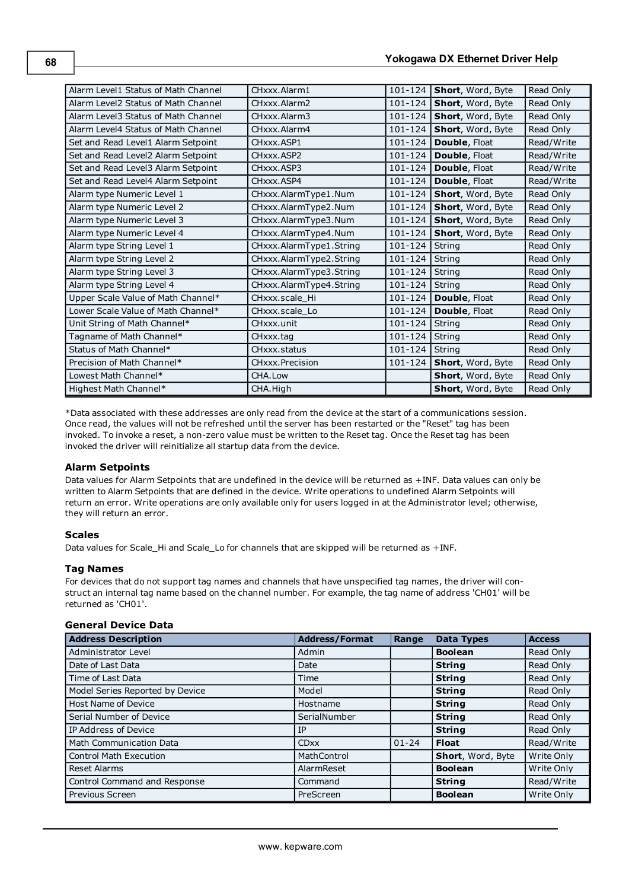| | | | | |
|---|---|---|---|---|
| Alarm Level1 Status of Math Channel | CHxxx.Alarm1 | 101-124 | **Short**, Word, Byte | Read Only |
| Alarm Level2 Status of Math Channel | CHxxx.Alarm2 | 101-124 | **Short**, Word, Byte | Read Only |
| Alarm Level3 Status of Math Channel | CHxxx.Alarm3 | 101-124 | **Short**, Word, Byte | Read Only |
| Alarm Level4 Status of Math Channel | CHxxx.Alarm4 | 101-124 | **Short**, Word, Byte | Read Only |
| Set and Read Level1 Alarm Setpoint | CHxxx.ASP1 | 101-124 | **Double**, Float | Read/Write |
| Set and Read Level2 Alarm Setpoint | CHxxx.ASP2 | 101-124 | **Double**, Float | Read/Write |
| Set and Read Level3 Alarm Setpoint | CHxxx.ASP3 | 101-124 | **Double**, Float | Read/Write |
| Set and Read Level4 Alarm Setpoint | CHxxx.ASP4 | 101-124 | **Double**, Float | Read/Write |
| Alarm type Numeric Level 1 | CHxxx.AlarmType1.Num | 101-124 | **Short**, Word, Byte | Read Only |
| Alarm type Numeric Level 2 | CHxxx.AlarmType2.Num | 101-124 | **Short**, Word, Byte | Read Only |
| Alarm type Numeric Level 3 | CHxxx.AlarmType3.Num | 101-124 | **Short**, Word, Byte | Read Only |
| Alarm type Numeric Level 4 | CHxxx.AlarmType4.Num | 101-124 | **Short**, Word, Byte | Read Only |
| Alarm type String Level 1 | CHxxx.AlarmType1.String | 101-124 | String | Read Only |
| Alarm type String Level 2 | CHxxx.AlarmType2.String | 101-124 | String | Read Only |
| Alarm type String Level 3 | CHxxx.AlarmType3.String | 101-124 | String | Read Only |
| Alarm type String Level 4 | CHxxx.AlarmType4.String | 101-124 | String | Read Only |
| Upper Scale Value of Math Channel* | CHxxx.scale_Hi | 101-124 | **Double**, Float | Read Only |
| Lower Scale Value of Math Channel* | CHxxx.scale_Lo | 101-124 | **Double**, Float | Read Only |
| Unit String of Math Channel* | CHxxx.unit | 101-124 | String | Read Only |
| Tagname of Math Channel* | CHxxx.tag | 101-124 | String | Read Only |
| Status of Math Channel* | CHxxx.status | 101-124 | String | Read Only |
| Precision of Math Channel* | CHxxx.Precision | 101-124 | **Short**, Word, Byte | Read Only |
| Lowest Math Channel* | CHA.Low | | **Short**, Word, Byte | Read Only |
| Highest Math Channel* | CHA.High | | **Short**, Word, Byte | Read Only |

*Data associated with these addresses are only read from the device at the start of a communications session. Once read, the values will not be refreshed until the server has been restarted or the "Reset" tag has been invoked. To invoke a reset, a non-zero value must be written to the Reset tag. Once the Reset tag has been invoked the driver will reinitialize all startup data from the device.

### Alarm Setpoints

Data values for Alarm Setpoints that are undefined in the device will be returned as +INF. Data values can only be written to Alarm Setpoints that are defined in the device. Write operations to undefined Alarm Setpoints will return an error. Write operations are only available only for users logged in at the Administrator level; otherwise, they will return an error.

### Scales

Data values for Scale_Hi and Scale_Lo for channels that are skipped will be returned as +INF.

### Tag Names

For devices that do not support tag names and channels that have unspecified tag names, the driver will construct an internal tag name based on the channel number. For example, the tag name of address 'CH01' will be returned as 'CH01'.

### General Device Data

| Address Description | Address/Format | Range | Data Types | Access |
|---|---|---|---|---|
| Administrator Level | Admin | | **Boolean** | Read Only |
| Date of Last Data | Date | | **String** | Read Only |
| Time of Last Data | Time | | **String** | Read Only |
| Model Series Reported by Device | Model | | **String** | Read Only |
| Host Name of Device | Hostname | | **String** | Read Only |
| Serial Number of Device | SerialNumber | | **String** | Read Only |
| IP Address of Device | IP | | **String** | Read Only |
| Math Communication Data | CDxx | 01-24 | **Float** | Read/Write |
| Control Math Execution | MathControl | | **Short**, Word, Byte | Write Only |
| Reset Alarms | AlarmReset | | **Boolean** | Write Only |
| Control Command and Response | Command | | **String** | Read/Write |
| Previous Screen | PreScreen | | **Boolean** | Write Only |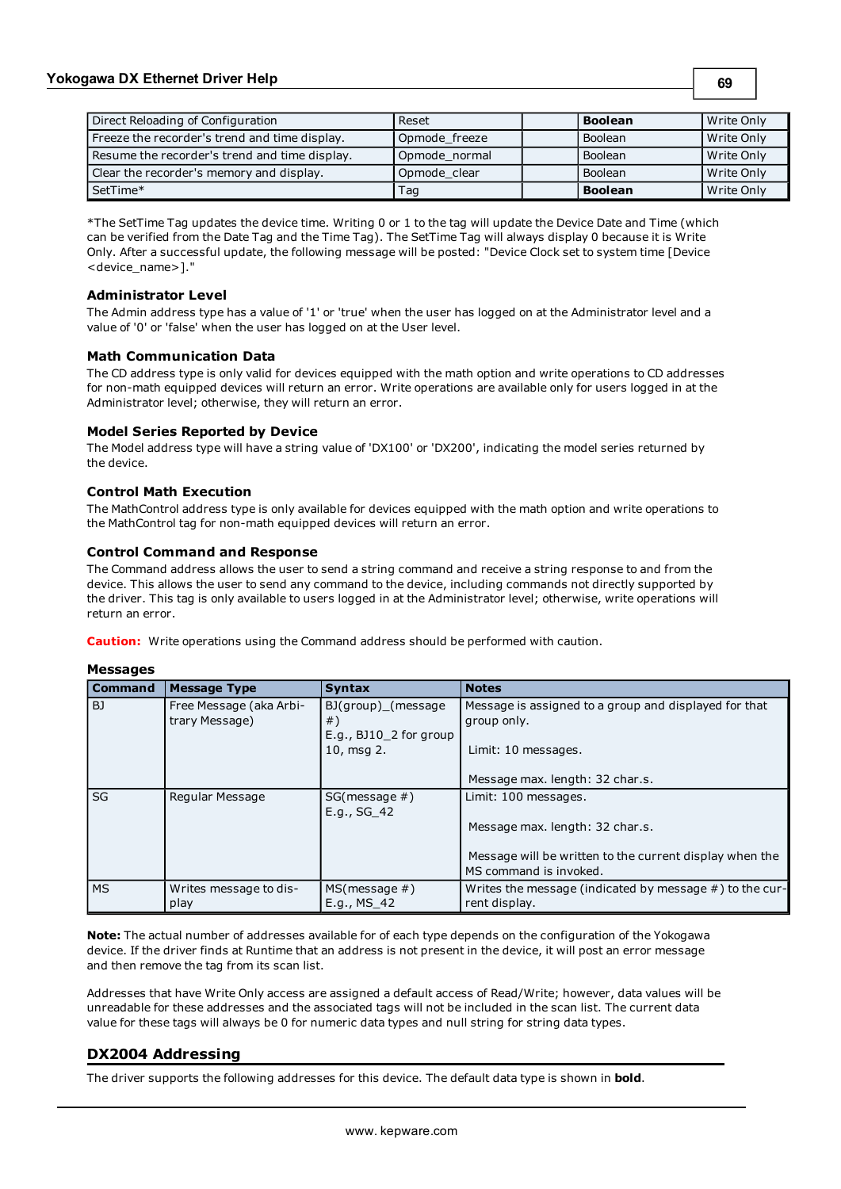| Direct Reloading of Configuration | Reset | | **Boolean** | Write Only |
|---|---|---|---|---|
| Freeze the recorder's trend and time display. | Opmode_freeze | | Boolean | Write Only |
| Resume the recorder's trend and time display. | Opmode_normal | | Boolean | Write Only |
| Clear the recorder's memory and display. | Opmode_clear | | Boolean | Write Only |
| SetTime* | Tag | | **Boolean** | Write Only |

*The SetTime Tag updates the device time. Writing 0 or 1 to the tag will update the Device Date and Time (which can be verified from the Date Tag and the Time Tag). The SetTime Tag will always display 0 because it is Write Only. After a successful update, the following message will be posted: "Device Clock set to system time [Device <device_name>]."

### Administrator Level

The Admin address type has a value of '1' or 'true' when the user has logged on at the Administrator level and a value of '0' or 'false' when the user has logged on at the User level.

### Math Communication Data

The CD address type is only valid for devices equipped with the math option and write operations to CD addresses for non-math equipped devices will return an error. Write operations are available only for users logged in at the Administrator level; otherwise, they will return an error.

### Model Series Reported by Device

The Model address type will have a string value of 'DX100' or 'DX200', indicating the model series returned by the device.

### Control Math Execution

The MathControl address type is only available for devices equipped with the math option and write operations to the MathControl tag for non-math equipped devices will return an error.

### Control Command and Response

The Command address allows the user to send a string command and receive a string response to and from the device. This allows the user to send any command to the device, including commands not directly supported by the driver. This tag is only available to users logged in at the Administrator level; otherwise, write operations will return an error.

**Caution:** Write operations using the Command address should be performed with caution.

### Messages

| Command | Message Type | Syntax | Notes |
|---|---|---|---|
| BJ | Free Message (aka Arbitrary Message) | BJ(group)_(message #)<br>E.g., BJ10_2 for group 10, msg 2. | Message is assigned to a group and displayed for that group only.<br><br>Limit: 10 messages.<br><br>Message max. length: 32 char.s. |
| SG | Regular Message | SG(message #)<br>E.g., SG_42 | Limit: 100 messages.<br><br>Message max. length: 32 char.s.<br><br>Message will be written to the current display when the MS command is invoked. |
| MS | Writes message to display | MS(message #)<br>E.g., MS_42 | Writes the message (indicated by message #) to the current display. |

**Note:** The actual number of addresses available for of each type depends on the configuration of the Yokogawa device. If the driver finds at Runtime that an address is not present in the device, it will post an error message and then remove the tag from its scan list.

Addresses that have Write Only access are assigned a default access of Read/Write; however, data values will be unreadable for these addresses and the associated tags will not be included in the scan list. The current data value for these tags will always be 0 for numeric data types and null string for string data types.

## DX2004 Addressing

The driver supports the following addresses for this device. The default data type is shown in **bold**.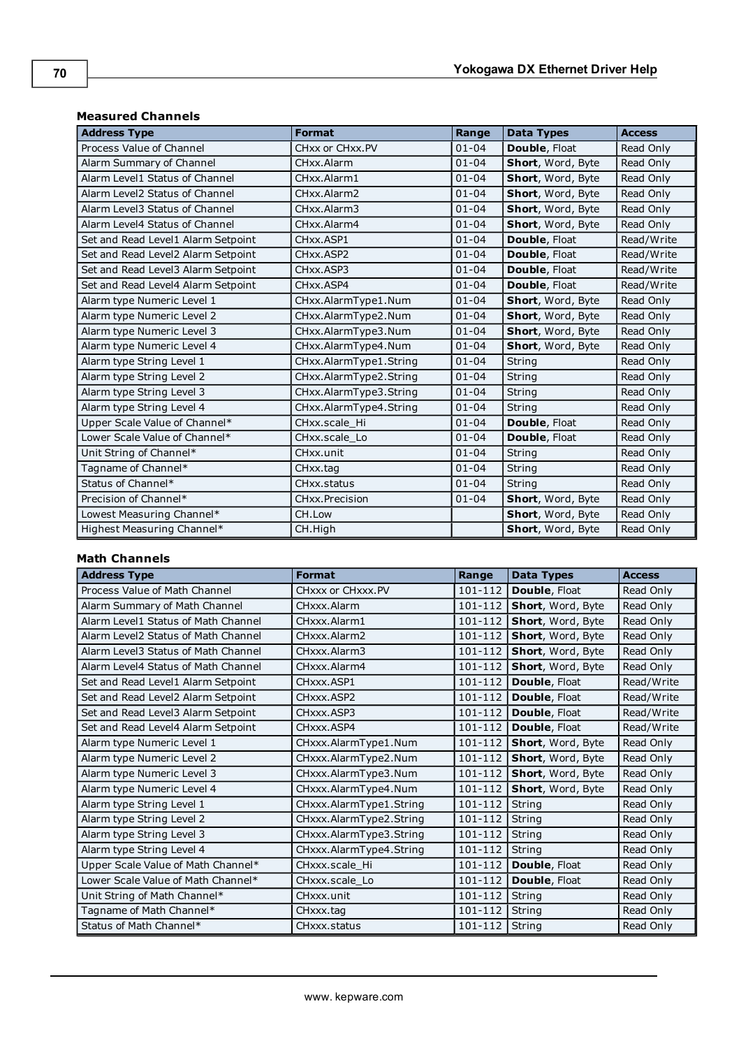### Measured Channels

| Address Type | Format | Range | Data Types | Access |
|---|---|---|---|---|
| Process Value of Channel | CHxx or CHxx.PV | 01-04 | **Double**, Float | Read Only |
| Alarm Summary of Channel | CHxx.Alarm | 01-04 | **Short**, Word, Byte | Read Only |
| Alarm Level1 Status of Channel | CHxx.Alarm1 | 01-04 | **Short**, Word, Byte | Read Only |
| Alarm Level2 Status of Channel | CHxx.Alarm2 | 01-04 | **Short**, Word, Byte | Read Only |
| Alarm Level3 Status of Channel | CHxx.Alarm3 | 01-04 | **Short**, Word, Byte | Read Only |
| Alarm Level4 Status of Channel | CHxx.Alarm4 | 01-04 | **Short**, Word, Byte | Read Only |
| Set and Read Level1 Alarm Setpoint | CHxx.ASP1 | 01-04 | **Double**, Float | Read/Write |
| Set and Read Level2 Alarm Setpoint | CHxx.ASP2 | 01-04 | **Double**, Float | Read/Write |
| Set and Read Level3 Alarm Setpoint | CHxx.ASP3 | 01-04 | **Double**, Float | Read/Write |
| Set and Read Level4 Alarm Setpoint | CHxx.ASP4 | 01-04 | **Double**, Float | Read/Write |
| Alarm type Numeric Level 1 | CHxx.AlarmType1.Num | 01-04 | **Short**, Word, Byte | Read Only |
| Alarm type Numeric Level 2 | CHxx.AlarmType2.Num | 01-04 | **Short**, Word, Byte | Read Only |
| Alarm type Numeric Level 3 | CHxx.AlarmType3.Num | 01-04 | **Short**, Word, Byte | Read Only |
| Alarm type Numeric Level 4 | CHxx.AlarmType4.Num | 01-04 | **Short**, Word, Byte | Read Only |
| Alarm type String Level 1 | CHxx.AlarmType1.String | 01-04 | String | Read Only |
| Alarm type String Level 2 | CHxx.AlarmType2.String | 01-04 | String | Read Only |
| Alarm type String Level 3 | CHxx.AlarmType3.String | 01-04 | String | Read Only |
| Alarm type String Level 4 | CHxx.AlarmType4.String | 01-04 | String | Read Only |
| Upper Scale Value of Channel* | CHxx.scale_Hi | 01-04 | **Double**, Float | Read Only |
| Lower Scale Value of Channel* | CHxx.scale_Lo | 01-04 | **Double**, Float | Read Only |
| Unit String of Channel* | CHxx.unit | 01-04 | String | Read Only |
| Tagname of Channel* | CHxx.tag | 01-04 | String | Read Only |
| Status of Channel* | CHxx.status | 01-04 | String | Read Only |
| Precision of Channel* | CHxx.Precision | 01-04 | **Short**, Word, Byte | Read Only |
| Lowest Measuring Channel* | CH.Low | | **Short**, Word, Byte | Read Only |
| Highest Measuring Channel* | CH.High | | **Short**, Word, Byte | Read Only |

### Math Channels

| Address Type | Format | Range | Data Types | Access |
|---|---|---|---|---|
| Process Value of Math Channel | CHxxx or CHxxx.PV | 101-112 | **Double**, Float | Read Only |
| Alarm Summary of Math Channel | CHxxx.Alarm | 101-112 | **Short**, Word, Byte | Read Only |
| Alarm Level1 Status of Math Channel | CHxxx.Alarm1 | 101-112 | **Short**, Word, Byte | Read Only |
| Alarm Level2 Status of Math Channel | CHxxx.Alarm2 | 101-112 | **Short**, Word, Byte | Read Only |
| Alarm Level3 Status of Math Channel | CHxxx.Alarm3 | 101-112 | **Short**, Word, Byte | Read Only |
| Alarm Level4 Status of Math Channel | CHxxx.Alarm4 | 101-112 | **Short**, Word, Byte | Read Only |
| Set and Read Level1 Alarm Setpoint | CHxxx.ASP1 | 101-112 | **Double**, Float | Read/Write |
| Set and Read Level2 Alarm Setpoint | CHxxx.ASP2 | 101-112 | **Double**, Float | Read/Write |
| Set and Read Level3 Alarm Setpoint | CHxxx.ASP3 | 101-112 | **Double**, Float | Read/Write |
| Set and Read Level4 Alarm Setpoint | CHxxx.ASP4 | 101-112 | **Double**, Float | Read/Write |
| Alarm type Numeric Level 1 | CHxxx.AlarmType1.Num | 101-112 | **Short**, Word, Byte | Read Only |
| Alarm type Numeric Level 2 | CHxxx.AlarmType2.Num | 101-112 | **Short**, Word, Byte | Read Only |
| Alarm type Numeric Level 3 | CHxxx.AlarmType3.Num | 101-112 | **Short**, Word, Byte | Read Only |
| Alarm type Numeric Level 4 | CHxxx.AlarmType4.Num | 101-112 | **Short**, Word, Byte | Read Only |
| Alarm type String Level 1 | CHxxx.AlarmType1.String | 101-112 | String | Read Only |
| Alarm type String Level 2 | CHxxx.AlarmType2.String | 101-112 | String | Read Only |
| Alarm type String Level 3 | CHxxx.AlarmType3.String | 101-112 | String | Read Only |
| Alarm type String Level 4 | CHxxx.AlarmType4.String | 101-112 | String | Read Only |
| Upper Scale Value of Math Channel* | CHxxx.scale_Hi | 101-112 | **Double**, Float | Read Only |
| Lower Scale Value of Math Channel* | CHxxx.scale_Lo | 101-112 | **Double**, Float | Read Only |
| Unit String of Math Channel* | CHxxx.unit | 101-112 | String | Read Only |
| Tagname of Math Channel* | CHxxx.tag | 101-112 | String | Read Only |
| Status of Math Channel* | CHxxx.status | 101-112 | String | Read Only |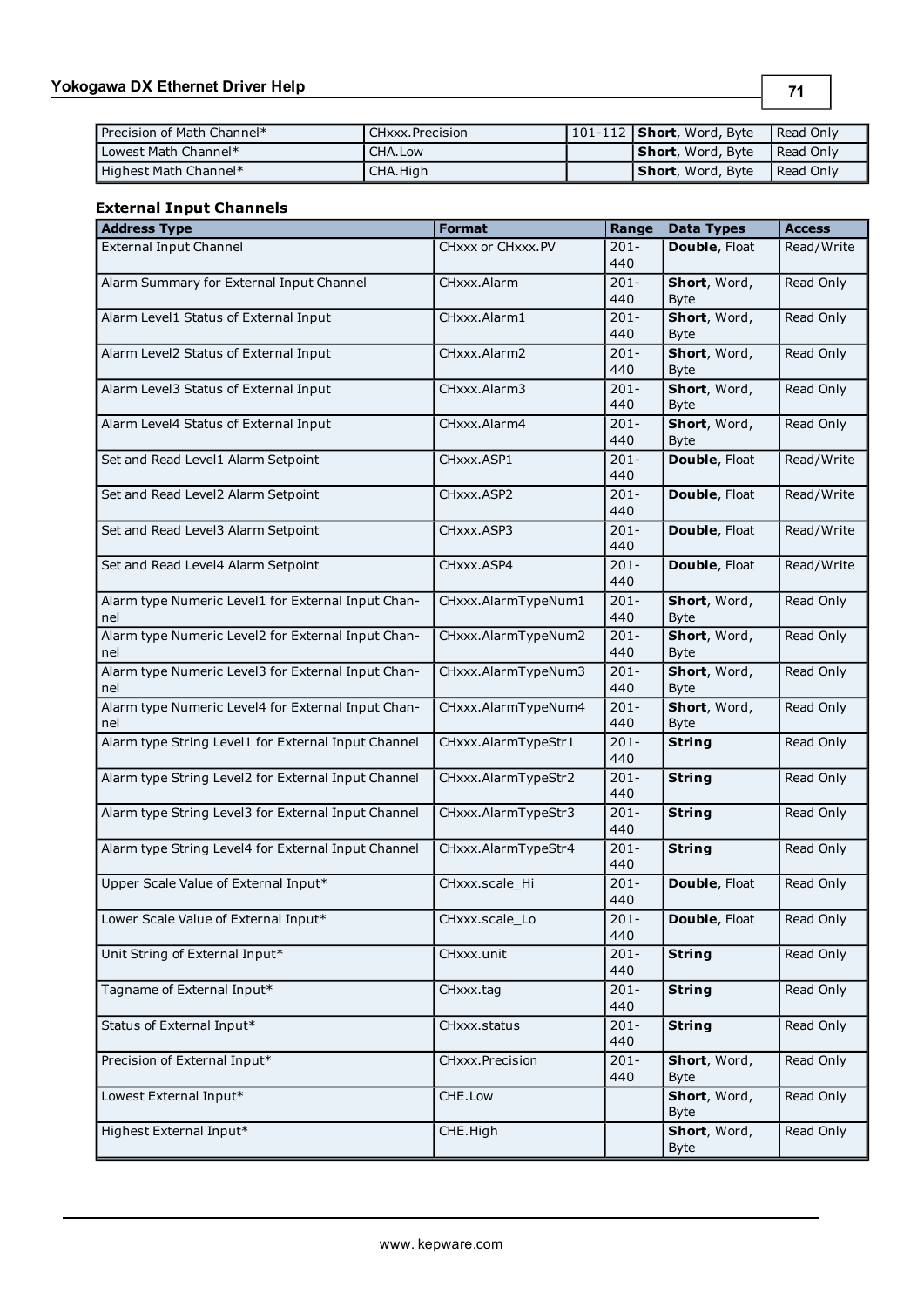| Precision of Math Channel* | CHxxx.Precision | 101-112 | **Short**, Word, Byte | Read Only |
|---|---|---|---|---|
| Lowest Math Channel* | CHA.Low | | **Short**, Word, Byte | Read Only |
| Highest Math Channel* | CHA.High | | **Short**, Word, Byte | Read Only |

### External Input Channels

| Address Type | Format | Range | Data Types | Access |
|---|---|---|---|---|
| External Input Channel | CHxxx or CHxxx.PV | 201-440 | **Double**, Float | Read/Write |
| Alarm Summary for External Input Channel | CHxxx.Alarm | 201-440 | **Short**, Word, Byte | Read Only |
| Alarm Level1 Status of External Input | CHxxx.Alarm1 | 201-440 | **Short**, Word, Byte | Read Only |
| Alarm Level2 Status of External Input | CHxxx.Alarm2 | 201-440 | **Short**, Word, Byte | Read Only |
| Alarm Level3 Status of External Input | CHxxx.Alarm3 | 201-440 | **Short**, Word, Byte | Read Only |
| Alarm Level4 Status of External Input | CHxxx.Alarm4 | 201-440 | **Short**, Word, Byte | Read Only |
| Set and Read Level1 Alarm Setpoint | CHxxx.ASP1 | 201-440 | **Double**, Float | Read/Write |
| Set and Read Level2 Alarm Setpoint | CHxxx.ASP2 | 201-440 | **Double**, Float | Read/Write |
| Set and Read Level3 Alarm Setpoint | CHxxx.ASP3 | 201-440 | **Double**, Float | Read/Write |
| Set and Read Level4 Alarm Setpoint | CHxxx.ASP4 | 201-440 | **Double**, Float | Read/Write |
| Alarm type Numeric Level1 for External Input Channel | CHxxx.AlarmTypeNum1 | 201-440 | **Short**, Word, Byte | Read Only |
| Alarm type Numeric Level2 for External Input Channel | CHxxx.AlarmTypeNum2 | 201-440 | **Short**, Word, Byte | Read Only |
| Alarm type Numeric Level3 for External Input Channel | CHxxx.AlarmTypeNum3 | 201-440 | **Short**, Word, Byte | Read Only |
| Alarm type Numeric Level4 for External Input Channel | CHxxx.AlarmTypeNum4 | 201-440 | **Short**, Word, Byte | Read Only |
| Alarm type String Level1 for External Input Channel | CHxxx.AlarmTypeStr1 | 201-440 | **String** | Read Only |
| Alarm type String Level2 for External Input Channel | CHxxx.AlarmTypeStr2 | 201-440 | **String** | Read Only |
| Alarm type String Level3 for External Input Channel | CHxxx.AlarmTypeStr3 | 201-440 | **String** | Read Only |
| Alarm type String Level4 for External Input Channel | CHxxx.AlarmTypeStr4 | 201-440 | **String** | Read Only |
| Upper Scale Value of External Input* | CHxxx.scale_Hi | 201-440 | **Double**, Float | Read Only |
| Lower Scale Value of External Input* | CHxxx.scale_Lo | 201-440 | **Double**, Float | Read Only |
| Unit String of External Input* | CHxxx.unit | 201-440 | **String** | Read Only |
| Tagname of External Input* | CHxxx.tag | 201-440 | **String** | Read Only |
| Status of External Input* | CHxxx.status | 201-440 | **String** | Read Only |
| Precision of External Input* | CHxxx.Precision | 201-440 | **Short**, Word, Byte | Read Only |
| Lowest External Input* | CHE.Low | | **Short**, Word, Byte | Read Only |
| Highest External Input* | CHE.High | | **Short**, Word, Byte | Read Only |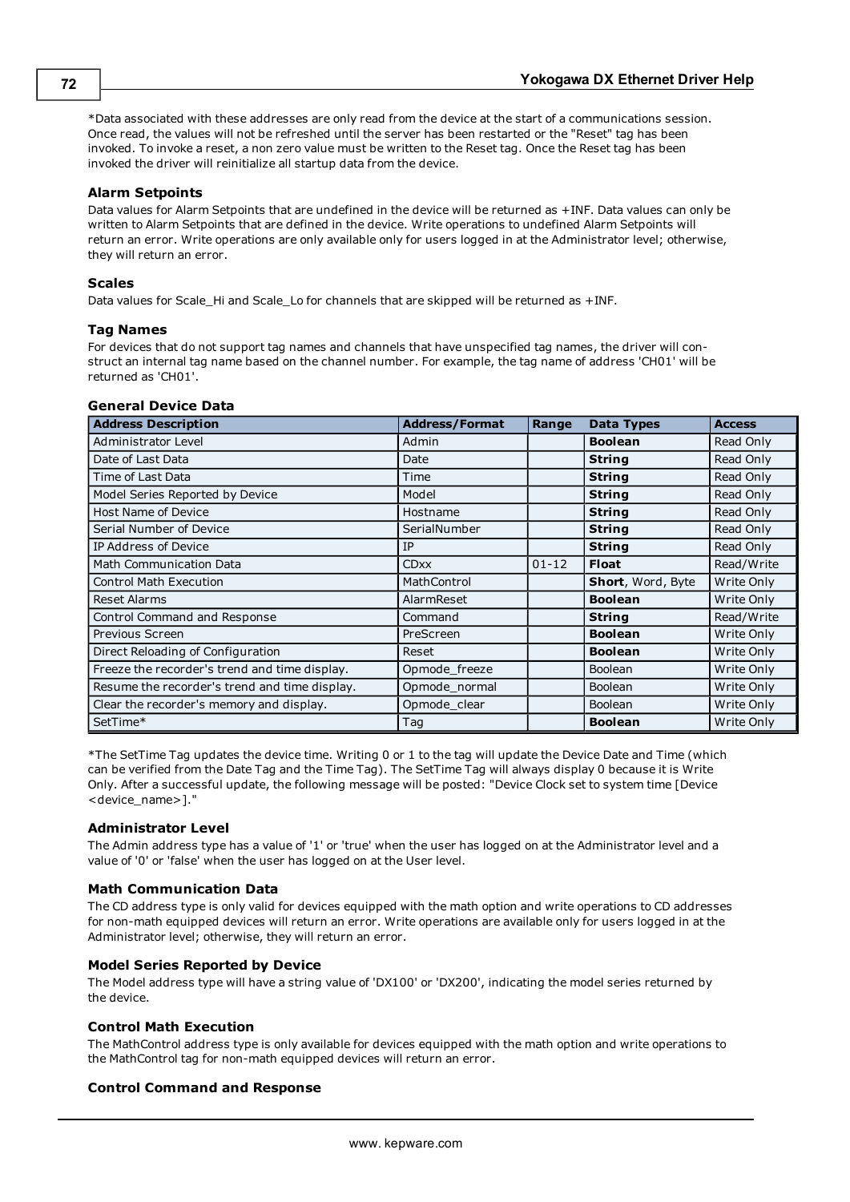*Data associated with these addresses are only read from the device at the start of a communications session. Once read, the values will not be refreshed until the server has been restarted or the "Reset" tag has been invoked. To invoke a reset, a non zero value must be written to the Reset tag. Once the Reset tag has been invoked the driver will reinitialize all startup data from the device.

#### Alarm Setpoints

Data values for Alarm Setpoints that are undefined in the device will be returned as +INF. Data values can only be written to Alarm Setpoints that are defined in the device. Write operations to undefined Alarm Setpoints will return an error. Write operations are only available only for users logged in at the Administrator level; otherwise, they will return an error.

#### Scales

Data values for Scale_Hi and Scale_Lo for channels that are skipped will be returned as +INF.

#### Tag Names

For devices that do not support tag names and channels that have unspecified tag names, the driver will construct an internal tag name based on the channel number. For example, the tag name of address 'CH01' will be returned as 'CH01'.

#### General Device Data

| Address Description | Address/Format | Range | Data Types | Access |
|---|---|---|---|---|
| Administrator Level | Admin | | **Boolean** | Read Only |
| Date of Last Data | Date | | **String** | Read Only |
| Time of Last Data | Time | | **String** | Read Only |
| Model Series Reported by Device | Model | | **String** | Read Only |
| Host Name of Device | Hostname | | **String** | Read Only |
| Serial Number of Device | SerialNumber | | **String** | Read Only |
| IP Address of Device | IP | | **String** | Read Only |
| Math Communication Data | CDxx | 01-12 | **Float** | Read/Write |
| Control Math Execution | MathControl | | **Short**, Word, Byte | Write Only |
| Reset Alarms | AlarmReset | | **Boolean** | Write Only |
| Control Command and Response | Command | | **String** | Read/Write |
| Previous Screen | PreScreen | | **Boolean** | Write Only |
| Direct Reloading of Configuration | Reset | | **Boolean** | Write Only |
| Freeze the recorder's trend and time display. | Opmode_freeze | | Boolean | Write Only |
| Resume the recorder's trend and time display. | Opmode_normal | | Boolean | Write Only |
| Clear the recorder's memory and display. | Opmode_clear | | Boolean | Write Only |
| SetTime* | Tag | | **Boolean** | Write Only |

*The SetTime Tag updates the device time. Writing 0 or 1 to the tag will update the Device Date and Time (which can be verified from the Date Tag and the Time Tag). The SetTime Tag will always display 0 because it is Write Only. After a successful update, the following message will be posted: "Device Clock set to system time [Device <device_name>]."

#### Administrator Level

The Admin address type has a value of '1' or 'true' when the user has logged on at the Administrator level and a value of '0' or 'false' when the user has logged on at the User level.

#### Math Communication Data

The CD address type is only valid for devices equipped with the math option and write operations to CD addresses for non-math equipped devices will return an error. Write operations are available only for users logged in at the Administrator level; otherwise, they will return an error.

#### Model Series Reported by Device

The Model address type will have a string value of 'DX100' or 'DX200', indicating the model series returned by the device.

#### Control Math Execution

The MathControl address type is only available for devices equipped with the math option and write operations to the MathControl tag for non-math equipped devices will return an error.

#### Control Command and Response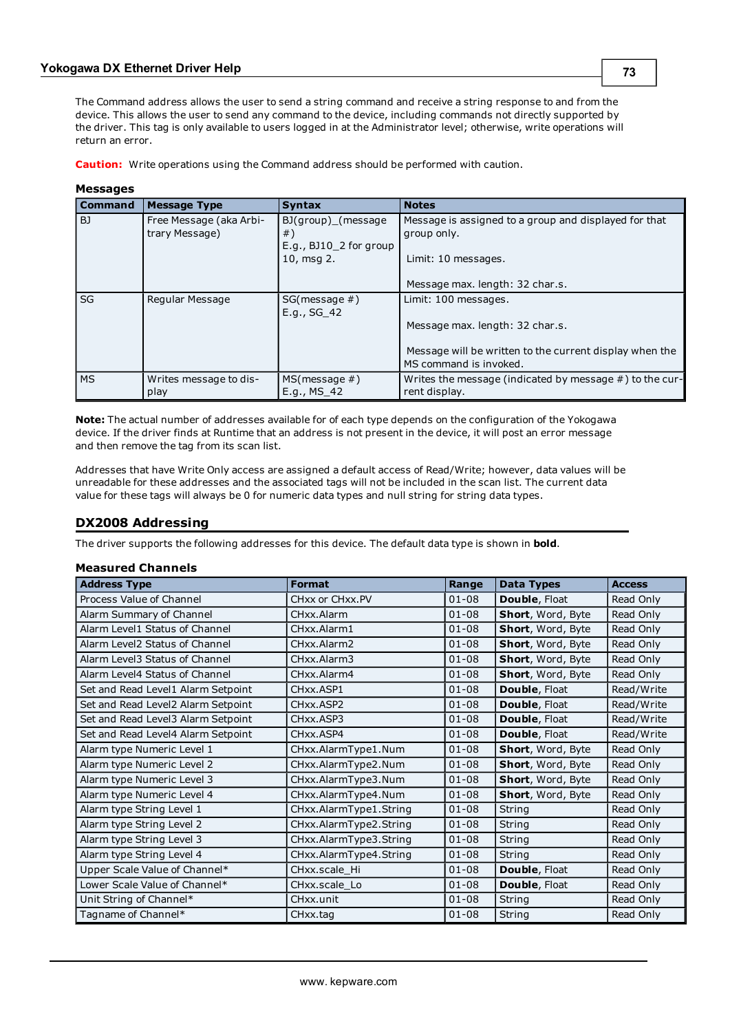The Command address allows the user to send a string command and receive a string response to and from the device. This allows the user to send any command to the device, including commands not directly supported by the driver. This tag is only available to users logged in at the Administrator level; otherwise, write operations will return an error.

**Caution:** Write operations using the Command address should be performed with caution.

### Messages

| Command | Message Type | Syntax | Notes |
|---|---|---|---|
| BJ | Free Message (aka Arbitrary Message) | BJ(group)_(message #) E.g., BJ10_2 for group 10, msg 2. | Message is assigned to a group and displayed for that group only. Limit: 10 messages. Message max. length: 32 char.s. |
| SG | Regular Message | SG(message #) E.g., SG_42 | Limit: 100 messages. Message max. length: 32 char.s. Message will be written to the current display when the MS command is invoked. |
| MS | Writes message to display | MS(message #) E.g., MS_42 | Writes the message (indicated by message #) to the current display. |

**Note:** The actual number of addresses available for of each type depends on the configuration of the Yokogawa device. If the driver finds at Runtime that an address is not present in the device, it will post an error message and then remove the tag from its scan list.

Addresses that have Write Only access are assigned a default access of Read/Write; however, data values will be unreadable for these addresses and the associated tags will not be included in the scan list. The current data value for these tags will always be 0 for numeric data types and null string for string data types.

## DX2008 Addressing

The driver supports the following addresses for this device. The default data type is shown in **bold**.

### Measured Channels

| Address Type | Format | Range | Data Types | Access |
|---|---|---|---|---|
| Process Value of Channel | CHxx or CHxx.PV | 01-08 | **Double**, Float | Read Only |
| Alarm Summary of Channel | CHxx.Alarm | 01-08 | **Short**, Word, Byte | Read Only |
| Alarm Level1 Status of Channel | CHxx.Alarm1 | 01-08 | **Short**, Word, Byte | Read Only |
| Alarm Level2 Status of Channel | CHxx.Alarm2 | 01-08 | **Short**, Word, Byte | Read Only |
| Alarm Level3 Status of Channel | CHxx.Alarm3 | 01-08 | **Short**, Word, Byte | Read Only |
| Alarm Level4 Status of Channel | CHxx.Alarm4 | 01-08 | **Short**, Word, Byte | Read Only |
| Set and Read Level1 Alarm Setpoint | CHxx.ASP1 | 01-08 | **Double**, Float | Read/Write |
| Set and Read Level2 Alarm Setpoint | CHxx.ASP2 | 01-08 | **Double**, Float | Read/Write |
| Set and Read Level3 Alarm Setpoint | CHxx.ASP3 | 01-08 | **Double**, Float | Read/Write |
| Set and Read Level4 Alarm Setpoint | CHxx.ASP4 | 01-08 | **Double**, Float | Read/Write |
| Alarm type Numeric Level 1 | CHxx.AlarmType1.Num | 01-08 | **Short**, Word, Byte | Read Only |
| Alarm type Numeric Level 2 | CHxx.AlarmType2.Num | 01-08 | **Short**, Word, Byte | Read Only |
| Alarm type Numeric Level 3 | CHxx.AlarmType3.Num | 01-08 | **Short**, Word, Byte | Read Only |
| Alarm type Numeric Level 4 | CHxx.AlarmType4.Num | 01-08 | **Short**, Word, Byte | Read Only |
| Alarm type String Level 1 | CHxx.AlarmType1.String | 01-08 | String | Read Only |
| Alarm type String Level 2 | CHxx.AlarmType2.String | 01-08 | String | Read Only |
| Alarm type String Level 3 | CHxx.AlarmType3.String | 01-08 | String | Read Only |
| Alarm type String Level 4 | CHxx.AlarmType4.String | 01-08 | String | Read Only |
| Upper Scale Value of Channel* | CHxx.scale_Hi | 01-08 | **Double**, Float | Read Only |
| Lower Scale Value of Channel* | CHxx.scale_Lo | 01-08 | **Double**, Float | Read Only |
| Unit String of Channel* | CHxx.unit | 01-08 | String | Read Only |
| Tagname of Channel* | CHxx.tag | 01-08 | String | Read Only |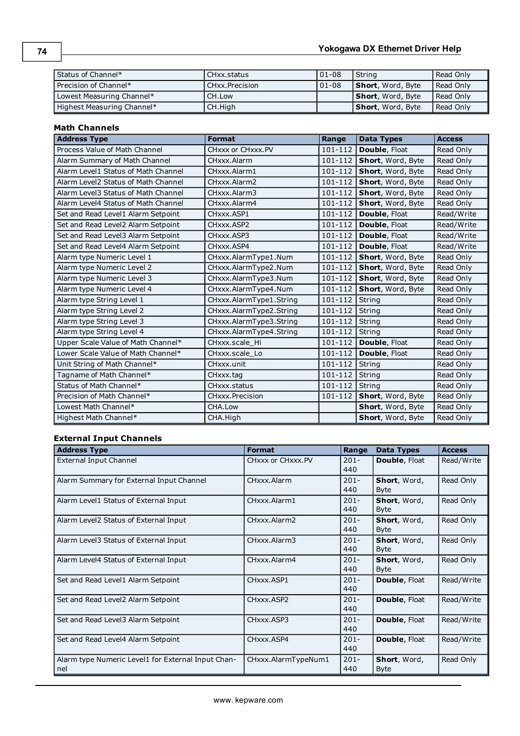| Status of Channel* | CHxx.status | 01-08 | String | Read Only |
|---|---|---|---|---|
| Precision of Channel* | CHxx.Precision | 01-08 | **Short**, Word, Byte | Read Only |
| Lowest Measuring Channel* | CH.Low | | **Short**, Word, Byte | Read Only |
| Highest Measuring Channel* | CH.High | | **Short**, Word, Byte | Read Only |

### Math Channels

| Address Type | Format | Range | Data Types | Access |
|---|---|---|---|---|
| Process Value of Math Channel | CHxxx or CHxxx.PV | 101-112 | **Double**, Float | Read Only |
| Alarm Summary of Math Channel | CHxxx.Alarm | 101-112 | **Short**, Word, Byte | Read Only |
| Alarm Level1 Status of Math Channel | CHxxx.Alarm1 | 101-112 | **Short**, Word, Byte | Read Only |
| Alarm Level2 Status of Math Channel | CHxxx.Alarm2 | 101-112 | **Short**, Word, Byte | Read Only |
| Alarm Level3 Status of Math Channel | CHxxx.Alarm3 | 101-112 | **Short**, Word, Byte | Read Only |
| Alarm Level4 Status of Math Channel | CHxxx.Alarm4 | 101-112 | **Short**, Word, Byte | Read Only |
| Set and Read Level1 Alarm Setpoint | CHxxx.ASP1 | 101-112 | **Double**, Float | Read/Write |
| Set and Read Level2 Alarm Setpoint | CHxxx.ASP2 | 101-112 | **Double**, Float | Read/Write |
| Set and Read Level3 Alarm Setpoint | CHxxx.ASP3 | 101-112 | **Double**, Float | Read/Write |
| Set and Read Level4 Alarm Setpoint | CHxxx.ASP4 | 101-112 | **Double**, Float | Read/Write |
| Alarm type Numeric Level 1 | CHxxx.AlarmType1.Num | 101-112 | **Short**, Word, Byte | Read Only |
| Alarm type Numeric Level 2 | CHxxx.AlarmType2.Num | 101-112 | **Short**, Word, Byte | Read Only |
| Alarm type Numeric Level 3 | CHxxx.AlarmType3.Num | 101-112 | **Short**, Word, Byte | Read Only |
| Alarm type Numeric Level 4 | CHxxx.AlarmType4.Num | 101-112 | **Short**, Word, Byte | Read Only |
| Alarm type String Level 1 | CHxxx.AlarmType1.String | 101-112 | String | Read Only |
| Alarm type String Level 2 | CHxxx.AlarmType2.String | 101-112 | String | Read Only |
| Alarm type String Level 3 | CHxxx.AlarmType3.String | 101-112 | String | Read Only |
| Alarm type String Level 4 | CHxxx.AlarmType4.String | 101-112 | String | Read Only |
| Upper Scale Value of Math Channel* | CHxxx.scale_Hi | 101-112 | **Double**, Float | Read Only |
| Lower Scale Value of Math Channel* | CHxxx.scale_Lo | 101-112 | **Double**, Float | Read Only |
| Unit String of Math Channel* | CHxxx.unit | 101-112 | String | Read Only |
| Tagname of Math Channel* | CHxxx.tag | 101-112 | String | Read Only |
| Status of Math Channel* | CHxxx.status | 101-112 | String | Read Only |
| Precision of Math Channel* | CHxxx.Precision | 101-112 | **Short**, Word, Byte | Read Only |
| Lowest Math Channel* | CHA.Low | | **Short**, Word, Byte | Read Only |
| Highest Math Channel* | CHA.High | | **Short**, Word, Byte | Read Only |

### External Input Channels

| Address Type | Format | Range | Data Types | Access |
|---|---|---|---|---|
| External Input Channel | CHxxx or CHxxx.PV | 201-440 | **Double**, Float | Read/Write |
| Alarm Summary for External Input Channel | CHxxx.Alarm | 201-440 | **Short**, Word, Byte | Read Only |
| Alarm Level1 Status of External Input | CHxxx.Alarm1 | 201-440 | **Short**, Word, Byte | Read Only |
| Alarm Level2 Status of External Input | CHxxx.Alarm2 | 201-440 | **Short**, Word, Byte | Read Only |
| Alarm Level3 Status of External Input | CHxxx.Alarm3 | 201-440 | **Short**, Word, Byte | Read Only |
| Alarm Level4 Status of External Input | CHxxx.Alarm4 | 201-440 | **Short**, Word, Byte | Read Only |
| Set and Read Level1 Alarm Setpoint | CHxxx.ASP1 | 201-440 | **Double**, Float | Read/Write |
| Set and Read Level2 Alarm Setpoint | CHxxx.ASP2 | 201-440 | **Double**, Float | Read/Write |
| Set and Read Level3 Alarm Setpoint | CHxxx.ASP3 | 201-440 | **Double**, Float | Read/Write |
| Set and Read Level4 Alarm Setpoint | CHxxx.ASP4 | 201-440 | **Double**, Float | Read/Write |
| Alarm type Numeric Level1 for External Input Channel | CHxxx.AlarmTypeNum1 | 201-440 | **Short**, Word, Byte | Read Only |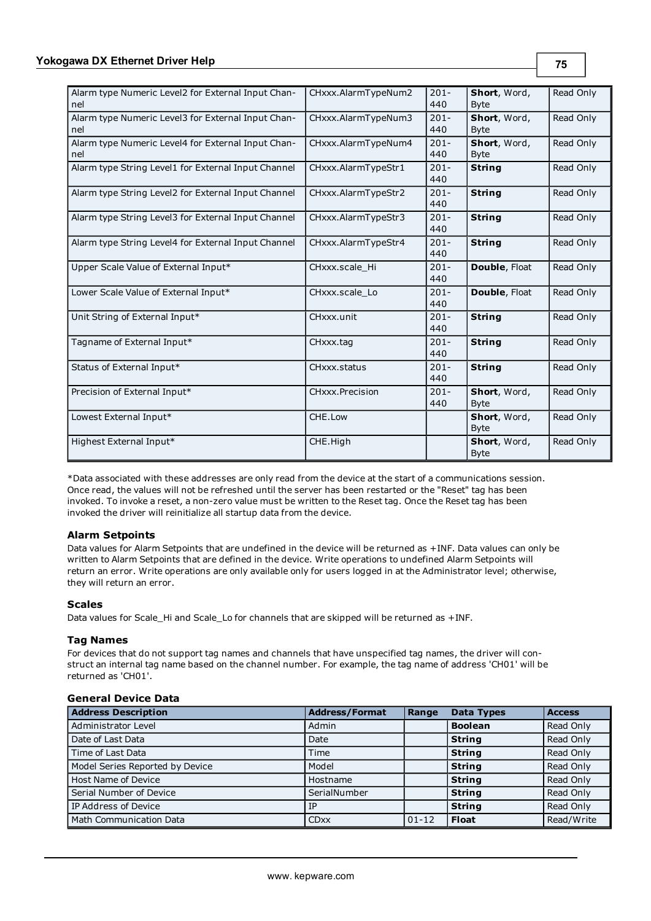| Alarm type Numeric Level2 for External Input Channel | CHxxx.AlarmTypeNum2 | 201-440 | **Short**, Word, Byte | Read Only |
|---|---|---|---|---|
| Alarm type Numeric Level3 for External Input Channel | CHxxx.AlarmTypeNum3 | 201-440 | **Short**, Word, Byte | Read Only |
| Alarm type Numeric Level4 for External Input Channel | CHxxx.AlarmTypeNum4 | 201-440 | **Short**, Word, Byte | Read Only |
| Alarm type String Level1 for External Input Channel | CHxxx.AlarmTypeStr1 | 201-440 | **String** | Read Only |
| Alarm type String Level2 for External Input Channel | CHxxx.AlarmTypeStr2 | 201-440 | **String** | Read Only |
| Alarm type String Level3 for External Input Channel | CHxxx.AlarmTypeStr3 | 201-440 | **String** | Read Only |
| Alarm type String Level4 for External Input Channel | CHxxx.AlarmTypeStr4 | 201-440 | **String** | Read Only |
| Upper Scale Value of External Input* | CHxxx.scale_Hi | 201-440 | **Double**, Float | Read Only |
| Lower Scale Value of External Input* | CHxxx.scale_Lo | 201-440 | **Double**, Float | Read Only |
| Unit String of External Input* | CHxxx.unit | 201-440 | **String** | Read Only |
| Tagname of External Input* | CHxxx.tag | 201-440 | **String** | Read Only |
| Status of External Input* | CHxxx.status | 201-440 | **String** | Read Only |
| Precision of External Input* | CHxxx.Precision | 201-440 | **Short**, Word, Byte | Read Only |
| Lowest External Input* | CHE.Low | | **Short**, Word, Byte | Read Only |
| Highest External Input* | CHE.High | | **Short**, Word, Byte | Read Only |

*Data associated with these addresses are only read from the device at the start of a communications session. Once read, the values will not be refreshed until the server has been restarted or the "Reset" tag has been invoked. To invoke a reset, a non-zero value must be written to the Reset tag. Once the Reset tag has been invoked the driver will reinitialize all startup data from the device.

### Alarm Setpoints

Data values for Alarm Setpoints that are undefined in the device will be returned as +INF. Data values can only be written to Alarm Setpoints that are defined in the device. Write operations to undefined Alarm Setpoints will return an error. Write operations are only available only for users logged in at the Administrator level; otherwise, they will return an error.

### Scales

Data values for Scale_Hi and Scale_Lo for channels that are skipped will be returned as +INF.

### Tag Names

For devices that do not support tag names and channels that have unspecified tag names, the driver will construct an internal tag name based on the channel number. For example, the tag name of address 'CH01' will be returned as 'CH01'.

### General Device Data

| Address Description | Address/Format | Range | Data Types | Access |
|---|---|---|---|---|
| Administrator Level | Admin | | **Boolean** | Read Only |
| Date of Last Data | Date | | **String** | Read Only |
| Time of Last Data | Time | | **String** | Read Only |
| Model Series Reported by Device | Model | | **String** | Read Only |
| Host Name of Device | Hostname | | **String** | Read Only |
| Serial Number of Device | SerialNumber | | **String** | Read Only |
| IP Address of Device | IP | | **String** | Read Only |
| Math Communication Data | CDxx | 01-12 | **Float** | Read/Write |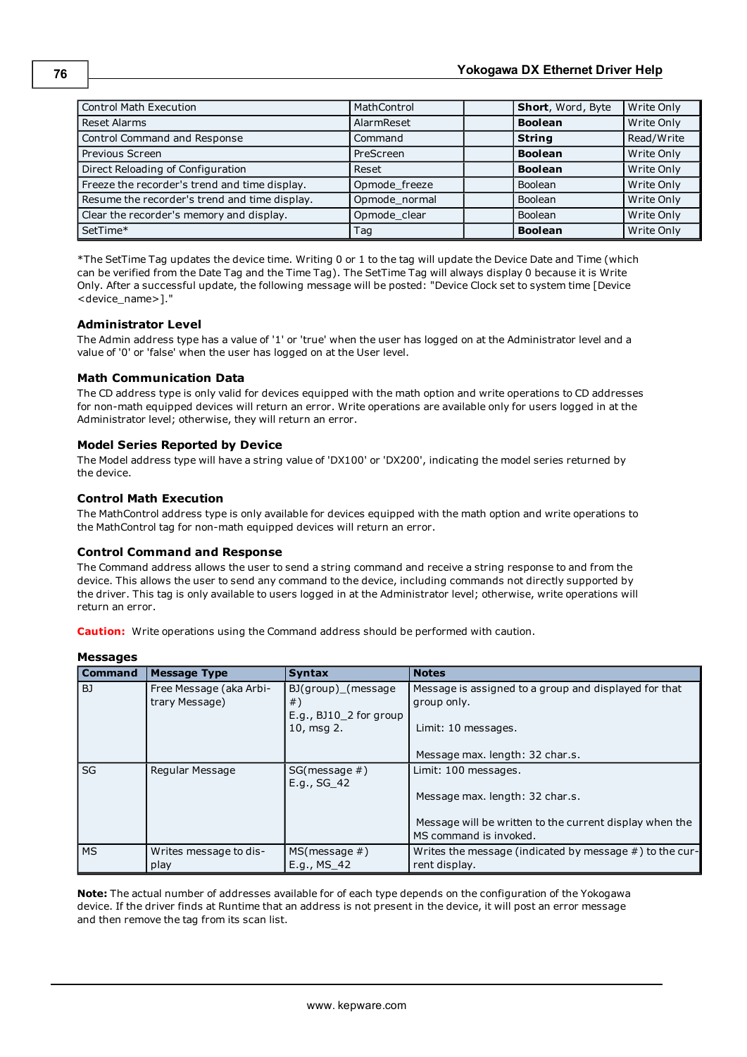| Control Math Execution | MathControl | | **Short**, Word, Byte | Write Only |
|---|---|---|---|---|
| Reset Alarms | AlarmReset | | **Boolean** | Write Only |
| Control Command and Response | Command | | **String** | Read/Write |
| Previous Screen | PreScreen | | **Boolean** | Write Only |
| Direct Reloading of Configuration | Reset | | **Boolean** | Write Only |
| Freeze the recorder's trend and time display. | Opmode_freeze | | Boolean | Write Only |
| Resume the recorder's trend and time display. | Opmode_normal | | Boolean | Write Only |
| Clear the recorder's memory and display. | Opmode_clear | | Boolean | Write Only |
| SetTime* | Tag | | **Boolean** | Write Only |

*The SetTime Tag updates the device time. Writing 0 or 1 to the tag will update the Device Date and Time (which can be verified from the Date Tag and the Time Tag). The SetTime Tag will always display 0 because it is Write Only. After a successful update, the following message will be posted: "Device Clock set to system time [Device <device_name>]."

### Administrator Level

The Admin address type has a value of '1' or 'true' when the user has logged on at the Administrator level and a value of '0' or 'false' when the user has logged on at the User level.

### Math Communication Data

The CD address type is only valid for devices equipped with the math option and write operations to CD addresses for non-math equipped devices will return an error. Write operations are available only for users logged in at the Administrator level; otherwise, they will return an error.

### Model Series Reported by Device

The Model address type will have a string value of 'DX100' or 'DX200', indicating the model series returned by the device.

### Control Math Execution

The MathControl address type is only available for devices equipped with the math option and write operations to the MathControl tag for non-math equipped devices will return an error.

### Control Command and Response

The Command address allows the user to send a string command and receive a string response to and from the device. This allows the user to send any command to the device, including commands not directly supported by the driver. This tag is only available to users logged in at the Administrator level; otherwise, write operations will return an error.

**Caution:** Write operations using the Command address should be performed with caution.

### Messages

| Command | Message Type | Syntax | Notes |
|---|---|---|---|
| BJ | Free Message (aka Arbitrary Message) | BJ(group)_(message #)<br>E.g., BJ10_2 for group 10, msg 2. | Message is assigned to a group and displayed for that group only.<br><br>Limit: 10 messages.<br><br>Message max. length: 32 char.s. |
| SG | Regular Message | SG(message #)<br>E.g., SG_42 | Limit: 100 messages.<br><br>Message max. length: 32 char.s.<br><br>Message will be written to the current display when the MS command is invoked. |
| MS | Writes message to display | MS(message #)<br>E.g., MS_42 | Writes the message (indicated by message #) to the current display. |

**Note:** The actual number of addresses available for of each type depends on the configuration of the Yokogawa device. If the driver finds at Runtime that an address is not present in the device, it will post an error message and then remove the tag from its scan list.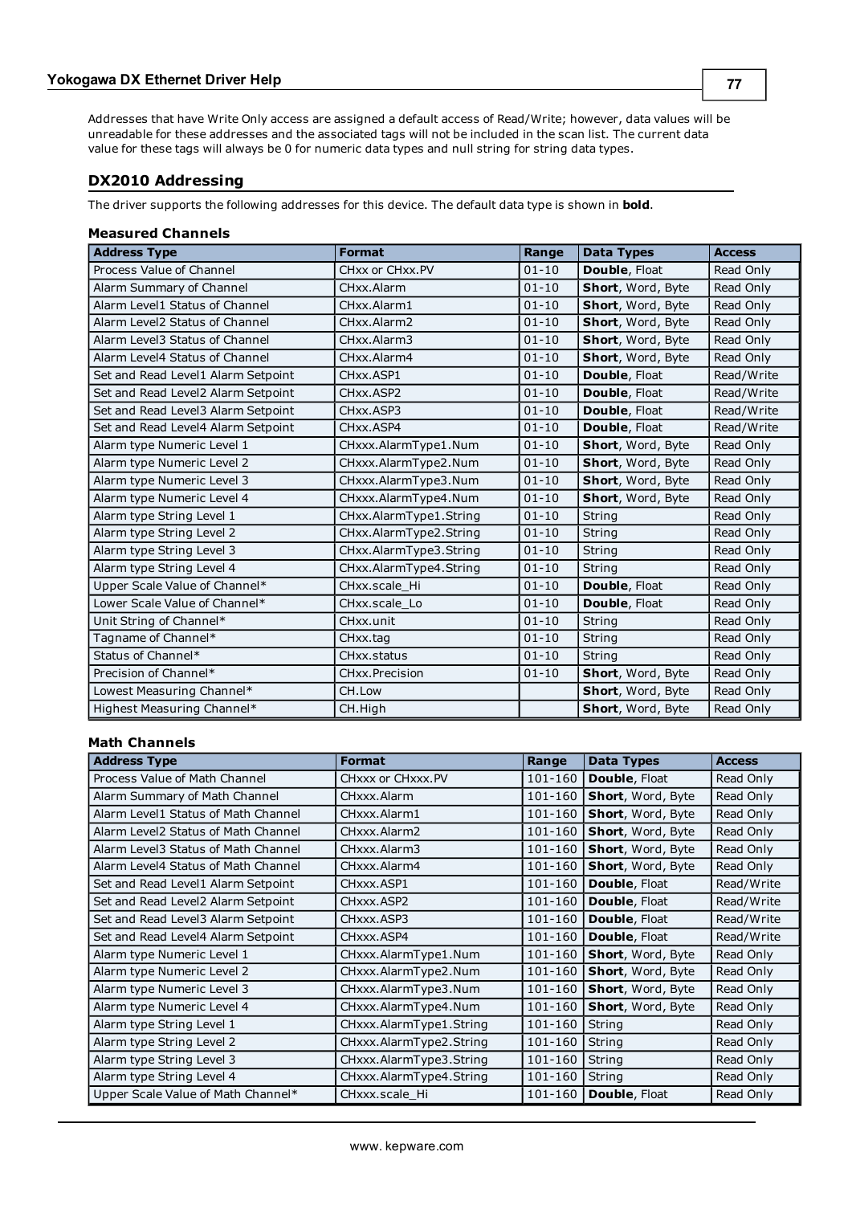Addresses that have Write Only access are assigned a default access of Read/Write; however, data values will be unreadable for these addresses and the associated tags will not be included in the scan list. The current data value for these tags will always be 0 for numeric data types and null string for string data types.

## DX2010 Addressing

The driver supports the following addresses for this device. The default data type is shown in **bold**.

### Measured Channels

| Address Type | Format | Range | Data Types | Access |
|---|---|---|---|---|
| Process Value of Channel | CHxx or CHxx.PV | 01-10 | **Double**, Float | Read Only |
| Alarm Summary of Channel | CHxx.Alarm | 01-10 | **Short**, Word, Byte | Read Only |
| Alarm Level1 Status of Channel | CHxx.Alarm1 | 01-10 | **Short**, Word, Byte | Read Only |
| Alarm Level2 Status of Channel | CHxx.Alarm2 | 01-10 | **Short**, Word, Byte | Read Only |
| Alarm Level3 Status of Channel | CHxx.Alarm3 | 01-10 | **Short**, Word, Byte | Read Only |
| Alarm Level4 Status of Channel | CHxx.Alarm4 | 01-10 | **Short**, Word, Byte | Read Only |
| Set and Read Level1 Alarm Setpoint | CHxx.ASP1 | 01-10 | **Double**, Float | Read/Write |
| Set and Read Level2 Alarm Setpoint | CHxx.ASP2 | 01-10 | **Double**, Float | Read/Write |
| Set and Read Level3 Alarm Setpoint | CHxx.ASP3 | 01-10 | **Double**, Float | Read/Write |
| Set and Read Level4 Alarm Setpoint | CHxx.ASP4 | 01-10 | **Double**, Float | Read/Write |
| Alarm type Numeric Level 1 | CHxxx.AlarmType1.Num | 01-10 | **Short**, Word, Byte | Read Only |
| Alarm type Numeric Level 2 | CHxxx.AlarmType2.Num | 01-10 | **Short**, Word, Byte | Read Only |
| Alarm type Numeric Level 3 | CHxxx.AlarmType3.Num | 01-10 | **Short**, Word, Byte | Read Only |
| Alarm type Numeric Level 4 | CHxxx.AlarmType4.Num | 01-10 | **Short**, Word, Byte | Read Only |
| Alarm type String Level 1 | CHxx.AlarmType1.String | 01-10 | String | Read Only |
| Alarm type String Level 2 | CHxx.AlarmType2.String | 01-10 | String | Read Only |
| Alarm type String Level 3 | CHxx.AlarmType3.String | 01-10 | String | Read Only |
| Alarm type String Level 4 | CHxx.AlarmType4.String | 01-10 | String | Read Only |
| Upper Scale Value of Channel* | CHxx.scale_Hi | 01-10 | **Double**, Float | Read Only |
| Lower Scale Value of Channel* | CHxx.scale_Lo | 01-10 | **Double**, Float | Read Only |
| Unit String of Channel* | CHxx.unit | 01-10 | String | Read Only |
| Tagname of Channel* | CHxx.tag | 01-10 | String | Read Only |
| Status of Channel* | CHxx.status | 01-10 | String | Read Only |
| Precision of Channel* | CHxx.Precision | 01-10 | **Short**, Word, Byte | Read Only |
| Lowest Measuring Channel* | CH.Low | | **Short**, Word, Byte | Read Only |
| Highest Measuring Channel* | CH.High | | **Short**, Word, Byte | Read Only |

### Math Channels

| Address Type | Format | Range | Data Types | Access |
|---|---|---|---|---|
| Process Value of Math Channel | CHxxx or CHxxx.PV | 101-160 | **Double**, Float | Read Only |
| Alarm Summary of Math Channel | CHxxx.Alarm | 101-160 | **Short**, Word, Byte | Read Only |
| Alarm Level1 Status of Math Channel | CHxxx.Alarm1 | 101-160 | **Short**, Word, Byte | Read Only |
| Alarm Level2 Status of Math Channel | CHxxx.Alarm2 | 101-160 | **Short**, Word, Byte | Read Only |
| Alarm Level3 Status of Math Channel | CHxxx.Alarm3 | 101-160 | **Short**, Word, Byte | Read Only |
| Alarm Level4 Status of Math Channel | CHxxx.Alarm4 | 101-160 | **Short**, Word, Byte | Read Only |
| Set and Read Level1 Alarm Setpoint | CHxxx.ASP1 | 101-160 | **Double**, Float | Read/Write |
| Set and Read Level2 Alarm Setpoint | CHxxx.ASP2 | 101-160 | **Double**, Float | Read/Write |
| Set and Read Level3 Alarm Setpoint | CHxxx.ASP3 | 101-160 | **Double**, Float | Read/Write |
| Set and Read Level4 Alarm Setpoint | CHxxx.ASP4 | 101-160 | **Double**, Float | Read/Write |
| Alarm type Numeric Level 1 | CHxxx.AlarmType1.Num | 101-160 | **Short**, Word, Byte | Read Only |
| Alarm type Numeric Level 2 | CHxxx.AlarmType2.Num | 101-160 | **Short**, Word, Byte | Read Only |
| Alarm type Numeric Level 3 | CHxxx.AlarmType3.Num | 101-160 | **Short**, Word, Byte | Read Only |
| Alarm type Numeric Level 4 | CHxxx.AlarmType4.Num | 101-160 | **Short**, Word, Byte | Read Only |
| Alarm type String Level 1 | CHxxx.AlarmType1.String | 101-160 | String | Read Only |
| Alarm type String Level 2 | CHxxx.AlarmType2.String | 101-160 | String | Read Only |
| Alarm type String Level 3 | CHxxx.AlarmType3.String | 101-160 | String | Read Only |
| Alarm type String Level 4 | CHxxx.AlarmType4.String | 101-160 | String | Read Only |
| Upper Scale Value of Math Channel* | CHxxx.scale_Hi | 101-160 | **Double**, Float | Read Only |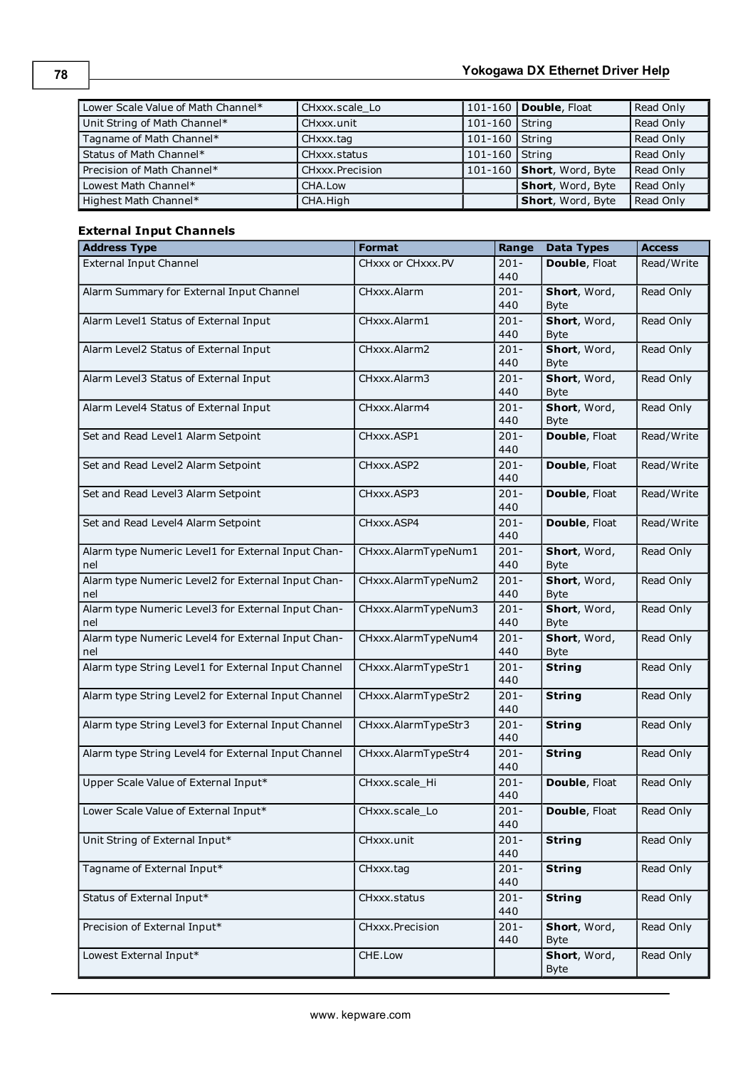| | | | | |
|---|---|---|---|---|
| Lower Scale Value of Math Channel* | CHxxx.scale_Lo | 101-160 | **Double**, Float | Read Only |
| Unit String of Math Channel* | CHxxx.unit | 101-160 | String | Read Only |
| Tagname of Math Channel* | CHxxx.tag | 101-160 | String | Read Only |
| Status of Math Channel* | CHxxx.status | 101-160 | String | Read Only |
| Precision of Math Channel* | CHxxx.Precision | 101-160 | **Short**, Word, Byte | Read Only |
| Lowest Math Channel* | CHA.Low | | **Short**, Word, Byte | Read Only |
| Highest Math Channel* | CHA.High | | **Short**, Word, Byte | Read Only |

### External Input Channels

| Address Type | Format | Range | Data Types | Access |
|---|---|---|---|---|
| External Input Channel | CHxxx or CHxxx.PV | 201-440 | **Double**, Float | Read/Write |
| Alarm Summary for External Input Channel | CHxxx.Alarm | 201-440 | **Short**, Word, Byte | Read Only |
| Alarm Level1 Status of External Input | CHxxx.Alarm1 | 201-440 | **Short**, Word, Byte | Read Only |
| Alarm Level2 Status of External Input | CHxxx.Alarm2 | 201-440 | **Short**, Word, Byte | Read Only |
| Alarm Level3 Status of External Input | CHxxx.Alarm3 | 201-440 | **Short**, Word, Byte | Read Only |
| Alarm Level4 Status of External Input | CHxxx.Alarm4 | 201-440 | **Short**, Word, Byte | Read Only |
| Set and Read Level1 Alarm Setpoint | CHxxx.ASP1 | 201-440 | **Double**, Float | Read/Write |
| Set and Read Level2 Alarm Setpoint | CHxxx.ASP2 | 201-440 | **Double**, Float | Read/Write |
| Set and Read Level3 Alarm Setpoint | CHxxx.ASP3 | 201-440 | **Double**, Float | Read/Write |
| Set and Read Level4 Alarm Setpoint | CHxxx.ASP4 | 201-440 | **Double**, Float | Read/Write |
| Alarm type Numeric Level1 for External Input Channel | CHxxx.AlarmTypeNum1 | 201-440 | **Short**, Word, Byte | Read Only |
| Alarm type Numeric Level2 for External Input Channel | CHxxx.AlarmTypeNum2 | 201-440 | **Short**, Word, Byte | Read Only |
| Alarm type Numeric Level3 for External Input Channel | CHxxx.AlarmTypeNum3 | 201-440 | **Short**, Word, Byte | Read Only |
| Alarm type Numeric Level4 for External Input Channel | CHxxx.AlarmTypeNum4 | 201-440 | **Short**, Word, Byte | Read Only |
| Alarm type String Level1 for External Input Channel | CHxxx.AlarmTypeStr1 | 201-440 | **String** | Read Only |
| Alarm type String Level2 for External Input Channel | CHxxx.AlarmTypeStr2 | 201-440 | **String** | Read Only |
| Alarm type String Level3 for External Input Channel | CHxxx.AlarmTypeStr3 | 201-440 | **String** | Read Only |
| Alarm type String Level4 for External Input Channel | CHxxx.AlarmTypeStr4 | 201-440 | **String** | Read Only |
| Upper Scale Value of External Input* | CHxxx.scale_Hi | 201-440 | **Double**, Float | Read Only |
| Lower Scale Value of External Input* | CHxxx.scale_Lo | 201-440 | **Double**, Float | Read Only |
| Unit String of External Input* | CHxxx.unit | 201-440 | **String** | Read Only |
| Tagname of External Input* | CHxxx.tag | 201-440 | **String** | Read Only |
| Status of External Input* | CHxxx.status | 201-440 | **String** | Read Only |
| Precision of External Input* | CHxxx.Precision | 201-440 | **Short**, Word, Byte | Read Only |
| Lowest External Input* | CHE.Low | | **Short**, Word, Byte | Read Only |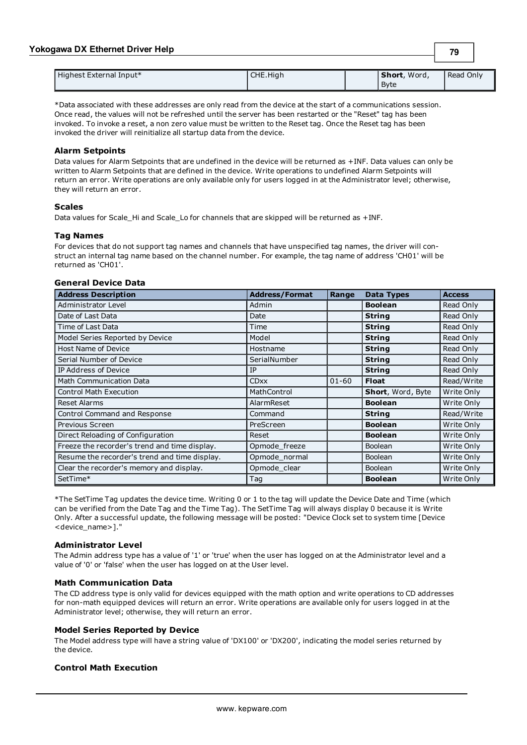| Highest External Input* | CHE.High | | **Short**, Word, Byte | Read Only |
|---|---|---|---|---|

*Data associated with these addresses are only read from the device at the start of a communications session. Once read, the values will not be refreshed until the server has been restarted or the "Reset" tag has been invoked. To invoke a reset, a non zero value must be written to the Reset tag. Once the Reset tag has been invoked the driver will reinitialize all startup data from the device.

#### Alarm Setpoints

Data values for Alarm Setpoints that are undefined in the device will be returned as +INF. Data values can only be written to Alarm Setpoints that are defined in the device. Write operations to undefined Alarm Setpoints will return an error. Write operations are only available only for users logged in at the Administrator level; otherwise, they will return an error.

#### Scales

Data values for Scale_Hi and Scale_Lo for channels that are skipped will be returned as +INF.

#### Tag Names

For devices that do not support tag names and channels that have unspecified tag names, the driver will construct an internal tag name based on the channel number. For example, the tag name of address 'CH01' will be returned as 'CH01'.

#### General Device Data

| Address Description | Address/Format | Range | Data Types | Access |
|---|---|---|---|---|
| Administrator Level | Admin | | **Boolean** | Read Only |
| Date of Last Data | Date | | **String** | Read Only |
| Time of Last Data | Time | | **String** | Read Only |
| Model Series Reported by Device | Model | | **String** | Read Only |
| Host Name of Device | Hostname | | **String** | Read Only |
| Serial Number of Device | SerialNumber | | **String** | Read Only |
| IP Address of Device | IP | | **String** | Read Only |
| Math Communication Data | CDxx | 01-60 | **Float** | Read/Write |
| Control Math Execution | MathControl | | **Short**, Word, Byte | Write Only |
| Reset Alarms | AlarmReset | | **Boolean** | Write Only |
| Control Command and Response | Command | | **String** | Read/Write |
| Previous Screen | PreScreen | | **Boolean** | Write Only |
| Direct Reloading of Configuration | Reset | | **Boolean** | Write Only |
| Freeze the recorder's trend and time display. | Opmode_freeze | | Boolean | Write Only |
| Resume the recorder's trend and time display. | Opmode_normal | | Boolean | Write Only |
| Clear the recorder's memory and display. | Opmode_clear | | Boolean | Write Only |
| SetTime* | Tag | | **Boolean** | Write Only |

*The SetTime Tag updates the device time. Writing 0 or 1 to the tag will update the Device Date and Time (which can be verified from the Date Tag and the Time Tag). The SetTime Tag will always display 0 because it is Write Only. After a successful update, the following message will be posted: "Device Clock set to system time [Device <device_name>]."

#### Administrator Level

The Admin address type has a value of '1' or 'true' when the user has logged on at the Administrator level and a value of '0' or 'false' when the user has logged on at the User level.

#### Math Communication Data

The CD address type is only valid for devices equipped with the math option and write operations to CD addresses for non-math equipped devices will return an error. Write operations are available only for users logged in at the Administrator level; otherwise, they will return an error.

#### Model Series Reported by Device

The Model address type will have a string value of 'DX100' or 'DX200', indicating the model series returned by the device.

#### Control Math Execution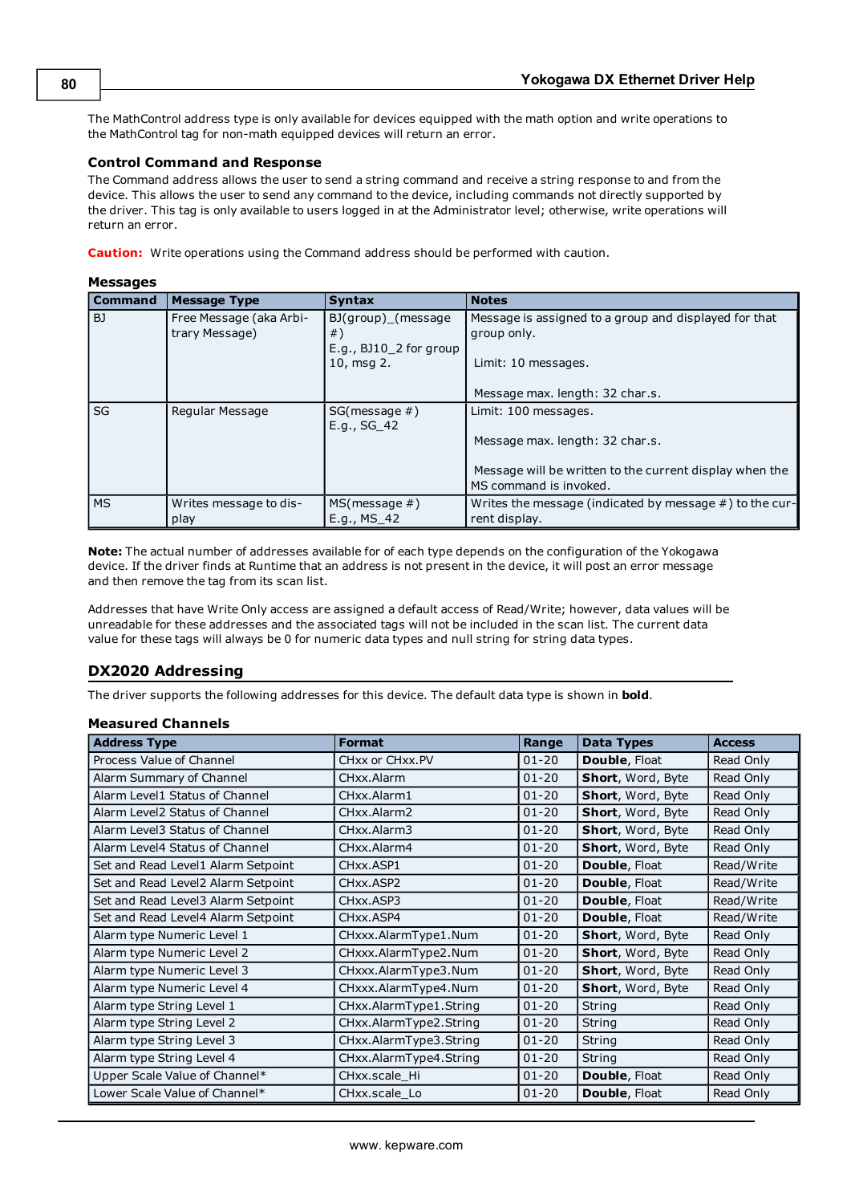The MathControl address type is only available for devices equipped with the math option and write operations to the MathControl tag for non-math equipped devices will return an error.

### Control Command and Response

The Command address allows the user to send a string command and receive a string response to and from the device. This allows the user to send any command to the device, including commands not directly supported by the driver. This tag is only available to users logged in at the Administrator level; otherwise, write operations will return an error.

**Caution:** Write operations using the Command address should be performed with caution.

### Messages

| Command | Message Type | Syntax | Notes |
|---|---|---|---|
| BJ | Free Message (aka Arbitrary Message) | BJ(group)_(message #)<br>E.g., BJ10_2 for group 10, msg 2. | Message is assigned to a group and displayed for that group only.<br><br>Limit: 10 messages.<br><br>Message max. length: 32 char.s. |
| SG | Regular Message | SG(message #)<br>E.g., SG_42 | Limit: 100 messages.<br><br>Message max. length: 32 char.s.<br><br>Message will be written to the current display when the MS command is invoked. |
| MS | Writes message to display | MS(message #)<br>E.g., MS_42 | Writes the message (indicated by message #) to the current display. |

**Note:** The actual number of addresses available for of each type depends on the configuration of the Yokogawa device. If the driver finds at Runtime that an address is not present in the device, it will post an error message and then remove the tag from its scan list.

Addresses that have Write Only access are assigned a default access of Read/Write; however, data values will be unreadable for these addresses and the associated tags will not be included in the scan list. The current data value for these tags will always be 0 for numeric data types and null string for string data types.

## DX2020 Addressing

The driver supports the following addresses for this device. The default data type is shown in **bold**.

### Measured Channels

| Address Type | Format | Range | Data Types | Access |
|---|---|---|---|---|
| Process Value of Channel | CHxx or CHxx.PV | 01-20 | **Double**, Float | Read Only |
| Alarm Summary of Channel | CHxx.Alarm | 01-20 | **Short**, Word, Byte | Read Only |
| Alarm Level1 Status of Channel | CHxx.Alarm1 | 01-20 | **Short**, Word, Byte | Read Only |
| Alarm Level2 Status of Channel | CHxx.Alarm2 | 01-20 | **Short**, Word, Byte | Read Only |
| Alarm Level3 Status of Channel | CHxx.Alarm3 | 01-20 | **Short**, Word, Byte | Read Only |
| Alarm Level4 Status of Channel | CHxx.Alarm4 | 01-20 | **Short**, Word, Byte | Read Only |
| Set and Read Level1 Alarm Setpoint | CHxx.ASP1 | 01-20 | **Double**, Float | Read/Write |
| Set and Read Level2 Alarm Setpoint | CHxx.ASP2 | 01-20 | **Double**, Float | Read/Write |
| Set and Read Level3 Alarm Setpoint | CHxx.ASP3 | 01-20 | **Double**, Float | Read/Write |
| Set and Read Level4 Alarm Setpoint | CHxx.ASP4 | 01-20 | **Double**, Float | Read/Write |
| Alarm type Numeric Level 1 | CHxxx.AlarmType1.Num | 01-20 | **Short**, Word, Byte | Read Only |
| Alarm type Numeric Level 2 | CHxxx.AlarmType2.Num | 01-20 | **Short**, Word, Byte | Read Only |
| Alarm type Numeric Level 3 | CHxxx.AlarmType3.Num | 01-20 | **Short**, Word, Byte | Read Only |
| Alarm type Numeric Level 4 | CHxxx.AlarmType4.Num | 01-20 | **Short**, Word, Byte | Read Only |
| Alarm type String Level 1 | CHxx.AlarmType1.String | 01-20 | String | Read Only |
| Alarm type String Level 2 | CHxx.AlarmType2.String | 01-20 | String | Read Only |
| Alarm type String Level 3 | CHxx.AlarmType3.String | 01-20 | String | Read Only |
| Alarm type String Level 4 | CHxx.AlarmType4.String | 01-20 | String | Read Only |
| Upper Scale Value of Channel* | CHxx.scale_Hi | 01-20 | **Double**, Float | Read Only |
| Lower Scale Value of Channel* | CHxx.scale_Lo | 01-20 | **Double**, Float | Read Only |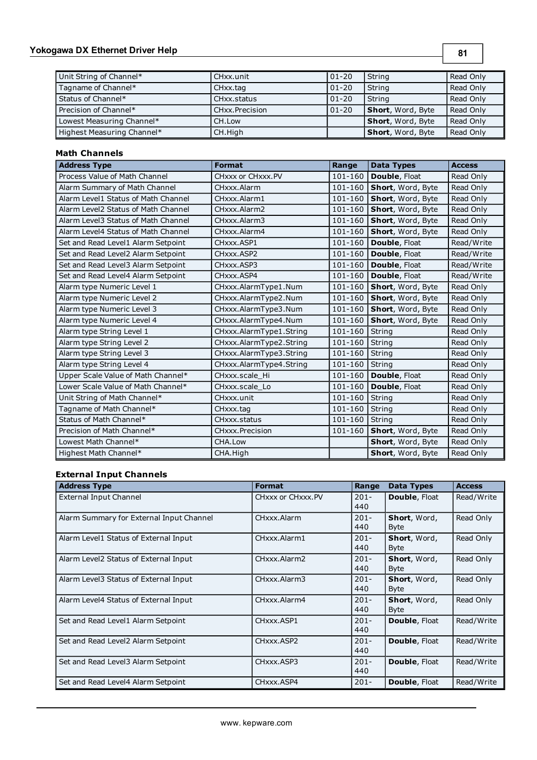| | | | | |
|---|---|---|---|---|
| Unit String of Channel* | CHxx.unit | 01-20 | String | Read Only |
| Tagname of Channel* | CHxx.tag | 01-20 | String | Read Only |
| Status of Channel* | CHxx.status | 01-20 | String | Read Only |
| Precision of Channel* | CHxx.Precision | 01-20 | **Short**, Word, Byte | Read Only |
| Lowest Measuring Channel* | CH.Low | | **Short**, Word, Byte | Read Only |
| Highest Measuring Channel* | CH.High | | **Short**, Word, Byte | Read Only |

#### Math Channels

| Address Type | Format | Range | Data Types | Access |
|---|---|---|---|---|
| Process Value of Math Channel | CHxxx or CHxxx.PV | 101-160 | **Double**, Float | Read Only |
| Alarm Summary of Math Channel | CHxxx.Alarm | 101-160 | **Short**, Word, Byte | Read Only |
| Alarm Level1 Status of Math Channel | CHxxx.Alarm1 | 101-160 | **Short**, Word, Byte | Read Only |
| Alarm Level2 Status of Math Channel | CHxxx.Alarm2 | 101-160 | **Short**, Word, Byte | Read Only |
| Alarm Level3 Status of Math Channel | CHxxx.Alarm3 | 101-160 | **Short**, Word, Byte | Read Only |
| Alarm Level4 Status of Math Channel | CHxxx.Alarm4 | 101-160 | **Short**, Word, Byte | Read Only |
| Set and Read Level1 Alarm Setpoint | CHxxx.ASP1 | 101-160 | **Double**, Float | Read/Write |
| Set and Read Level2 Alarm Setpoint | CHxxx.ASP2 | 101-160 | **Double**, Float | Read/Write |
| Set and Read Level3 Alarm Setpoint | CHxxx.ASP3 | 101-160 | **Double**, Float | Read/Write |
| Set and Read Level4 Alarm Setpoint | CHxxx.ASP4 | 101-160 | **Double**, Float | Read/Write |
| Alarm type Numeric Level 1 | CHxxx.AlarmType1.Num | 101-160 | **Short**, Word, Byte | Read Only |
| Alarm type Numeric Level 2 | CHxxx.AlarmType2.Num | 101-160 | **Short**, Word, Byte | Read Only |
| Alarm type Numeric Level 3 | CHxxx.AlarmType3.Num | 101-160 | **Short**, Word, Byte | Read Only |
| Alarm type Numeric Level 4 | CHxxx.AlarmType4.Num | 101-160 | **Short**, Word, Byte | Read Only |
| Alarm type String Level 1 | CHxxx.AlarmType1.String | 101-160 | String | Read Only |
| Alarm type String Level 2 | CHxxx.AlarmType2.String | 101-160 | String | Read Only |
| Alarm type String Level 3 | CHxxx.AlarmType3.String | 101-160 | String | Read Only |
| Alarm type String Level 4 | CHxxx.AlarmType4.String | 101-160 | String | Read Only |
| Upper Scale Value of Math Channel* | CHxxx.scale_Hi | 101-160 | **Double**, Float | Read Only |
| Lower Scale Value of Math Channel* | CHxxx.scale_Lo | 101-160 | **Double**, Float | Read Only |
| Unit String of Math Channel* | CHxxx.unit | 101-160 | String | Read Only |
| Tagname of Math Channel* | CHxxx.tag | 101-160 | String | Read Only |
| Status of Math Channel* | CHxxx.status | 101-160 | String | Read Only |
| Precision of Math Channel* | CHxxx.Precision | 101-160 | **Short**, Word, Byte | Read Only |
| Lowest Math Channel* | CHA.Low | | **Short**, Word, Byte | Read Only |
| Highest Math Channel* | CHA.High | | **Short**, Word, Byte | Read Only |

#### External Input Channels

| Address Type | Format | Range | Data Types | Access |
|---|---|---|---|---|
| External Input Channel | CHxxx or CHxxx.PV | 201-440 | **Double**, Float | Read/Write |
| Alarm Summary for External Input Channel | CHxxx.Alarm | 201-440 | **Short**, Word, Byte | Read Only |
| Alarm Level1 Status of External Input | CHxxx.Alarm1 | 201-440 | **Short**, Word, Byte | Read Only |
| Alarm Level2 Status of External Input | CHxxx.Alarm2 | 201-440 | **Short**, Word, Byte | Read Only |
| Alarm Level3 Status of External Input | CHxxx.Alarm3 | 201-440 | **Short**, Word, Byte | Read Only |
| Alarm Level4 Status of External Input | CHxxx.Alarm4 | 201-440 | **Short**, Word, Byte | Read Only |
| Set and Read Level1 Alarm Setpoint | CHxxx.ASP1 | 201-440 | **Double**, Float | Read/Write |
| Set and Read Level2 Alarm Setpoint | CHxxx.ASP2 | 201-440 | **Double**, Float | Read/Write |
| Set and Read Level3 Alarm Setpoint | CHxxx.ASP3 | 201-440 | **Double**, Float | Read/Write |
| Set and Read Level4 Alarm Setpoint | CHxxx.ASP4 | 201- | **Double**, Float | Read/Write |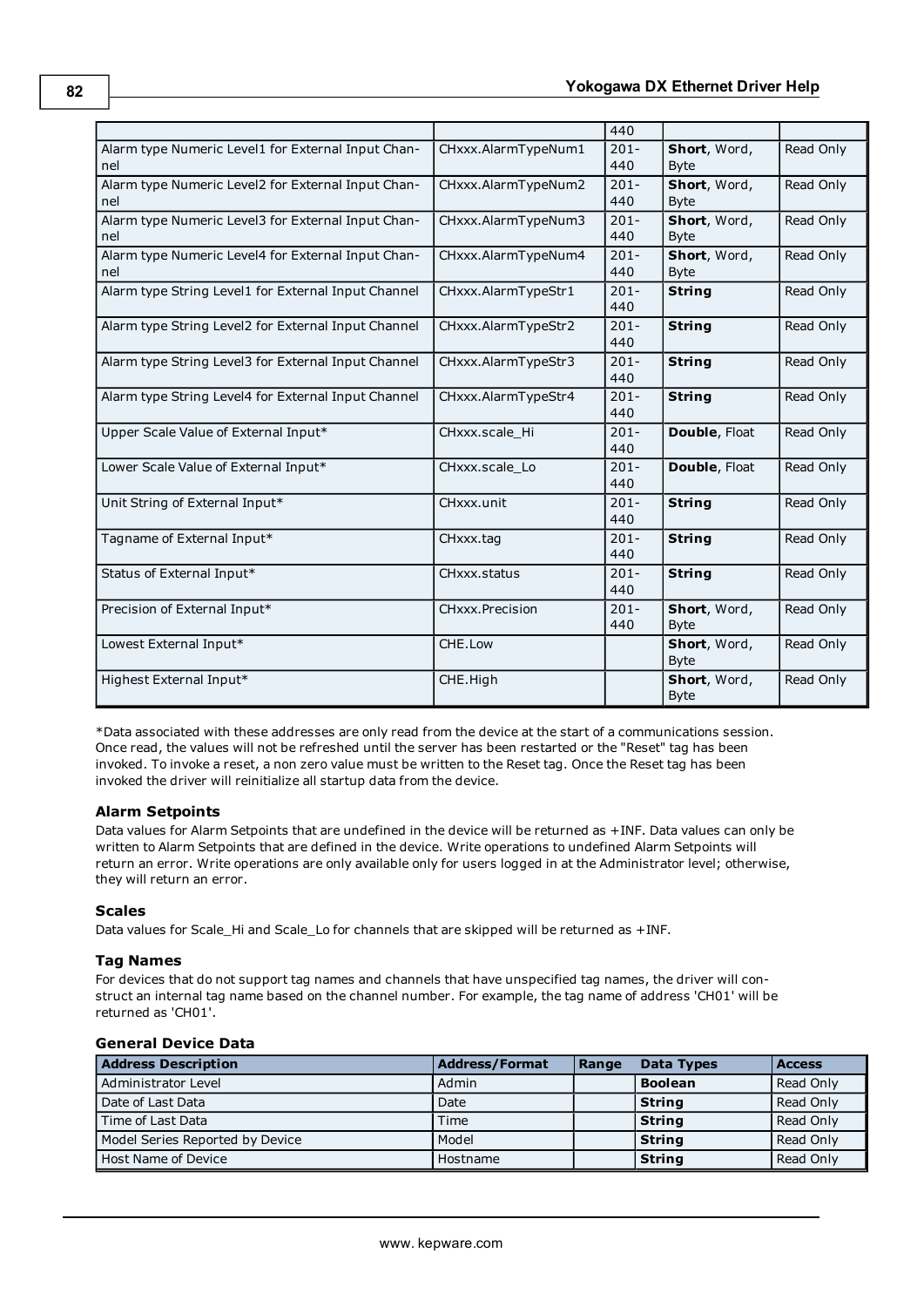| | | | | |
|---|---|---|---|---|
| | | 440 | | |
| Alarm type Numeric Level1 for External Input Channel | CHxxx.AlarmTypeNum1 | 201-440 | **Short**, Word, Byte | Read Only |
| Alarm type Numeric Level2 for External Input Channel | CHxxx.AlarmTypeNum2 | 201-440 | **Short**, Word, Byte | Read Only |
| Alarm type Numeric Level3 for External Input Channel | CHxxx.AlarmTypeNum3 | 201-440 | **Short**, Word, Byte | Read Only |
| Alarm type Numeric Level4 for External Input Channel | CHxxx.AlarmTypeNum4 | 201-440 | **Short**, Word, Byte | Read Only |
| Alarm type String Level1 for External Input Channel | CHxxx.AlarmTypeStr1 | 201-440 | **String** | Read Only |
| Alarm type String Level2 for External Input Channel | CHxxx.AlarmTypeStr2 | 201-440 | **String** | Read Only |
| Alarm type String Level3 for External Input Channel | CHxxx.AlarmTypeStr3 | 201-440 | **String** | Read Only |
| Alarm type String Level4 for External Input Channel | CHxxx.AlarmTypeStr4 | 201-440 | **String** | Read Only |
| Upper Scale Value of External Input* | CHxxx.scale_Hi | 201-440 | **Double**, Float | Read Only |
| Lower Scale Value of External Input* | CHxxx.scale_Lo | 201-440 | **Double**, Float | Read Only |
| Unit String of External Input* | CHxxx.unit | 201-440 | **String** | Read Only |
| Tagname of External Input* | CHxxx.tag | 201-440 | **String** | Read Only |
| Status of External Input* | CHxxx.status | 201-440 | **String** | Read Only |
| Precision of External Input* | CHxxx.Precision | 201-440 | **Short**, Word, Byte | Read Only |
| Lowest External Input* | CHE.Low | | **Short**, Word, Byte | Read Only |
| Highest External Input* | CHE.High | | **Short**, Word, Byte | Read Only |

*Data associated with these addresses are only read from the device at the start of a communications session. Once read, the values will not be refreshed until the server has been restarted or the "Reset" tag has been invoked. To invoke a reset, a non zero value must be written to the Reset tag. Once the Reset tag has been invoked the driver will reinitialize all startup data from the device.

### Alarm Setpoints

Data values for Alarm Setpoints that are undefined in the device will be returned as +INF. Data values can only be written to Alarm Setpoints that are defined in the device. Write operations to undefined Alarm Setpoints will return an error. Write operations are only available only for users logged in at the Administrator level; otherwise, they will return an error.

### Scales

Data values for Scale_Hi and Scale_Lo for channels that are skipped will be returned as +INF.

### Tag Names

For devices that do not support tag names and channels that have unspecified tag names, the driver will construct an internal tag name based on the channel number. For example, the tag name of address 'CH01' will be returned as 'CH01'.

### General Device Data

| Address Description | Address/Format | Range | Data Types | Access |
|---|---|---|---|---|
| Administrator Level | Admin | | **Boolean** | Read Only |
| Date of Last Data | Date | | **String** | Read Only |
| Time of Last Data | Time | | **String** | Read Only |
| Model Series Reported by Device | Model | | **String** | Read Only |
| Host Name of Device | Hostname | | **String** | Read Only |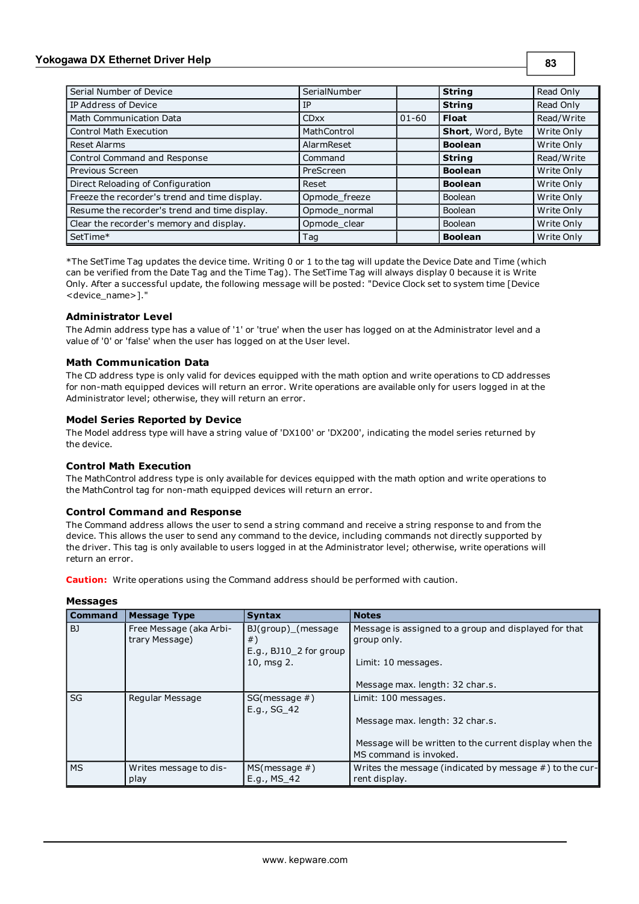| Serial Number of Device | SerialNumber | | **String** | Read Only |
|---|---|---|---|---|
| IP Address of Device | IP | | **String** | Read Only |
| Math Communication Data | CDxx | 01-60 | **Float** | Read/Write |
| Control Math Execution | MathControl | | **Short**, Word, Byte | Write Only |
| Reset Alarms | AlarmReset | | **Boolean** | Write Only |
| Control Command and Response | Command | | **String** | Read/Write |
| Previous Screen | PreScreen | | **Boolean** | Write Only |
| Direct Reloading of Configuration | Reset | | **Boolean** | Write Only |
| Freeze the recorder's trend and time display. | Opmode_freeze | | Boolean | Write Only |
| Resume the recorder's trend and time display. | Opmode_normal | | Boolean | Write Only |
| Clear the recorder's memory and display. | Opmode_clear | | Boolean | Write Only |
| SetTime* | Tag | | **Boolean** | Write Only |

*The SetTime Tag updates the device time. Writing 0 or 1 to the tag will update the Device Date and Time (which can be verified from the Date Tag and the Time Tag). The SetTime Tag will always display 0 because it is Write Only. After a successful update, the following message will be posted: "Device Clock set to system time [Device <device_name>]."

### Administrator Level

The Admin address type has a value of '1' or 'true' when the user has logged on at the Administrator level and a value of '0' or 'false' when the user has logged on at the User level.

### Math Communication Data

The CD address type is only valid for devices equipped with the math option and write operations to CD addresses for non-math equipped devices will return an error. Write operations are available only for users logged in at the Administrator level; otherwise, they will return an error.

### Model Series Reported by Device

The Model address type will have a string value of 'DX100' or 'DX200', indicating the model series returned by the device.

### Control Math Execution

The MathControl address type is only available for devices equipped with the math option and write operations to the MathControl tag for non-math equipped devices will return an error.

### Control Command and Response

The Command address allows the user to send a string command and receive a string response to and from the device. This allows the user to send any command to the device, including commands not directly supported by the driver. This tag is only available to users logged in at the Administrator level; otherwise, write operations will return an error.

**Caution:** Write operations using the Command address should be performed with caution.

### Messages

| Command | Message Type | Syntax | Notes |
|---|---|---|---|
| BJ | Free Message (aka Arbitrary Message) | BJ(group)_(message #)<br>E.g., BJ10_2 for group 10, msg 2. | Message is assigned to a group and displayed for that group only.<br><br>Limit: 10 messages.<br><br>Message max. length: 32 char.s. |
| SG | Regular Message | SG(message #)<br>E.g., SG_42 | Limit: 100 messages.<br><br>Message max. length: 32 char.s.<br><br>Message will be written to the current display when the MS command is invoked. |
| MS | Writes message to display | MS(message #)<br>E.g., MS_42 | Writes the message (indicated by message #) to the current display. |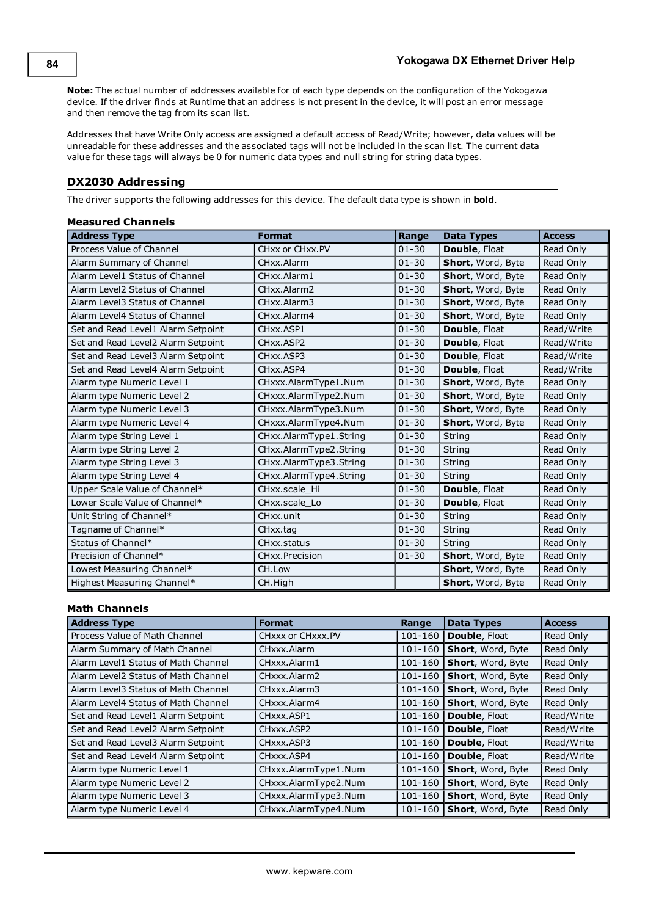**Note:** The actual number of addresses available for of each type depends on the configuration of the Yokogawa device. If the driver finds at Runtime that an address is not present in the device, it will post an error message and then remove the tag from its scan list.

Addresses that have Write Only access are assigned a default access of Read/Write; however, data values will be unreadable for these addresses and the associated tags will not be included in the scan list. The current data value for these tags will always be 0 for numeric data types and null string for string data types.

## DX2030 Addressing

The driver supports the following addresses for this device. The default data type is shown in **bold**.

### Measured Channels

| Address Type | Format | Range | Data Types | Access |
|---|---|---|---|---|
| Process Value of Channel | CHxx or CHxx.PV | 01-30 | **Double**, Float | Read Only |
| Alarm Summary of Channel | CHxx.Alarm | 01-30 | **Short**, Word, Byte | Read Only |
| Alarm Level1 Status of Channel | CHxx.Alarm1 | 01-30 | **Short**, Word, Byte | Read Only |
| Alarm Level2 Status of Channel | CHxx.Alarm2 | 01-30 | **Short**, Word, Byte | Read Only |
| Alarm Level3 Status of Channel | CHxx.Alarm3 | 01-30 | **Short**, Word, Byte | Read Only |
| Alarm Level4 Status of Channel | CHxx.Alarm4 | 01-30 | **Short**, Word, Byte | Read Only |
| Set and Read Level1 Alarm Setpoint | CHxx.ASP1 | 01-30 | **Double**, Float | Read/Write |
| Set and Read Level2 Alarm Setpoint | CHxx.ASP2 | 01-30 | **Double**, Float | Read/Write |
| Set and Read Level3 Alarm Setpoint | CHxx.ASP3 | 01-30 | **Double**, Float | Read/Write |
| Set and Read Level4 Alarm Setpoint | CHxx.ASP4 | 01-30 | **Double**, Float | Read/Write |
| Alarm type Numeric Level 1 | CHxxx.AlarmType1.Num | 01-30 | **Short**, Word, Byte | Read Only |
| Alarm type Numeric Level 2 | CHxxx.AlarmType2.Num | 01-30 | **Short**, Word, Byte | Read Only |
| Alarm type Numeric Level 3 | CHxxx.AlarmType3.Num | 01-30 | **Short**, Word, Byte | Read Only |
| Alarm type Numeric Level 4 | CHxxx.AlarmType4.Num | 01-30 | **Short**, Word, Byte | Read Only |
| Alarm type String Level 1 | CHxx.AlarmType1.String | 01-30 | String | Read Only |
| Alarm type String Level 2 | CHxx.AlarmType2.String | 01-30 | String | Read Only |
| Alarm type String Level 3 | CHxx.AlarmType3.String | 01-30 | String | Read Only |
| Alarm type String Level 4 | CHxx.AlarmType4.String | 01-30 | String | Read Only |
| Upper Scale Value of Channel* | CHxx.scale_Hi | 01-30 | **Double**, Float | Read Only |
| Lower Scale Value of Channel* | CHxx.scale_Lo | 01-30 | **Double**, Float | Read Only |
| Unit String of Channel* | CHxx.unit | 01-30 | String | Read Only |
| Tagname of Channel* | CHxx.tag | 01-30 | String | Read Only |
| Status of Channel* | CHxx.status | 01-30 | String | Read Only |
| Precision of Channel* | CHxx.Precision | 01-30 | **Short**, Word, Byte | Read Only |
| Lowest Measuring Channel* | CH.Low | | **Short**, Word, Byte | Read Only |
| Highest Measuring Channel* | CH.High | | **Short**, Word, Byte | Read Only |

### Math Channels

| Address Type | Format | Range | Data Types | Access |
|---|---|---|---|---|
| Process Value of Math Channel | CHxxx or CHxxx.PV | 101-160 | **Double**, Float | Read Only |
| Alarm Summary of Math Channel | CHxxx.Alarm | 101-160 | **Short**, Word, Byte | Read Only |
| Alarm Level1 Status of Math Channel | CHxxx.Alarm1 | 101-160 | **Short**, Word, Byte | Read Only |
| Alarm Level2 Status of Math Channel | CHxxx.Alarm2 | 101-160 | **Short**, Word, Byte | Read Only |
| Alarm Level3 Status of Math Channel | CHxxx.Alarm3 | 101-160 | **Short**, Word, Byte | Read Only |
| Alarm Level4 Status of Math Channel | CHxxx.Alarm4 | 101-160 | **Short**, Word, Byte | Read Only |
| Set and Read Level1 Alarm Setpoint | CHxxx.ASP1 | 101-160 | **Double**, Float | Read/Write |
| Set and Read Level2 Alarm Setpoint | CHxxx.ASP2 | 101-160 | **Double**, Float | Read/Write |
| Set and Read Level3 Alarm Setpoint | CHxxx.ASP3 | 101-160 | **Double**, Float | Read/Write |
| Set and Read Level4 Alarm Setpoint | CHxxx.ASP4 | 101-160 | **Double**, Float | Read/Write |
| Alarm type Numeric Level 1 | CHxxx.AlarmType1.Num | 101-160 | **Short**, Word, Byte | Read Only |
| Alarm type Numeric Level 2 | CHxxx.AlarmType2.Num | 101-160 | **Short**, Word, Byte | Read Only |
| Alarm type Numeric Level 3 | CHxxx.AlarmType3.Num | 101-160 | **Short**, Word, Byte | Read Only |
| Alarm type Numeric Level 4 | CHxxx.AlarmType4.Num | 101-160 | **Short**, Word, Byte | Read Only |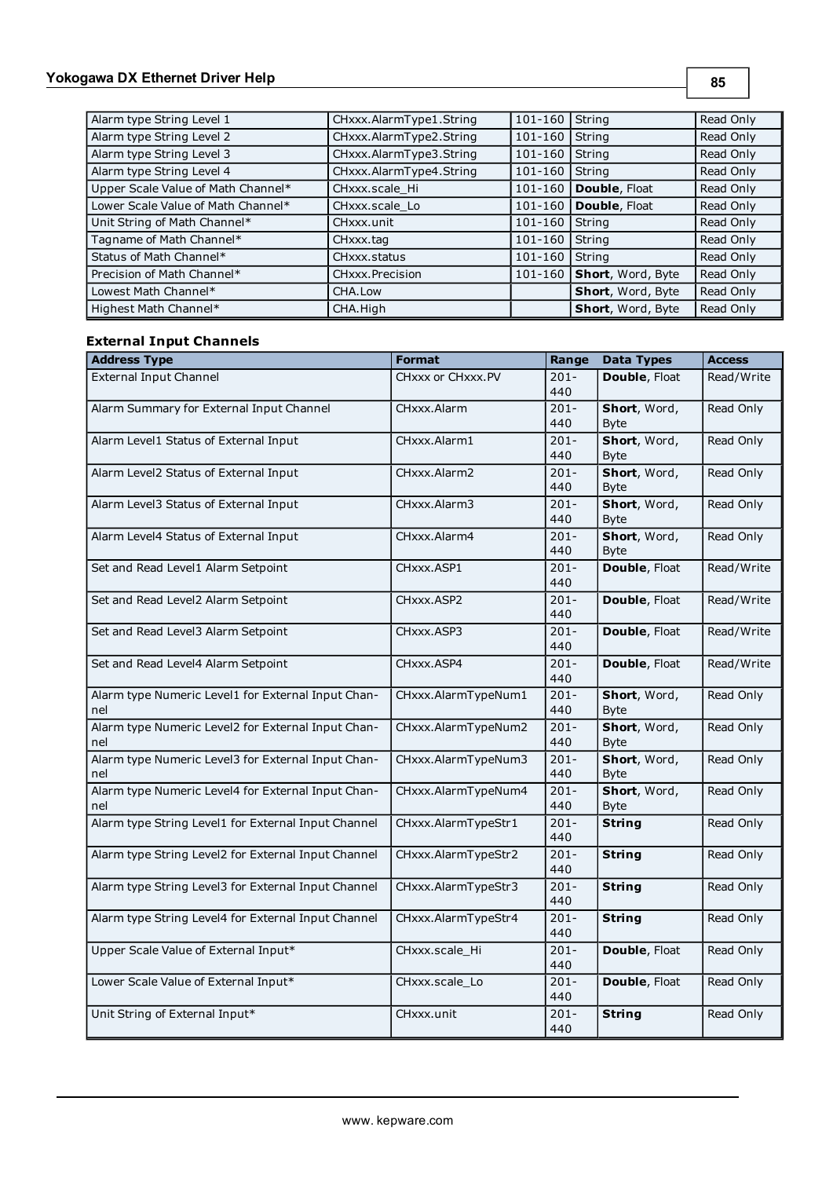| | | | | |
|---|---|---|---|---|
| Alarm type String Level 1 | CHxxx.AlarmType1.String | 101-160 | String | Read Only |
| Alarm type String Level 2 | CHxxx.AlarmType2.String | 101-160 | String | Read Only |
| Alarm type String Level 3 | CHxxx.AlarmType3.String | 101-160 | String | Read Only |
| Alarm type String Level 4 | CHxxx.AlarmType4.String | 101-160 | String | Read Only |
| Upper Scale Value of Math Channel* | CHxxx.scale_Hi | 101-160 | **Double**, Float | Read Only |
| Lower Scale Value of Math Channel* | CHxxx.scale_Lo | 101-160 | **Double**, Float | Read Only |
| Unit String of Math Channel* | CHxxx.unit | 101-160 | String | Read Only |
| Tagname of Math Channel* | CHxxx.tag | 101-160 | String | Read Only |
| Status of Math Channel* | CHxxx.status | 101-160 | String | Read Only |
| Precision of Math Channel* | CHxxx.Precision | 101-160 | **Short**, Word, Byte | Read Only |
| Lowest Math Channel* | CHA.Low | | **Short**, Word, Byte | Read Only |
| Highest Math Channel* | CHA.High | | **Short**, Word, Byte | Read Only |

### External Input Channels

| Address Type | Format | Range | Data Types | Access |
|---|---|---|---|---|
| External Input Channel | CHxxx or CHxxx.PV | 201-440 | **Double**, Float | Read/Write |
| Alarm Summary for External Input Channel | CHxxx.Alarm | 201-440 | **Short**, Word, Byte | Read Only |
| Alarm Level1 Status of External Input | CHxxx.Alarm1 | 201-440 | **Short**, Word, Byte | Read Only |
| Alarm Level2 Status of External Input | CHxxx.Alarm2 | 201-440 | **Short**, Word, Byte | Read Only |
| Alarm Level3 Status of External Input | CHxxx.Alarm3 | 201-440 | **Short**, Word, Byte | Read Only |
| Alarm Level4 Status of External Input | CHxxx.Alarm4 | 201-440 | **Short**, Word, Byte | Read Only |
| Set and Read Level1 Alarm Setpoint | CHxxx.ASP1 | 201-440 | **Double**, Float | Read/Write |
| Set and Read Level2 Alarm Setpoint | CHxxx.ASP2 | 201-440 | **Double**, Float | Read/Write |
| Set and Read Level3 Alarm Setpoint | CHxxx.ASP3 | 201-440 | **Double**, Float | Read/Write |
| Set and Read Level4 Alarm Setpoint | CHxxx.ASP4 | 201-440 | **Double**, Float | Read/Write |
| Alarm type Numeric Level1 for External Input Channel | CHxxx.AlarmTypeNum1 | 201-440 | **Short**, Word, Byte | Read Only |
| Alarm type Numeric Level2 for External Input Channel | CHxxx.AlarmTypeNum2 | 201-440 | **Short**, Word, Byte | Read Only |
| Alarm type Numeric Level3 for External Input Channel | CHxxx.AlarmTypeNum3 | 201-440 | **Short**, Word, Byte | Read Only |
| Alarm type Numeric Level4 for External Input Channel | CHxxx.AlarmTypeNum4 | 201-440 | **Short**, Word, Byte | Read Only |
| Alarm type String Level1 for External Input Channel | CHxxx.AlarmTypeStr1 | 201-440 | **String** | Read Only |
| Alarm type String Level2 for External Input Channel | CHxxx.AlarmTypeStr2 | 201-440 | **String** | Read Only |
| Alarm type String Level3 for External Input Channel | CHxxx.AlarmTypeStr3 | 201-440 | **String** | Read Only |
| Alarm type String Level4 for External Input Channel | CHxxx.AlarmTypeStr4 | 201-440 | **String** | Read Only |
| Upper Scale Value of External Input* | CHxxx.scale_Hi | 201-440 | **Double**, Float | Read Only |
| Lower Scale Value of External Input* | CHxxx.scale_Lo | 201-440 | **Double**, Float | Read Only |
| Unit String of External Input* | CHxxx.unit | 201-440 | **String** | Read Only |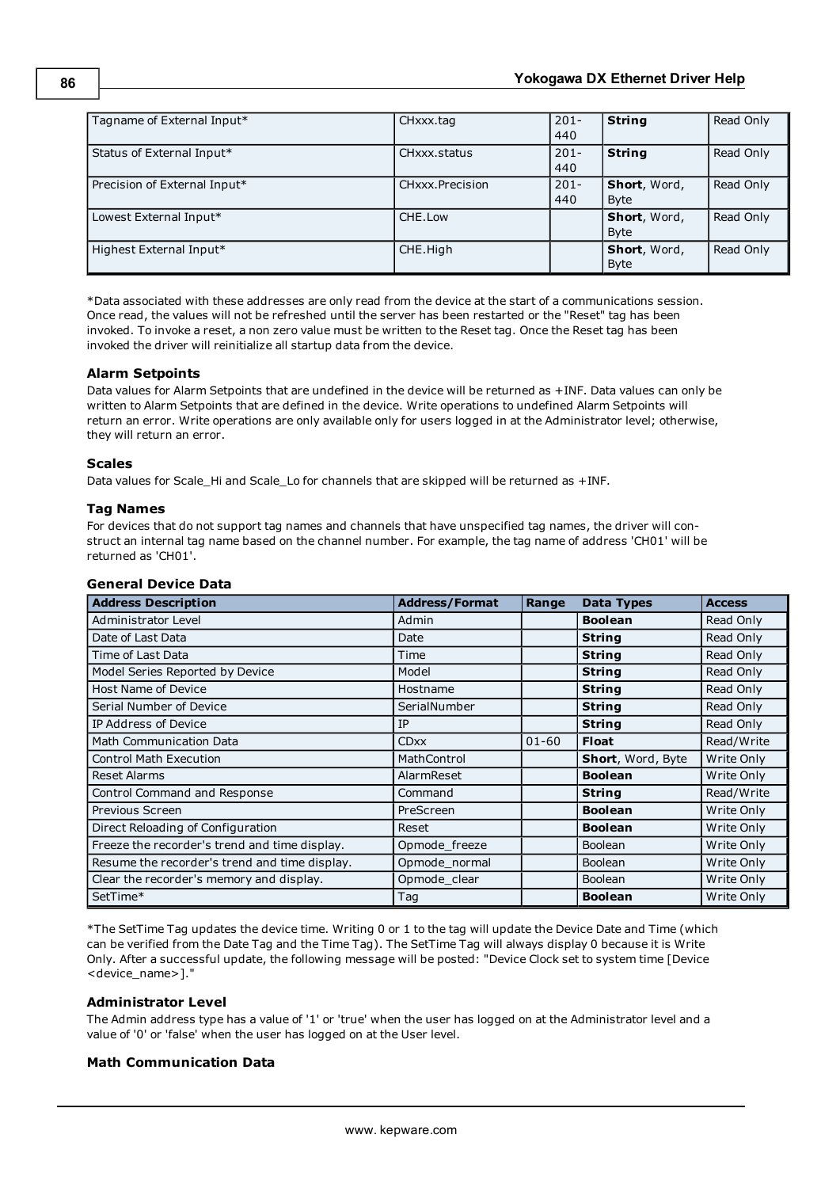| Tagname of External Input* | CHxxx.tag | 201-440 | **String** | Read Only |
|---|---|---|---|---|
| Status of External Input* | CHxxx.status | 201-440 | **String** | Read Only |
| Precision of External Input* | CHxxx.Precision | 201-440 | **Short**, Word, Byte | Read Only |
| Lowest External Input* | CHE.Low | | **Short**, Word, Byte | Read Only |
| Highest External Input* | CHE.High | | **Short**, Word, Byte | Read Only |

*Data associated with these addresses are only read from the device at the start of a communications session. Once read, the values will not be refreshed until the server has been restarted or the "Reset" tag has been invoked. To invoke a reset, a non zero value must be written to the Reset tag. Once the Reset tag has been invoked the driver will reinitialize all startup data from the device.

### Alarm Setpoints

Data values for Alarm Setpoints that are undefined in the device will be returned as +INF. Data values can only be written to Alarm Setpoints that are defined in the device. Write operations to undefined Alarm Setpoints will return an error. Write operations are only available only for users logged in at the Administrator level; otherwise, they will return an error.

### Scales

Data values for Scale_Hi and Scale_Lo for channels that are skipped will be returned as +INF.

### Tag Names

For devices that do not support tag names and channels that have unspecified tag names, the driver will construct an internal tag name based on the channel number. For example, the tag name of address 'CH01' will be returned as 'CH01'.

### General Device Data

| Address Description | Address/Format | Range | Data Types | Access |
|---|---|---|---|---|
| Administrator Level | Admin | | **Boolean** | Read Only |
| Date of Last Data | Date | | **String** | Read Only |
| Time of Last Data | Time | | **String** | Read Only |
| Model Series Reported by Device | Model | | **String** | Read Only |
| Host Name of Device | Hostname | | **String** | Read Only |
| Serial Number of Device | SerialNumber | | **String** | Read Only |
| IP Address of Device | IP | | **String** | Read Only |
| Math Communication Data | CDxx | 01-60 | **Float** | Read/Write |
| Control Math Execution | MathControl | | **Short**, Word, Byte | Write Only |
| Reset Alarms | AlarmReset | | **Boolean** | Write Only |
| Control Command and Response | Command | | **String** | Read/Write |
| Previous Screen | PreScreen | | **Boolean** | Write Only |
| Direct Reloading of Configuration | Reset | | **Boolean** | Write Only |
| Freeze the recorder's trend and time display. | Opmode_freeze | | Boolean | Write Only |
| Resume the recorder's trend and time display. | Opmode_normal | | Boolean | Write Only |
| Clear the recorder's memory and display. | Opmode_clear | | Boolean | Write Only |
| SetTime* | Tag | | **Boolean** | Write Only |

*The SetTime Tag updates the device time. Writing 0 or 1 to the tag will update the Device Date and Time (which can be verified from the Date Tag and the Time Tag). The SetTime Tag will always display 0 because it is Write Only. After a successful update, the following message will be posted: "Device Clock set to system time [Device <device_name>]."

### Administrator Level

The Admin address type has a value of '1' or 'true' when the user has logged on at the Administrator level and a value of '0' or 'false' when the user has logged on at the User level.

### Math Communication Data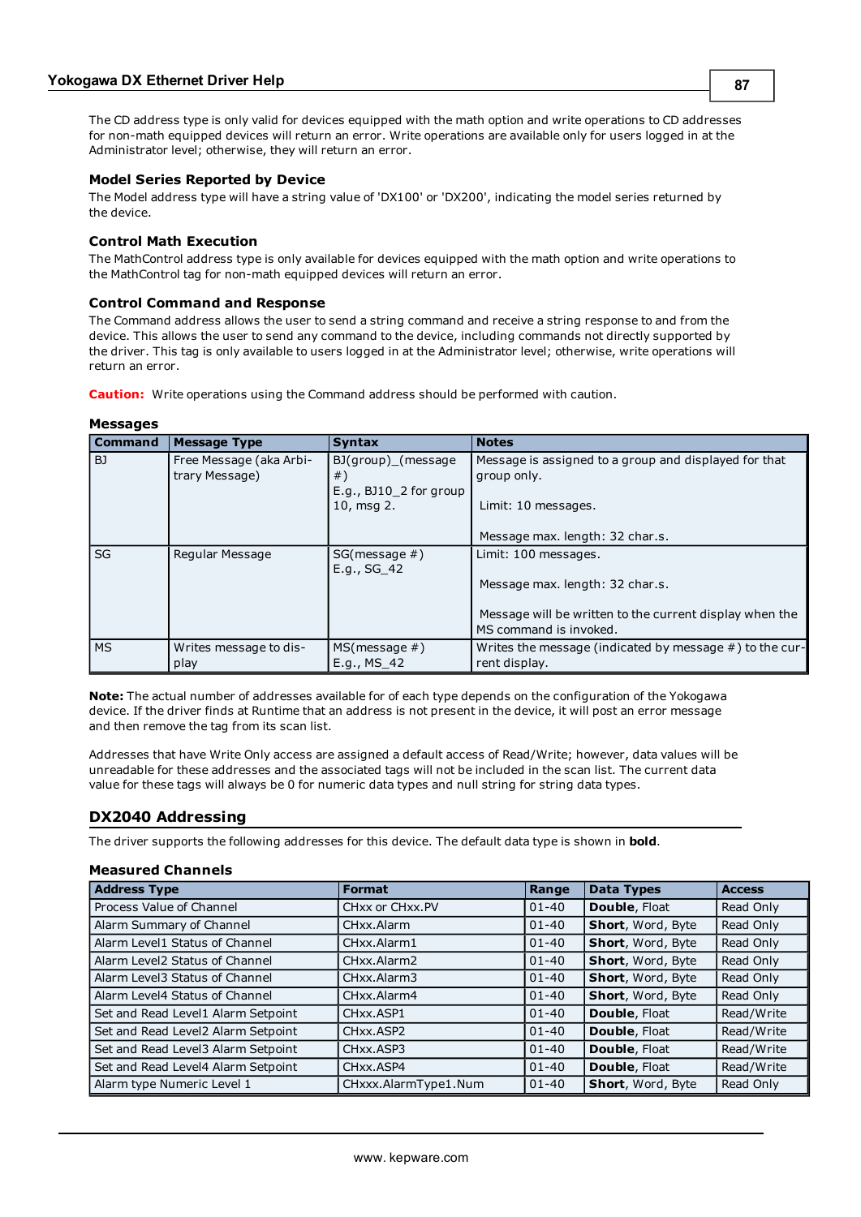The CD address type is only valid for devices equipped with the math option and write operations to CD addresses for non-math equipped devices will return an error. Write operations are available only for users logged in at the Administrator level; otherwise, they will return an error.

### Model Series Reported by Device

The Model address type will have a string value of 'DX100' or 'DX200', indicating the model series returned by the device.

### Control Math Execution

The MathControl address type is only available for devices equipped with the math option and write operations to the MathControl tag for non-math equipped devices will return an error.

### Control Command and Response

The Command address allows the user to send a string command and receive a string response to and from the device. This allows the user to send any command to the device, including commands not directly supported by the driver. This tag is only available to users logged in at the Administrator level; otherwise, write operations will return an error.

**Caution:** Write operations using the Command address should be performed with caution.

### Messages

| Command | Message Type | Syntax | Notes |
|---|---|---|---|
| BJ | Free Message (aka Arbitrary Message) | BJ(group)_(message #)<br>E.g., BJ10_2 for group 10, msg 2. | Message is assigned to a group and displayed for that group only.<br><br>Limit: 10 messages.<br><br>Message max. length: 32 char.s. |
| SG | Regular Message | SG(message #)<br>E.g., SG_42 | Limit: 100 messages.<br><br>Message max. length: 32 char.s.<br><br>Message will be written to the current display when the MS command is invoked. |
| MS | Writes message to display | MS(message #)<br>E.g., MS_42 | Writes the message (indicated by message #) to the current display. |

**Note:** The actual number of addresses available for of each type depends on the configuration of the Yokogawa device. If the driver finds at Runtime that an address is not present in the device, it will post an error message and then remove the tag from its scan list.

Addresses that have Write Only access are assigned a default access of Read/Write; however, data values will be unreadable for these addresses and the associated tags will not be included in the scan list. The current data value for these tags will always be 0 for numeric data types and null string for string data types.

## DX2040 Addressing

The driver supports the following addresses for this device. The default data type is shown in **bold**.

### Measured Channels

| Address Type | Format | Range | Data Types | Access |
|---|---|---|---|---|
| Process Value of Channel | CHxx or CHxx.PV | 01-40 | **Double**, Float | Read Only |
| Alarm Summary of Channel | CHxx.Alarm | 01-40 | **Short**, Word, Byte | Read Only |
| Alarm Level1 Status of Channel | CHxx.Alarm1 | 01-40 | **Short**, Word, Byte | Read Only |
| Alarm Level2 Status of Channel | CHxx.Alarm2 | 01-40 | **Short**, Word, Byte | Read Only |
| Alarm Level3 Status of Channel | CHxx.Alarm3 | 01-40 | **Short**, Word, Byte | Read Only |
| Alarm Level4 Status of Channel | CHxx.Alarm4 | 01-40 | **Short**, Word, Byte | Read Only |
| Set and Read Level1 Alarm Setpoint | CHxx.ASP1 | 01-40 | **Double**, Float | Read/Write |
| Set and Read Level2 Alarm Setpoint | CHxx.ASP2 | 01-40 | **Double**, Float | Read/Write |
| Set and Read Level3 Alarm Setpoint | CHxx.ASP3 | 01-40 | **Double**, Float | Read/Write |
| Set and Read Level4 Alarm Setpoint | CHxx.ASP4 | 01-40 | **Double**, Float | Read/Write |
| Alarm type Numeric Level 1 | CHxxx.AlarmType1.Num | 01-40 | **Short**, Word, Byte | Read Only |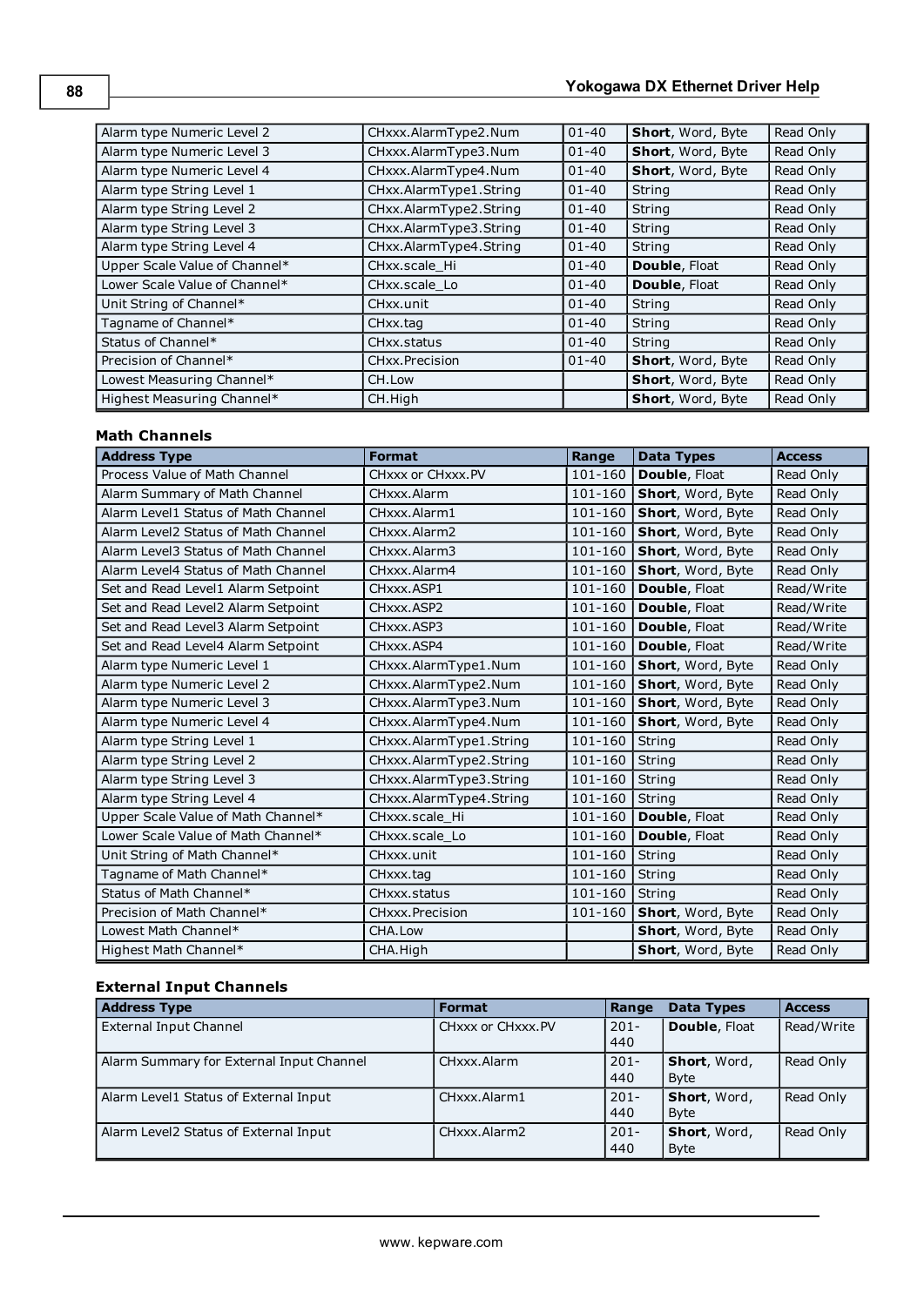| | | | | |
|---|---|---|---|---|
| Alarm type Numeric Level 2 | CHxxx.AlarmType2.Num | 01-40 | **Short**, Word, Byte | Read Only |
| Alarm type Numeric Level 3 | CHxxx.AlarmType3.Num | 01-40 | **Short**, Word, Byte | Read Only |
| Alarm type Numeric Level 4 | CHxxx.AlarmType4.Num | 01-40 | **Short**, Word, Byte | Read Only |
| Alarm type String Level 1 | CHxx.AlarmType1.String | 01-40 | String | Read Only |
| Alarm type String Level 2 | CHxx.AlarmType2.String | 01-40 | String | Read Only |
| Alarm type String Level 3 | CHxx.AlarmType3.String | 01-40 | String | Read Only |
| Alarm type String Level 4 | CHxx.AlarmType4.String | 01-40 | String | Read Only |
| Upper Scale Value of Channel* | CHxx.scale_Hi | 01-40 | **Double**, Float | Read Only |
| Lower Scale Value of Channel* | CHxx.scale_Lo | 01-40 | **Double**, Float | Read Only |
| Unit String of Channel* | CHxx.unit | 01-40 | String | Read Only |
| Tagname of Channel* | CHxx.tag | 01-40 | String | Read Only |
| Status of Channel* | CHxx.status | 01-40 | String | Read Only |
| Precision of Channel* | CHxx.Precision | 01-40 | **Short**, Word, Byte | Read Only |
| Lowest Measuring Channel* | CH.Low | | **Short**, Word, Byte | Read Only |
| Highest Measuring Channel* | CH.High | | **Short**, Word, Byte | Read Only |

### Math Channels

| Address Type | Format | Range | Data Types | Access |
|---|---|---|---|---|
| Process Value of Math Channel | CHxxx or CHxxx.PV | 101-160 | **Double**, Float | Read Only |
| Alarm Summary of Math Channel | CHxxx.Alarm | 101-160 | **Short**, Word, Byte | Read Only |
| Alarm Level1 Status of Math Channel | CHxxx.Alarm1 | 101-160 | **Short**, Word, Byte | Read Only |
| Alarm Level2 Status of Math Channel | CHxxx.Alarm2 | 101-160 | **Short**, Word, Byte | Read Only |
| Alarm Level3 Status of Math Channel | CHxxx.Alarm3 | 101-160 | **Short**, Word, Byte | Read Only |
| Alarm Level4 Status of Math Channel | CHxxx.Alarm4 | 101-160 | **Short**, Word, Byte | Read Only |
| Set and Read Level1 Alarm Setpoint | CHxxx.ASP1 | 101-160 | **Double**, Float | Read/Write |
| Set and Read Level2 Alarm Setpoint | CHxxx.ASP2 | 101-160 | **Double**, Float | Read/Write |
| Set and Read Level3 Alarm Setpoint | CHxxx.ASP3 | 101-160 | **Double**, Float | Read/Write |
| Set and Read Level4 Alarm Setpoint | CHxxx.ASP4 | 101-160 | **Double**, Float | Read/Write |
| Alarm type Numeric Level 1 | CHxxx.AlarmType1.Num | 101-160 | **Short**, Word, Byte | Read Only |
| Alarm type Numeric Level 2 | CHxxx.AlarmType2.Num | 101-160 | **Short**, Word, Byte | Read Only |
| Alarm type Numeric Level 3 | CHxxx.AlarmType3.Num | 101-160 | **Short**, Word, Byte | Read Only |
| Alarm type Numeric Level 4 | CHxxx.AlarmType4.Num | 101-160 | **Short**, Word, Byte | Read Only |
| Alarm type String Level 1 | CHxxx.AlarmType1.String | 101-160 | String | Read Only |
| Alarm type String Level 2 | CHxxx.AlarmType2.String | 101-160 | String | Read Only |
| Alarm type String Level 3 | CHxxx.AlarmType3.String | 101-160 | String | Read Only |
| Alarm type String Level 4 | CHxxx.AlarmType4.String | 101-160 | String | Read Only |
| Upper Scale Value of Math Channel* | CHxxx.scale_Hi | 101-160 | **Double**, Float | Read Only |
| Lower Scale Value of Math Channel* | CHxxx.scale_Lo | 101-160 | **Double**, Float | Read Only |
| Unit String of Math Channel* | CHxxx.unit | 101-160 | String | Read Only |
| Tagname of Math Channel* | CHxxx.tag | 101-160 | String | Read Only |
| Status of Math Channel* | CHxxx.status | 101-160 | String | Read Only |
| Precision of Math Channel* | CHxxx.Precision | 101-160 | **Short**, Word, Byte | Read Only |
| Lowest Math Channel* | CHA.Low | | **Short**, Word, Byte | Read Only |
| Highest Math Channel* | CHA.High | | **Short**, Word, Byte | Read Only |

### External Input Channels

| Address Type | Format | Range | Data Types | Access |
|---|---|---|---|---|
| External Input Channel | CHxxx or CHxxx.PV | 201-440 | **Double**, Float | Read/Write |
| Alarm Summary for External Input Channel | CHxxx.Alarm | 201-440 | **Short**, Word, Byte | Read Only |
| Alarm Level1 Status of External Input | CHxxx.Alarm1 | 201-440 | **Short**, Word, Byte | Read Only |
| Alarm Level2 Status of External Input | CHxxx.Alarm2 | 201-440 | **Short**, Word, Byte | Read Only |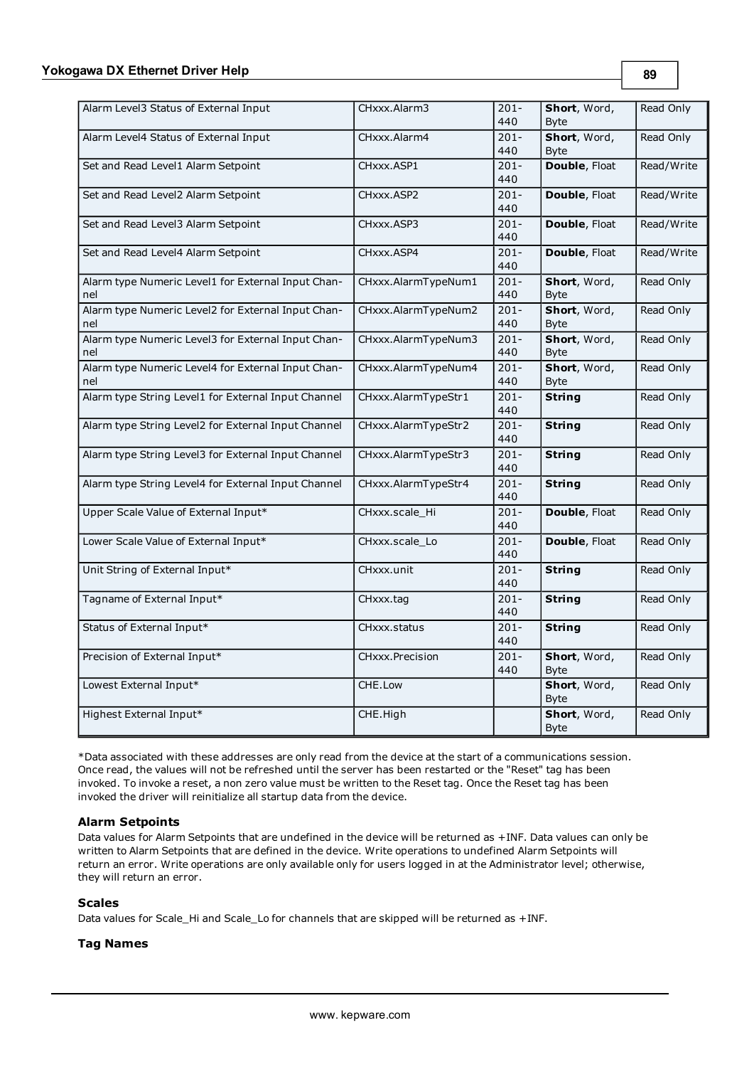| | | | | |
|---|---|---|---|---|
| Alarm Level3 Status of External Input | CHxxx.Alarm3 | 201-440 | **Short**, Word, Byte | Read Only |
| Alarm Level4 Status of External Input | CHxxx.Alarm4 | 201-440 | **Short**, Word, Byte | Read Only |
| Set and Read Level1 Alarm Setpoint | CHxxx.ASP1 | 201-440 | **Double**, Float | Read/Write |
| Set and Read Level2 Alarm Setpoint | CHxxx.ASP2 | 201-440 | **Double**, Float | Read/Write |
| Set and Read Level3 Alarm Setpoint | CHxxx.ASP3 | 201-440 | **Double**, Float | Read/Write |
| Set and Read Level4 Alarm Setpoint | CHxxx.ASP4 | 201-440 | **Double**, Float | Read/Write |
| Alarm type Numeric Level1 for External Input Channel | CHxxx.AlarmTypeNum1 | 201-440 | **Short**, Word, Byte | Read Only |
| Alarm type Numeric Level2 for External Input Channel | CHxxx.AlarmTypeNum2 | 201-440 | **Short**, Word, Byte | Read Only |
| Alarm type Numeric Level3 for External Input Channel | CHxxx.AlarmTypeNum3 | 201-440 | **Short**, Word, Byte | Read Only |
| Alarm type Numeric Level4 for External Input Channel | CHxxx.AlarmTypeNum4 | 201-440 | **Short**, Word, Byte | Read Only |
| Alarm type String Level1 for External Input Channel | CHxxx.AlarmTypeStr1 | 201-440 | **String** | Read Only |
| Alarm type String Level2 for External Input Channel | CHxxx.AlarmTypeStr2 | 201-440 | **String** | Read Only |
| Alarm type String Level3 for External Input Channel | CHxxx.AlarmTypeStr3 | 201-440 | **String** | Read Only |
| Alarm type String Level4 for External Input Channel | CHxxx.AlarmTypeStr4 | 201-440 | **String** | Read Only |
| Upper Scale Value of External Input* | CHxxx.scale_Hi | 201-440 | **Double**, Float | Read Only |
| Lower Scale Value of External Input* | CHxxx.scale_Lo | 201-440 | **Double**, Float | Read Only |
| Unit String of External Input* | CHxxx.unit | 201-440 | **String** | Read Only |
| Tagname of External Input* | CHxxx.tag | 201-440 | **String** | Read Only |
| Status of External Input* | CHxxx.status | 201-440 | **String** | Read Only |
| Precision of External Input* | CHxxx.Precision | 201-440 | **Short**, Word, Byte | Read Only |
| Lowest External Input* | CHE.Low | | **Short**, Word, Byte | Read Only |
| Highest External Input* | CHE.High | | **Short**, Word, Byte | Read Only |

*Data associated with these addresses are only read from the device at the start of a communications session. Once read, the values will not be refreshed until the server has been restarted or the "Reset" tag has been invoked. To invoke a reset, a non zero value must be written to the Reset tag. Once the Reset tag has been invoked the driver will reinitialize all startup data from the device.

### Alarm Setpoints

Data values for Alarm Setpoints that are undefined in the device will be returned as +INF. Data values can only be written to Alarm Setpoints that are defined in the device. Write operations to undefined Alarm Setpoints will return an error. Write operations are only available only for users logged in at the Administrator level; otherwise, they will return an error.

### Scales

Data values for Scale_Hi and Scale_Lo for channels that are skipped will be returned as +INF.

### Tag Names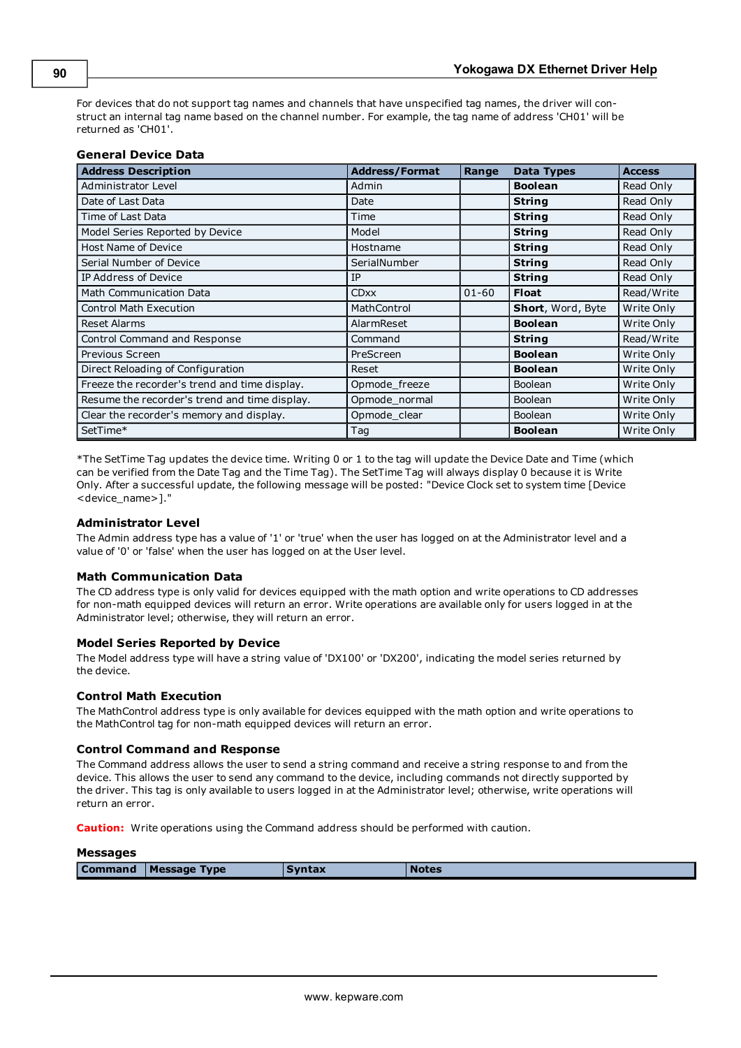For devices that do not support tag names and channels that have unspecified tag names, the driver will construct an internal tag name based on the channel number. For example, the tag name of address 'CH01' will be returned as 'CH01'.

### General Device Data

| Address Description | Address/Format | Range | Data Types | Access |
|---|---|---|---|---|
| Administrator Level | Admin | | **Boolean** | Read Only |
| Date of Last Data | Date | | **String** | Read Only |
| Time of Last Data | Time | | **String** | Read Only |
| Model Series Reported by Device | Model | | **String** | Read Only |
| Host Name of Device | Hostname | | **String** | Read Only |
| Serial Number of Device | SerialNumber | | **String** | Read Only |
| IP Address of Device | IP | | **String** | Read Only |
| Math Communication Data | CDxx | 01-60 | **Float** | Read/Write |
| Control Math Execution | MathControl | | **Short**, Word, Byte | Write Only |
| Reset Alarms | AlarmReset | | **Boolean** | Write Only |
| Control Command and Response | Command | | **String** | Read/Write |
| Previous Screen | PreScreen | | **Boolean** | Write Only |
| Direct Reloading of Configuration | Reset | | **Boolean** | Write Only |
| Freeze the recorder's trend and time display. | Opmode_freeze | | Boolean | Write Only |
| Resume the recorder's trend and time display. | Opmode_normal | | Boolean | Write Only |
| Clear the recorder's memory and display. | Opmode_clear | | Boolean | Write Only |
| SetTime* | Tag | | **Boolean** | Write Only |

*The SetTime Tag updates the device time. Writing 0 or 1 to the tag will update the Device Date and Time (which can be verified from the Date Tag and the Time Tag). The SetTime Tag will always display 0 because it is Write Only. After a successful update, the following message will be posted: "Device Clock set to system time [Device <device_name>]."

### Administrator Level

The Admin address type has a value of '1' or 'true' when the user has logged on at the Administrator level and a value of '0' or 'false' when the user has logged on at the User level.

### Math Communication Data

The CD address type is only valid for devices equipped with the math option and write operations to CD addresses for non-math equipped devices will return an error. Write operations are available only for users logged in at the Administrator level; otherwise, they will return an error.

### Model Series Reported by Device

The Model address type will have a string value of 'DX100' or 'DX200', indicating the model series returned by the device.

### Control Math Execution

The MathControl address type is only available for devices equipped with the math option and write operations to the MathControl tag for non-math equipped devices will return an error.

### Control Command and Response

The Command address allows the user to send a string command and receive a string response to and from the device. This allows the user to send any command to the device, including commands not directly supported by the driver. This tag is only available to users logged in at the Administrator level; otherwise, write operations will return an error.

**Caution:** Write operations using the Command address should be performed with caution.

### Messages

| Command | Message Type | Syntax | Notes |
|---|---|---|---|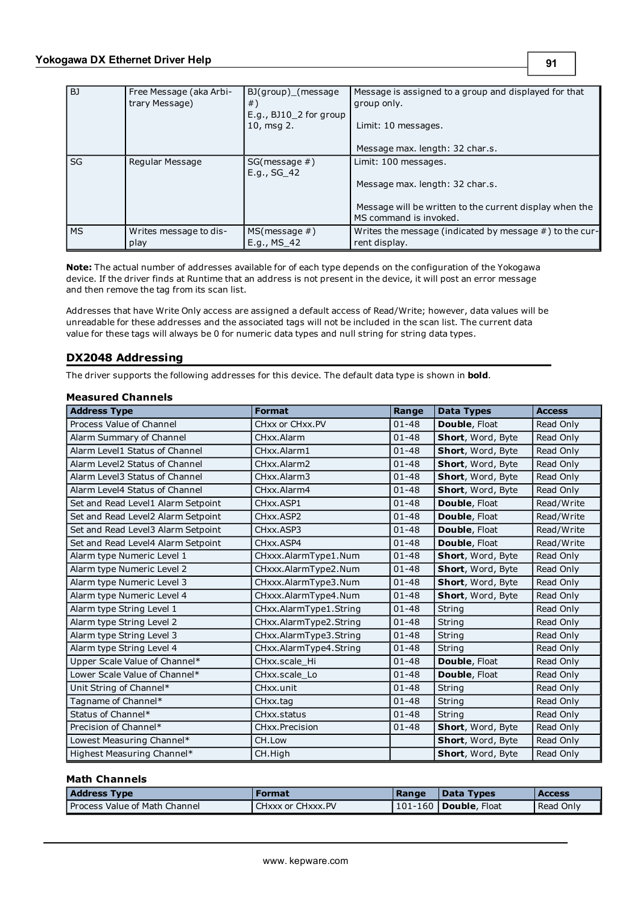| BJ | Free Message (aka Arbitrary Message) | BJ(group)_(message #)<br>E.g., BJ10_2 for group 10, msg 2. | Message is assigned to a group and displayed for that group only.<br><br>Limit: 10 messages.<br><br>Message max. length: 32 char.s. |
|---|---|---|---|
| SG | Regular Message | SG(message #)<br>E.g., SG_42 | Limit: 100 messages.<br><br>Message max. length: 32 char.s.<br><br>Message will be written to the current display when the MS command is invoked. |
| MS | Writes message to display | MS(message #)<br>E.g., MS_42 | Writes the message (indicated by message #) to the current display. |

**Note:** The actual number of addresses available for of each type depends on the configuration of the Yokogawa device. If the driver finds at Runtime that an address is not present in the device, it will post an error message and then remove the tag from its scan list.

Addresses that have Write Only access are assigned a default access of Read/Write; however, data values will be unreadable for these addresses and the associated tags will not be included in the scan list. The current data value for these tags will always be 0 for numeric data types and null string for string data types.

## DX2048 Addressing

The driver supports the following addresses for this device. The default data type is shown in **bold**.

#### Measured Channels

| Address Type | Format | Range | Data Types | Access |
|---|---|---|---|---|
| Process Value of Channel | CHxx or CHxx.PV | 01-48 | **Double**, Float | Read Only |
| Alarm Summary of Channel | CHxx.Alarm | 01-48 | **Short**, Word, Byte | Read Only |
| Alarm Level1 Status of Channel | CHxx.Alarm1 | 01-48 | **Short**, Word, Byte | Read Only |
| Alarm Level2 Status of Channel | CHxx.Alarm2 | 01-48 | **Short**, Word, Byte | Read Only |
| Alarm Level3 Status of Channel | CHxx.Alarm3 | 01-48 | **Short**, Word, Byte | Read Only |
| Alarm Level4 Status of Channel | CHxx.Alarm4 | 01-48 | **Short**, Word, Byte | Read Only |
| Set and Read Level1 Alarm Setpoint | CHxx.ASP1 | 01-48 | **Double**, Float | Read/Write |
| Set and Read Level2 Alarm Setpoint | CHxx.ASP2 | 01-48 | **Double**, Float | Read/Write |
| Set and Read Level3 Alarm Setpoint | CHxx.ASP3 | 01-48 | **Double**, Float | Read/Write |
| Set and Read Level4 Alarm Setpoint | CHxx.ASP4 | 01-48 | **Double**, Float | Read/Write |
| Alarm type Numeric Level 1 | CHxxx.AlarmType1.Num | 01-48 | **Short**, Word, Byte | Read Only |
| Alarm type Numeric Level 2 | CHxxx.AlarmType2.Num | 01-48 | **Short**, Word, Byte | Read Only |
| Alarm type Numeric Level 3 | CHxxx.AlarmType3.Num | 01-48 | **Short**, Word, Byte | Read Only |
| Alarm type Numeric Level 4 | CHxxx.AlarmType4.Num | 01-48 | **Short**, Word, Byte | Read Only |
| Alarm type String Level 1 | CHxx.AlarmType1.String | 01-48 | String | Read Only |
| Alarm type String Level 2 | CHxx.AlarmType2.String | 01-48 | String | Read Only |
| Alarm type String Level 3 | CHxx.AlarmType3.String | 01-48 | String | Read Only |
| Alarm type String Level 4 | CHxx.AlarmType4.String | 01-48 | String | Read Only |
| Upper Scale Value of Channel* | CHxx.scale_Hi | 01-48 | **Double**, Float | Read Only |
| Lower Scale Value of Channel* | CHxx.scale_Lo | 01-48 | **Double**, Float | Read Only |
| Unit String of Channel* | CHxx.unit | 01-48 | String | Read Only |
| Tagname of Channel* | CHxx.tag | 01-48 | String | Read Only |
| Status of Channel* | CHxx.status | 01-48 | String | Read Only |
| Precision of Channel* | CHxx.Precision | 01-48 | **Short**, Word, Byte | Read Only |
| Lowest Measuring Channel* | CH.Low | | **Short**, Word, Byte | Read Only |
| Highest Measuring Channel* | CH.High | | **Short**, Word, Byte | Read Only |

#### Math Channels

| Address Type | Format | Range | Data Types | Access |
|---|---|---|---|---|
| Process Value of Math Channel | CHxxx or CHxxx.PV | 101-160 | **Double**, Float | Read Only |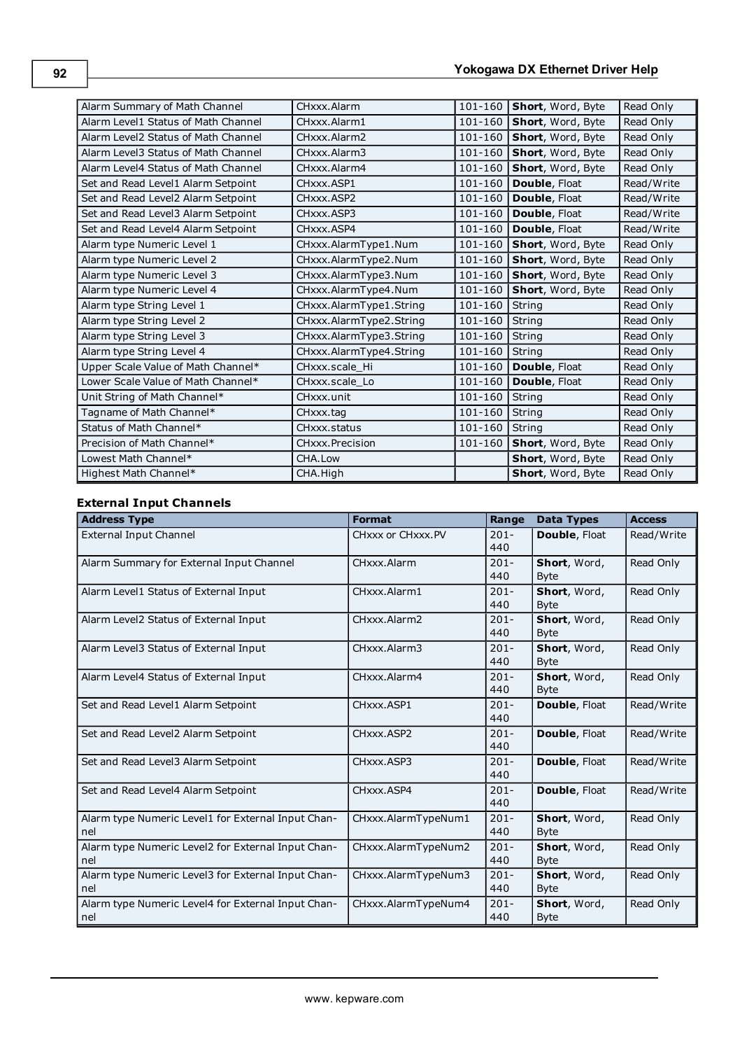| | | | | |
|---|---|---|---|---|
| Alarm Summary of Math Channel | CHxxx.Alarm | 101-160 | **Short**, Word, Byte | Read Only |
| Alarm Level1 Status of Math Channel | CHxxx.Alarm1 | 101-160 | **Short**, Word, Byte | Read Only |
| Alarm Level2 Status of Math Channel | CHxxx.Alarm2 | 101-160 | **Short**, Word, Byte | Read Only |
| Alarm Level3 Status of Math Channel | CHxxx.Alarm3 | 101-160 | **Short**, Word, Byte | Read Only |
| Alarm Level4 Status of Math Channel | CHxxx.Alarm4 | 101-160 | **Short**, Word, Byte | Read Only |
| Set and Read Level1 Alarm Setpoint | CHxxx.ASP1 | 101-160 | **Double**, Float | Read/Write |
| Set and Read Level2 Alarm Setpoint | CHxxx.ASP2 | 101-160 | **Double**, Float | Read/Write |
| Set and Read Level3 Alarm Setpoint | CHxxx.ASP3 | 101-160 | **Double**, Float | Read/Write |
| Set and Read Level4 Alarm Setpoint | CHxxx.ASP4 | 101-160 | **Double**, Float | Read/Write |
| Alarm type Numeric Level 1 | CHxxx.AlarmType1.Num | 101-160 | **Short**, Word, Byte | Read Only |
| Alarm type Numeric Level 2 | CHxxx.AlarmType2.Num | 101-160 | **Short**, Word, Byte | Read Only |
| Alarm type Numeric Level 3 | CHxxx.AlarmType3.Num | 101-160 | **Short**, Word, Byte | Read Only |
| Alarm type Numeric Level 4 | CHxxx.AlarmType4.Num | 101-160 | **Short**, Word, Byte | Read Only |
| Alarm type String Level 1 | CHxxx.AlarmType1.String | 101-160 | String | Read Only |
| Alarm type String Level 2 | CHxxx.AlarmType2.String | 101-160 | String | Read Only |
| Alarm type String Level 3 | CHxxx.AlarmType3.String | 101-160 | String | Read Only |
| Alarm type String Level 4 | CHxxx.AlarmType4.String | 101-160 | String | Read Only |
| Upper Scale Value of Math Channel* | CHxxx.scale_Hi | 101-160 | **Double**, Float | Read Only |
| Lower Scale Value of Math Channel* | CHxxx.scale_Lo | 101-160 | **Double**, Float | Read Only |
| Unit String of Math Channel* | CHxxx.unit | 101-160 | String | Read Only |
| Tagname of Math Channel* | CHxxx.tag | 101-160 | String | Read Only |
| Status of Math Channel* | CHxxx.status | 101-160 | String | Read Only |
| Precision of Math Channel* | CHxxx.Precision | 101-160 | **Short**, Word, Byte | Read Only |
| Lowest Math Channel* | CHA.Low | | **Short**, Word, Byte | Read Only |
| Highest Math Channel* | CHA.High | | **Short**, Word, Byte | Read Only |

#### External Input Channels

| Address Type | Format | Range | Data Types | Access |
|---|---|---|---|---|
| External Input Channel | CHxxx or CHxxx.PV | 201-440 | **Double**, Float | Read/Write |
| Alarm Summary for External Input Channel | CHxxx.Alarm | 201-440 | **Short**, Word, Byte | Read Only |
| Alarm Level1 Status of External Input | CHxxx.Alarm1 | 201-440 | **Short**, Word, Byte | Read Only |
| Alarm Level2 Status of External Input | CHxxx.Alarm2 | 201-440 | **Short**, Word, Byte | Read Only |
| Alarm Level3 Status of External Input | CHxxx.Alarm3 | 201-440 | **Short**, Word, Byte | Read Only |
| Alarm Level4 Status of External Input | CHxxx.Alarm4 | 201-440 | **Short**, Word, Byte | Read Only |
| Set and Read Level1 Alarm Setpoint | CHxxx.ASP1 | 201-440 | **Double**, Float | Read/Write |
| Set and Read Level2 Alarm Setpoint | CHxxx.ASP2 | 201-440 | **Double**, Float | Read/Write |
| Set and Read Level3 Alarm Setpoint | CHxxx.ASP3 | 201-440 | **Double**, Float | Read/Write |
| Set and Read Level4 Alarm Setpoint | CHxxx.ASP4 | 201-440 | **Double**, Float | Read/Write |
| Alarm type Numeric Level1 for External Input Channel | CHxxx.AlarmTypeNum1 | 201-440 | **Short**, Word, Byte | Read Only |
| Alarm type Numeric Level2 for External Input Channel | CHxxx.AlarmTypeNum2 | 201-440 | **Short**, Word, Byte | Read Only |
| Alarm type Numeric Level3 for External Input Channel | CHxxx.AlarmTypeNum3 | 201-440 | **Short**, Word, Byte | Read Only |
| Alarm type Numeric Level4 for External Input Channel | CHxxx.AlarmTypeNum4 | 201-440 | **Short**, Word, Byte | Read Only |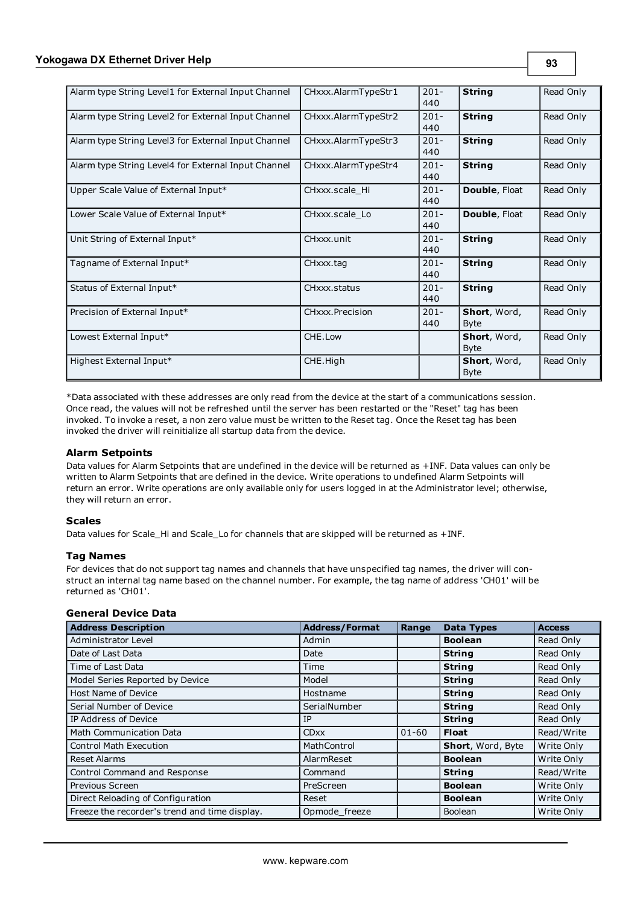| | | | | |
|---|---|---|---|---|
| Alarm type String Level1 for External Input Channel | CHxxx.AlarmTypeStr1 | 201-440 | **String** | Read Only |
| Alarm type String Level2 for External Input Channel | CHxxx.AlarmTypeStr2 | 201-440 | **String** | Read Only |
| Alarm type String Level3 for External Input Channel | CHxxx.AlarmTypeStr3 | 201-440 | **String** | Read Only |
| Alarm type String Level4 for External Input Channel | CHxxx.AlarmTypeStr4 | 201-440 | **String** | Read Only |
| Upper Scale Value of External Input* | CHxxx.scale_Hi | 201-440 | **Double**, Float | Read Only |
| Lower Scale Value of External Input* | CHxxx.scale_Lo | 201-440 | **Double**, Float | Read Only |
| Unit String of External Input* | CHxxx.unit | 201-440 | **String** | Read Only |
| Tagname of External Input* | CHxxx.tag | 201-440 | **String** | Read Only |
| Status of External Input* | CHxxx.status | 201-440 | **String** | Read Only |
| Precision of External Input* | CHxxx.Precision | 201-440 | **Short**, Word, Byte | Read Only |
| Lowest External Input* | CHE.Low | | **Short**, Word, Byte | Read Only |
| Highest External Input* | CHE.High | | **Short**, Word, Byte | Read Only |

*Data associated with these addresses are only read from the device at the start of a communications session. Once read, the values will not be refreshed until the server has been restarted or the "Reset" tag has been invoked. To invoke a reset, a non zero value must be written to the Reset tag. Once the Reset tag has been invoked the driver will reinitialize all startup data from the device.

### Alarm Setpoints

Data values for Alarm Setpoints that are undefined in the device will be returned as +INF. Data values can only be written to Alarm Setpoints that are defined in the device. Write operations to undefined Alarm Setpoints will return an error. Write operations are only available only for users logged in at the Administrator level; otherwise, they will return an error.

### Scales

Data values for Scale_Hi and Scale_Lo for channels that are skipped will be returned as +INF.

### Tag Names

For devices that do not support tag names and channels that have unspecified tag names, the driver will construct an internal tag name based on the channel number. For example, the tag name of address 'CH01' will be returned as 'CH01'.

### General Device Data

| Address Description | Address/Format | Range | Data Types | Access |
|---|---|---|---|---|
| Administrator Level | Admin | | **Boolean** | Read Only |
| Date of Last Data | Date | | **String** | Read Only |
| Time of Last Data | Time | | **String** | Read Only |
| Model Series Reported by Device | Model | | **String** | Read Only |
| Host Name of Device | Hostname | | **String** | Read Only |
| Serial Number of Device | SerialNumber | | **String** | Read Only |
| IP Address of Device | IP | | **String** | Read Only |
| Math Communication Data | CDxx | 01-60 | **Float** | Read/Write |
| Control Math Execution | MathControl | | **Short**, Word, Byte | Write Only |
| Reset Alarms | AlarmReset | | **Boolean** | Write Only |
| Control Command and Response | Command | | **String** | Read/Write |
| Previous Screen | PreScreen | | **Boolean** | Write Only |
| Direct Reloading of Configuration | Reset | | **Boolean** | Write Only |
| Freeze the recorder's trend and time display. | Opmode_freeze | | Boolean | Write Only |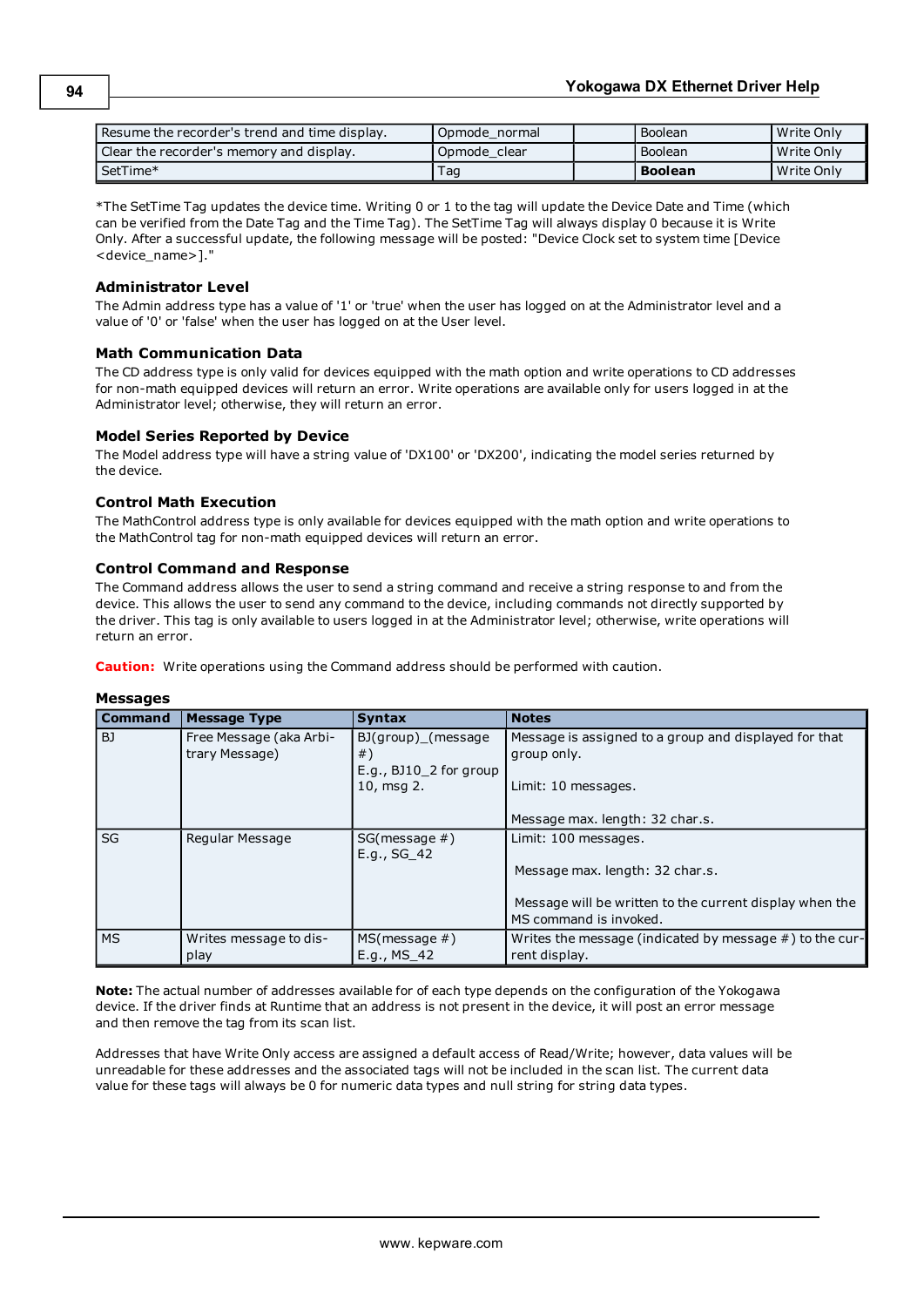| Resume the recorder's trend and time display. | Opmode_normal | | Boolean | Write Only |
|---|---|---|---|---|
| Clear the recorder's memory and display. | Opmode_clear | | Boolean | Write Only |
| SetTime* | Tag | | **Boolean** | Write Only |

*The SetTime Tag updates the device time. Writing 0 or 1 to the tag will update the Device Date and Time (which can be verified from the Date Tag and the Time Tag). The SetTime Tag will always display 0 because it is Write Only. After a successful update, the following message will be posted: "Device Clock set to system time [Device <device_name>]."

### Administrator Level

The Admin address type has a value of '1' or 'true' when the user has logged on at the Administrator level and a value of '0' or 'false' when the user has logged on at the User level.

### Math Communication Data

The CD address type is only valid for devices equipped with the math option and write operations to CD addresses for non-math equipped devices will return an error. Write operations are available only for users logged in at the Administrator level; otherwise, they will return an error.

### Model Series Reported by Device

The Model address type will have a string value of 'DX100' or 'DX200', indicating the model series returned by the device.

### Control Math Execution

The MathControl address type is only available for devices equipped with the math option and write operations to the MathControl tag for non-math equipped devices will return an error.

### Control Command and Response

The Command address allows the user to send a string command and receive a string response to and from the device. This allows the user to send any command to the device, including commands not directly supported by the driver. This tag is only available to users logged in at the Administrator level; otherwise, write operations will return an error.

**Caution:** Write operations using the Command address should be performed with caution.

### Messages

| Command | Message Type | Syntax | Notes |
|---|---|---|---|
| BJ | Free Message (aka Arbitrary Message) | BJ(group)_(message #)<br>E.g., BJ10_2 for group 10, msg 2. | Message is assigned to a group and displayed for that group only.<br><br>Limit: 10 messages.<br><br>Message max. length: 32 char.s. |
| SG | Regular Message | SG(message #)<br>E.g., SG_42 | Limit: 100 messages.<br><br>Message max. length: 32 char.s.<br><br>Message will be written to the current display when the MS command is invoked. |
| MS | Writes message to display | MS(message #)<br>E.g., MS_42 | Writes the message (indicated by message #) to the current display. |

**Note:** The actual number of addresses available for of each type depends on the configuration of the Yokogawa device. If the driver finds at Runtime that an address is not present in the device, it will post an error message and then remove the tag from its scan list.

Addresses that have Write Only access are assigned a default access of Read/Write; however, data values will be unreadable for these addresses and the associated tags will not be included in the scan list. The current data value for these tags will always be 0 for numeric data types and null string for string data types.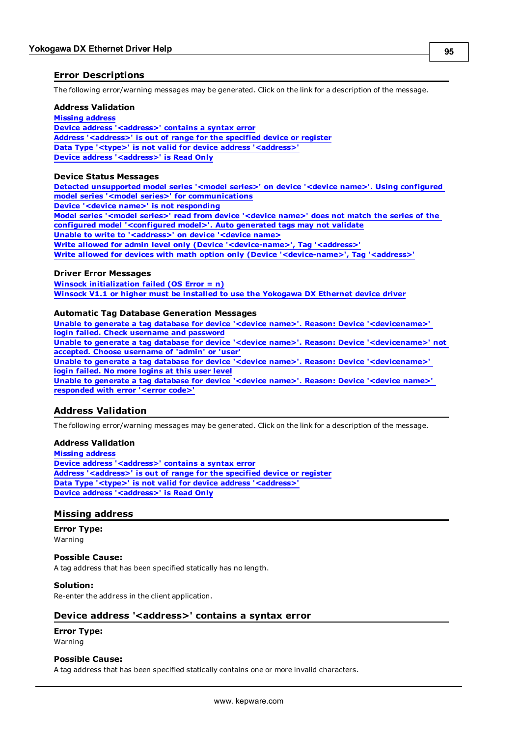## Error Descriptions

The following error/warning messages may be generated. Click on the link for a description of the message.

### Address Validation

Missing address
Device address '<address>' contains a syntax error
Address '<address>' is out of range for the specified device or register
Data Type '<type>' is not valid for device address '<address>'
Device address '<address>' is Read Only

### Device Status Messages

Detected unsupported model series '<model series>' on device '<device name>'. Using configured model series '<model series>' for communications
Device '<device name>' is not responding
Model series '<model series>' read from device '<device name>' does not match the series of the configured model '<configured model>'. Auto generated tags may not validate
Unable to write to '<address>' on device '<device name>'
Write allowed for admin level only (Device '<device-name>', Tag '<address>'
Write allowed for devices with math option only (Device '<device-name>', Tag '<address>'

### Driver Error Messages

Winsock initialization failed (OS Error = n)
Winsock V1.1 or higher must be installed to use the Yokogawa DX Ethernet device driver

### Automatic Tag Database Generation Messages

Unable to generate a tag database for device '<device name>'. Reason: Device '<devicename>' login failed. Check username and password
Unable to generate a tag database for device '<device name>'. Reason: Device '<devicename>' not accepted. Choose username of 'admin' or 'user'
Unable to generate a tag database for device '<device name>'. Reason: Device '<devicename>' login failed. No more logins at this user level
Unable to generate a tag database for device '<device name>'. Reason: Device '<device name>' responded with error '<error code>'

## Address Validation

The following error/warning messages may be generated. Click on the link for a description of the message.

### Address Validation

Missing address
Device address '<address>' contains a syntax error
Address '<address>' is out of range for the specified device or register
Data Type '<type>' is not valid for device address '<address>'
Device address '<address>' is Read Only

## Missing address

**Error Type:**
Warning

**Possible Cause:**
A tag address that has been specified statically has no length.

**Solution:**
Re-enter the address in the client application.

## Device address '<address>' contains a syntax error

**Error Type:**
Warning

**Possible Cause:**
A tag address that has been specified statically contains one or more invalid characters.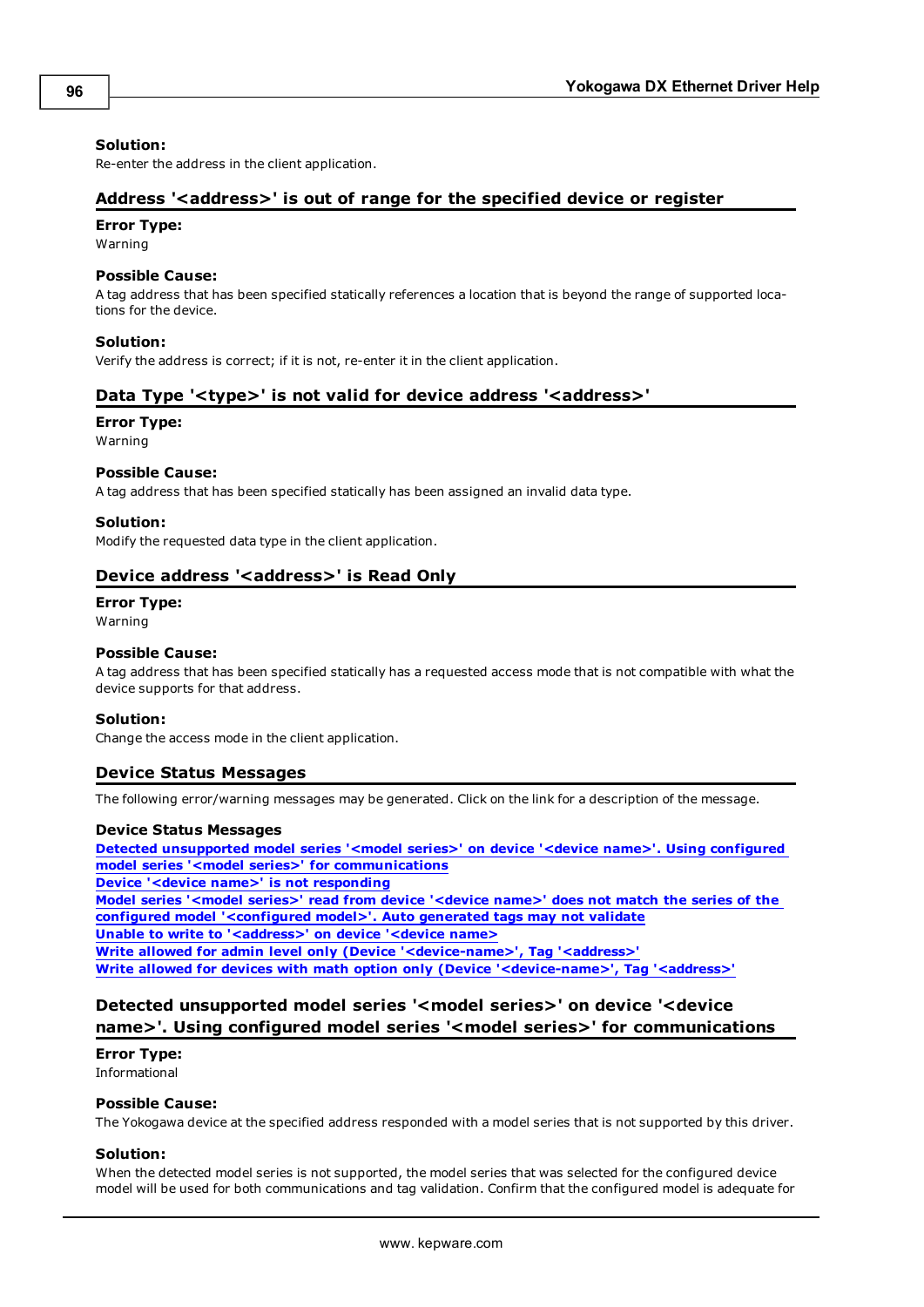**Solution:**
Re-enter the address in the client application.

## Address '<address>' is out of range for the specified device or register

**Error Type:**
Warning

**Possible Cause:**
A tag address that has been specified statically references a location that is beyond the range of supported locations for the device.

**Solution:**
Verify the address is correct; if it is not, re-enter it in the client application.

## Data Type '<type>' is not valid for device address '<address>'

**Error Type:**
Warning

**Possible Cause:**
A tag address that has been specified statically has been assigned an invalid data type.

**Solution:**
Modify the requested data type in the client application.

## Device address '<address>' is Read Only

**Error Type:**
Warning

**Possible Cause:**
A tag address that has been specified statically has a requested access mode that is not compatible with what the device supports for that address.

**Solution:**
Change the access mode in the client application.

## Device Status Messages

The following error/warning messages may be generated. Click on the link for a description of the message.

**Device Status Messages**

**Detected unsupported model series '<model series>' on device '<device name>'. Using configured model series '<model series>' for communications**
**Device '<device name>' is not responding**
**Model series '<model series>' read from device '<device name>' does not match the series of the configured model '<configured model>'. Auto generated tags may not validate**
**Unable to write to '<address>' on device '<device name>**
**Write allowed for admin level only (Device '<device-name>', Tag '<address>'**
**Write allowed for devices with math option only (Device '<device-name>', Tag '<address>'**

## Detected unsupported model series '<model series>' on device '<device name>'. Using configured model series '<model series>' for communications

**Error Type:**
Informational

**Possible Cause:**
The Yokogawa device at the specified address responded with a model series that is not supported by this driver.

**Solution:**
When the detected model series is not supported, the model series that was selected for the configured device model will be used for both communications and tag validation. Confirm that the configured model is adequate for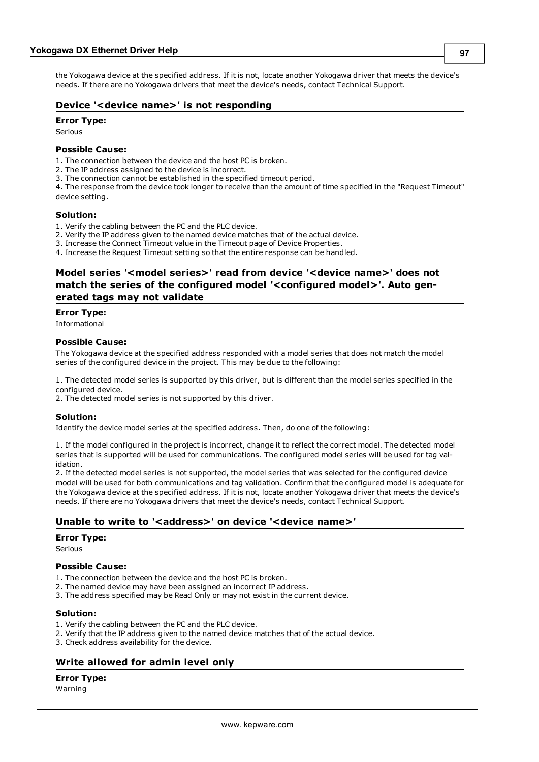the Yokogawa device at the specified address. If it is not, locate another Yokogawa driver that meets the device's needs. If there are no Yokogawa drivers that meet the device's needs, contact Technical Support.

## Device '<device name>' is not responding

**Error Type:**
Serious

**Possible Cause:**
1. The connection between the device and the host PC is broken.
2. The IP address assigned to the device is incorrect.
3. The connection cannot be established in the specified timeout period.
4. The response from the device took longer to receive than the amount of time specified in the "Request Timeout" device setting.

**Solution:**
1. Verify the cabling between the PC and the PLC device.
2. Verify the IP address given to the named device matches that of the actual device.
3. Increase the Connect Timeout value in the Timeout page of Device Properties.
4. Increase the Request Timeout setting so that the entire response can be handled.

## Model series '<model series>' read from device '<device name>' does not match the series of the configured model '<configured model>'. Auto generated tags may not validate

**Error Type:**
Informational

**Possible Cause:**
The Yokogawa device at the specified address responded with a model series that does not match the model series of the configured device in the project. This may be due to the following:

1. The detected model series is supported by this driver, but is different than the model series specified in the configured device.
2. The detected model series is not supported by this driver.

**Solution:**
Identify the device model series at the specified address. Then, do one of the following:

1. If the model configured in the project is incorrect, change it to reflect the correct model. The detected model series that is supported will be used for communications. The configured model series will be used for tag validation.
2. If the detected model series is not supported, the model series that was selected for the configured device model will be used for both communications and tag validation. Confirm that the configured model is adequate for the Yokogawa device at the specified address. If it is not, locate another Yokogawa driver that meets the device's needs. If there are no Yokogawa drivers that meet the device's needs, contact Technical Support.

## Unable to write to '<address>' on device '<device name>'

**Error Type:**
Serious

**Possible Cause:**
1. The connection between the device and the host PC is broken.
2. The named device may have been assigned an incorrect IP address.
3. The address specified may be Read Only or may not exist in the current device.

**Solution:**
1. Verify the cabling between the PC and the PLC device.
2. Verify that the IP address given to the named device matches that of the actual device.
3. Check address availability for the device.

## Write allowed for admin level only

**Error Type:**
Warning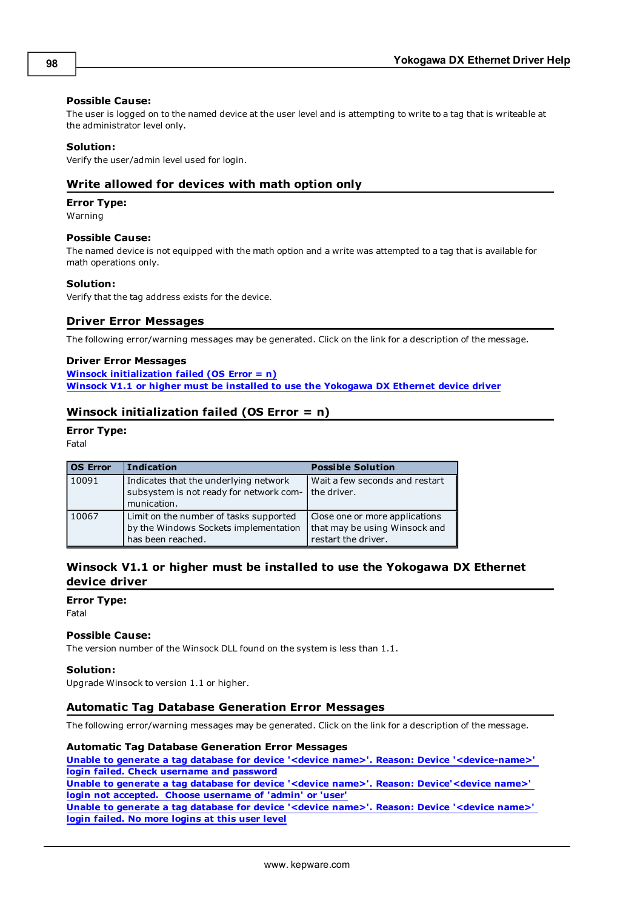**Possible Cause:**
The user is logged on to the named device at the user level and is attempting to write to a tag that is writeable at the administrator level only.

**Solution:**
Verify the user/admin level used for login.

## Write allowed for devices with math option only

**Error Type:**
Warning

**Possible Cause:**
The named device is not equipped with the math option and a write was attempted to a tag that is available for math operations only.

**Solution:**
Verify that the tag address exists for the device.

## Driver Error Messages

The following error/warning messages may be generated. Click on the link for a description of the message.

**Driver Error Messages**
**Winsock initialization failed (OS Error = n)**
**Winsock V1.1 or higher must be installed to use the Yokogawa DX Ethernet device driver**

## Winsock initialization failed (OS Error = n)

**Error Type:**
Fatal

| OS Error | Indication | Possible Solution |
|---|---|---|
| 10091 | Indicates that the underlying network subsystem is not ready for network communication. | Wait a few seconds and restart the driver. |
| 10067 | Limit on the number of tasks supported by the Windows Sockets implementation has been reached. | Close one or more applications that may be using Winsock and restart the driver. |

## Winsock V1.1 or higher must be installed to use the Yokogawa DX Ethernet device driver

**Error Type:**
Fatal

**Possible Cause:**
The version number of the Winsock DLL found on the system is less than 1.1.

**Solution:**
Upgrade Winsock to version 1.1 or higher.

## Automatic Tag Database Generation Error Messages

The following error/warning messages may be generated. Click on the link for a description of the message.

**Automatic Tag Database Generation Error Messages**
**Unable to generate a tag database for device '<device name>'. Reason: Device '<device-name>' login failed. Check username and password**
**Unable to generate a tag database for device '<device name>'. Reason: Device'<device name>' login not accepted. Choose username of 'admin' or 'user'**
**Unable to generate a tag database for device '<device name>'. Reason: Device '<device name>' login failed. No more logins at this user level**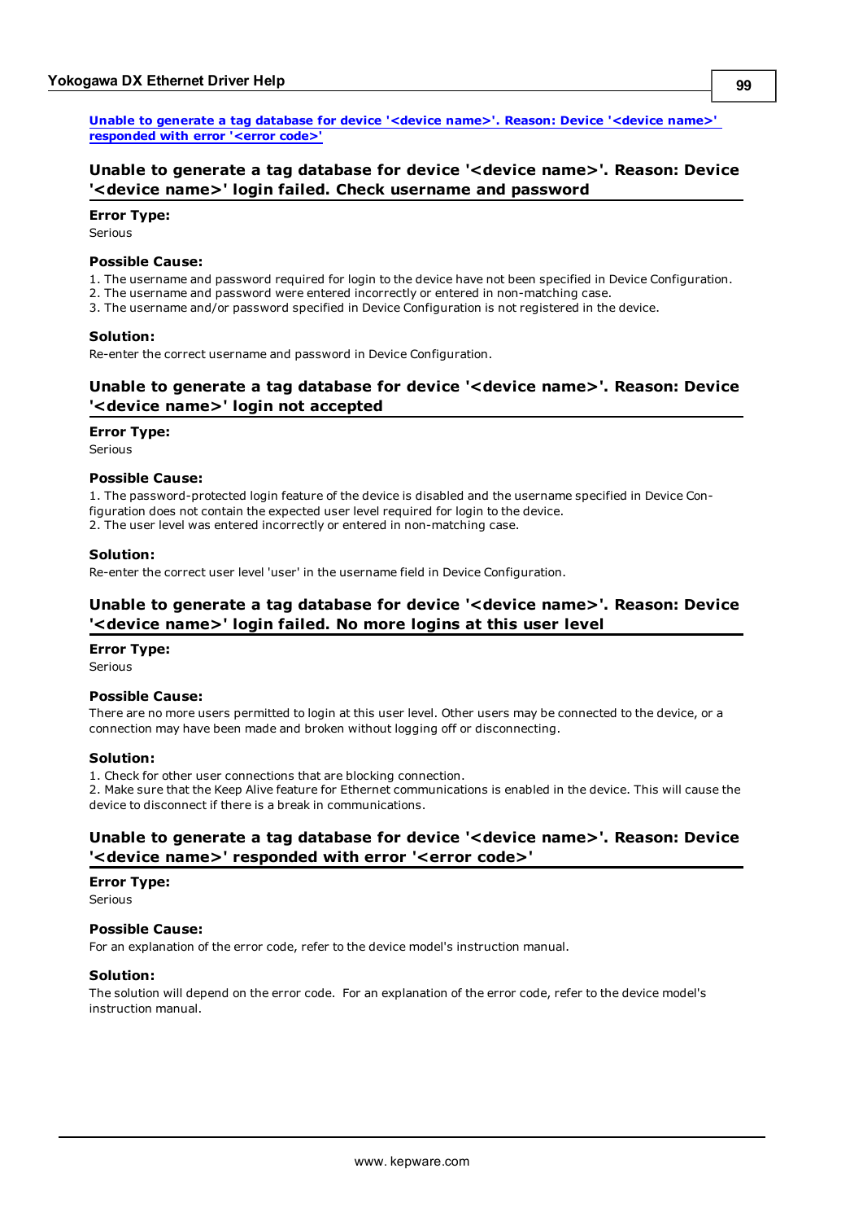[Unable to generate a tag database for device '<device name>'. Reason: Device '<device name>' responded with error '<error code>']

### Unable to generate a tag database for device '<device name>'. Reason: Device '<device name>' login failed. Check username and password

**Error Type:**

Serious

**Possible Cause:**

1. The username and password required for login to the device have not been specified in Device Configuration.
2. The username and password were entered incorrectly or entered in non-matching case.
3. The username and/or password specified in Device Configuration is not registered in the device.

**Solution:**

Re-enter the correct username and password in Device Configuration.

### Unable to generate a tag database for device '<device name>'. Reason: Device '<device name>' login not accepted

**Error Type:**

Serious

**Possible Cause:**

1. The password-protected login feature of the device is disabled and the username specified in Device Configuration does not contain the expected user level required for login to the device.
2. The user level was entered incorrectly or entered in non-matching case.

**Solution:**

Re-enter the correct user level 'user' in the username field in Device Configuration.

### Unable to generate a tag database for device '<device name>'. Reason: Device '<device name>' login failed. No more logins at this user level

**Error Type:**

Serious

**Possible Cause:**

There are no more users permitted to login at this user level. Other users may be connected to the device, or a connection may have been made and broken without logging off or disconnecting.

**Solution:**

1. Check for other user connections that are blocking connection.
2. Make sure that the Keep Alive feature for Ethernet communications is enabled in the device. This will cause the device to disconnect if there is a break in communications.

### Unable to generate a tag database for device '<device name>'. Reason: Device '<device name>' responded with error '<error code>'

**Error Type:**

Serious

**Possible Cause:**

For an explanation of the error code, refer to the device model's instruction manual.

**Solution:**

The solution will depend on the error code. For an explanation of the error code, refer to the device model's instruction manual.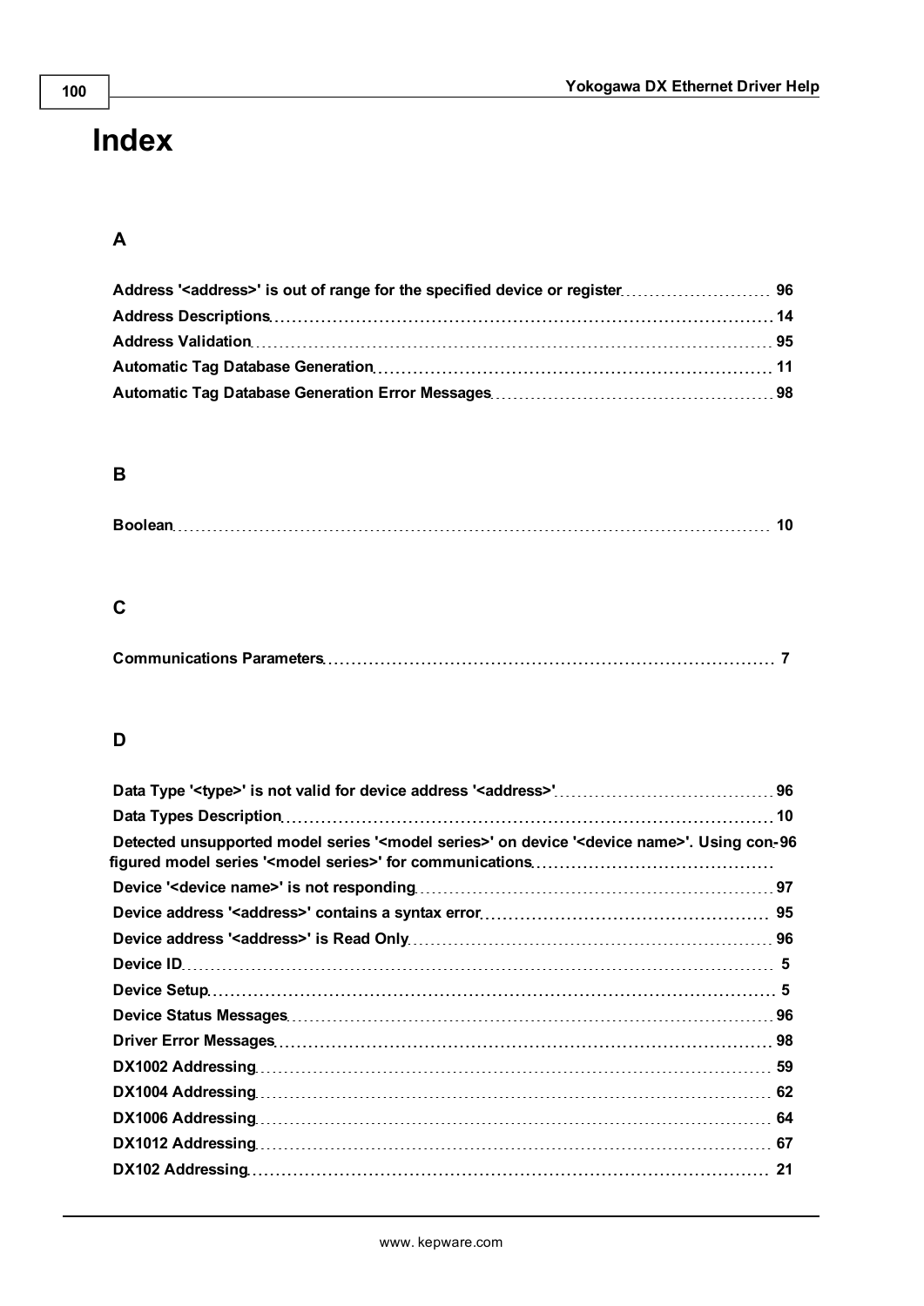# Index

## A

Address '<address>' is out of range for the specified device or register 96
Address Descriptions 14
Address Validation 95
Automatic Tag Database Generation 11
Automatic Tag Database Generation Error Messages 98

## B

Boolean 10

## C

Communications Parameters 7

## D

Data Type '<type>' is not valid for device address '<address>' 96
Data Types Description 10
Detected unsupported model series '<model series>' on device '<device name>'. Using configured model series '<model series>' for communications 96
Device '<device name>' is not responding 97
Device address '<address>' contains a syntax error 95
Device address '<address>' is Read Only 96
Device ID 5
Device Setup 5
Device Status Messages 96
Driver Error Messages 98
DX1002 Addressing 59
DX1004 Addressing 62
DX1006 Addressing 64
DX1012 Addressing 67
DX102 Addressing 21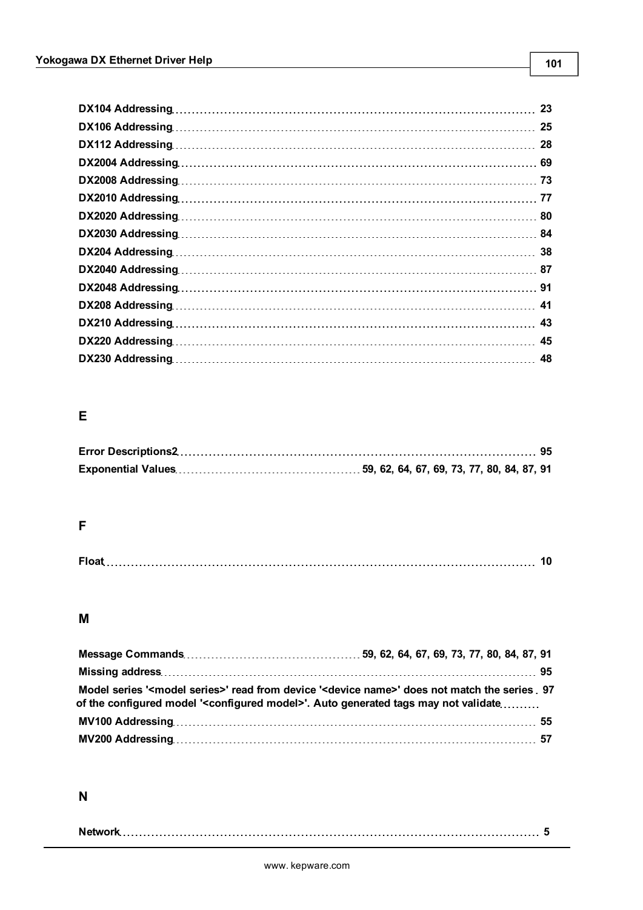DX104 Addressing 23
DX106 Addressing 25
DX112 Addressing 28
DX2004 Addressing 69
DX2008 Addressing 73
DX2010 Addressing 77
DX2020 Addressing 80
DX2030 Addressing 84
DX204 Addressing 38
DX2040 Addressing 87
DX2048 Addressing 91
DX208 Addressing 41
DX210 Addressing 43
DX220 Addressing 45
DX230 Addressing 48

## E

Error Descriptions2 95
Exponential Values 59, 62, 64, 67, 69, 73, 77, 80, 84, 87, 91

## F

Float 10

## M

Message Commands 59, 62, 64, 67, 69, 73, 77, 80, 84, 87, 91
Missing address 95
Model series '<model series>' read from device '<device name>' does not match the series of the configured model '<configured model>'. Auto generated tags may not validate 97
MV100 Addressing 55
MV200 Addressing 57

## N

Network 5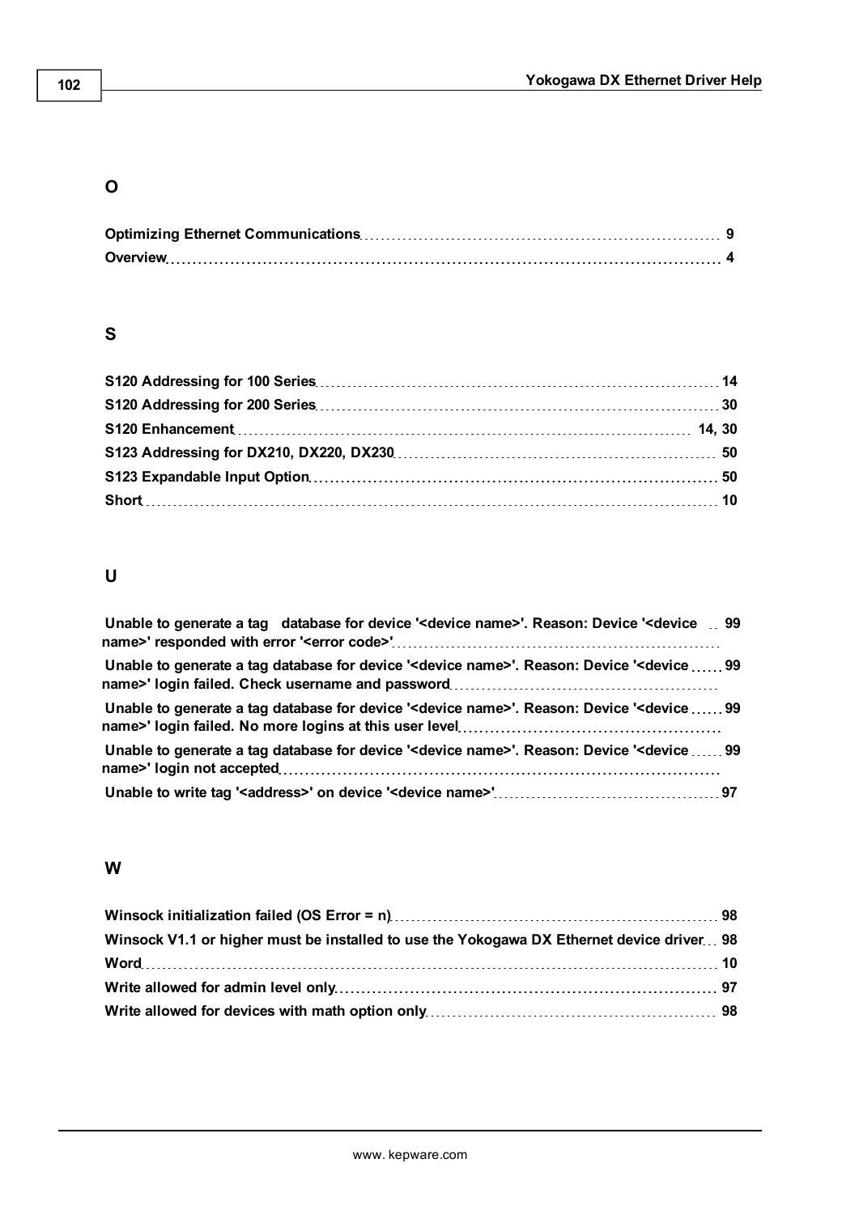## O

**Optimizing Ethernet Communications** 9
**Overview** 4

## S

**S120 Addressing for 100 Series** 14
**S120 Addressing for 200 Series** 30
**S120 Enhancement** 14, 30
**S123 Addressing for DX210, DX220, DX230** 50
**S123 Expandable Input Option** 50
**Short** 10

## U

**Unable to generate a tag database for device '<device name>'. Reason: Device '<device name>' responded with error '<error code>'** 99
**Unable to generate a tag database for device '<device name>'. Reason: Device '<device name>' login failed. Check username and password** 99
**Unable to generate a tag database for device '<device name>'. Reason: Device '<device name>' login failed. No more logins at this user level** 99
**Unable to generate a tag database for device '<device name>'. Reason: Device '<device name>' login not accepted** 99
**Unable to write tag '<address>' on device '<device name>'** 97

## W

**Winsock initialization failed (OS Error = n)** 98
**Winsock V1.1 or higher must be installed to use the Yokogawa DX Ethernet device driver** 98
**Word** 10
**Write allowed for admin level only** 97
**Write allowed for devices with math option only** 98